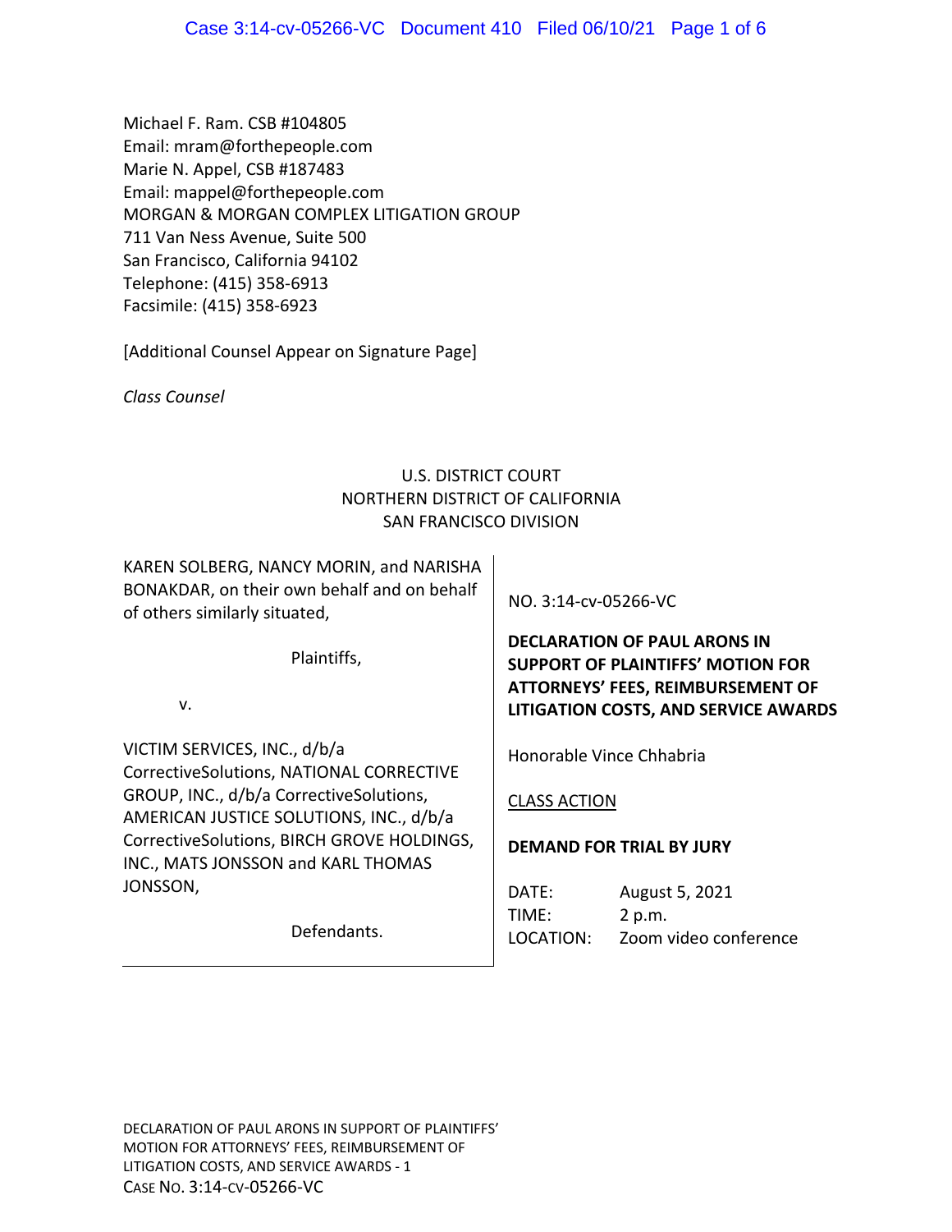Michael F. Ram. CSB #104805
Email: mram@forthepeople.com
Marie N. Appel, CSB #187483
Email: mappel@forthepeople.com
MORGAN & MORGAN COMPLEX LITIGATION GROUP
711 Van Ness Avenue, Suite 500
San Francisco, California 94102
Telephone: (415) 358-6913
Facsimile: (415) 358-6923

[Additional Counsel Appear on Signature Page]

*Class Counsel*

U.S. DISTRICT COURT
NORTHERN DISTRICT OF CALIFORNIA
SAN FRANCISCO DIVISION

KAREN SOLBERG, NANCY MORIN, and NARISHA BONAKDAR, on their own behalf and on behalf of others similarly situated,

Plaintiffs,

v.

VICTIM SERVICES, INC., d/b/a CorrectiveSolutions, NATIONAL CORRECTIVE GROUP, INC., d/b/a CorrectiveSolutions, AMERICAN JUSTICE SOLUTIONS, INC., d/b/a CorrectiveSolutions, BIRCH GROVE HOLDINGS, INC., MATS JONSSON and KARL THOMAS JONSSON,

Defendants.

NO. 3:14-cv-05266-VC

**DECLARATION OF PAUL ARONS IN SUPPORT OF PLAINTIFFS' MOTION FOR ATTORNEYS' FEES, REIMBURSEMENT OF LITIGATION COSTS, AND SERVICE AWARDS**

Honorable Vince Chhabria

CLASS ACTION

**DEMAND FOR TRIAL BY JURY**

DATE: August 5, 2021
TIME: 2 p.m.
LOCATION: Zoom video conference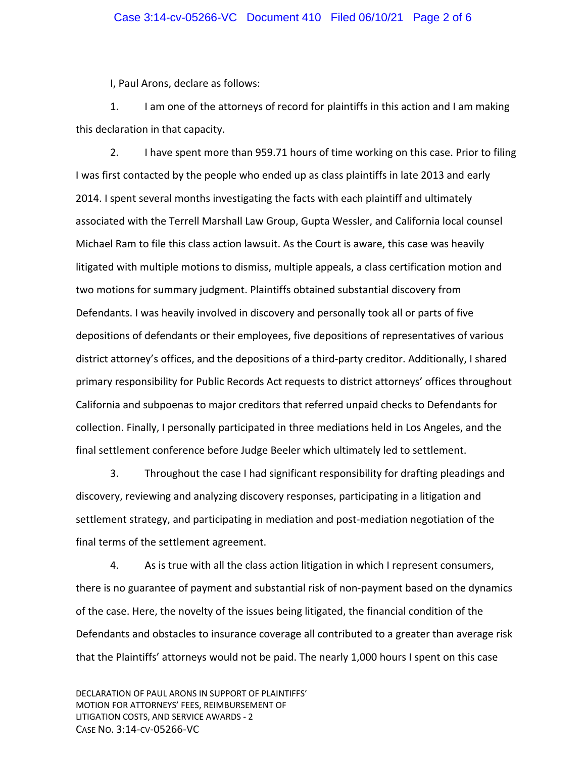I, Paul Arons, declare as follows:

1. I am one of the attorneys of record for plaintiffs in this action and I am making this declaration in that capacity.

2. I have spent more than 959.71 hours of time working on this case. Prior to filing I was first contacted by the people who ended up as class plaintiffs in late 2013 and early 2014. I spent several months investigating the facts with each plaintiff and ultimately associated with the Terrell Marshall Law Group, Gupta Wessler, and California local counsel Michael Ram to file this class action lawsuit. As the Court is aware, this case was heavily litigated with multiple motions to dismiss, multiple appeals, a class certification motion and two motions for summary judgment. Plaintiffs obtained substantial discovery from Defendants. I was heavily involved in discovery and personally took all or parts of five depositions of defendants or their employees, five depositions of representatives of various district attorney's offices, and the depositions of a third-party creditor. Additionally, I shared primary responsibility for Public Records Act requests to district attorneys' offices throughout California and subpoenas to major creditors that referred unpaid checks to Defendants for collection. Finally, I personally participated in three mediations held in Los Angeles, and the final settlement conference before Judge Beeler which ultimately led to settlement.

3. Throughout the case I had significant responsibility for drafting pleadings and discovery, reviewing and analyzing discovery responses, participating in a litigation and settlement strategy, and participating in mediation and post-mediation negotiation of the final terms of the settlement agreement.

4. As is true with all the class action litigation in which I represent consumers, there is no guarantee of payment and substantial risk of non-payment based on the dynamics of the case. Here, the novelty of the issues being litigated, the financial condition of the Defendants and obstacles to insurance coverage all contributed to a greater than average risk that the Plaintiffs' attorneys would not be paid. The nearly 1,000 hours I spent on this case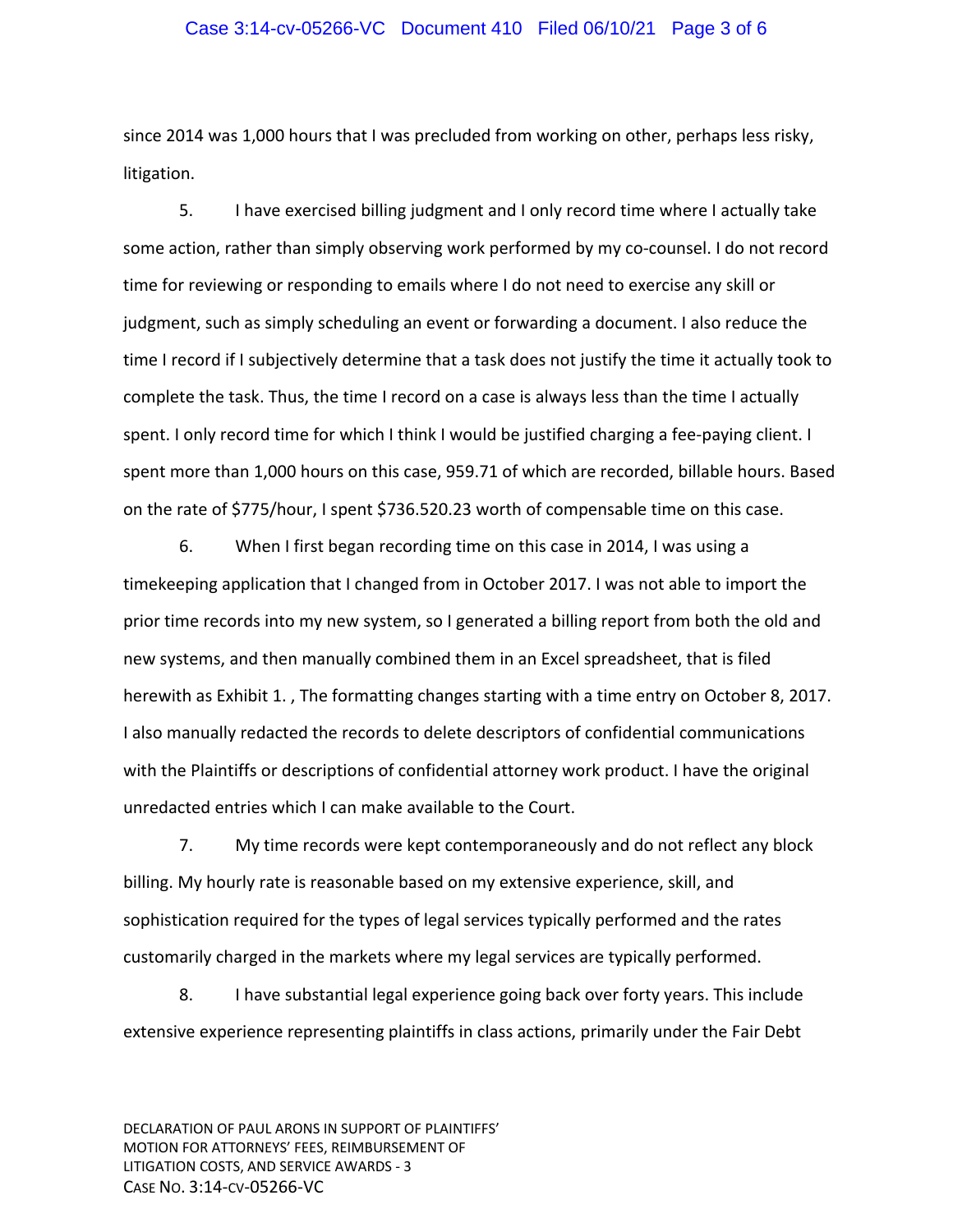since 2014 was 1,000 hours that I was precluded from working on other, perhaps less risky, litigation.

5. I have exercised billing judgment and I only record time where I actually take some action, rather than simply observing work performed by my co-counsel. I do not record time for reviewing or responding to emails where I do not need to exercise any skill or judgment, such as simply scheduling an event or forwarding a document. I also reduce the time I record if I subjectively determine that a task does not justify the time it actually took to complete the task. Thus, the time I record on a case is always less than the time I actually spent. I only record time for which I think I would be justified charging a fee-paying client. I spent more than 1,000 hours on this case, 959.71 of which are recorded, billable hours. Based on the rate of $775/hour, I spent $736.520.23 worth of compensable time on this case.

6. When I first began recording time on this case in 2014, I was using a timekeeping application that I changed from in October 2017. I was not able to import the prior time records into my new system, so I generated a billing report from both the old and new systems, and then manually combined them in an Excel spreadsheet, that is filed herewith as Exhibit 1. , The formatting changes starting with a time entry on October 8, 2017. I also manually redacted the records to delete descriptors of confidential communications with the Plaintiffs or descriptions of confidential attorney work product. I have the original unredacted entries which I can make available to the Court.

7. My time records were kept contemporaneously and do not reflect any block billing. My hourly rate is reasonable based on my extensive experience, skill, and sophistication required for the types of legal services typically performed and the rates customarily charged in the markets where my legal services are typically performed.

8. I have substantial legal experience going back over forty years. This include extensive experience representing plaintiffs in class actions, primarily under the Fair Debt

DECLARATION OF PAUL ARONS IN SUPPORT OF PLAINTIFFS' MOTION FOR ATTORNEYS' FEES, REIMBURSEMENT OF LITIGATION COSTS, AND SERVICE AWARDS - 3
CASE NO. 3:14-CV-05266-VC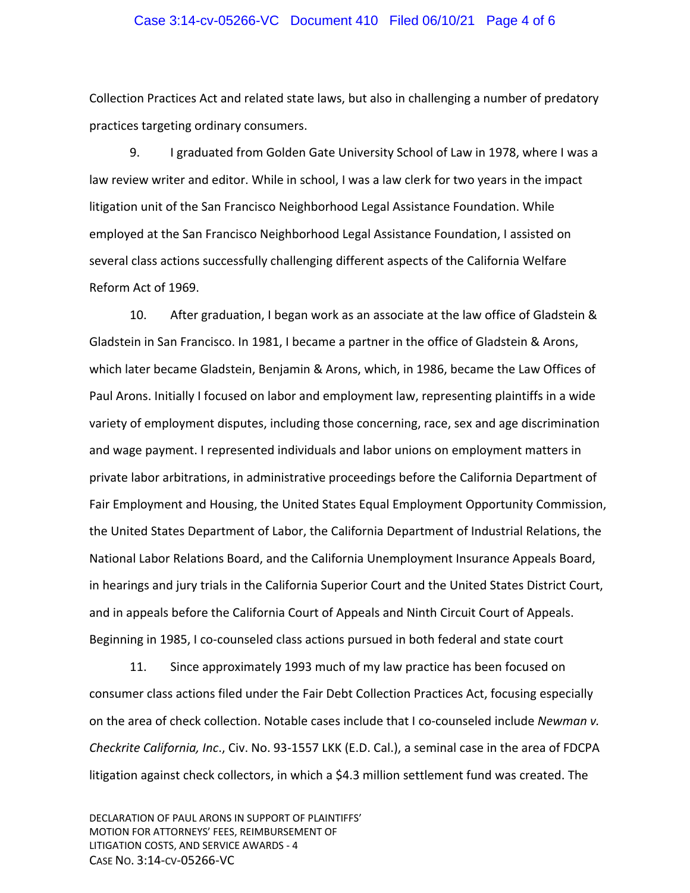Collection Practices Act and related state laws, but also in challenging a number of predatory practices targeting ordinary consumers.

9. I graduated from Golden Gate University School of Law in 1978, where I was a law review writer and editor. While in school, I was a law clerk for two years in the impact litigation unit of the San Francisco Neighborhood Legal Assistance Foundation. While employed at the San Francisco Neighborhood Legal Assistance Foundation, I assisted on several class actions successfully challenging different aspects of the California Welfare Reform Act of 1969.

10. After graduation, I began work as an associate at the law office of Gladstein & Gladstein in San Francisco. In 1981, I became a partner in the office of Gladstein & Arons, which later became Gladstein, Benjamin & Arons, which, in 1986, became the Law Offices of Paul Arons. Initially I focused on labor and employment law, representing plaintiffs in a wide variety of employment disputes, including those concerning, race, sex and age discrimination and wage payment. I represented individuals and labor unions on employment matters in private labor arbitrations, in administrative proceedings before the California Department of Fair Employment and Housing, the United States Equal Employment Opportunity Commission, the United States Department of Labor, the California Department of Industrial Relations, the National Labor Relations Board, and the California Unemployment Insurance Appeals Board, in hearings and jury trials in the California Superior Court and the United States District Court, and in appeals before the California Court of Appeals and Ninth Circuit Court of Appeals. Beginning in 1985, I co-counseled class actions pursued in both federal and state court

11. Since approximately 1993 much of my law practice has been focused on consumer class actions filed under the Fair Debt Collection Practices Act, focusing especially on the area of check collection. Notable cases include that I co-counseled include *Newman v. Checkrite California, Inc*., Civ. No. 93-1557 LKK (E.D. Cal.), a seminal case in the area of FDCPA litigation against check collectors, in which a $4.3 million settlement fund was created. The

DECLARATION OF PAUL ARONS IN SUPPORT OF PLAINTIFFS' MOTION FOR ATTORNEYS' FEES, REIMBURSEMENT OF LITIGATION COSTS, AND SERVICE AWARDS - 4
CASE NO. 3:14-CV-05266-VC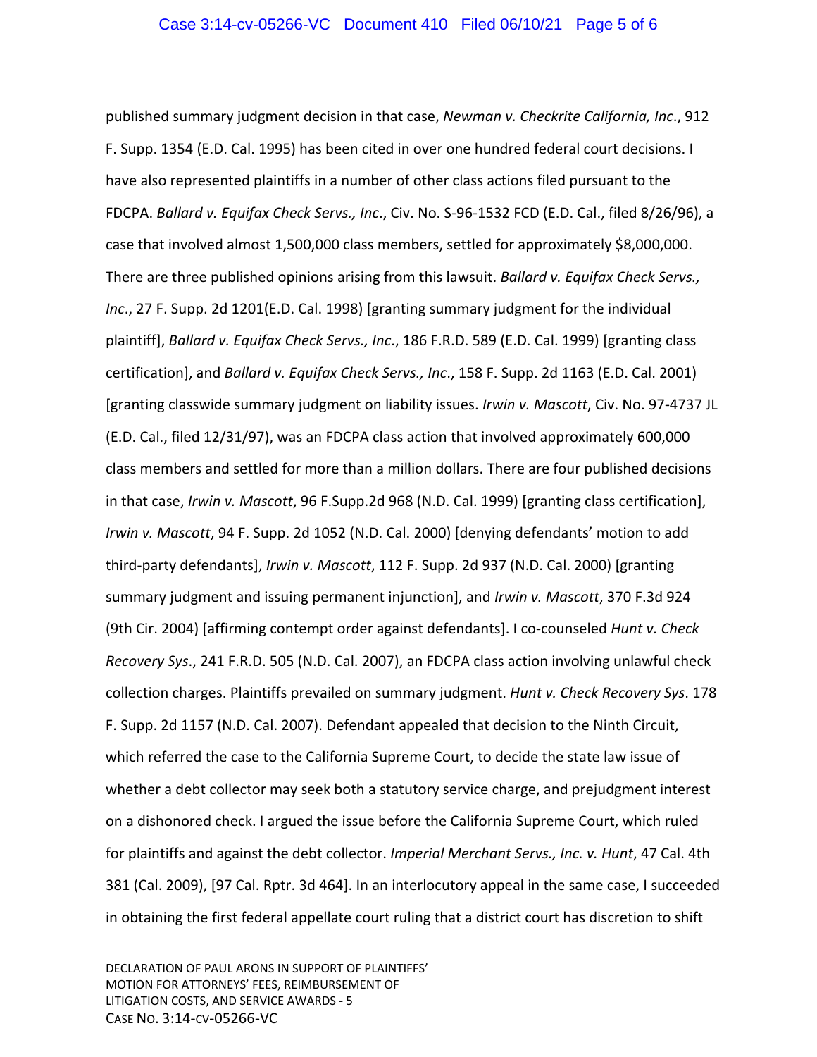published summary judgment decision in that case, *Newman v. Checkrite California, Inc*., 912 F. Supp. 1354 (E.D. Cal. 1995) has been cited in over one hundred federal court decisions. I have also represented plaintiffs in a number of other class actions filed pursuant to the FDCPA. *Ballard v. Equifax Check Servs., Inc*., Civ. No. S-96-1532 FCD (E.D. Cal., filed 8/26/96), a case that involved almost 1,500,000 class members, settled for approximately $8,000,000. There are three published opinions arising from this lawsuit. *Ballard v. Equifax Check Servs., Inc*., 27 F. Supp. 2d 1201(E.D. Cal. 1998) [granting summary judgment for the individual plaintiff], *Ballard v. Equifax Check Servs., Inc*., 186 F.R.D. 589 (E.D. Cal. 1999) [granting class certification], and *Ballard v. Equifax Check Servs., Inc*., 158 F. Supp. 2d 1163 (E.D. Cal. 2001) [granting classwide summary judgment on liability issues. *Irwin v. Mascott*, Civ. No. 97-4737 JL (E.D. Cal., filed 12/31/97), was an FDCPA class action that involved approximately 600,000 class members and settled for more than a million dollars. There are four published decisions in that case, *Irwin v. Mascott*, 96 F.Supp.2d 968 (N.D. Cal. 1999) [granting class certification], *Irwin v. Mascott*, 94 F. Supp. 2d 1052 (N.D. Cal. 2000) [denying defendants' motion to add third-party defendants], *Irwin v. Mascott*, 112 F. Supp. 2d 937 (N.D. Cal. 2000) [granting summary judgment and issuing permanent injunction], and *Irwin v. Mascott*, 370 F.3d 924 (9th Cir. 2004) [affirming contempt order against defendants]. I co-counseled *Hunt v. Check Recovery Sys*., 241 F.R.D. 505 (N.D. Cal. 2007), an FDCPA class action involving unlawful check collection charges. Plaintiffs prevailed on summary judgment. *Hunt v. Check Recovery Sys*. 178 F. Supp. 2d 1157 (N.D. Cal. 2007). Defendant appealed that decision to the Ninth Circuit, which referred the case to the California Supreme Court, to decide the state law issue of whether a debt collector may seek both a statutory service charge, and prejudgment interest on a dishonored check. I argued the issue before the California Supreme Court, which ruled for plaintiffs and against the debt collector. *Imperial Merchant Servs., Inc. v. Hunt*, 47 Cal. 4th 381 (Cal. 2009), [97 Cal. Rptr. 3d 464]. In an interlocutory appeal in the same case, I succeeded in obtaining the first federal appellate court ruling that a district court has discretion to shift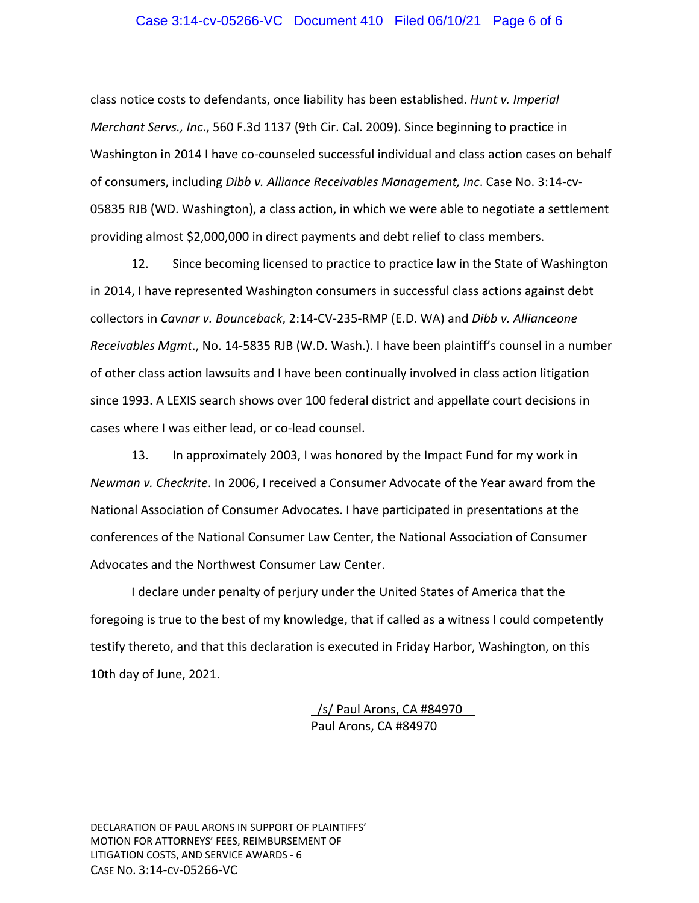class notice costs to defendants, once liability has been established. *Hunt v. Imperial Merchant Servs., Inc*., 560 F.3d 1137 (9th Cir. Cal. 2009). Since beginning to practice in Washington in 2014 I have co-counseled successful individual and class action cases on behalf of consumers, including *Dibb v. Alliance Receivables Management, Inc*. Case No. 3:14-cv-05835 RJB (WD. Washington), a class action, in which we were able to negotiate a settlement providing almost $2,000,000 in direct payments and debt relief to class members.

12. Since becoming licensed to practice to practice law in the State of Washington in 2014, I have represented Washington consumers in successful class actions against debt collectors in *Cavnar v. Bounceback*, 2:14-CV-235-RMP (E.D. WA) and *Dibb v. Allianceone Receivables Mgmt*., No. 14-5835 RJB (W.D. Wash.). I have been plaintiff's counsel in a number of other class action lawsuits and I have been continually involved in class action litigation since 1993. A LEXIS search shows over 100 federal district and appellate court decisions in cases where I was either lead, or co-lead counsel.

13. In approximately 2003, I was honored by the Impact Fund for my work in *Newman v. Checkrite*. In 2006, I received a Consumer Advocate of the Year award from the National Association of Consumer Advocates. I have participated in presentations at the conferences of the National Consumer Law Center, the National Association of Consumer Advocates and the Northwest Consumer Law Center.

I declare under penalty of perjury under the United States of America that the foregoing is true to the best of my knowledge, that if called as a witness I could competently testify thereto, and that this declaration is executed in Friday Harbor, Washington, on this 10th day of June, 2021.

/s/ Paul Arons, CA #84970
Paul Arons, CA #84970

DECLARATION OF PAUL ARONS IN SUPPORT OF PLAINTIFFS' MOTION FOR ATTORNEYS' FEES, REIMBURSEMENT OF LITIGATION COSTS, AND SERVICE AWARDS - 6
CASE NO. 3:14-CV-05266-VC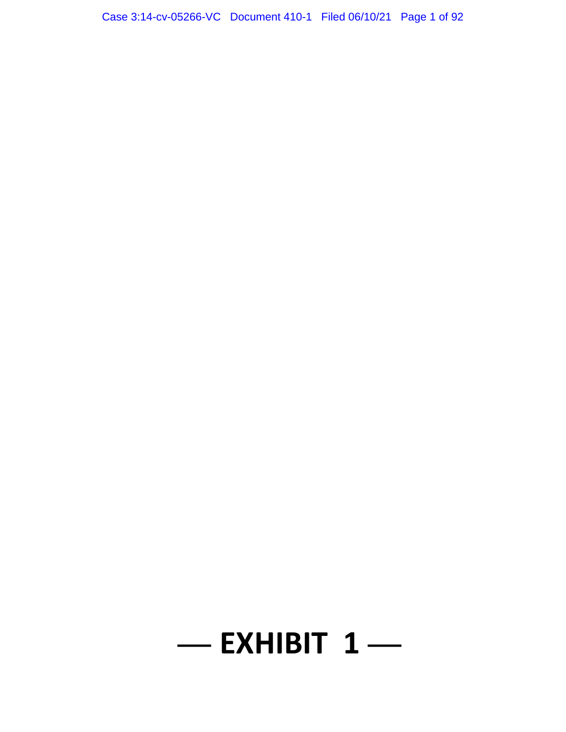# — EXHIBIT 1 —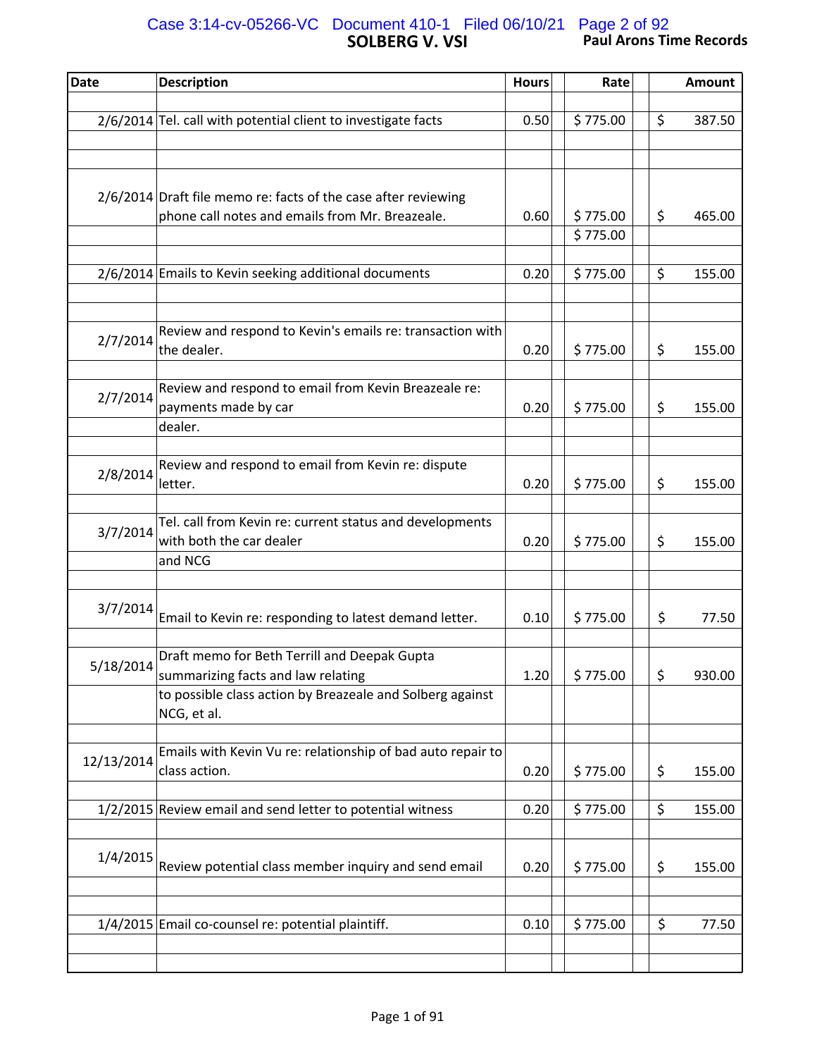# SOLBERG V. VSI

**Paul Arons Time Records**

| Date | Description | Hours | Rate | Amount |
|---|---|---|---|---|
| 2/6/2014 | Tel. call with potential client to investigate facts | 0.50 | $ 775.00 | $ 387.50 |
| 2/6/2014 | Draft file memo re: facts of the case after reviewing phone call notes and emails from Mr. Breazeale. | 0.60 | $ 775.00 | $ 465.00 |
| | | | $ 775.00 | |
| 2/6/2014 | Emails to Kevin seeking additional documents | 0.20 | $ 775.00 | $ 155.00 |
| 2/7/2014 | Review and respond to Kevin's emails re: transaction with the dealer. | 0.20 | $ 775.00 | $ 155.00 |
| 2/7/2014 | Review and respond to email from Kevin Breazeale re: payments made by car dealer. | 0.20 | $ 775.00 | $ 155.00 |
| 2/8/2014 | Review and respond to email from Kevin re: dispute letter. | 0.20 | $ 775.00 | $ 155.00 |
| 3/7/2014 | Tel. call from Kevin re: current status and developments with both the car dealer and NCG | 0.20 | $ 775.00 | $ 155.00 |
| 3/7/2014 | Email to Kevin re: responding to latest demand letter. | 0.10 | $ 775.00 | $ 77.50 |
| 5/18/2014 | Draft memo for Beth Terrill and Deepak Gupta summarizing facts and law relating to possible class action by Breazeale and Solberg against NCG, et al. | 1.20 | $ 775.00 | $ 930.00 |
| 12/13/2014 | Emails with Kevin Vu re: relationship of bad auto repair to class action. | 0.20 | $ 775.00 | $ 155.00 |
| 1/2/2015 | Review email and send letter to potential witness | 0.20 | $ 775.00 | $ 155.00 |
| 1/4/2015 | Review potential class member inquiry and send email | 0.20 | $ 775.00 | $ 155.00 |
| 1/4/2015 | Email co-counsel re: potential plaintiff. | 0.10 | $ 775.00 | $ 77.50 |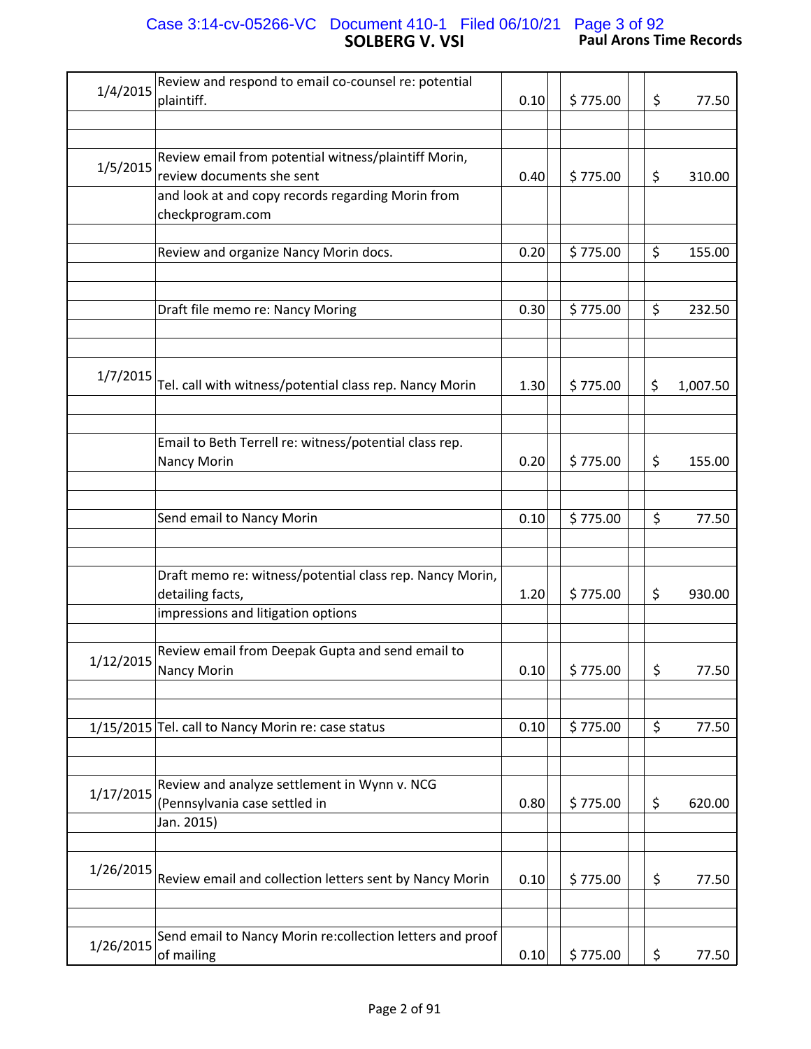# SOLBERG V. VSI

**Paul Arons Time Records**

| Date | Description | Hours | | Rate | | Amount |
|---|---|---|---|---|---|---|
| 1/4/2015 | Review and respond to email co-counsel re: potential plaintiff. | 0.10 | | $ 775.00 | | $ 77.50 |
| 1/5/2015 | Review email from potential witness/plaintiff Morin, review documents she sent and look at and copy records regarding Morin from checkprogram.com | 0.40 | | $ 775.00 | | $ 310.00 |
| | Review and organize Nancy Morin docs. | 0.20 | | $ 775.00 | | $ 155.00 |
| | Draft file memo re: Nancy Moring | 0.30 | | $ 775.00 | | $ 232.50 |
| 1/7/2015 | Tel. call with witness/potential class rep. Nancy Morin | 1.30 | | $ 775.00 | | $ 1,007.50 |
| | Email to Beth Terrell re: witness/potential class rep. Nancy Morin | 0.20 | | $ 775.00 | | $ 155.00 |
| | Send email to Nancy Morin | 0.10 | | $ 775.00 | | $ 77.50 |
| | Draft memo re: witness/potential class rep. Nancy Morin, detailing facts, impressions and litigation options | 1.20 | | $ 775.00 | | $ 930.00 |
| 1/12/2015 | Review email from Deepak Gupta and send email to Nancy Morin | 0.10 | | $ 775.00 | | $ 77.50 |
| 1/15/2015 | Tel. call to Nancy Morin re: case status | 0.10 | | $ 775.00 | | $ 77.50 |
| 1/17/2015 | Review and analyze settlement in Wynn v. NCG (Pennsylvania case settled in Jan. 2015) | 0.80 | | $ 775.00 | | $ 620.00 |
| 1/26/2015 | Review email and collection letters sent by Nancy Morin | 0.10 | | $ 775.00 | | $ 77.50 |
| 1/26/2015 | Send email to Nancy Morin re:collection letters and proof of mailing | 0.10 | | $ 775.00 | | $ 77.50 |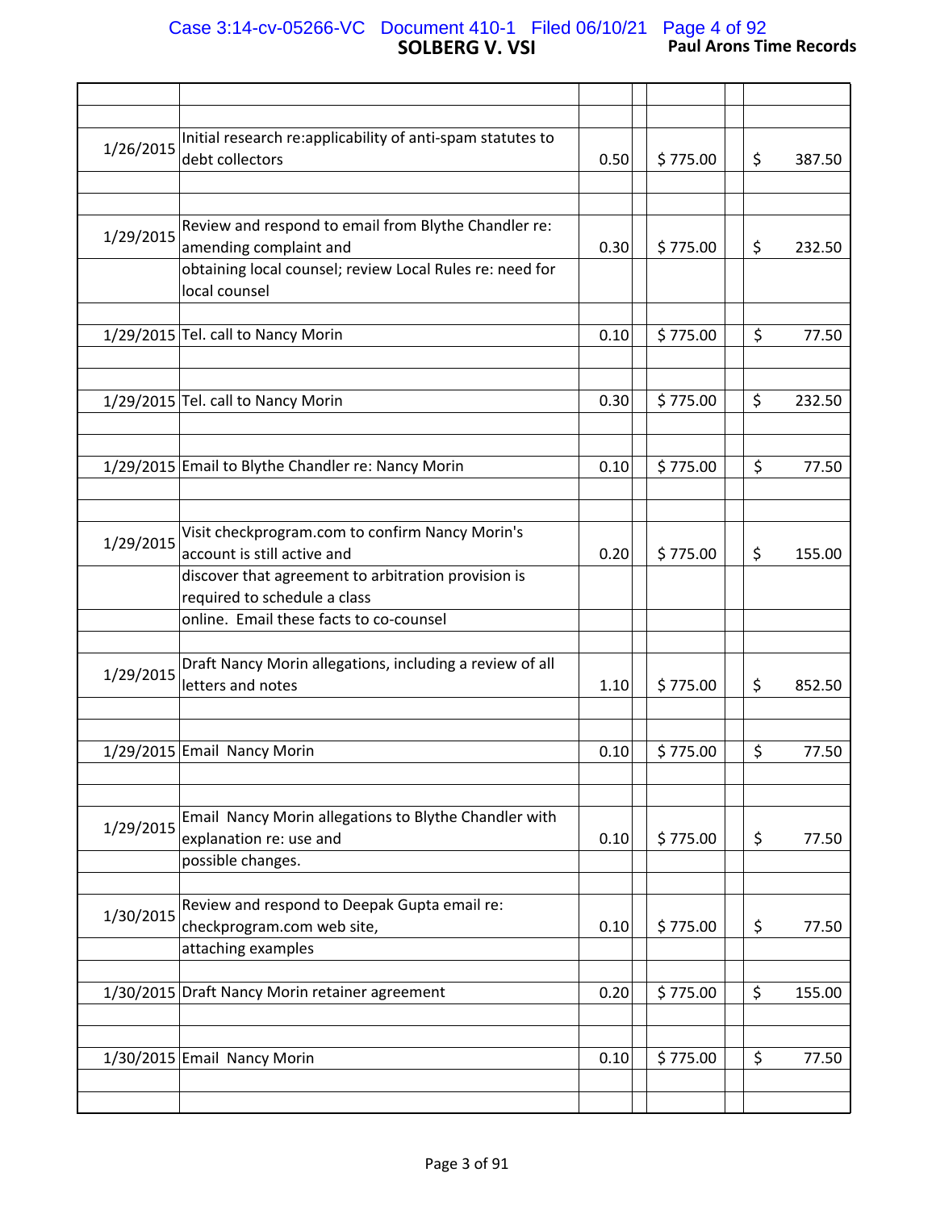**SOLBERG V. VSI** — **Paul Arons Time Records**

| Date | Description | Hours | Rate | Amount |
|---|---|---|---|---|
| 1/26/2015 | Initial research re:applicability of anti-spam statutes to debt collectors | 0.50 | $ 775.00 | $ 387.50 |
| 1/29/2015 | Review and respond to email from Blythe Chandler re: amending complaint and obtaining local counsel; review Local Rules re: need for local counsel | 0.30 | $ 775.00 | $ 232.50 |
| 1/29/2015 | Tel. call to Nancy Morin | 0.10 | $ 775.00 | $ 77.50 |
| 1/29/2015 | Tel. call to Nancy Morin | 0.30 | $ 775.00 | $ 232.50 |
| 1/29/2015 | Email to Blythe Chandler re: Nancy Morin | 0.10 | $ 775.00 | $ 77.50 |
| 1/29/2015 | Visit checkprogram.com to confirm Nancy Morin's account is still active and discover that agreement to arbitration provision is required to schedule a class online. Email these facts to co-counsel | 0.20 | $ 775.00 | $ 155.00 |
| 1/29/2015 | Draft Nancy Morin allegations, including a review of all letters and notes | 1.10 | $ 775.00 | $ 852.50 |
| 1/29/2015 | Email Nancy Morin | 0.10 | $ 775.00 | $ 77.50 |
| 1/29/2015 | Email Nancy Morin allegations to Blythe Chandler with explanation re: use and possible changes. | 0.10 | $ 775.00 | $ 77.50 |
| 1/30/2015 | Review and respond to Deepak Gupta email re: checkprogram.com web site, attaching examples | 0.10 | $ 775.00 | $ 77.50 |
| 1/30/2015 | Draft Nancy Morin retainer agreement | 0.20 | $ 775.00 | $ 155.00 |
| 1/30/2015 | Email Nancy Morin | 0.10 | $ 775.00 | $ 77.50 |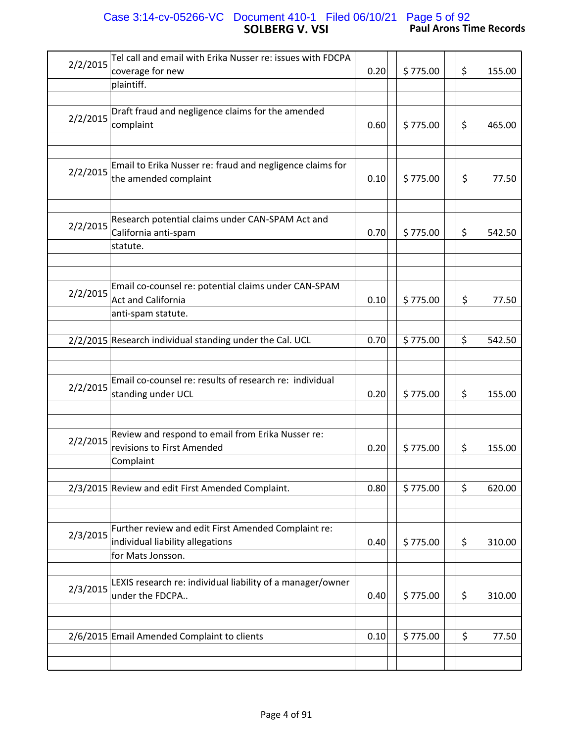# SOLBERG V. VSI

**Paul Arons Time Records**

| Date | Description | Hours | Rate | Amount |
|---|---|---|---|---|
| 2/2/2015 | Tel call and email with Erika Nusser re: issues with FDCPA coverage for new plaintiff. | 0.20 | $ 775.00 | $ 155.00 |
| 2/2/2015 | Draft fraud and negligence claims for the amended complaint | 0.60 | $ 775.00 | $ 465.00 |
| 2/2/2015 | Email to Erika Nusser re: fraud and negligence claims for the amended complaint | 0.10 | $ 775.00 | $ 77.50 |
| 2/2/2015 | Research potential claims under CAN-SPAM Act and California anti-spam statute. | 0.70 | $ 775.00 | $ 542.50 |
| 2/2/2015 | Email co-counsel re: potential claims under CAN-SPAM Act and California anti-spam statute. | 0.10 | $ 775.00 | $ 77.50 |
| 2/2/2015 | Research individual standing under the Cal. UCL | 0.70 | $ 775.00 | $ 542.50 |
| 2/2/2015 | Email co-counsel re: results of research re: individual standing under UCL | 0.20 | $ 775.00 | $ 155.00 |
| 2/2/2015 | Review and respond to email from Erika Nusser re: revisions to First Amended Complaint | 0.20 | $ 775.00 | $ 155.00 |
| 2/3/2015 | Review and edit First Amended Complaint. | 0.80 | $ 775.00 | $ 620.00 |
| 2/3/2015 | Further review and edit First Amended Complaint re: individual liability allegations for Mats Jonsson. | 0.40 | $ 775.00 | $ 310.00 |
| 2/3/2015 | LEXIS research re: individual liability of a manager/owner under the FDCPA.. | 0.40 | $ 775.00 | $ 310.00 |
| 2/6/2015 | Email Amended Complaint to clients | 0.10 | $ 775.00 | $ 77.50 |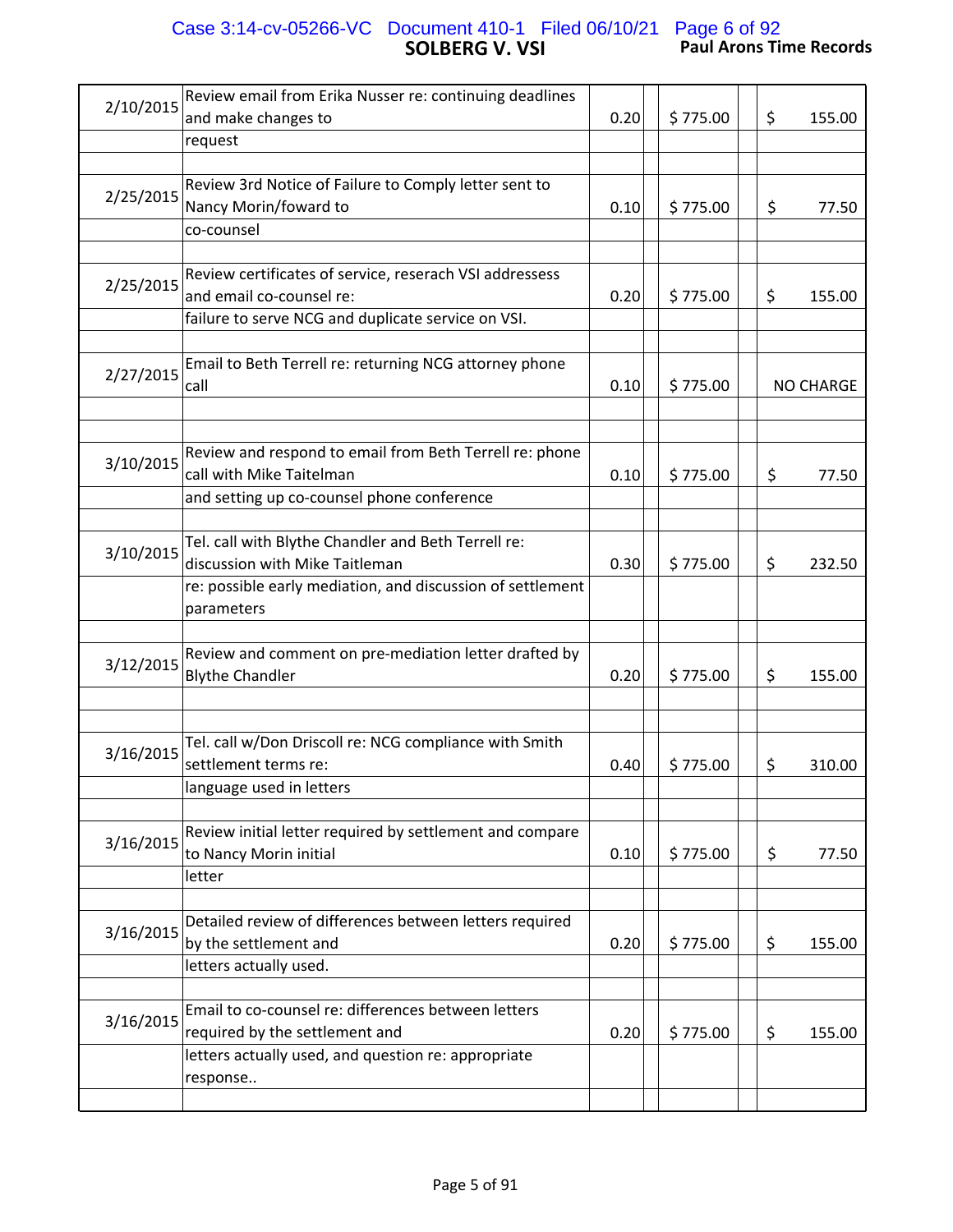| Date | Description | Hours | Rate | Amount |
|---|---|---|---|---|
| 2/10/2015 | Review email from Erika Nusser re: continuing deadlines and make changes to request | 0.20 | $ 775.00 | $ 155.00 |
| 2/25/2015 | Review 3rd Notice of Failure to Comply letter sent to Nancy Morin/foward to co-counsel | 0.10 | $ 775.00 | $ 77.50 |
| 2/25/2015 | Review certificates of service, reserach VSI addressess and email co-counsel re: failure to serve NCG and duplicate service on VSI. | 0.20 | $ 775.00 | $ 155.00 |
| 2/27/2015 | Email to Beth Terrell re: returning NCG attorney phone call | 0.10 | $ 775.00 | NO CHARGE |
| 3/10/2015 | Review and respond to email from Beth Terrell re: phone call with Mike Taitelman and setting up co-counsel phone conference | 0.10 | $ 775.00 | $ 77.50 |
| 3/10/2015 | Tel. call with Blythe Chandler and Beth Terrell re: discussion with Mike Taitleman re: possible early mediation, and discussion of settlement parameters | 0.30 | $ 775.00 | $ 232.50 |
| 3/12/2015 | Review and comment on pre-mediation letter drafted by Blythe Chandler | 0.20 | $ 775.00 | $ 155.00 |
| 3/16/2015 | Tel. call w/Don Driscoll re: NCG compliance with Smith settlement terms re: language used in letters | 0.40 | $ 775.00 | $ 310.00 |
| 3/16/2015 | Review initial letter required by settlement and compare to Nancy Morin initial letter | 0.10 | $ 775.00 | $ 77.50 |
| 3/16/2015 | Detailed review of differences between letters required by the settlement and letters actually used. | 0.20 | $ 775.00 | $ 155.00 |
| 3/16/2015 | Email to co-counsel re: differences between letters required by the settlement and letters actually used, and question re: appropriate response.. | 0.20 | $ 775.00 | $ 155.00 |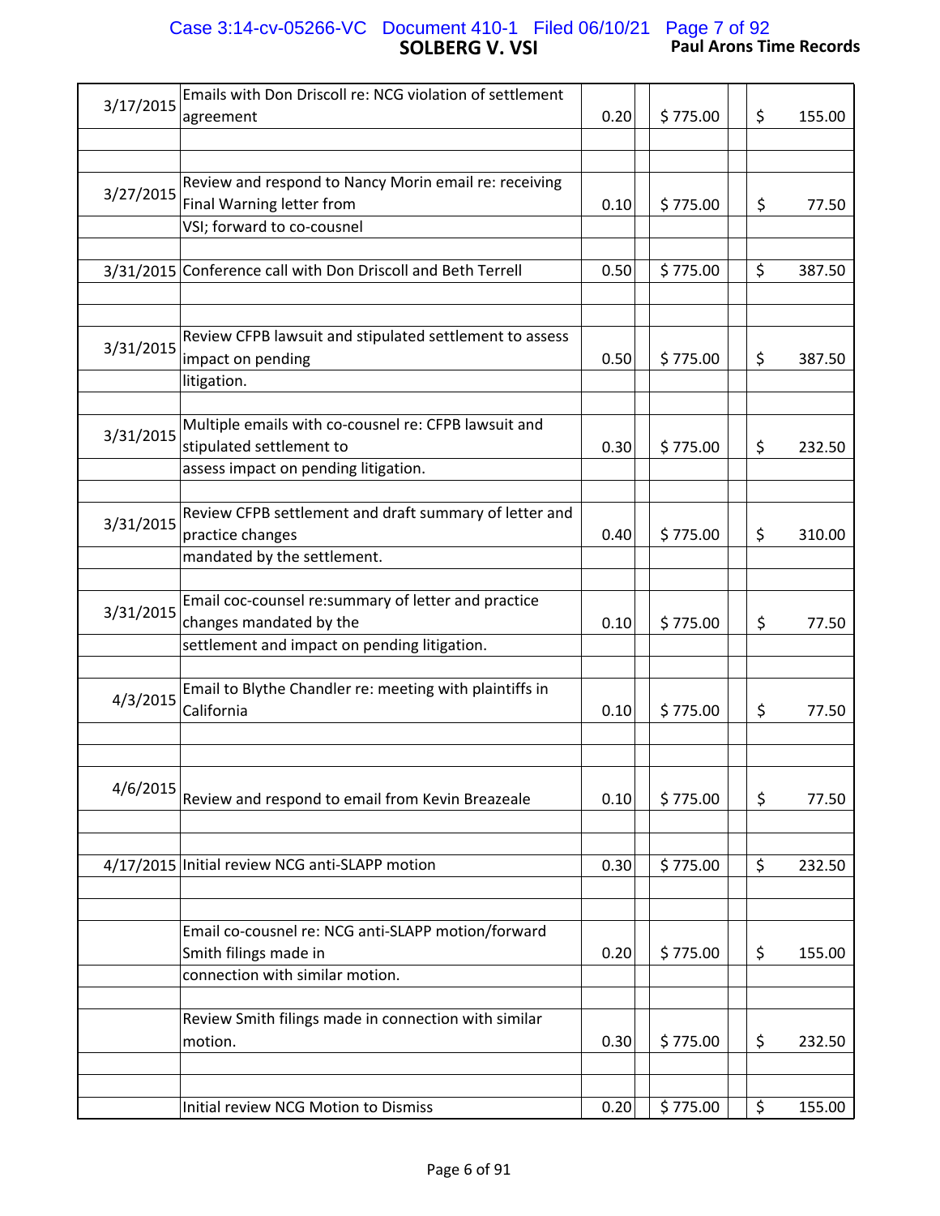| Date | Description | Hours | Rate | Amount |
|---|---|---|---|---|
| 3/17/2015 | Emails with Don Driscoll re: NCG violation of settlement agreement | 0.20 | $ 775.00 | $ 155.00 |
| 3/27/2015 | Review and respond to Nancy Morin email re: receiving Final Warning letter from VSI; forward to co-cousnel | 0.10 | $ 775.00 | $ 77.50 |
| 3/31/2015 | Conference call with Don Driscoll and Beth Terrell | 0.50 | $ 775.00 | $ 387.50 |
| 3/31/2015 | Review CFPB lawsuit and stipulated settlement to assess impact on pending litigation. | 0.50 | $ 775.00 | $ 387.50 |
| 3/31/2015 | Multiple emails with co-cousnel re: CFPB lawsuit and stipulated settlement to assess impact on pending litigation. | 0.30 | $ 775.00 | $ 232.50 |
| 3/31/2015 | Review CFPB settlement and draft summary of letter and practice changes mandated by the settlement. | 0.40 | $ 775.00 | $ 310.00 |
| 3/31/2015 | Email coc-counsel re:summary of letter and practice changes mandated by the settlement and impact on pending litigation. | 0.10 | $ 775.00 | $ 77.50 |
| 4/3/2015 | Email to Blythe Chandler re: meeting with plaintiffs in California | 0.10 | $ 775.00 | $ 77.50 |
| 4/6/2015 | Review and respond to email from Kevin Breazeale | 0.10 | $ 775.00 | $ 77.50 |
| 4/17/2015 | Initial review NCG anti-SLAPP motion | 0.30 | $ 775.00 | $ 232.50 |
| | Email co-cousnel re: NCG anti-SLAPP motion/forward Smith filings made in connection with similar motion. | 0.20 | $ 775.00 | $ 155.00 |
| | Review Smith filings made in connection with similar motion. | 0.30 | $ 775.00 | $ 232.50 |
| | Initial review NCG Motion to Dismiss | 0.20 | $ 775.00 | $ 155.00 |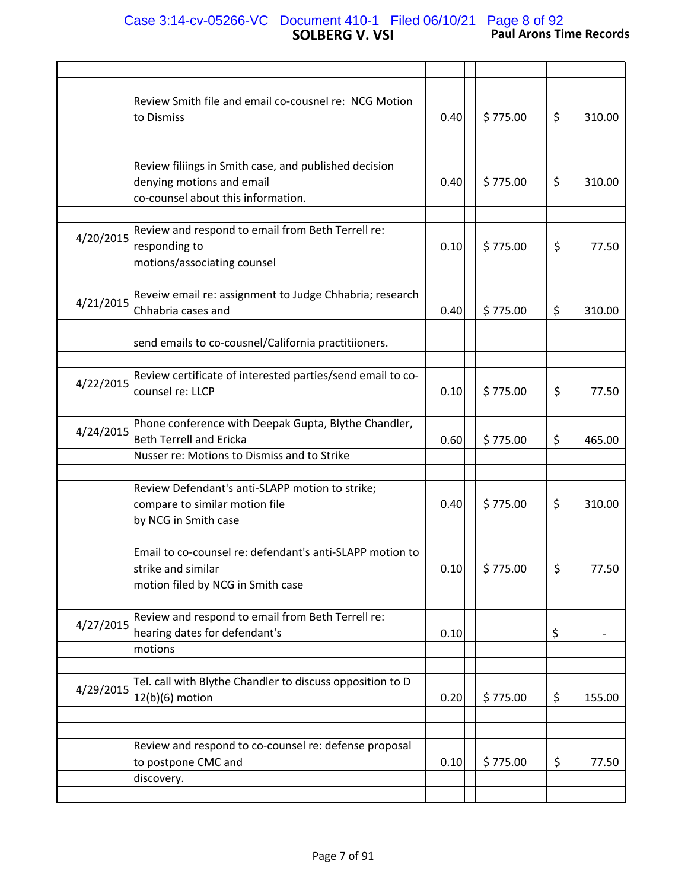| Date | Description | Hours | Rate | Amount |
|---|---|---|---|---|
| | Review Smith file and email co-cousnel re: NCG Motion to Dismiss | 0.40 | $ 775.00 | $ 310.00 |
| | Review filiings in Smith case, and published decision denying motions and email co-counsel about this information. | 0.40 | $ 775.00 | $ 310.00 |
| 4/20/2015 | Review and respond to email from Beth Terrell re: responding to motions/associating counsel | 0.10 | $ 775.00 | $ 77.50 |
| 4/21/2015 | Reveiw email re: assignment to Judge Chhabria; research Chhabria cases and send emails to co-cousnel/California practitiioners. | 0.40 | $ 775.00 | $ 310.00 |
| 4/22/2015 | Review certificate of interested parties/send email to co-counsel re: LLCP | 0.10 | $ 775.00 | $ 77.50 |
| 4/24/2015 | Phone conference with Deepak Gupta, Blythe Chandler, Beth Terrell and Ericka Nusser re: Motions to Dismiss and to Strike | 0.60 | $ 775.00 | $ 465.00 |
| | Review Defendant's anti-SLAPP motion to strike; compare to similar motion file by NCG in Smith case | 0.40 | $ 775.00 | $ 310.00 |
| | Email to co-counsel re: defendant's anti-SLAPP motion to strike and similar motion filed by NCG in Smith case | 0.10 | $ 775.00 | $ 77.50 |
| 4/27/2015 | Review and respond to email from Beth Terrell re: hearing dates for defendant's motions | 0.10 | | $ - |
| 4/29/2015 | Tel. call with Blythe Chandler to discuss opposition to D 12(b)(6) motion | 0.20 | $ 775.00 | $ 155.00 |
| | Review and respond to co-counsel re: defense proposal to postpone CMC and discovery. | 0.10 | $ 775.00 | $ 77.50 |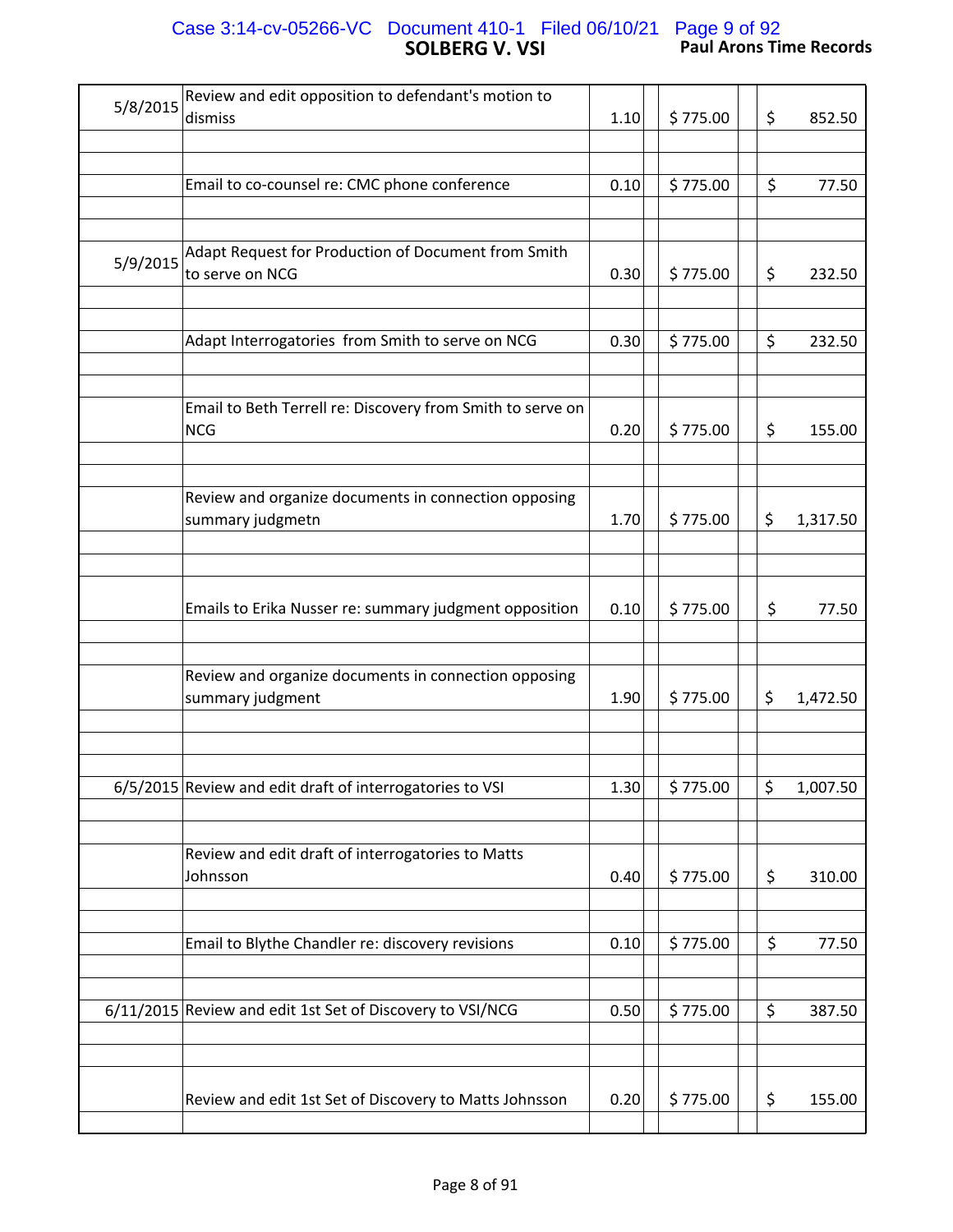| Date | Description | Hours | | Rate | | Amount |
|---|---|---|---|---|---|---|
| 5/8/2015 | Review and edit opposition to defendant's motion to dismiss | 1.10 | | $ 775.00 | | $ 852.50 |
| | Email to co-counsel re: CMC phone conference | 0.10 | | $ 775.00 | | $ 77.50 |
| 5/9/2015 | Adapt Request for Production of Document from Smith to serve on NCG | 0.30 | | $ 775.00 | | $ 232.50 |
| | Adapt Interrogatories from Smith to serve on NCG | 0.30 | | $ 775.00 | | $ 232.50 |
| | Email to Beth Terrell re: Discovery from Smith to serve on NCG | 0.20 | | $ 775.00 | | $ 155.00 |
| | Review and organize documents in connection opposing summary judgmetn | 1.70 | | $ 775.00 | | $ 1,317.50 |
| | Emails to Erika Nusser re: summary judgment opposition | 0.10 | | $ 775.00 | | $ 77.50 |
| | Review and organize documents in connection opposing summary judgment | 1.90 | | $ 775.00 | | $ 1,472.50 |
| 6/5/2015 | Review and edit draft of interrogatories to VSI | 1.30 | | $ 775.00 | | $ 1,007.50 |
| | Review and edit draft of interrogatories to Matts Johnsson | 0.40 | | $ 775.00 | | $ 310.00 |
| | Email to Blythe Chandler re: discovery revisions | 0.10 | | $ 775.00 | | $ 77.50 |
| 6/11/2015 | Review and edit 1st Set of Discovery to VSI/NCG | 0.50 | | $ 775.00 | | $ 387.50 |
| | Review and edit 1st Set of Discovery to Matts Johnsson | 0.20 | | $ 775.00 | | $ 155.00 |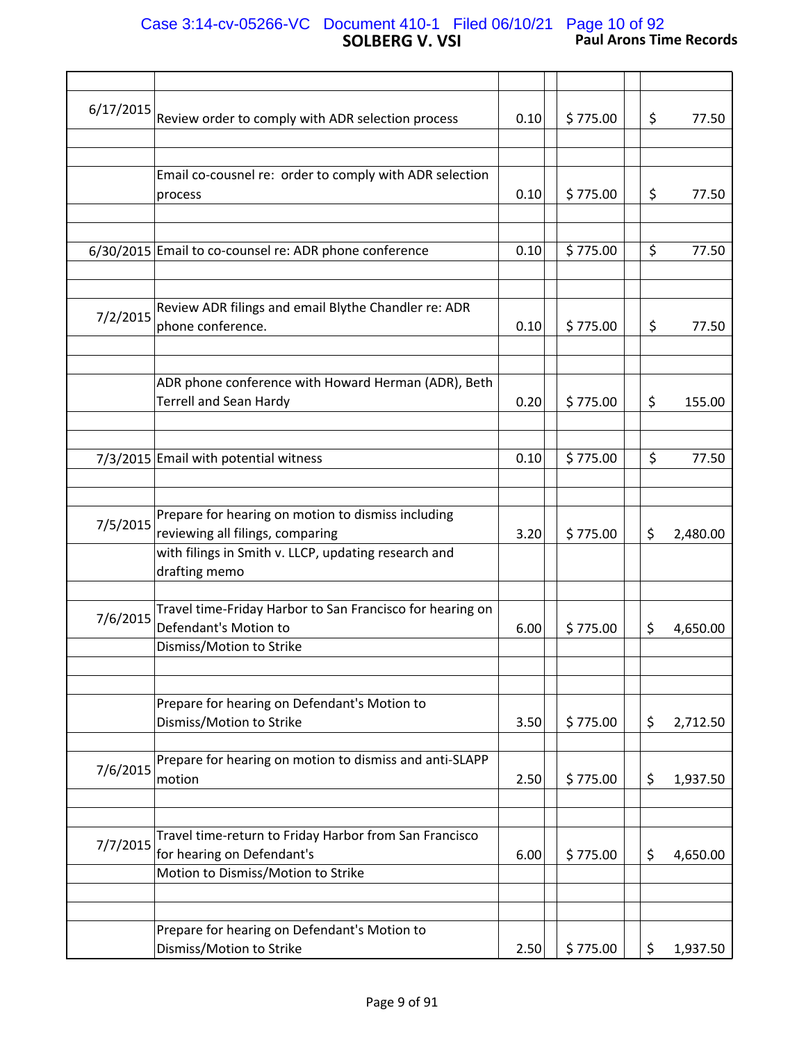**SOLBERG V. VSI** **Paul Arons Time Records**

| Date | Description | Hours | Rate | Amount |
|---|---|---|---|---|
| 6/17/2015 | Review order to comply with ADR selection process | 0.10 | $ 775.00 | $ 77.50 |
| | Email co-cousnel re: order to comply with ADR selection process | 0.10 | $ 775.00 | $ 77.50 |
| 6/30/2015 | Email to co-counsel re: ADR phone conference | 0.10 | $ 775.00 | $ 77.50 |
| 7/2/2015 | Review ADR filings and email Blythe Chandler re: ADR phone conference. | 0.10 | $ 775.00 | $ 77.50 |
| | ADR phone conference with Howard Herman (ADR), Beth Terrell and Sean Hardy | 0.20 | $ 775.00 | $ 155.00 |
| 7/3/2015 | Email with potential witness | 0.10 | $ 775.00 | $ 77.50 |
| 7/5/2015 | Prepare for hearing on motion to dismiss including reviewing all filings, comparing with filings in Smith v. LLCP, updating research and drafting memo | 3.20 | $ 775.00 | $ 2,480.00 |
| 7/6/2015 | Travel time-Friday Harbor to San Francisco for hearing on Defendant's Motion to Dismiss/Motion to Strike | 6.00 | $ 775.00 | $ 4,650.00 |
| | Prepare for hearing on Defendant's Motion to Dismiss/Motion to Strike | 3.50 | $ 775.00 | $ 2,712.50 |
| 7/6/2015 | Prepare for hearing on motion to dismiss and anti-SLAPP motion | 2.50 | $ 775.00 | $ 1,937.50 |
| 7/7/2015 | Travel time-return to Friday Harbor from San Francisco for hearing on Defendant's Motion to Dismiss/Motion to Strike | 6.00 | $ 775.00 | $ 4,650.00 |
| | Prepare for hearing on Defendant's Motion to Dismiss/Motion to Strike | 2.50 | $ 775.00 | $ 1,937.50 |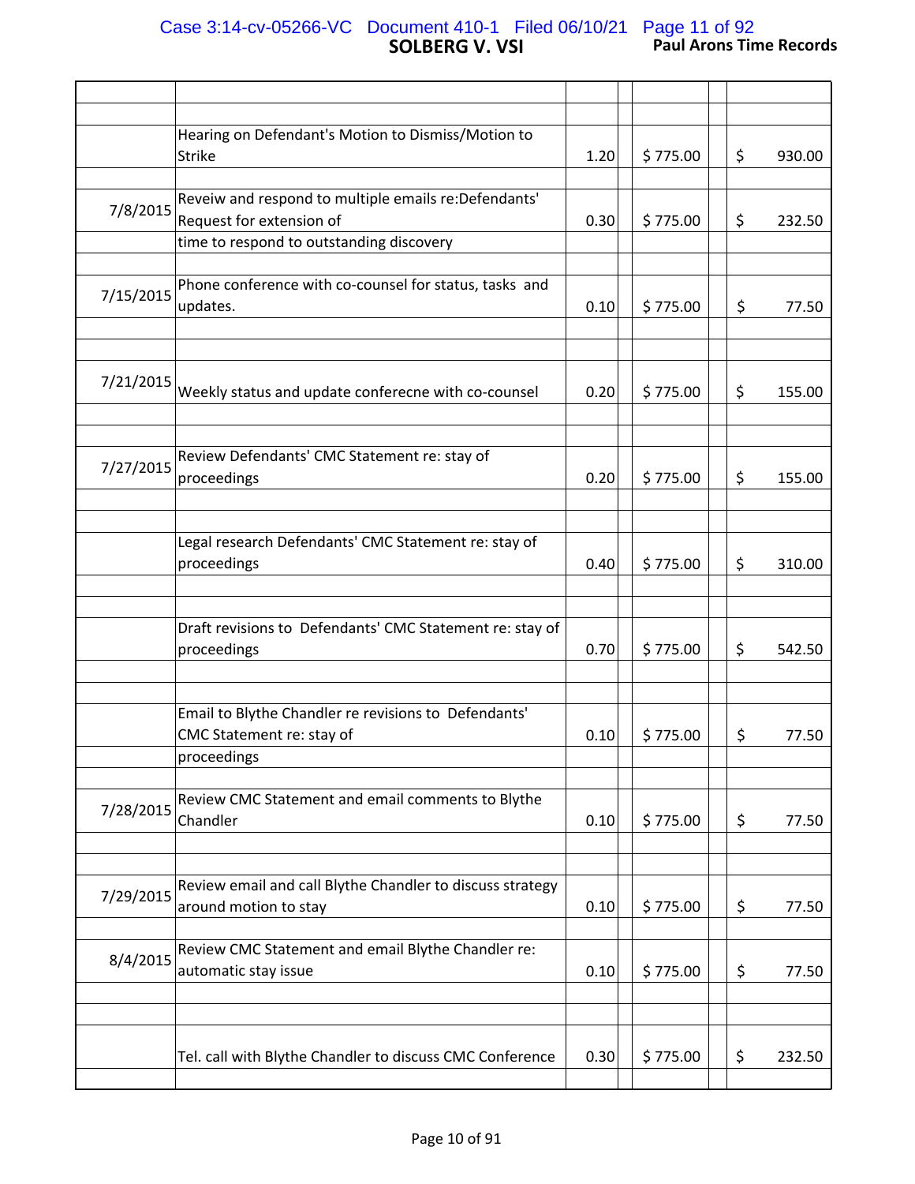| Date | Description | Hours | | Rate | | Amount |
|---|---|---|---|---|---|---|
| | | | | | | |
| | Hearing on Defendant's Motion to Dismiss/Motion to Strike | 1.20 | | $ 775.00 | | $ 930.00 |
| 7/8/2015 | Reveiw and respond to multiple emails re:Defendants' Request for extension of time to respond to outstanding discovery | 0.30 | | $ 775.00 | | $ 232.50 |
| 7/15/2015 | Phone conference with co-counsel for status, tasks and updates. | 0.10 | | $ 775.00 | | $ 77.50 |
| 7/21/2015 | Weekly status and update conferecne with co-counsel | 0.20 | | $ 775.00 | | $ 155.00 |
| 7/27/2015 | Review Defendants' CMC Statement re: stay of proceedings | 0.20 | | $ 775.00 | | $ 155.00 |
| | Legal research Defendants' CMC Statement re: stay of proceedings | 0.40 | | $ 775.00 | | $ 310.00 |
| | Draft revisions to Defendants' CMC Statement re: stay of proceedings | 0.70 | | $ 775.00 | | $ 542.50 |
| | Email to Blythe Chandler re revisions to Defendants' CMC Statement re: stay of proceedings | 0.10 | | $ 775.00 | | $ 77.50 |
| 7/28/2015 | Review CMC Statement and email comments to Blythe Chandler | 0.10 | | $ 775.00 | | $ 77.50 |
| 7/29/2015 | Review email and call Blythe Chandler to discuss strategy around motion to stay | 0.10 | | $ 775.00 | | $ 77.50 |
| 8/4/2015 | Review CMC Statement and email Blythe Chandler re: automatic stay issue | 0.10 | | $ 775.00 | | $ 77.50 |
| | Tel. call with Blythe Chandler to discuss CMC Conference | 0.30 | | $ 775.00 | | $ 232.50 |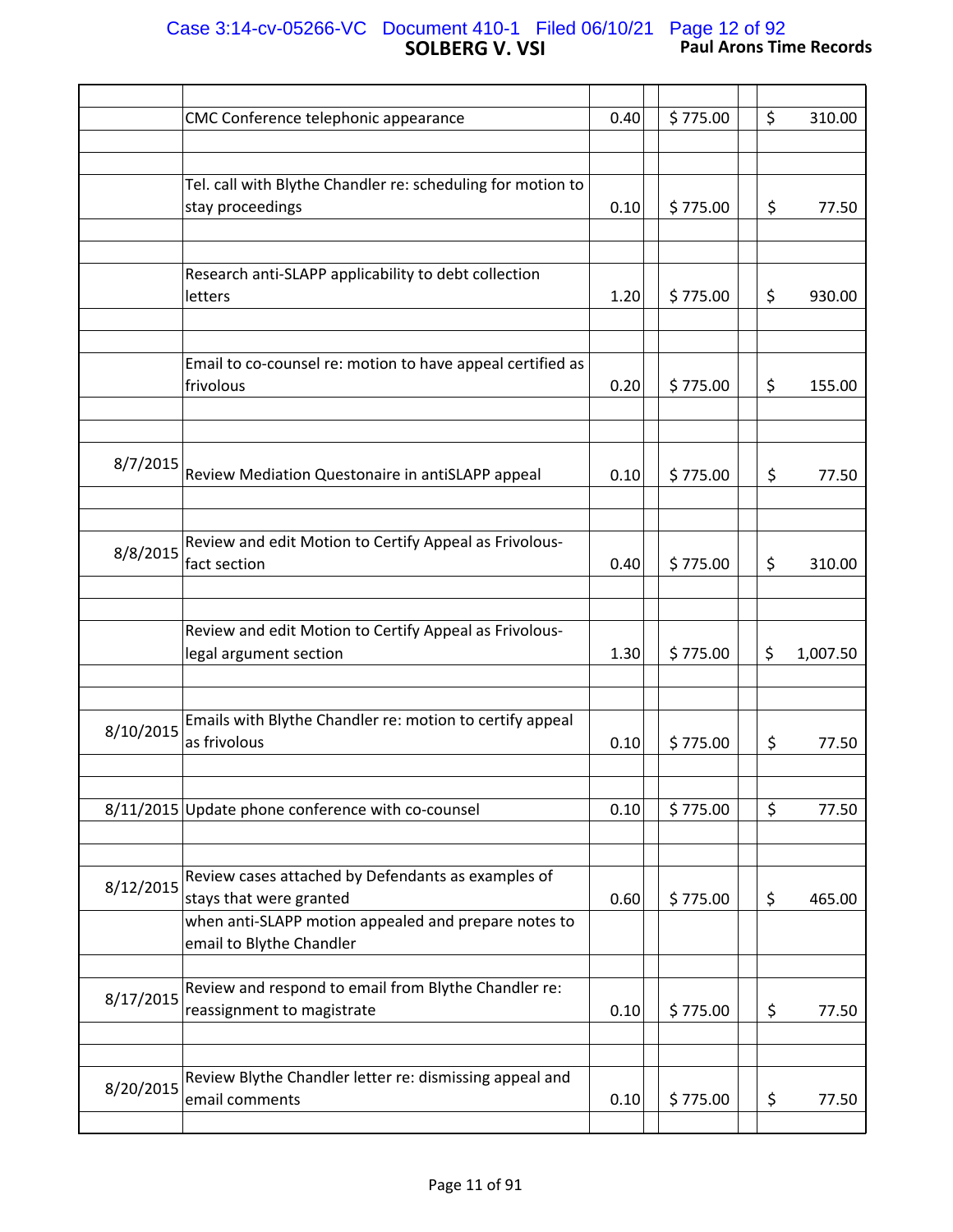**SOLBERG V. VSI** **Paul Arons Time Records**

| Date | Description | Hours | | Rate | | Amount |
|---|---|---|---|---|---|---|
| | CMC Conference telephonic appearance | 0.40 | | $ 775.00 | | $ 310.00 |
| | Tel. call with Blythe Chandler re: scheduling for motion to stay proceedings | 0.10 | | $ 775.00 | | $ 77.50 |
| | Research anti-SLAPP applicability to debt collection letters | 1.20 | | $ 775.00 | | $ 930.00 |
| | Email to co-counsel re: motion to have appeal certified as frivolous | 0.20 | | $ 775.00 | | $ 155.00 |
| 8/7/2015 | Review Mediation Questonaire in antiSLAPP appeal | 0.10 | | $ 775.00 | | $ 77.50 |
| 8/8/2015 | Review and edit Motion to Certify Appeal as Frivolous-fact section | 0.40 | | $ 775.00 | | $ 310.00 |
| | Review and edit Motion to Certify Appeal as Frivolous-legal argument section | 1.30 | | $ 775.00 | | $ 1,007.50 |
| 8/10/2015 | Emails with Blythe Chandler re: motion to certify appeal as frivolous | 0.10 | | $ 775.00 | | $ 77.50 |
| 8/11/2015 | Update phone conference with co-counsel | 0.10 | | $ 775.00 | | $ 77.50 |
| 8/12/2015 | Review cases attached by Defendants as examples of stays that were granted when anti-SLAPP motion appealed and prepare notes to email to Blythe Chandler | 0.60 | | $ 775.00 | | $ 465.00 |
| 8/17/2015 | Review and respond to email from Blythe Chandler re: reassignment to magistrate | 0.10 | | $ 775.00 | | $ 77.50 |
| 8/20/2015 | Review Blythe Chandler letter re: dismissing appeal and email comments | 0.10 | | $ 775.00 | | $ 77.50 |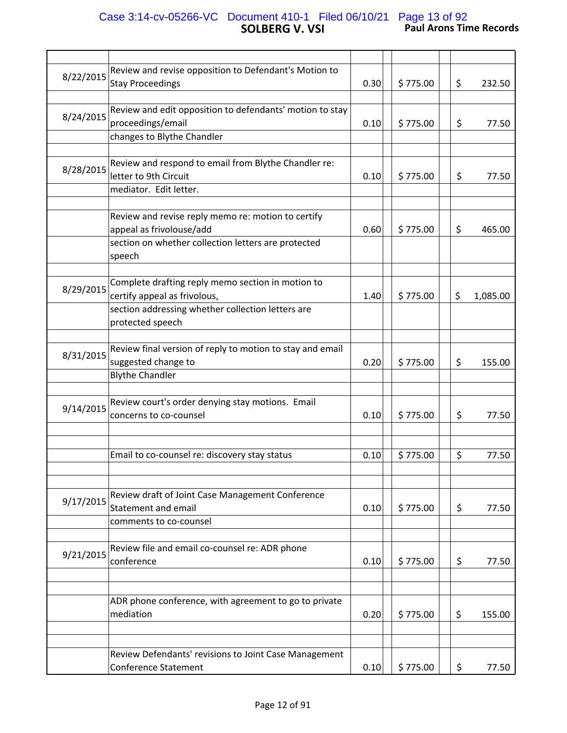**SOLBERG V. VSI** — **Paul Arons Time Records**

| Date | Description | Hours | Rate | Amount |
|---|---|---|---|---|
| | | | | |
| 8/22/2015 | Review and revise opposition to Defendant's Motion to Stay Proceedings | 0.30 | $ 775.00 | $ 232.50 |
| | | | | |
| 8/24/2015 | Review and edit opposition to defendants' motion to stay proceedings/email | 0.10 | $ 775.00 | $ 77.50 |
| | changes to Blythe Chandler | | | |
| | | | | |
| 8/28/2015 | Review and respond to email from Blythe Chandler re: letter to 9th Circuit | 0.10 | $ 775.00 | $ 77.50 |
| | mediator. Edit letter. | | | |
| | | | | |
| | Review and revise reply memo re: motion to certify appeal as frivolouse/add | 0.60 | $ 775.00 | $ 465.00 |
| | section on whether collection letters are protected speech | | | |
| | | | | |
| 8/29/2015 | Complete drafting reply memo section in motion to certify appeal as frivolous, | 1.40 | $ 775.00 | $ 1,085.00 |
| | section addressing whether collection letters are protected speech | | | |
| | | | | |
| 8/31/2015 | Review final version of reply to motion to stay and email suggested change to | 0.20 | $ 775.00 | $ 155.00 |
| | Blythe Chandler | | | |
| | | | | |
| 9/14/2015 | Review court's order denying stay motions. Email concerns to co-counsel | 0.10 | $ 775.00 | $ 77.50 |
| | | | | |
| | | | | |
| | Email to co-counsel re: discovery stay status | 0.10 | $ 775.00 | $ 77.50 |
| | | | | |
| | | | | |
| 9/17/2015 | Review draft of Joint Case Management Conference Statement and email | 0.10 | $ 775.00 | $ 77.50 |
| | comments to co-counsel | | | |
| | | | | |
| 9/21/2015 | Review file and email co-counsel re: ADR phone conference | 0.10 | $ 775.00 | $ 77.50 |
| | | | | |
| | | | | |
| | ADR phone conference, with agreement to go to private mediation | 0.20 | $ 775.00 | $ 155.00 |
| | | | | |
| | | | | |
| | Review Defendants' revisions to Joint Case Management Conference Statement | 0.10 | $ 775.00 | $ 77.50 |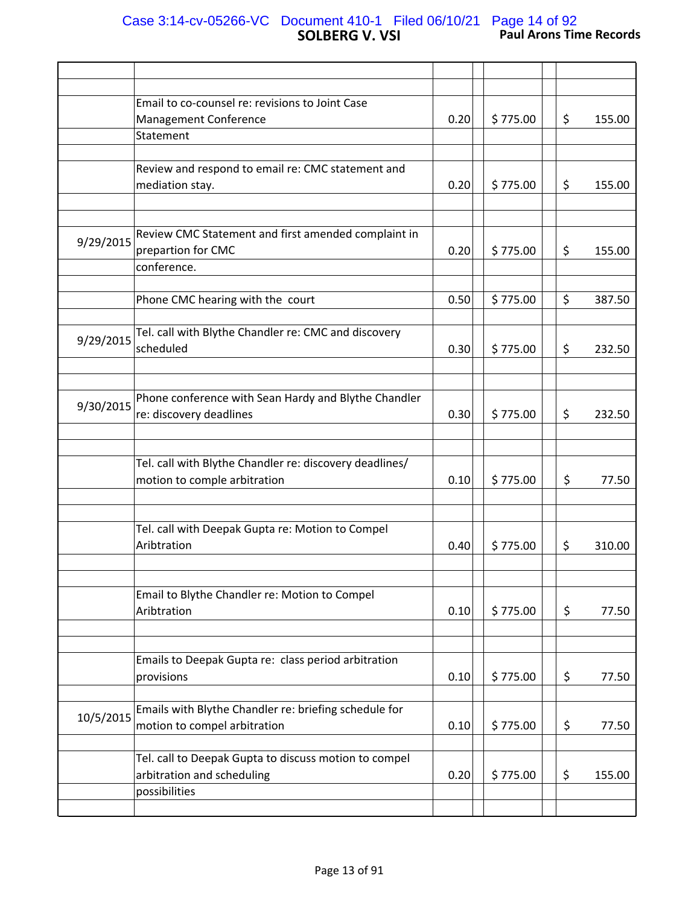| Date | Description | Hours | | Rate | | Amount |
|---|---|---|---|---|---|---|
| | Email to co-counsel re: revisions to Joint Case Management Conference Statement | 0.20 | | $ 775.00 | | $ 155.00 |
| | Review and respond to email re: CMC statement and mediation stay. | 0.20 | | $ 775.00 | | $ 155.00 |
| 9/29/2015 | Review CMC Statement and first amended complaint in prepartion for CMC conference. | 0.20 | | $ 775.00 | | $ 155.00 |
| | Phone CMC hearing with the court | 0.50 | | $ 775.00 | | $ 387.50 |
| 9/29/2015 | Tel. call with Blythe Chandler re: CMC and discovery scheduled | 0.30 | | $ 775.00 | | $ 232.50 |
| 9/30/2015 | Phone conference with Sean Hardy and Blythe Chandler re: discovery deadlines | 0.30 | | $ 775.00 | | $ 232.50 |
| | Tel. call with Blythe Chandler re: discovery deadlines/ motion to comple arbitration | 0.10 | | $ 775.00 | | $ 77.50 |
| | Tel. call with Deepak Gupta re: Motion to Compel Aribtration | 0.40 | | $ 775.00 | | $ 310.00 |
| | Email to Blythe Chandler re: Motion to Compel Aribtration | 0.10 | | $ 775.00 | | $ 77.50 |
| | Emails to Deepak Gupta re: class period arbitration provisions | 0.10 | | $ 775.00 | | $ 77.50 |
| 10/5/2015 | Emails with Blythe Chandler re: briefing schedule for motion to compel arbitration | 0.10 | | $ 775.00 | | $ 77.50 |
| | Tel. call to Deepak Gupta to discuss motion to compel arbitration and scheduling possibilities | 0.20 | | $ 775.00 | | $ 155.00 |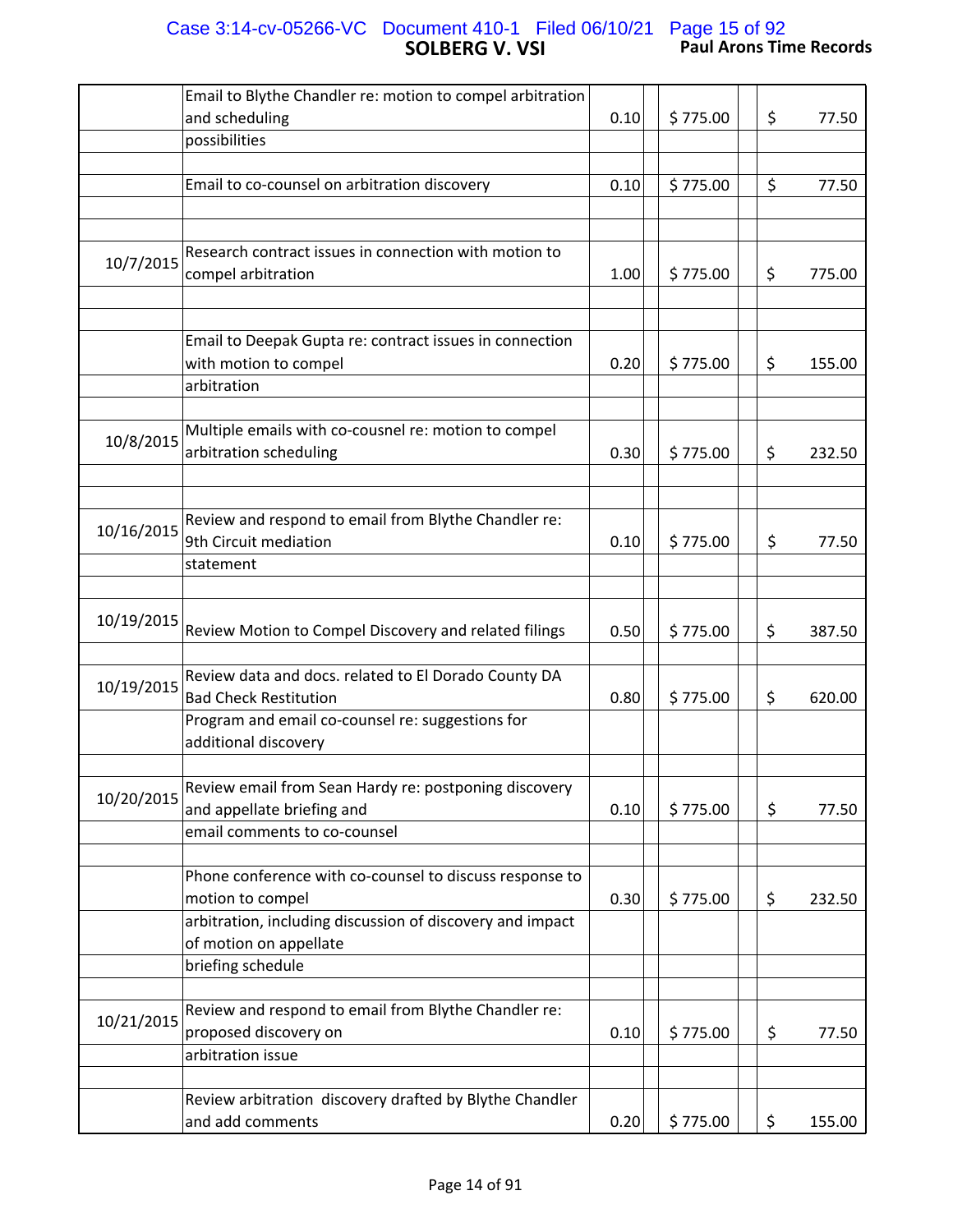| Date | Description | Hours | | Rate | | Amount |
|---|---|---|---|---|---|---|
| | Email to Blythe Chandler re: motion to compel arbitration and scheduling possibilities | 0.10 | | $ 775.00 | | $ 77.50 |
| | Email to co-counsel on arbitration discovery | 0.10 | | $ 775.00 | | $ 77.50 |
| 10/7/2015 | Research contract issues in connection with motion to compel arbitration | 1.00 | | $ 775.00 | | $ 775.00 |
| | Email to Deepak Gupta re: contract issues in connection with motion to compel arbitration | 0.20 | | $ 775.00 | | $ 155.00 |
| 10/8/2015 | Multiple emails with co-cousnel re: motion to compel arbitration scheduling | 0.30 | | $ 775.00 | | $ 232.50 |
| 10/16/2015 | Review and respond to email from Blythe Chandler re: 9th Circuit mediation statement | 0.10 | | $ 775.00 | | $ 77.50 |
| 10/19/2015 | Review Motion to Compel Discovery and related filings | 0.50 | | $ 775.00 | | $ 387.50 |
| 10/19/2015 | Review data and docs. related to El Dorado County DA Bad Check Restitution Program and email co-counsel re: suggestions for additional discovery | 0.80 | | $ 775.00 | | $ 620.00 |
| 10/20/2015 | Review email from Sean Hardy re: postponing discovery and appellate briefing and email comments to co-counsel | 0.10 | | $ 775.00 | | $ 77.50 |
| | Phone conference with co-counsel to discuss response to motion to compel arbitration, including discussion of discovery and impact of motion on appellate briefing schedule | 0.30 | | $ 775.00 | | $ 232.50 |
| 10/21/2015 | Review and respond to email from Blythe Chandler re: proposed discovery on arbitration issue | 0.10 | | $ 775.00 | | $ 77.50 |
| | Review arbitration discovery drafted by Blythe Chandler and add comments | 0.20 | | $ 775.00 | | $ 155.00 |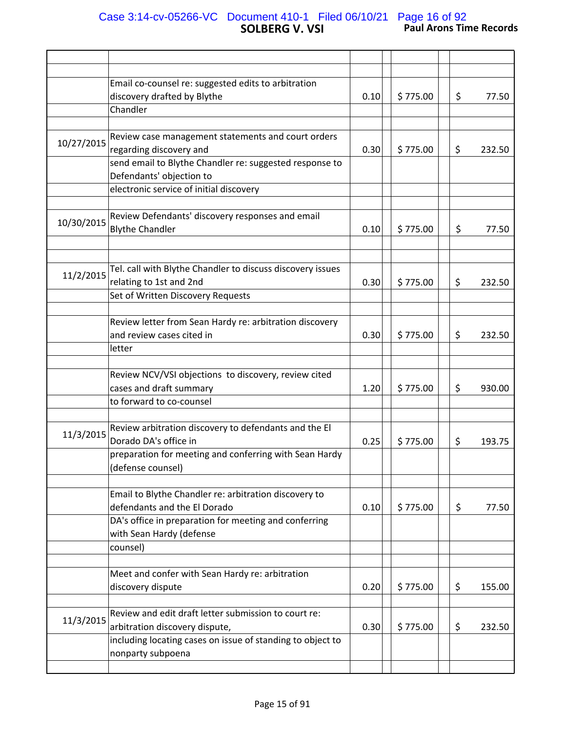**SOLBERG V. VSI** **Paul Arons Time Records**

| Date | Description | Hours | Rate | Amount |
|---|---|---|---|---|
| | | | | |
| | Email co-counsel re: suggested edits to arbitration discovery drafted by Blythe Chandler | 0.10 | $ 775.00 | $ 77.50 |
| | | | | |
| 10/27/2015 | Review case management statements and court orders regarding discovery and send email to Blythe Chandler re: suggested response to Defendants' objection to electronic service of initial discovery | 0.30 | $ 775.00 | $ 232.50 |
| | | | | |
| 10/30/2015 | Review Defendants' discovery responses and email Blythe Chandler | 0.10 | $ 775.00 | $ 77.50 |
| | | | | |
| 11/2/2015 | Tel. call with Blythe Chandler to discuss discovery issues relating to 1st and 2nd Set of Written Discovery Requests | 0.30 | $ 775.00 | $ 232.50 |
| | | | | |
| | Review letter from Sean Hardy re: arbitration discovery and review cases cited in letter | 0.30 | $ 775.00 | $ 232.50 |
| | | | | |
| | Review NCV/VSI objections to discovery, review cited cases and draft summary to forward to co-counsel | 1.20 | $ 775.00 | $ 930.00 |
| | | | | |
| 11/3/2015 | Review arbitration discovery to defendants and the El Dorado DA's office in preparation for meeting and conferring with Sean Hardy (defense counsel) | 0.25 | $ 775.00 | $ 193.75 |
| | | | | |
| | Email to Blythe Chandler re: arbitration discovery to defendants and the El Dorado DA's office in preparation for meeting and conferring with Sean Hardy (defense counsel) | 0.10 | $ 775.00 | $ 77.50 |
| | | | | |
| | Meet and confer with Sean Hardy re: arbitration discovery dispute | 0.20 | $ 775.00 | $ 155.00 |
| | | | | |
| 11/3/2015 | Review and edit draft letter submission to court re: arbitration discovery dispute, including locating cases on issue of standing to object to nonparty subpoena | 0.30 | $ 775.00 | $ 232.50 |
| | | | | |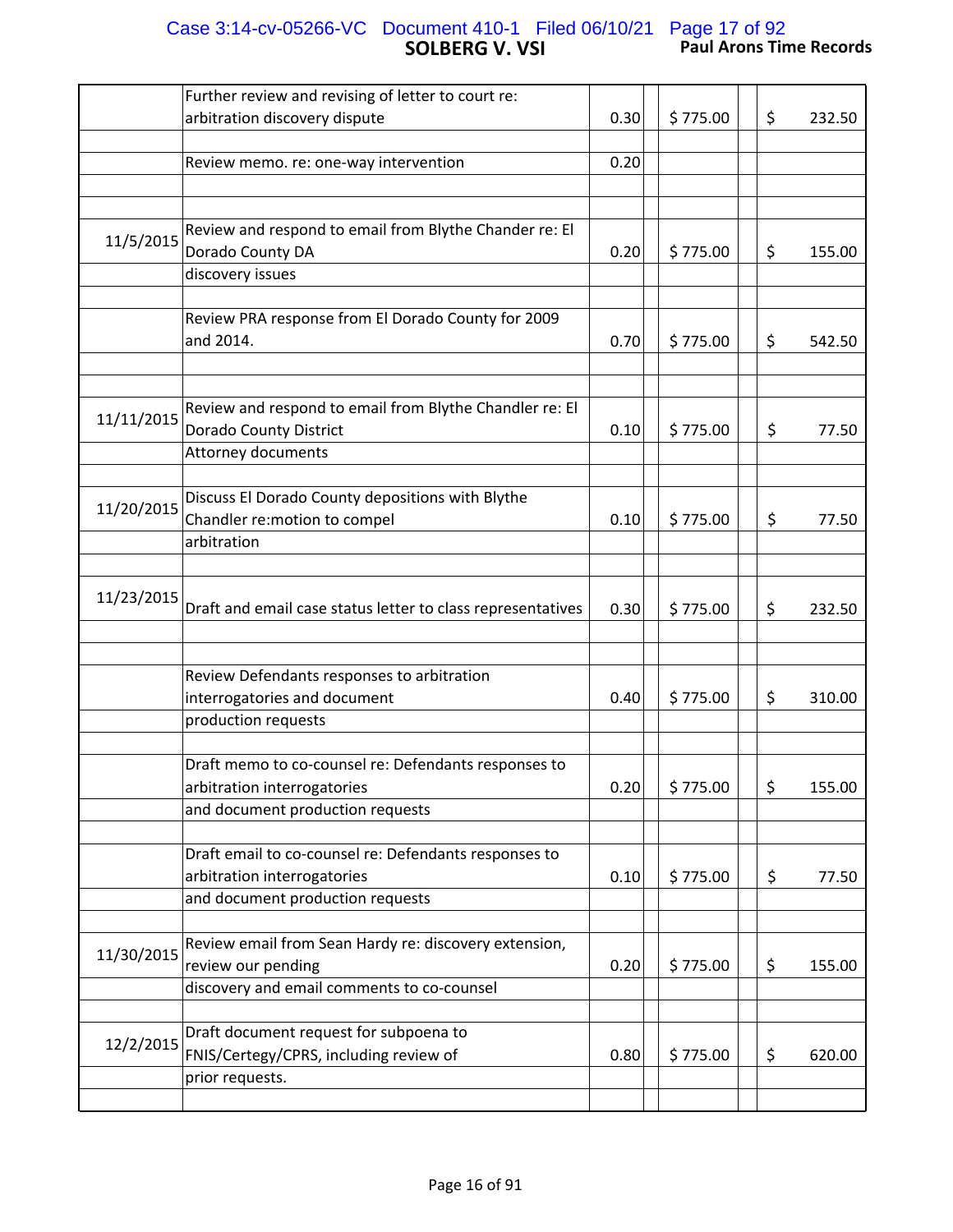| Date | Description | Hours | Rate | Amount |
|---|---|---|---|---|
| | Further review and revising of letter to court re: arbitration discovery dispute | 0.30 | $ 775.00 | $ 232.50 |
| | Review memo. re: one-way intervention | 0.20 | | |
| 11/5/2015 | Review and respond to email from Blythe Chander re: El Dorado County DA discovery issues | 0.20 | $ 775.00 | $ 155.00 |
| | Review PRA response from El Dorado County for 2009 and 2014. | 0.70 | $ 775.00 | $ 542.50 |
| 11/11/2015 | Review and respond to email from Blythe Chandler re: El Dorado County District Attorney documents | 0.10 | $ 775.00 | $ 77.50 |
| 11/20/2015 | Discuss El Dorado County depositions with Blythe Chandler re:motion to compel arbitration | 0.10 | $ 775.00 | $ 77.50 |
| 11/23/2015 | Draft and email case status letter to class representatives | 0.30 | $ 775.00 | $ 232.50 |
| | Review Defendants responses to arbitration interrogatories and document production requests | 0.40 | $ 775.00 | $ 310.00 |
| | Draft memo to co-counsel re: Defendants responses to arbitration interrogatories and document production requests | 0.20 | $ 775.00 | $ 155.00 |
| | Draft email to co-counsel re: Defendants responses to arbitration interrogatories and document production requests | 0.10 | $ 775.00 | $ 77.50 |
| 11/30/2015 | Review email from Sean Hardy re: discovery extension, review our pending discovery and email comments to co-counsel | 0.20 | $ 775.00 | $ 155.00 |
| 12/2/2015 | Draft document request for subpoena to FNIS/Certegy/CPRS, including review of prior requests. | 0.80 | $ 775.00 | $ 620.00 |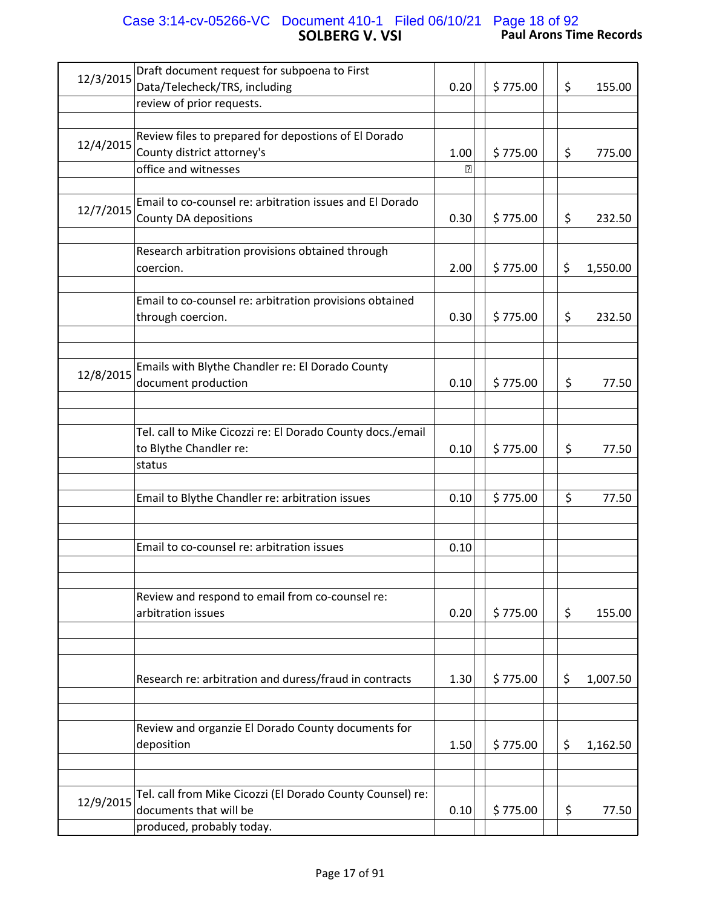**SOLBERG V. VSI** **Paul Arons Time Records**

| Date | Description | Hours | | Rate | | Amount |
|---|---|---|---|---|---|---|
| 12/3/2015 | Draft document request for subpoena to First Data/Telecheck/TRS, including review of prior requests. | 0.20 | | $ 775.00 | | $ 155.00 |
| 12/4/2015 | Review files to prepared for depostions of El Dorado County district attorney's office and witnesses | 1.00 | | $ 775.00 | | $ 775.00 |
| 12/7/2015 | Email to co-counsel re: arbitration issues and El Dorado County DA depositions | 0.30 | | $ 775.00 | | $ 232.50 |
| | Research arbitration provisions obtained through coercion. | 2.00 | | $ 775.00 | | $ 1,550.00 |
| | Email to co-counsel re: arbitration provisions obtained through coercion. | 0.30 | | $ 775.00 | | $ 232.50 |
| 12/8/2015 | Emails with Blythe Chandler re: El Dorado County document production | 0.10 | | $ 775.00 | | $ 77.50 |
| | Tel. call to Mike Cicozzi re: El Dorado County docs./email to Blythe Chandler re: status | 0.10 | | $ 775.00 | | $ 77.50 |
| | Email to Blythe Chandler re: arbitration issues | 0.10 | | $ 775.00 | | $ 77.50 |
| | Email to co-counsel re: arbitration issues | 0.10 | | | | |
| | Review and respond to email from co-counsel re: arbitration issues | 0.20 | | $ 775.00 | | $ 155.00 |
| | Research re: arbitration and duress/fraud in contracts | 1.30 | | $ 775.00 | | $ 1,007.50 |
| | Review and organzie El Dorado County documents for deposition | 1.50 | | $ 775.00 | | $ 1,162.50 |
| 12/9/2015 | Tel. call from Mike Cicozzi (El Dorado County Counsel) re: documents that will be produced, probably today. | 0.10 | | $ 775.00 | | $ 77.50 |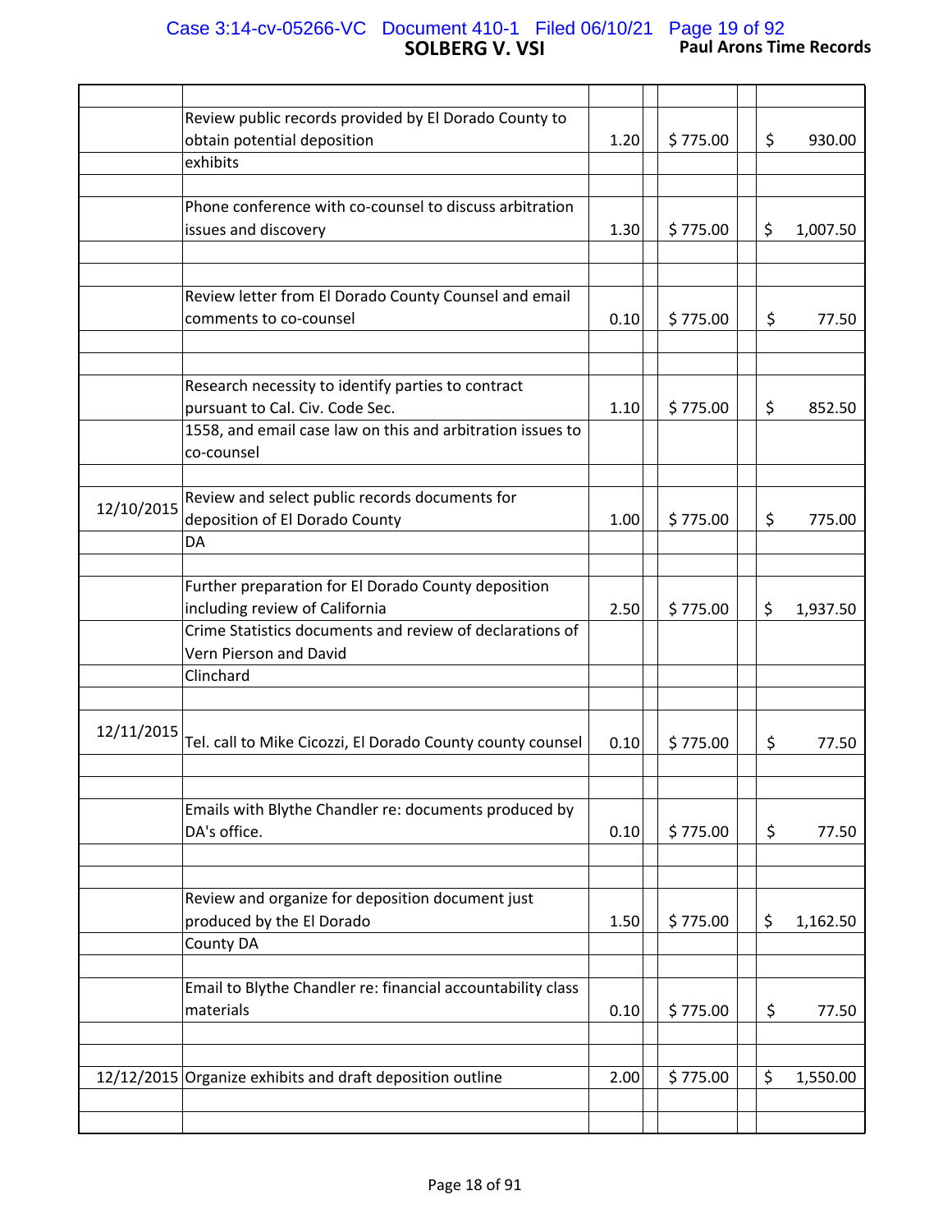**SOLBERG V. VSI** **Paul Arons Time Records**

| Date | Description | Hours | Rate | Amount |
|---|---|---|---|---|
| | Review public records provided by El Dorado County to obtain potential deposition exhibits | 1.20 | $ 775.00 | $ 930.00 |
| | Phone conference with co-counsel to discuss arbitration issues and discovery | 1.30 | $ 775.00 | $ 1,007.50 |
| | Review letter from El Dorado County Counsel and email comments to co-counsel | 0.10 | $ 775.00 | $ 77.50 |
| | Research necessity to identify parties to contract pursuant to Cal. Civ. Code Sec. 1558, and email case law on this and arbitration issues to co-counsel | 1.10 | $ 775.00 | $ 852.50 |
| 12/10/2015 | Review and select public records documents for deposition of El Dorado County DA | 1.00 | $ 775.00 | $ 775.00 |
| | Further preparation for El Dorado County deposition including review of California Crime Statistics documents and review of declarations of Vern Pierson and David Clinchard | 2.50 | $ 775.00 | $ 1,937.50 |
| 12/11/2015 | Tel. call to Mike Cicozzi, El Dorado County county counsel | 0.10 | $ 775.00 | $ 77.50 |
| | Emails with Blythe Chandler re: documents produced by DA's office. | 0.10 | $ 775.00 | $ 77.50 |
| | Review and organize for deposition document just produced by the El Dorado County DA | 1.50 | $ 775.00 | $ 1,162.50 |
| | Email to Blythe Chandler re: financial accountability class materials | 0.10 | $ 775.00 | $ 77.50 |
| 12/12/2015 | Organize exhibits and draft deposition outline | 2.00 | $ 775.00 | $ 1,550.00 |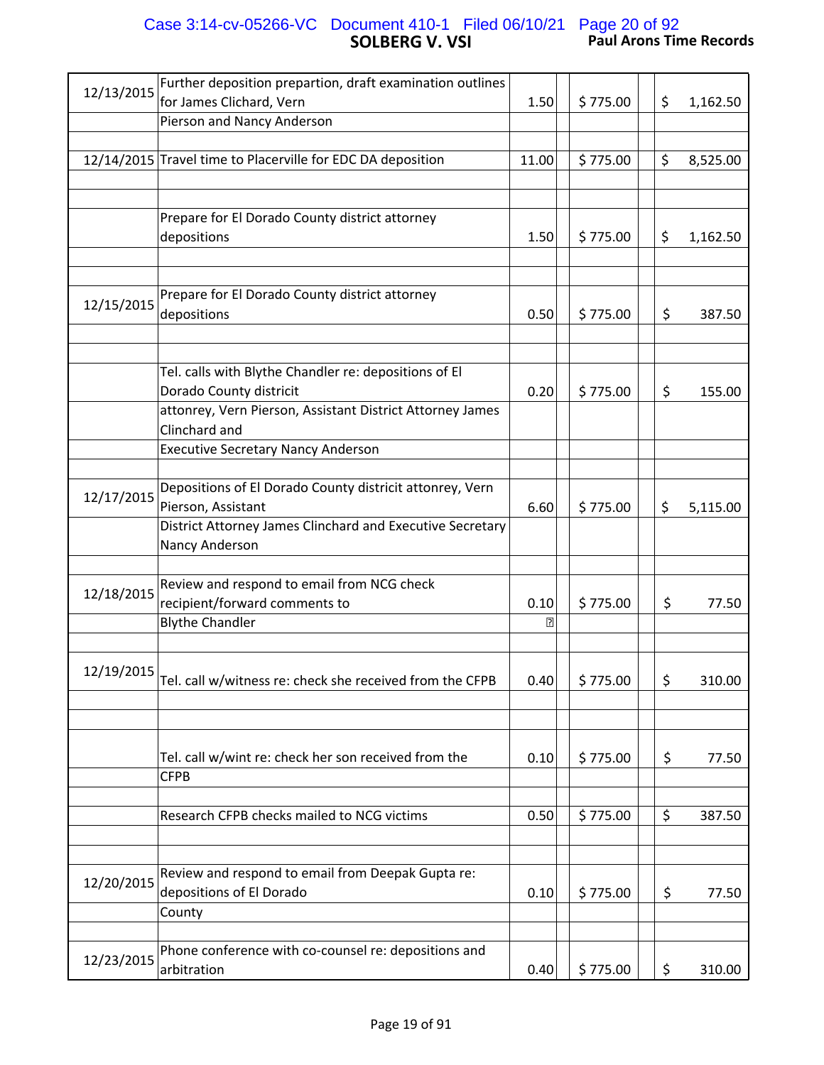| Date | Description | Hours | | Rate | | | Amount |
|---|---|---|---|---|---|---|---|
| 12/13/2015 | Further deposition prepartion, draft examination outlines for James Clichard, Vern | 1.50 | | $ 775.00 | | $ | 1,162.50 |
| | Pierson and Nancy Anderson | | | | | | |
| | | | | | | | |
| 12/14/2015 | Travel time to Placerville for EDC DA deposition | 11.00 | | $ 775.00 | | $ | 8,525.00 |
| | | | | | | | |
| | | | | | | | |
| | Prepare for El Dorado County district attorney depositions | 1.50 | | $ 775.00 | | $ | 1,162.50 |
| | | | | | | | |
| | | | | | | | |
| 12/15/2015 | Prepare for El Dorado County district attorney depositions | 0.50 | | $ 775.00 | | $ | 387.50 |
| | | | | | | | |
| | | | | | | | |
| | Tel. calls with Blythe Chandler re: depositions of El Dorado County districit | 0.20 | | $ 775.00 | | $ | 155.00 |
| | attonrey, Vern Pierson, Assistant District Attorney James Clinchard and | | | | | | |
| | Executive Secretary Nancy Anderson | | | | | | |
| | | | | | | | |
| 12/17/2015 | Depositions of El Dorado County districit attonrey, Vern Pierson, Assistant | 6.60 | | $ 775.00 | | $ | 5,115.00 |
| | District Attorney James Clinchard and Executive Secretary Nancy Anderson | | | | | | |
| | | | | | | | |
| 12/18/2015 | Review and respond to email from NCG check recipient/forward comments to | 0.10 | | $ 775.00 | | $ | 77.50 |
| | Blythe Chandler | | | | | | |
| | | | | | | | |
| 12/19/2015 | Tel. call w/witness re: check she received from the CFPB | 0.40 | | $ 775.00 | | $ | 310.00 |
| | | | | | | | |
| | | | | | | | |
| | Tel. call w/wint re: check her son received from the | 0.10 | | $ 775.00 | | $ | 77.50 |
| | CFPB | | | | | | |
| | | | | | | | |
| | Research CFPB checks mailed to NCG victims | 0.50 | | $ 775.00 | | $ | 387.50 |
| | | | | | | | |
| | | | | | | | |
| 12/20/2015 | Review and respond to email from Deepak Gupta re: depositions of El Dorado | 0.10 | | $ 775.00 | | $ | 77.50 |
| | County | | | | | | |
| | | | | | | | |
| 12/23/2015 | Phone conference with co-counsel re: depositions and arbitration | 0.40 | | $ 775.00 | | $ | 310.00 |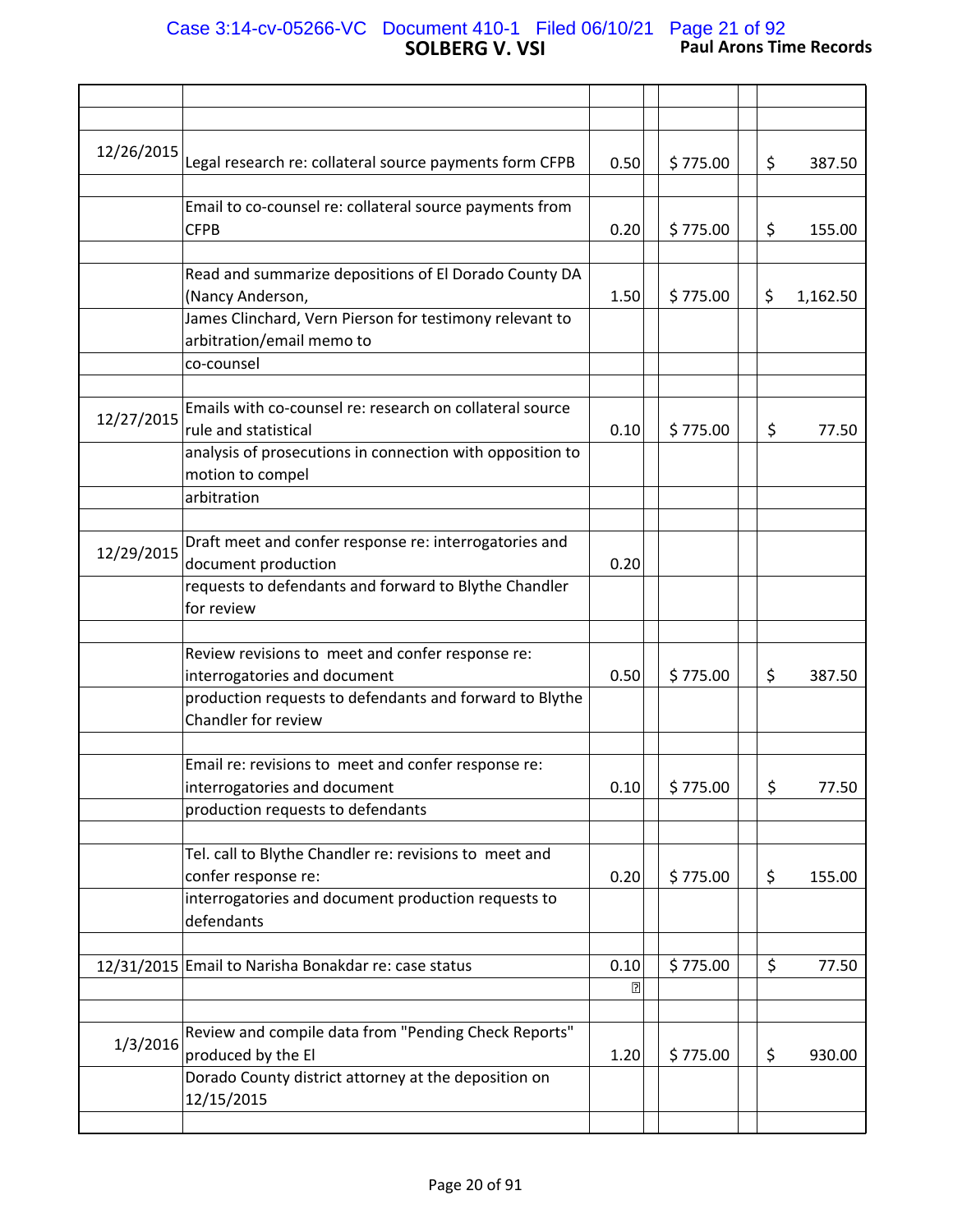# SOLBERG V. VSI

**Paul Arons Time Records**

| Date | Description | Hours | Rate | Amount |
|---|---|---|---|---|
| | | | | |
| 12/26/2015 | Legal research re: collateral source payments form CFPB | 0.50 | $ 775.00 | $ 387.50 |
| | Email to co-counsel re: collateral source payments from CFPB | 0.20 | $ 775.00 | $ 155.00 |
| | Read and summarize depositions of El Dorado County DA (Nancy Anderson, James Clinchard, Vern Pierson for testimony relevant to arbitration/email memo to co-counsel | 1.50 | $ 775.00 | $ 1,162.50 |
| 12/27/2015 | Emails with co-counsel re: research on collateral source rule and statistical analysis of prosecutions in connection with opposition to motion to compel arbitration | 0.10 | $ 775.00 | $ 77.50 |
| 12/29/2015 | Draft meet and confer response re: interrogatories and document production requests to defendants and forward to Blythe Chandler for review | 0.20 | | |
| | Review revisions to meet and confer response re: interrogatories and document production requests to defendants and forward to Blythe Chandler for review | 0.50 | $ 775.00 | $ 387.50 |
| | Email re: revisions to meet and confer response re: interrogatories and document production requests to defendants | 0.10 | $ 775.00 | $ 77.50 |
| | Tel. call to Blythe Chandler re: revisions to meet and confer response re: interrogatories and document production requests to defendants | 0.20 | $ 775.00 | $ 155.00 |
| 12/31/2015 | Email to Narisha Bonakdar re: case status | 0.10 | $ 775.00 | $ 77.50 |
| 1/3/2016 | Review and compile data from "Pending Check Reports" produced by the El Dorado County district attorney at the deposition on 12/15/2015 | 1.20 | $ 775.00 | $ 930.00 |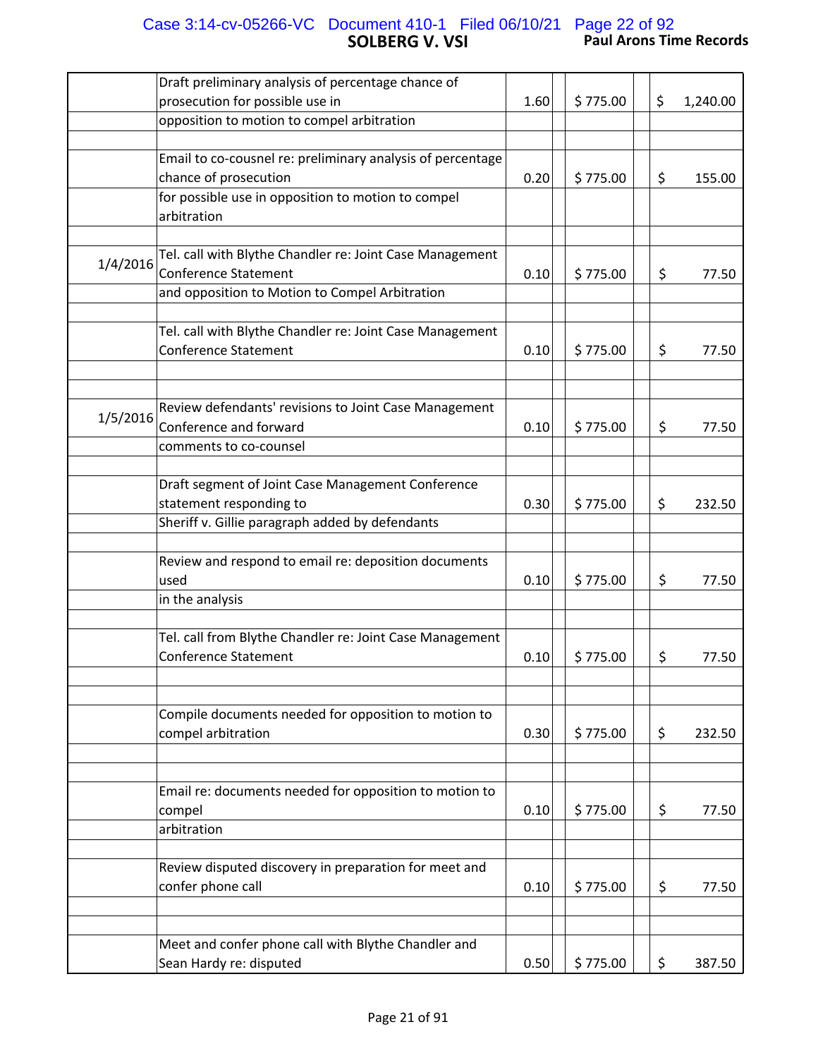| Date | Description | Hours | Rate | Amount |
|---|---|---|---|---|
| | Draft preliminary analysis of percentage chance of prosecution for possible use in opposition to motion to compel arbitration | 1.60 | $ 775.00 | $ 1,240.00 |
| | Email to co-cousnel re: preliminary analysis of percentage chance of prosecution for possible use in opposition to motion to compel arbitration | 0.20 | $ 775.00 | $ 155.00 |
| 1/4/2016 | Tel. call with Blythe Chandler re: Joint Case Management Conference Statement and opposition to Motion to Compel Arbitration | 0.10 | $ 775.00 | $ 77.50 |
| | Tel. call with Blythe Chandler re: Joint Case Management Conference Statement | 0.10 | $ 775.00 | $ 77.50 |
| 1/5/2016 | Review defendants' revisions to Joint Case Management Conference and forward comments to co-counsel | 0.10 | $ 775.00 | $ 77.50 |
| | Draft segment of Joint Case Management Conference statement responding to Sheriff v. Gillie paragraph added by defendants | 0.30 | $ 775.00 | $ 232.50 |
| | Review and respond to email re: deposition documents used in the analysis | 0.10 | $ 775.00 | $ 77.50 |
| | Tel. call from Blythe Chandler re: Joint Case Management Conference Statement | 0.10 | $ 775.00 | $ 77.50 |
| | Compile documents needed for opposition to motion to compel arbitration | 0.30 | $ 775.00 | $ 232.50 |
| | Email re: documents needed for opposition to motion to compel arbitration | 0.10 | $ 775.00 | $ 77.50 |
| | Review disputed discovery in preparation for meet and confer phone call | 0.10 | $ 775.00 | $ 77.50 |
| | Meet and confer phone call with Blythe Chandler and Sean Hardy re: disputed | 0.50 | $ 775.00 | $ 387.50 |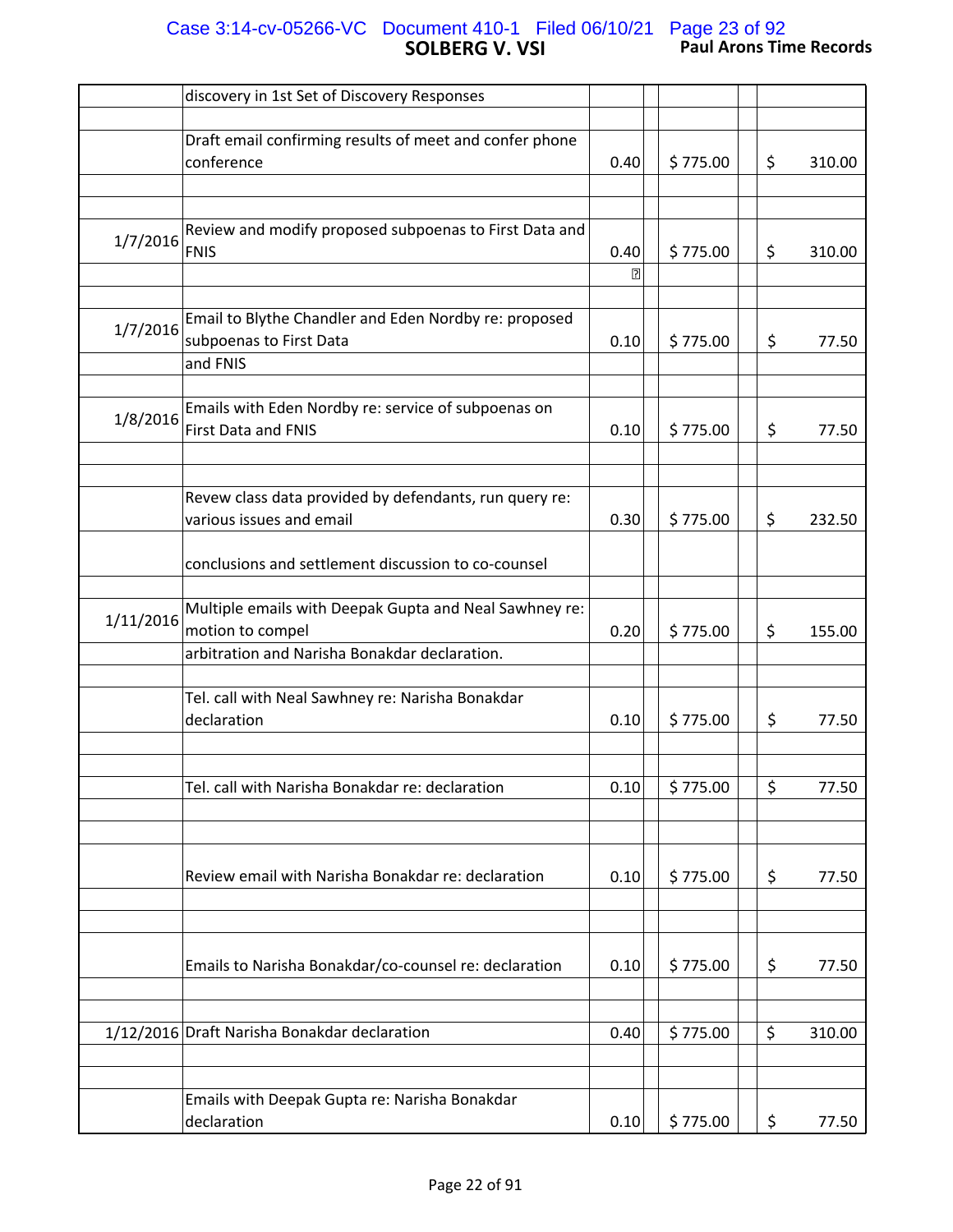| Date | Description | Hours | Rate | Amount |
|---|---|---|---|---|
| | discovery in 1st Set of Discovery Responses | | | |
| | Draft email confirming results of meet and confer phone conference | 0.40 | $ 775.00 | $ 310.00 |
| 1/7/2016 | Review and modify proposed subpoenas to First Data and FNIS | 0.40 | $ 775.00 | $ 310.00 |
| 1/7/2016 | Email to Blythe Chandler and Eden Nordby re: proposed subpoenas to First Data and FNIS | 0.10 | $ 775.00 | $ 77.50 |
| 1/8/2016 | Emails with Eden Nordby re: service of subpoenas on First Data and FNIS | 0.10 | $ 775.00 | $ 77.50 |
| | Revew class data provided by defendants, run query re: various issues and email conclusions and settlement discussion to co-counsel | 0.30 | $ 775.00 | $ 232.50 |
| 1/11/2016 | Multiple emails with Deepak Gupta and Neal Sawhney re: motion to compel arbitration and Narisha Bonakdar declaration. | 0.20 | $ 775.00 | $ 155.00 |
| | Tel. call with Neal Sawhney re: Narisha Bonakdar declaration | 0.10 | $ 775.00 | $ 77.50 |
| | Tel. call with Narisha Bonakdar re: declaration | 0.10 | $ 775.00 | $ 77.50 |
| | Review email with Narisha Bonakdar re: declaration | 0.10 | $ 775.00 | $ 77.50 |
| | Emails to Narisha Bonakdar/co-counsel re: declaration | 0.10 | $ 775.00 | $ 77.50 |
| 1/12/2016 | Draft Narisha Bonakdar declaration | 0.40 | $ 775.00 | $ 310.00 |
| | Emails with Deepak Gupta re: Narisha Bonakdar declaration | 0.10 | $ 775.00 | $ 77.50 |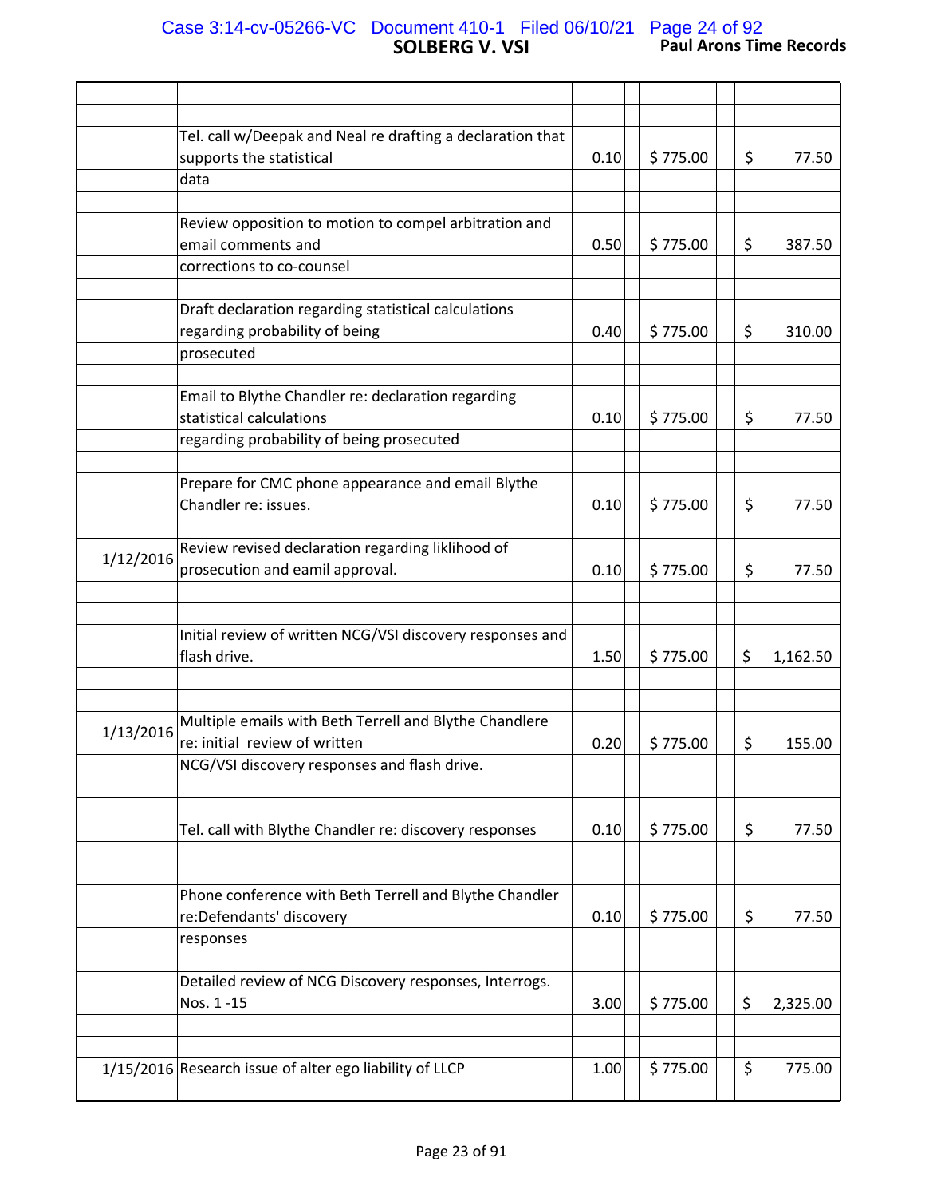**SOLBERG V. VSI** — **Paul Arons Time Records**

| Date | Description | Hours | Rate | Amount |
|---|---|---|---|---|
| | Tel. call w/Deepak and Neal re drafting a declaration that supports the statistical data | 0.10 | $ 775.00 | $ 77.50 |
| | Review opposition to motion to compel arbitration and email comments and corrections to co-counsel | 0.50 | $ 775.00 | $ 387.50 |
| | Draft declaration regarding statistical calculations regarding probability of being prosecuted | 0.40 | $ 775.00 | $ 310.00 |
| | Email to Blythe Chandler re: declaration regarding statistical calculations regarding probability of being prosecuted | 0.10 | $ 775.00 | $ 77.50 |
| | Prepare for CMC phone appearance and email Blythe Chandler re: issues. | 0.10 | $ 775.00 | $ 77.50 |
| 1/12/2016 | Review revised declaration regarding liklihood of prosecution and eamil approval. | 0.10 | $ 775.00 | $ 77.50 |
| | Initial review of written NCG/VSI discovery responses and flash drive. | 1.50 | $ 775.00 | $ 1,162.50 |
| 1/13/2016 | Multiple emails with Beth Terrell and Blythe Chandlere re: initial review of written NCG/VSI discovery responses and flash drive. | 0.20 | $ 775.00 | $ 155.00 |
| | Tel. call with Blythe Chandler re: discovery responses | 0.10 | $ 775.00 | $ 77.50 |
| | Phone conference with Beth Terrell and Blythe Chandler re:Defendants' discovery responses | 0.10 | $ 775.00 | $ 77.50 |
| | Detailed review of NCG Discovery responses, Interrogs. Nos. 1 -15 | 3.00 | $ 775.00 | $ 2,325.00 |
| 1/15/2016 | Research issue of alter ego liability of LLCP | 1.00 | $ 775.00 | $ 775.00 |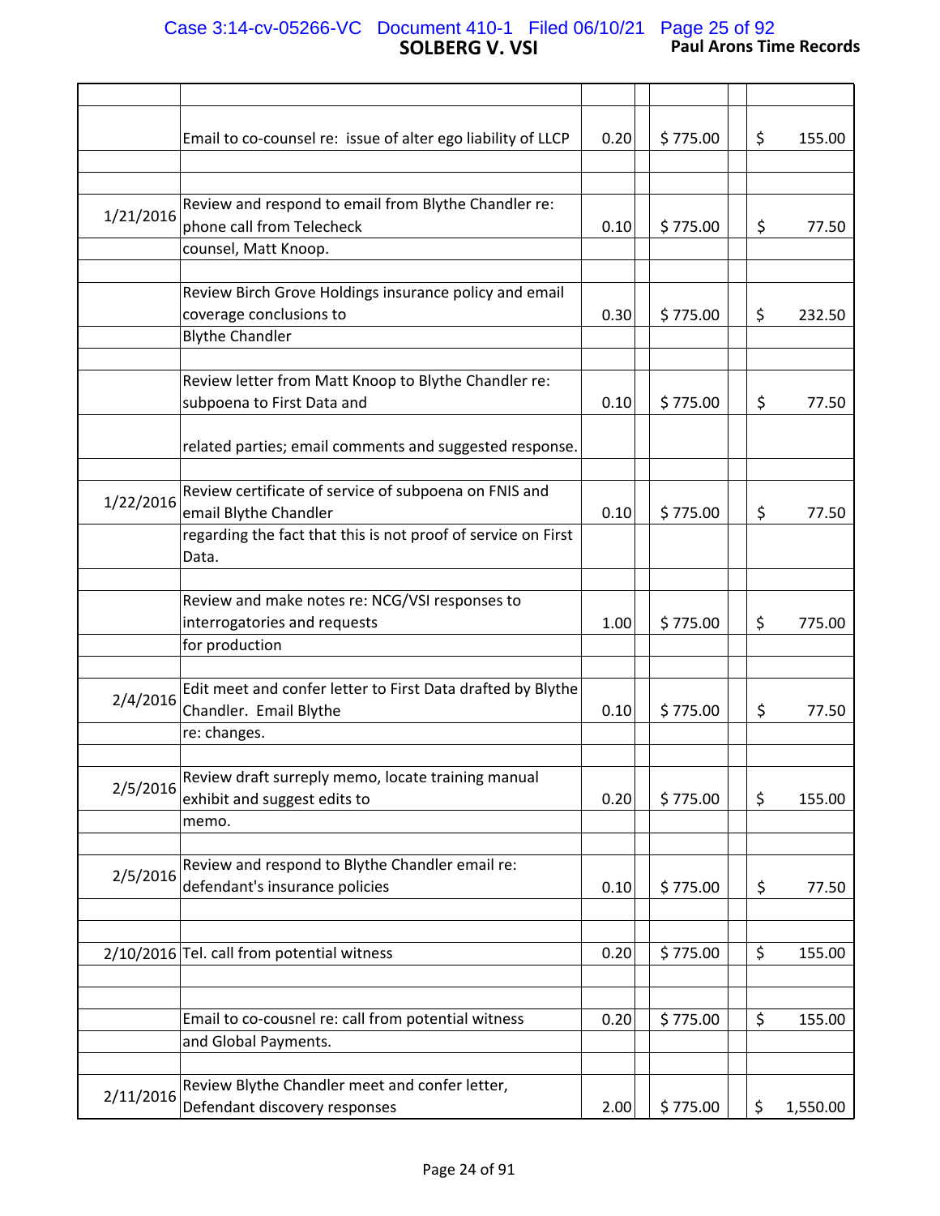| Date | Description | Hours | | Rate | | | Amount |
|---|---|---|---|---|---|---|---|
| | Email to co-counsel re: issue of alter ego liability of LLCP | 0.20 | | $ 775.00 | | $ | 155.00 |
| 1/21/2016 | Review and respond to email from Blythe Chandler re: phone call from Telecheck counsel, Matt Knoop. | 0.10 | | $ 775.00 | | $ | 77.50 |
| | Review Birch Grove Holdings insurance policy and email coverage conclusions to Blythe Chandler | 0.30 | | $ 775.00 | | $ | 232.50 |
| | Review letter from Matt Knoop to Blythe Chandler re: subpoena to First Data and related parties; email comments and suggested response. | 0.10 | | $ 775.00 | | $ | 77.50 |
| 1/22/2016 | Review certificate of service of subpoena on FNIS and email Blythe Chandler regarding the fact that this is not proof of service on First Data. | 0.10 | | $ 775.00 | | $ | 77.50 |
| | Review and make notes re: NCG/VSI responses to interrogatories and requests for production | 1.00 | | $ 775.00 | | $ | 775.00 |
| 2/4/2016 | Edit meet and confer letter to First Data drafted by Blythe Chandler. Email Blythe re: changes. | 0.10 | | $ 775.00 | | $ | 77.50 |
| 2/5/2016 | Review draft surreply memo, locate training manual exhibit and suggest edits to memo. | 0.20 | | $ 775.00 | | $ | 155.00 |
| 2/5/2016 | Review and respond to Blythe Chandler email re: defendant's insurance policies | 0.10 | | $ 775.00 | | $ | 77.50 |
| 2/10/2016 | Tel. call from potential witness | 0.20 | | $ 775.00 | | $ | 155.00 |
| | Email to co-cousnel re: call from potential witness and Global Payments. | 0.20 | | $ 775.00 | | $ | 155.00 |
| 2/11/2016 | Review Blythe Chandler meet and confer letter, Defendant discovery responses | 2.00 | | $ 775.00 | | $ | 1,550.00 |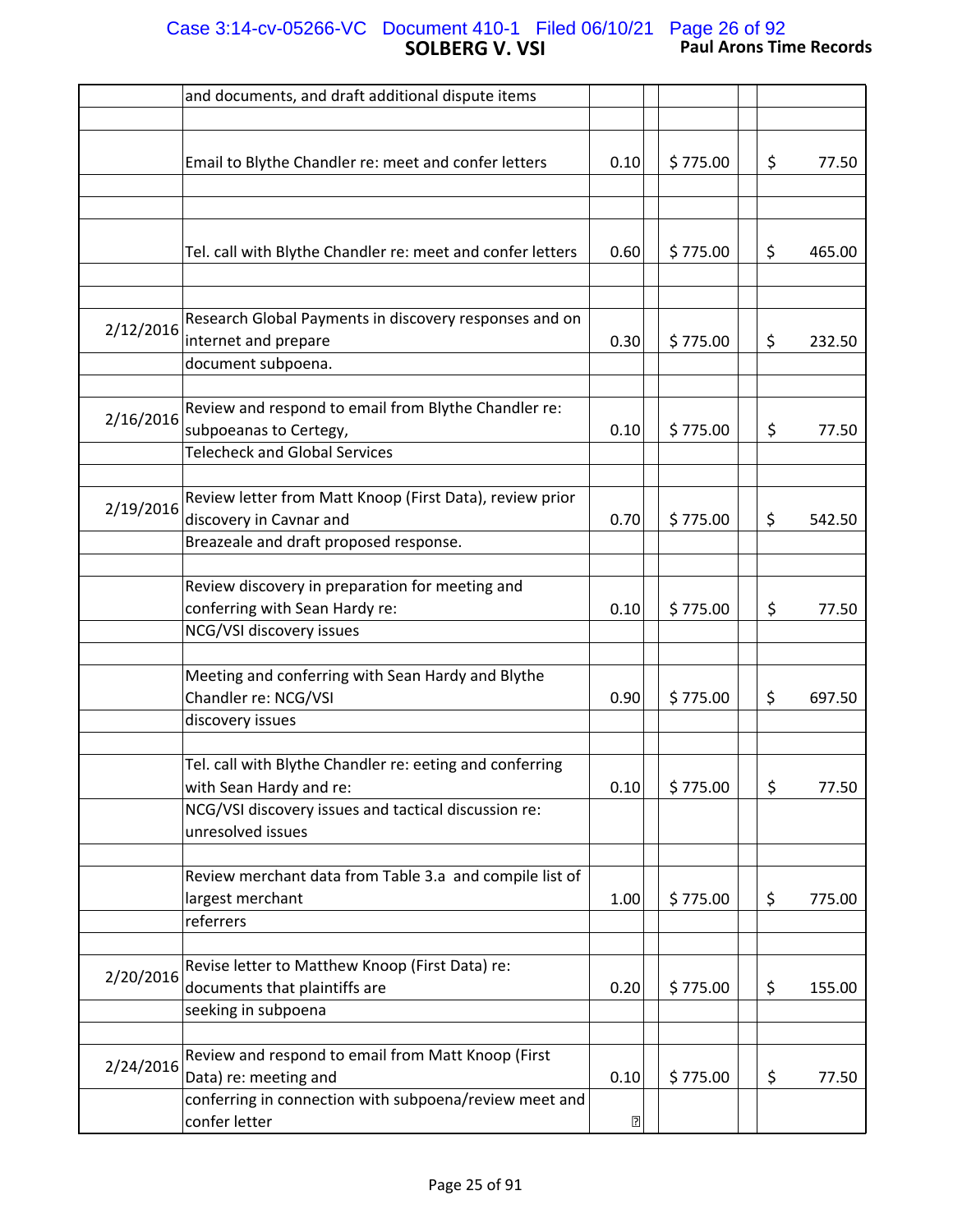| Date | Description | Hours | | Rate | | Amount |
|---|---|---|---|---|---|---|
| | and documents, and draft additional dispute items | | | | | |
| | Email to Blythe Chandler re: meet and confer letters | 0.10 | | $ 775.00 | | $ 77.50 |
| | Tel. call with Blythe Chandler re: meet and confer letters | 0.60 | | $ 775.00 | | $ 465.00 |
| 2/12/2016 | Research Global Payments in discovery responses and on internet and prepare document subpoena. | 0.30 | | $ 775.00 | | $ 232.50 |
| 2/16/2016 | Review and respond to email from Blythe Chandler re: subpoeanas to Certegy, Telecheck and Global Services | 0.10 | | $ 775.00 | | $ 77.50 |
| 2/19/2016 | Review letter from Matt Knoop (First Data), review prior discovery in Cavnar and Breazeale and draft proposed response. | 0.70 | | $ 775.00 | | $ 542.50 |
| | Review discovery in preparation for meeting and conferring with Sean Hardy re: NCG/VSI discovery issues | 0.10 | | $ 775.00 | | $ 77.50 |
| | Meeting and conferring with Sean Hardy and Blythe Chandler re: NCG/VSI discovery issues | 0.90 | | $ 775.00 | | $ 697.50 |
| | Tel. call with Blythe Chandler re: eeting and conferring with Sean Hardy and re: NCG/VSI discovery issues and tactical discussion re: unresolved issues | 0.10 | | $ 775.00 | | $ 77.50 |
| | Review merchant data from Table 3.a and compile list of largest merchant referrers | 1.00 | | $ 775.00 | | $ 775.00 |
| 2/20/2016 | Revise letter to Matthew Knoop (First Data) re: documents that plaintiffs are seeking in subpoena | 0.20 | | $ 775.00 | | $ 155.00 |
| 2/24/2016 | Review and respond to email from Matt Knoop (First Data) re: meeting and conferring in connection with subpoena/review meet and confer letter | 0.10 | | $ 775.00 | | $ 77.50 |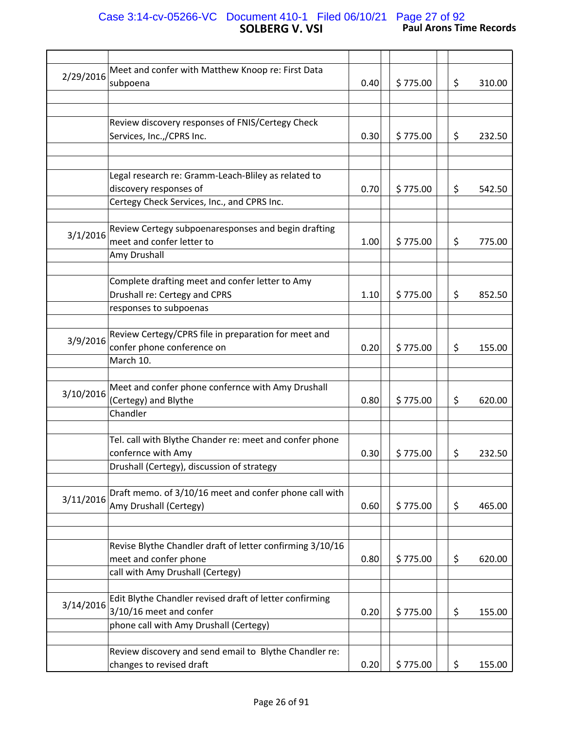**SOLBERG V. VSI**

**Paul Arons Time Records**

| Date | Description | Hours | Rate | Amount |
|---|---|---|---|---|
| 2/29/2016 | Meet and confer with Matthew Knoop re: First Data subpoena | 0.40 | $ 775.00 | $ 310.00 |
| | Review discovery responses of FNIS/Certegy Check Services, Inc.,/CPRS Inc. | 0.30 | $ 775.00 | $ 232.50 |
| | Legal research re: Gramm-Leach-Bliley as related to discovery responses of Certegy Check Services, Inc., and CPRS Inc. | 0.70 | $ 775.00 | $ 542.50 |
| 3/1/2016 | Review Certegy subpoenaresponses and begin drafting meet and confer letter to Amy Drushall | 1.00 | $ 775.00 | $ 775.00 |
| | Complete drafting meet and confer letter to Amy Drushall re: Certegy and CPRS responses to subpoenas | 1.10 | $ 775.00 | $ 852.50 |
| 3/9/2016 | Review Certegy/CPRS file in preparation for meet and confer phone conference on March 10. | 0.20 | $ 775.00 | $ 155.00 |
| 3/10/2016 | Meet and confer phone confernce with Amy Drushall (Certegy) and Blythe Chandler | 0.80 | $ 775.00 | $ 620.00 |
| | Tel. call with Blythe Chander re: meet and confer phone confernce with Amy Drushall (Certegy), discussion of strategy | 0.30 | $ 775.00 | $ 232.50 |
| 3/11/2016 | Draft memo. of 3/10/16 meet and confer phone call with Amy Drushall (Certegy) | 0.60 | $ 775.00 | $ 465.00 |
| | Revise Blythe Chandler draft of letter confirming 3/10/16 meet and confer phone call with Amy Drushall (Certegy) | 0.80 | $ 775.00 | $ 620.00 |
| 3/14/2016 | Edit Blythe Chandler revised draft of letter confirming 3/10/16 meet and confer phone call with Amy Drushall (Certegy) | 0.20 | $ 775.00 | $ 155.00 |
| | Review discovery and send email to Blythe Chandler re: changes to revised draft | 0.20 | $ 775.00 | $ 155.00 |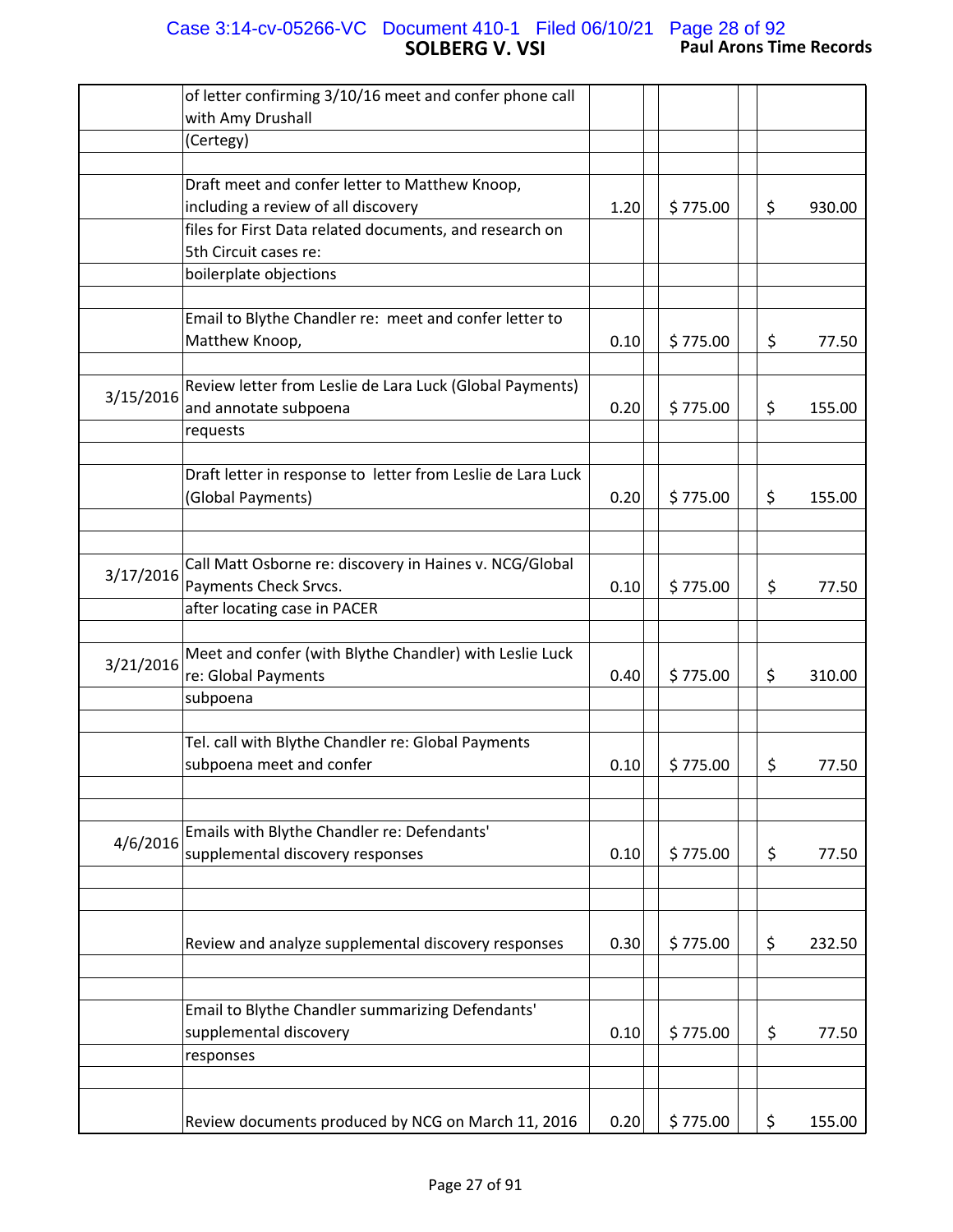| Date | Description | Hours | Rate | Amount |
|---|---|---|---|---|
| | of letter confirming 3/10/16 meet and confer phone call with Amy Drushall (Certegy) | | | |
| | Draft meet and confer letter to Matthew Knoop, including a review of all discovery files for First Data related documents, and research on 5th Circuit cases re: boilerplate objections | 1.20 | $ 775.00 | $ 930.00 |
| | Email to Blythe Chandler re: meet and confer letter to Matthew Knoop, | 0.10 | $ 775.00 | $ 77.50 |
| 3/15/2016 | Review letter from Leslie de Lara Luck (Global Payments) and annotate subpoena requests | 0.20 | $ 775.00 | $ 155.00 |
| | Draft letter in response to letter from Leslie de Lara Luck (Global Payments) | 0.20 | $ 775.00 | $ 155.00 |
| 3/17/2016 | Call Matt Osborne re: discovery in Haines v. NCG/Global Payments Check Srvcs. after locating case in PACER | 0.10 | $ 775.00 | $ 77.50 |
| 3/21/2016 | Meet and confer (with Blythe Chandler) with Leslie Luck re: Global Payments subpoena | 0.40 | $ 775.00 | $ 310.00 |
| | Tel. call with Blythe Chandler re: Global Payments subpoena meet and confer | 0.10 | $ 775.00 | $ 77.50 |
| 4/6/2016 | Emails with Blythe Chandler re: Defendants' supplemental discovery responses | 0.10 | $ 775.00 | $ 77.50 |
| | Review and analyze supplemental discovery responses | 0.30 | $ 775.00 | $ 232.50 |
| | Email to Blythe Chandler summarizing Defendants' supplemental discovery responses | 0.10 | $ 775.00 | $ 77.50 |
| | Review documents produced by NCG on March 11, 2016 | 0.20 | $ 775.00 | $ 155.00 |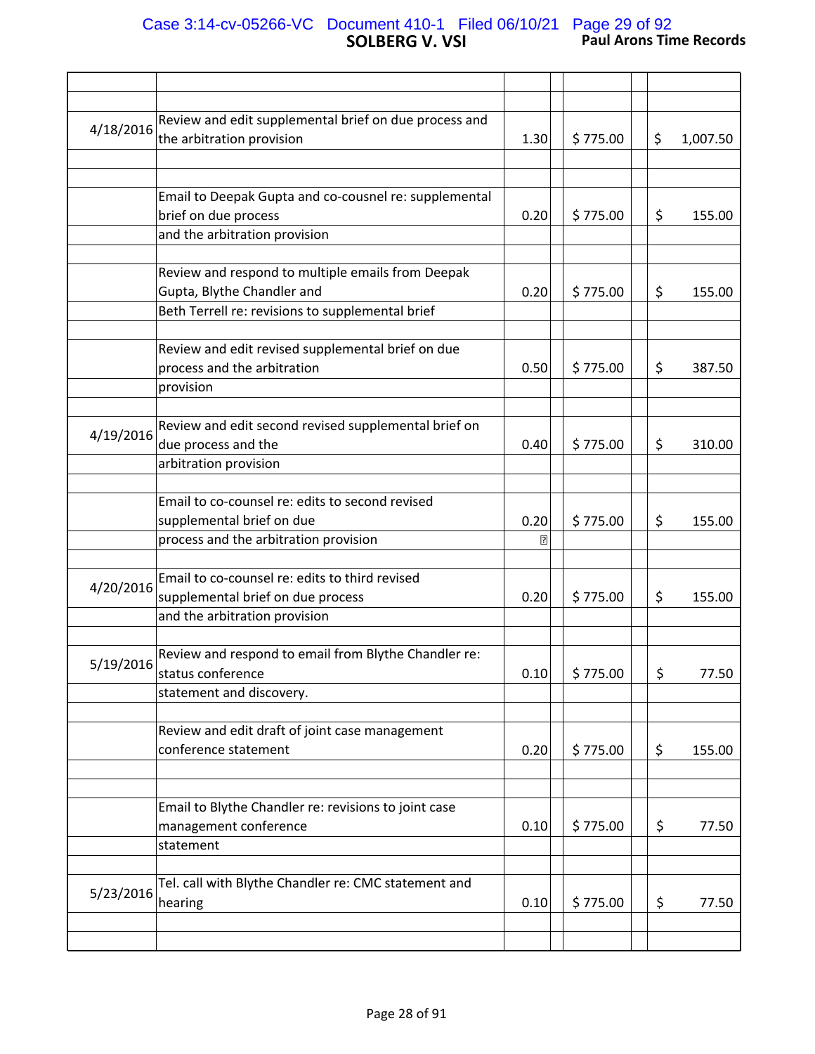**SOLBERG V. VSI**

**Paul Arons Time Records**

| Date | Description | Hours | Rate | Amount |
|---|---|---|---|---|
| 4/18/2016 | Review and edit supplemental brief on due process and the arbitration provision | 1.30 | $ 775.00 | $ 1,007.50 |
| | Email to Deepak Gupta and co-cousnel re: supplemental brief on due process and the arbitration provision | 0.20 | $ 775.00 | $ 155.00 |
| | Review and respond to multiple emails from Deepak Gupta, Blythe Chandler and Beth Terrell re: revisions to supplemental brief | 0.20 | $ 775.00 | $ 155.00 |
| | Review and edit revised supplemental brief on due process and the arbitration provision | 0.50 | $ 775.00 | $ 387.50 |
| 4/19/2016 | Review and edit second revised supplemental brief on due process and the arbitration provision | 0.40 | $ 775.00 | $ 310.00 |
| | Email to co-counsel re: edits to second revised supplemental brief on due process and the arbitration provision | 0.20 | $ 775.00 | $ 155.00 |
| 4/20/2016 | Email to co-counsel re: edits to third revised supplemental brief on due process and the arbitration provision | 0.20 | $ 775.00 | $ 155.00 |
| 5/19/2016 | Review and respond to email from Blythe Chandler re: status conference statement and discovery. | 0.10 | $ 775.00 | $ 77.50 |
| | Review and edit draft of joint case management conference statement | 0.20 | $ 775.00 | $ 155.00 |
| | Email to Blythe Chandler re: revisions to joint case management conference statement | 0.10 | $ 775.00 | $ 77.50 |
| 5/23/2016 | Tel. call with Blythe Chandler re: CMC statement and hearing | 0.10 | $ 775.00 | $ 77.50 |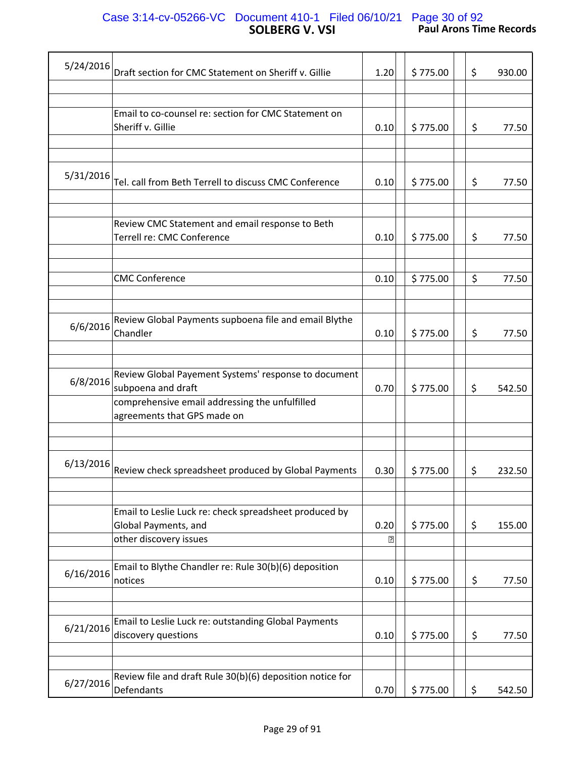# SOLBERG V. VSI

**Paul Arons Time Records**

| Date | Description | Hours | | Rate | | Amount |
|---|---|---|---|---|---|---|
| 5/24/2016 | Draft section for CMC Statement on Sheriff v. Gillie | 1.20 | | $ 775.00 | | $ 930.00 |
| | Email to co-counsel re: section for CMC Statement on Sheriff v. Gillie | 0.10 | | $ 775.00 | | $ 77.50 |
| 5/31/2016 | Tel. call from Beth Terrell to discuss CMC Conference | 0.10 | | $ 775.00 | | $ 77.50 |
| | Review CMC Statement and email response to Beth Terrell re: CMC Conference | 0.10 | | $ 775.00 | | $ 77.50 |
| | CMC Conference | 0.10 | | $ 775.00 | | $ 77.50 |
| 6/6/2016 | Review Global Payments supboena file and email Blythe Chandler | 0.10 | | $ 775.00 | | $ 77.50 |
| 6/8/2016 | Review Global Payement Systems' response to document subpoena and draft comprehensive email addressing the unfulfilled agreements that GPS made on | 0.70 | | $ 775.00 | | $ 542.50 |
| 6/13/2016 | Review check spreadsheet produced by Global Payments | 0.30 | | $ 775.00 | | $ 232.50 |
| | Email to Leslie Luck re: check spreadsheet produced by Global Payments, and other discovery issues | 0.20 | | $ 775.00 | | $ 155.00 |
| 6/16/2016 | Email to Blythe Chandler re: Rule 30(b)(6) deposition notices | 0.10 | | $ 775.00 | | $ 77.50 |
| 6/21/2016 | Email to Leslie Luck re: outstanding Global Payments discovery questions | 0.10 | | $ 775.00 | | $ 77.50 |
| 6/27/2016 | Review file and draft Rule 30(b)(6) deposition notice for Defendants | 0.70 | | $ 775.00 | | $ 542.50 |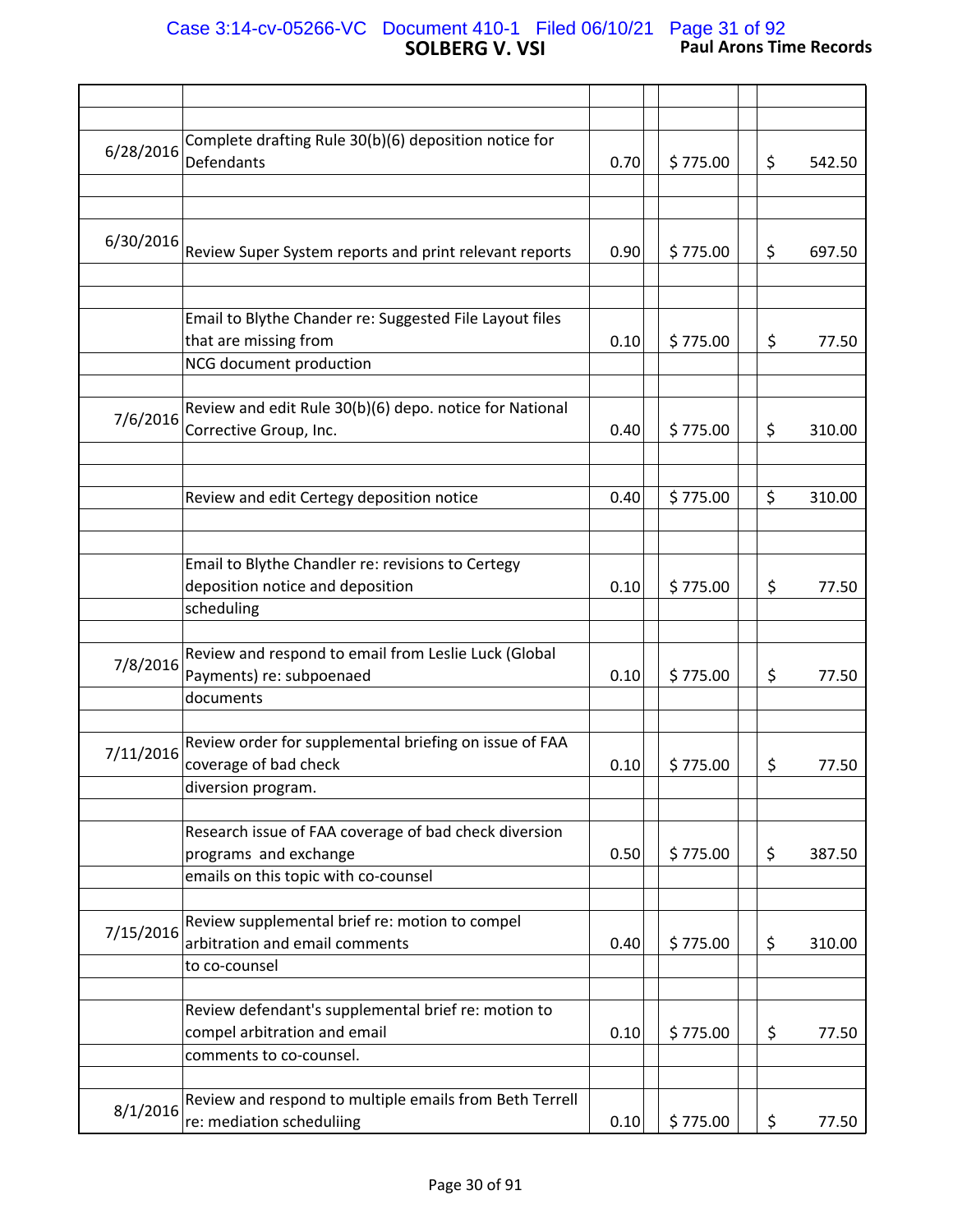## SOLBERG V. VSI

**Paul Arons Time Records**

| Date | Description | Hours | Rate | Amount |
|---|---|---|---|---|
| 6/28/2016 | Complete drafting Rule 30(b)(6) deposition notice for Defendants | 0.70 | $ 775.00 | $ 542.50 |
| 6/30/2016 | Review Super System reports and print relevant reports | 0.90 | $ 775.00 | $ 697.50 |
| | Email to Blythe Chander re: Suggested File Layout files that are missing from NCG document production | 0.10 | $ 775.00 | $ 77.50 |
| 7/6/2016 | Review and edit Rule 30(b)(6) depo. notice for National Corrective Group, Inc. | 0.40 | $ 775.00 | $ 310.00 |
| | Review and edit Certegy deposition notice | 0.40 | $ 775.00 | $ 310.00 |
| | Email to Blythe Chandler re: revisions to Certegy deposition notice and deposition scheduling | 0.10 | $ 775.00 | $ 77.50 |
| 7/8/2016 | Review and respond to email from Leslie Luck (Global Payments) re: subpoenaed documents | 0.10 | $ 775.00 | $ 77.50 |
| 7/11/2016 | Review order for supplemental briefing on issue of FAA coverage of bad check diversion program. | 0.10 | $ 775.00 | $ 77.50 |
| | Research issue of FAA coverage of bad check diversion programs and exchange emails on this topic with co-counsel | 0.50 | $ 775.00 | $ 387.50 |
| 7/15/2016 | Review supplemental brief re: motion to compel arbitration and email comments to co-counsel | 0.40 | $ 775.00 | $ 310.00 |
| | Review defendant's supplemental brief re: motion to compel arbitration and email comments to co-counsel. | 0.10 | $ 775.00 | $ 77.50 |
| 8/1/2016 | Review and respond to multiple emails from Beth Terrell re: mediation scheduliing | 0.10 | $ 775.00 | $ 77.50 |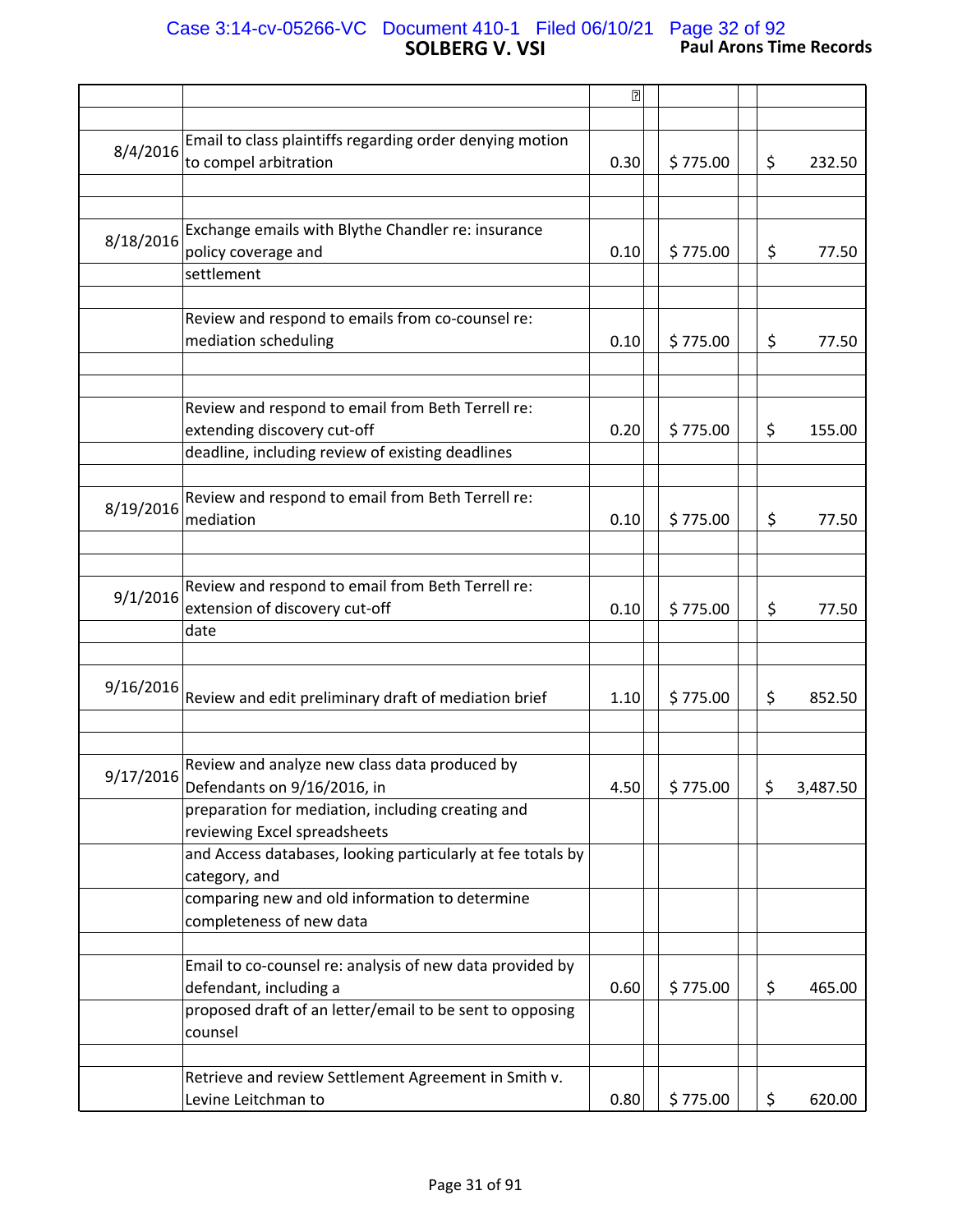# SOLBERG V. VSI

**Paul Arons Time Records**

| | | | | | | |
|---|---|---|---|---|---|---|
| | | | | | | |
| 8/4/2016 | Email to class plaintiffs regarding order denying motion to compel arbitration | 0.30 | | $ 775.00 | | $ 232.50 |
| | | | | | | |
| 8/18/2016 | Exchange emails with Blythe Chandler re: insurance policy coverage and settlement | 0.10 | | $ 775.00 | | $ 77.50 |
| | | | | | | |
| | Review and respond to emails from co-counsel re: mediation scheduling | 0.10 | | $ 775.00 | | $ 77.50 |
| | | | | | | |
| | Review and respond to email from Beth Terrell re: extending discovery cut-off deadline, including review of existing deadlines | 0.20 | | $ 775.00 | | $ 155.00 |
| | | | | | | |
| 8/19/2016 | Review and respond to email from Beth Terrell re: mediation | 0.10 | | $ 775.00 | | $ 77.50 |
| | | | | | | |
| 9/1/2016 | Review and respond to email from Beth Terrell re: extension of discovery cut-off date | 0.10 | | $ 775.00 | | $ 77.50 |
| | | | | | | |
| 9/16/2016 | Review and edit preliminary draft of mediation brief | 1.10 | | $ 775.00 | | $ 852.50 |
| | | | | | | |
| 9/17/2016 | Review and analyze new class data produced by Defendants on 9/16/2016, in preparation for mediation, including creating and reviewing Excel spreadsheets and Access databases, looking particularly at fee totals by category, and comparing new and old information to determine completeness of new data | 4.50 | | $ 775.00 | | $ 3,487.50 |
| | | | | | | |
| | Email to co-counsel re: analysis of new data provided by defendant, including a proposed draft of an letter/email to be sent to opposing counsel | 0.60 | | $ 775.00 | | $ 465.00 |
| | | | | | | |
| | Retrieve and review Settlement Agreement in Smith v. Levine Leitchman to | 0.80 | | $ 775.00 | | $ 620.00 |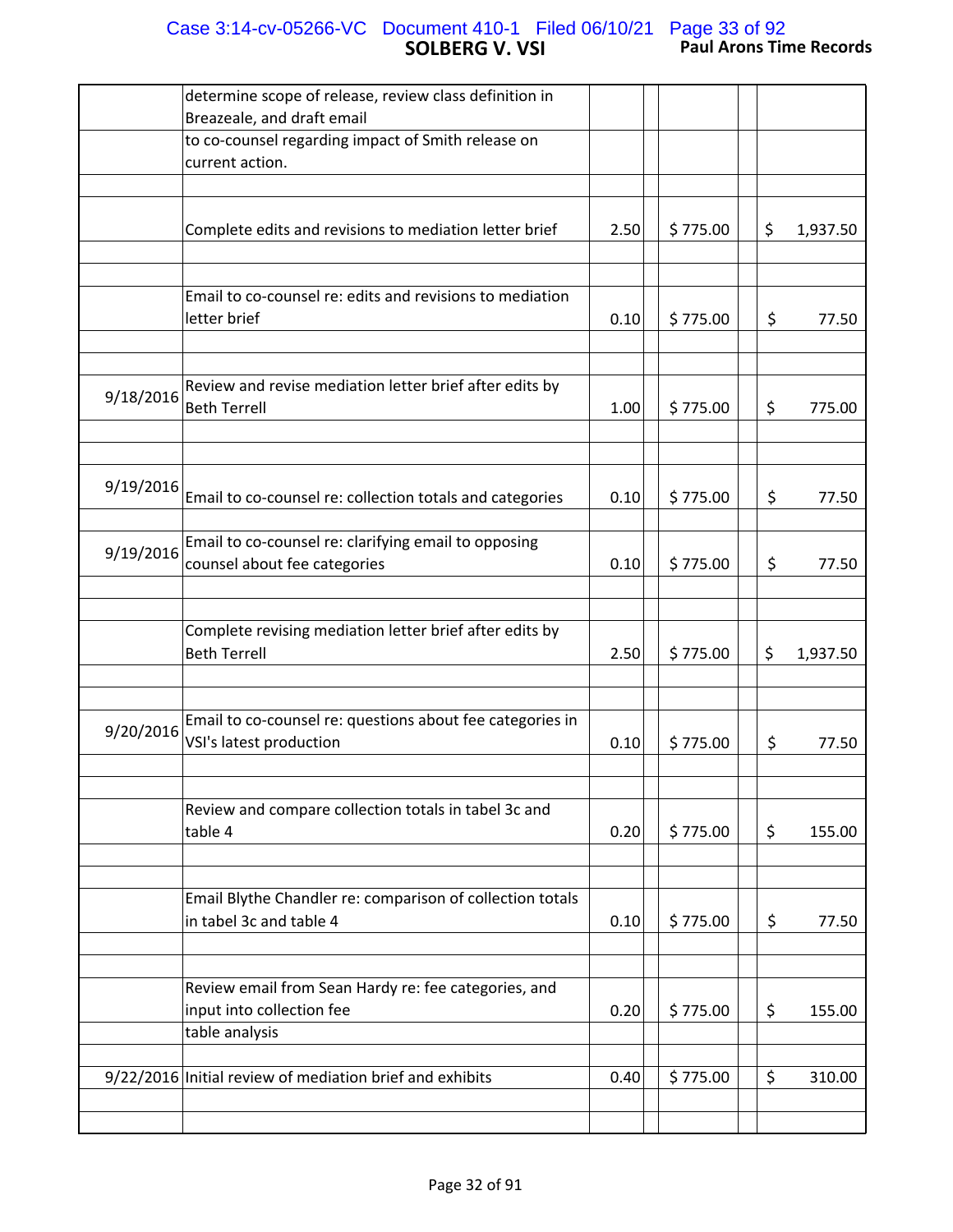| | | | | | | |
|---|---|---|---|---|---|---|
| | determine scope of release, review class definition in Breazeale, and draft email | | | | | |
| | to co-counsel regarding impact of Smith release on current action. | | | | | |
| | | | | | | |
| | Complete edits and revisions to mediation letter brief | 2.50 | | $ 775.00 | | $ 1,937.50 |
| | | | | | | |
| | | | | | | |
| | Email to co-counsel re: edits and revisions to mediation letter brief | 0.10 | | $ 775.00 | | $ 77.50 |
| | | | | | | |
| | | | | | | |
| 9/18/2016 | Review and revise mediation letter brief after edits by Beth Terrell | 1.00 | | $ 775.00 | | $ 775.00 |
| | | | | | | |
| | | | | | | |
| 9/19/2016 | Email to co-counsel re: collection totals and categories | 0.10 | | $ 775.00 | | $ 77.50 |
| | | | | | | |
| 9/19/2016 | Email to co-counsel re: clarifying email to opposing counsel about fee categories | 0.10 | | $ 775.00 | | $ 77.50 |
| | | | | | | |
| | | | | | | |
| | Complete revising mediation letter brief after edits by Beth Terrell | 2.50 | | $ 775.00 | | $ 1,937.50 |
| | | | | | | |
| | | | | | | |
| 9/20/2016 | Email to co-counsel re: questions about fee categories in VSI's latest production | 0.10 | | $ 775.00 | | $ 77.50 |
| | | | | | | |
| | | | | | | |
| | Review and compare collection totals in tabel 3c and table 4 | 0.20 | | $ 775.00 | | $ 155.00 |
| | | | | | | |
| | | | | | | |
| | Email Blythe Chandler re: comparison of collection totals in tabel 3c and table 4 | 0.10 | | $ 775.00 | | $ 77.50 |
| | | | | | | |
| | | | | | | |
| | Review email from Sean Hardy re: fee categories, and input into collection fee | 0.20 | | $ 775.00 | | $ 155.00 |
| | table analysis | | | | | |
| | | | | | | |
| 9/22/2016 | Initial review of mediation brief and exhibits | 0.40 | | $ 775.00 | | $ 310.00 |
| | | | | | | |
| | | | | | | |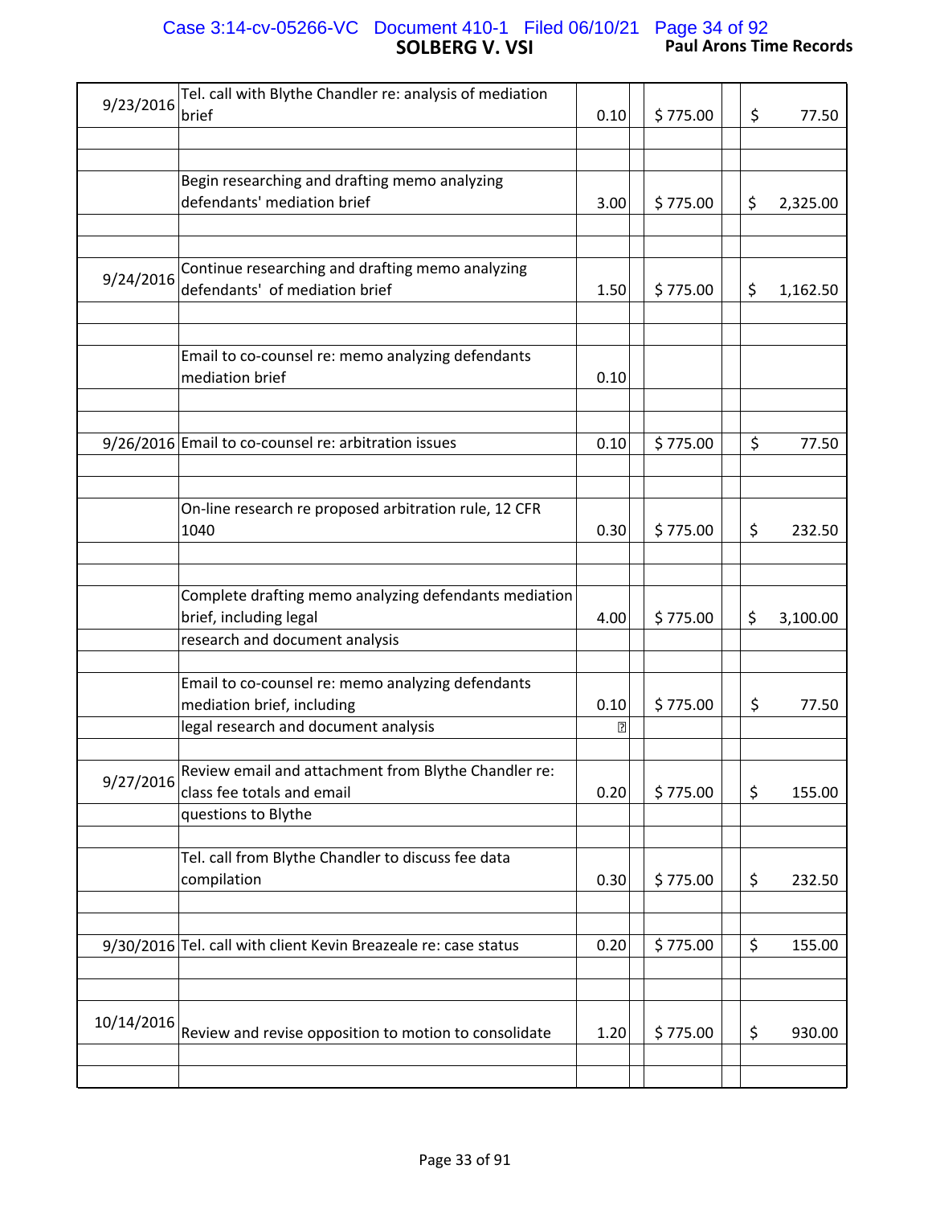## SOLBERG V. VSI

**Paul Arons Time Records**

| Date | Description | Hours | | Rate | | Amount |
|---|---|---|---|---|---|---|
| 9/23/2016 | Tel. call with Blythe Chandler re: analysis of mediation brief | 0.10 | | $ 775.00 | | $ 77.50 |
| | Begin researching and drafting memo analyzing defendants' mediation brief | 3.00 | | $ 775.00 | | $ 2,325.00 |
| 9/24/2016 | Continue researching and drafting memo analyzing defendants' of mediation brief | 1.50 | | $ 775.00 | | $ 1,162.50 |
| | Email to co-counsel re: memo analyzing defendants mediation brief | 0.10 | | | | |
| 9/26/2016 | Email to co-counsel re: arbitration issues | 0.10 | | $ 775.00 | | $ 77.50 |
| | On-line research re proposed arbitration rule, 12 CFR 1040 | 0.30 | | $ 775.00 | | $ 232.50 |
| | Complete drafting memo analyzing defendants mediation brief, including legal research and document analysis | 4.00 | | $ 775.00 | | $ 3,100.00 |
| | Email to co-counsel re: memo analyzing defendants mediation brief, including legal research and document analysis | 0.10 | | $ 775.00 | | $ 77.50 |
| 9/27/2016 | Review email and attachment from Blythe Chandler re: class fee totals and email questions to Blythe | 0.20 | | $ 775.00 | | $ 155.00 |
| | Tel. call from Blythe Chandler to discuss fee data compilation | 0.30 | | $ 775.00 | | $ 232.50 |
| 9/30/2016 | Tel. call with client Kevin Breazeale re: case status | 0.20 | | $ 775.00 | | $ 155.00 |
| 10/14/2016 | Review and revise opposition to motion to consolidate | 1.20 | | $ 775.00 | | $ 930.00 |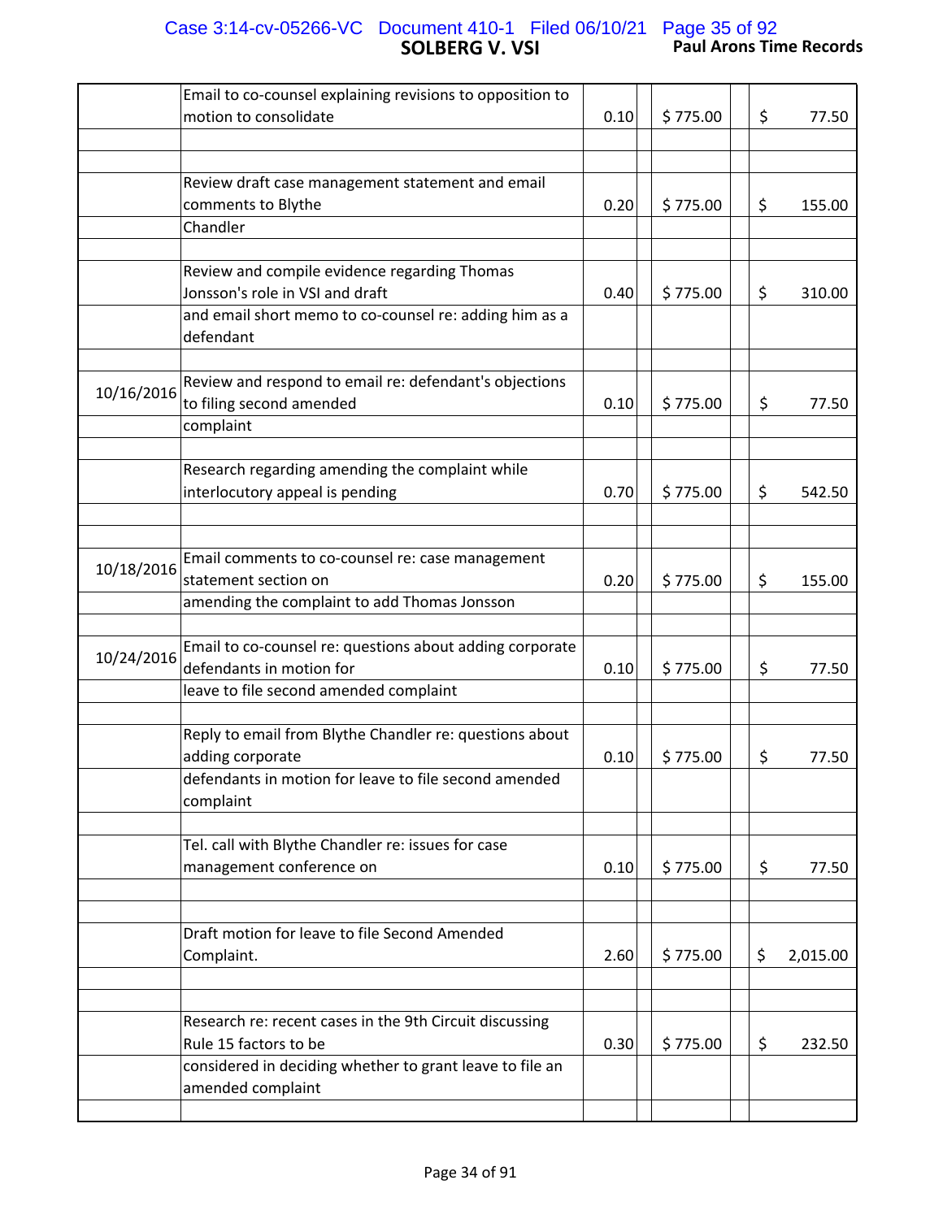**SOLBERG V. VSI** **Paul Arons Time Records**

| Date | Description | Hours | Rate | Amount |
|---|---|---|---|---|
| | Email to co-counsel explaining revisions to opposition to motion to consolidate | 0.10 | $ 775.00 | $ 77.50 |
| | Review draft case management statement and email comments to Blythe Chandler | 0.20 | $ 775.00 | $ 155.00 |
| | Review and compile evidence regarding Thomas Jonsson's role in VSI and draft and email short memo to co-counsel re: adding him as a defendant | 0.40 | $ 775.00 | $ 310.00 |
| 10/16/2016 | Review and respond to email re: defendant's objections to filing second amended complaint | 0.10 | $ 775.00 | $ 77.50 |
| | Research regarding amending the complaint while interlocutory appeal is pending | 0.70 | $ 775.00 | $ 542.50 |
| 10/18/2016 | Email comments to co-counsel re: case management statement section on amending the complaint to add Thomas Jonsson | 0.20 | $ 775.00 | $ 155.00 |
| 10/24/2016 | Email to co-counsel re: questions about adding corporate defendants in motion for leave to file second amended complaint | 0.10 | $ 775.00 | $ 77.50 |
| | Reply to email from Blythe Chandler re: questions about adding corporate defendants in motion for leave to file second amended complaint | 0.10 | $ 775.00 | $ 77.50 |
| | Tel. call with Blythe Chandler re: issues for case management conference on | 0.10 | $ 775.00 | $ 77.50 |
| | Draft motion for leave to file Second Amended Complaint. | 2.60 | $ 775.00 | $ 2,015.00 |
| | Research re: recent cases in the 9th Circuit discussing Rule 15 factors to be considered in deciding whether to grant leave to file an amended complaint | 0.30 | $ 775.00 | $ 232.50 |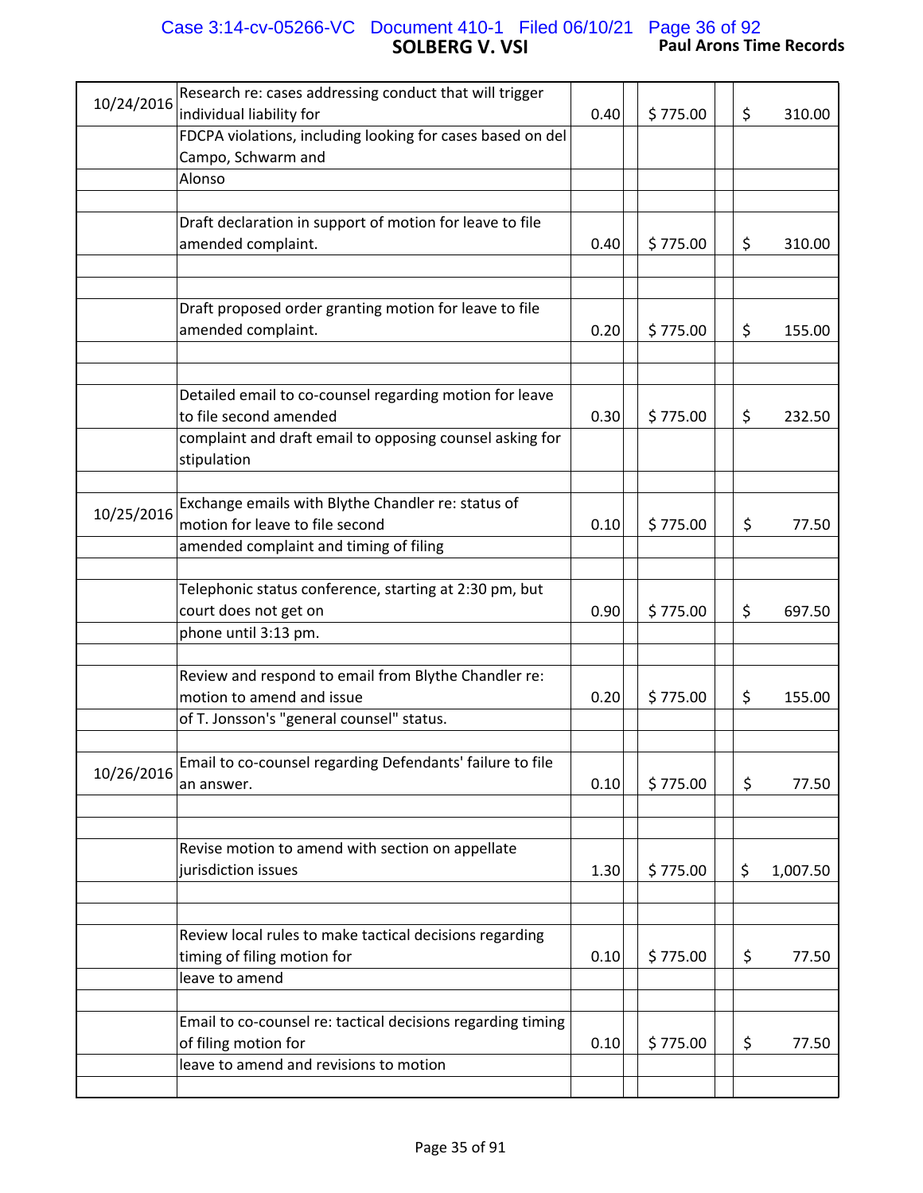# SOLBERG V. VSI

**Paul Arons Time Records**

| Date | Description | Hours | Rate | Amount |
|---|---|---|---|---|
| 10/24/2016 | Research re: cases addressing conduct that will trigger individual liability for FDCPA violations, including looking for cases based on del Campo, Schwarm and Alonso | 0.40 | $ 775.00 | $ 310.00 |
| | Draft declaration in support of motion for leave to file amended complaint. | 0.40 | $ 775.00 | $ 310.00 |
| | Draft proposed order granting motion for leave to file amended complaint. | 0.20 | $ 775.00 | $ 155.00 |
| | Detailed email to co-counsel regarding motion for leave to file second amended complaint and draft email to opposing counsel asking for stipulation | 0.30 | $ 775.00 | $ 232.50 |
| 10/25/2016 | Exchange emails with Blythe Chandler re: status of motion for leave to file second amended complaint and timing of filing | 0.10 | $ 775.00 | $ 77.50 |
| | Telephonic status conference, starting at 2:30 pm, but court does not get on phone until 3:13 pm. | 0.90 | $ 775.00 | $ 697.50 |
| | Review and respond to email from Blythe Chandler re: motion to amend and issue of T. Jonsson's "general counsel" status. | 0.20 | $ 775.00 | $ 155.00 |
| 10/26/2016 | Email to co-counsel regarding Defendants' failure to file an answer. | 0.10 | $ 775.00 | $ 77.50 |
| | Revise motion to amend with section on appellate jurisdiction issues | 1.30 | $ 775.00 | $ 1,007.50 |
| | Review local rules to make tactical decisions regarding timing of filing motion for leave to amend | 0.10 | $ 775.00 | $ 77.50 |
| | Email to co-counsel re: tactical decisions regarding timing of filing motion for leave to amend and revisions to motion | 0.10 | $ 775.00 | $ 77.50 |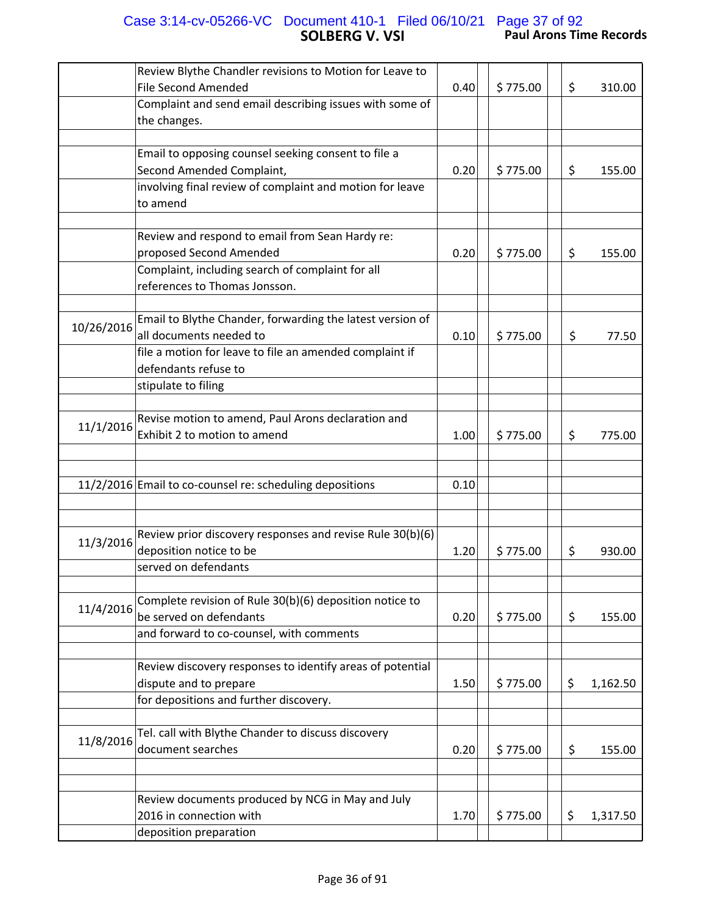| Date | Description | Hours | | Rate | | Amount |
|---|---|---|---|---|---|---|
| | Review Blythe Chandler revisions to Motion for Leave to File Second Amended Complaint and send email describing issues with some of the changes. | 0.40 | | $ 775.00 | | $ 310.00 |
| | Email to opposing counsel seeking consent to file a Second Amended Complaint, involving final review of complaint and motion for leave to amend | 0.20 | | $ 775.00 | | $ 155.00 |
| | Review and respond to email from Sean Hardy re: proposed Second Amended Complaint, including search of complaint for all references to Thomas Jonsson. | 0.20 | | $ 775.00 | | $ 155.00 |
| 10/26/2016 | Email to Blythe Chander, forwarding the latest version of all documents needed to file a motion for leave to file an amended complaint if defendants refuse to stipulate to filing | 0.10 | | $ 775.00 | | $ 77.50 |
| 11/1/2016 | Revise motion to amend, Paul Arons declaration and Exhibit 2 to motion to amend | 1.00 | | $ 775.00 | | $ 775.00 |
| 11/2/2016 | Email to co-counsel re: scheduling depositions | 0.10 | | | | |
| 11/3/2016 | Review prior discovery responses and revise Rule 30(b)(6) deposition notice to be served on defendants | 1.20 | | $ 775.00 | | $ 930.00 |
| 11/4/2016 | Complete revision of Rule 30(b)(6) deposition notice to be served on defendants and forward to co-counsel, with comments | 0.20 | | $ 775.00 | | $ 155.00 |
| | Review discovery responses to identify areas of potential dispute and to prepare for depositions and further discovery. | 1.50 | | $ 775.00 | | $ 1,162.50 |
| 11/8/2016 | Tel. call with Blythe Chander to discuss discovery document searches | 0.20 | | $ 775.00 | | $ 155.00 |
| | Review documents produced by NCG in May and July 2016 in connection with deposition preparation | 1.70 | | $ 775.00 | | $ 1,317.50 |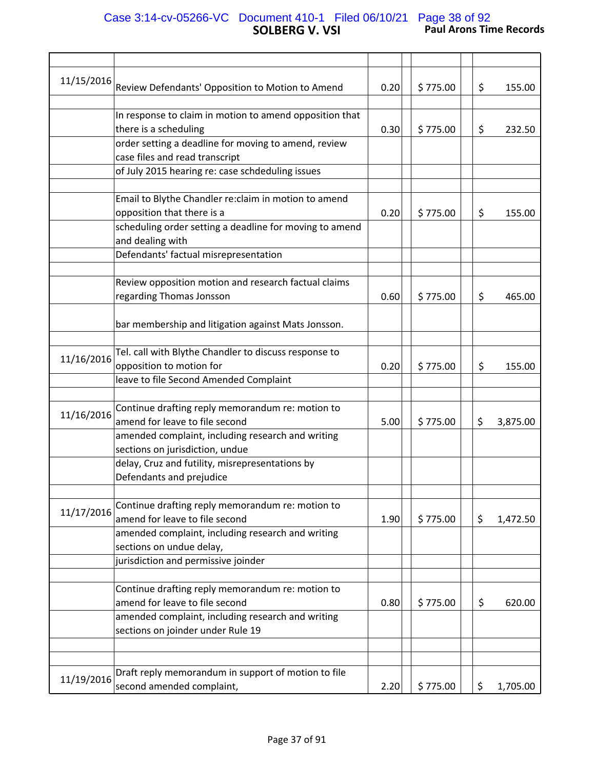# SOLBERG V. VSI

**Paul Arons Time Records**

| Date | Description | Hours | Rate | Amount |
|---|---|---|---|---|
| 11/15/2016 | Review Defendants' Opposition to Motion to Amend | 0.20 | $ 775.00 | $ 155.00 |
| | In response to claim in motion to amend opposition that there is a scheduling order setting a deadline for moving to amend, review case files and read transcript of July 2015 hearing re: case schdeduling issues | 0.30 | $ 775.00 | $ 232.50 |
| | Email to Blythe Chandler re:claim in motion to amend opposition that there is a scheduling order setting a deadline for moving to amend and dealing with Defendants' factual misrepresentation | 0.20 | $ 775.00 | $ 155.00 |
| | Review opposition motion and research factual claims regarding Thomas Jonsson bar membership and litigation against Mats Jonsson. | 0.60 | $ 775.00 | $ 465.00 |
| 11/16/2016 | Tel. call with Blythe Chandler to discuss response to opposition to motion for leave to file Second Amended Complaint | 0.20 | $ 775.00 | $ 155.00 |
| 11/16/2016 | Continue drafting reply memorandum re: motion to amend for leave to file second amended complaint, including research and writing sections on jurisdiction, undue delay, Cruz and futility, misrepresentations by Defendants and prejudice | 5.00 | $ 775.00 | $ 3,875.00 |
| 11/17/2016 | Continue drafting reply memorandum re: motion to amend for leave to file second amended complaint, including research and writing sections on undue delay, jurisdiction and permissive joinder | 1.90 | $ 775.00 | $ 1,472.50 |
| | Continue drafting reply memorandum re: motion to amend for leave to file second amended complaint, including research and writing sections on joinder under Rule 19 | 0.80 | $ 775.00 | $ 620.00 |
| 11/19/2016 | Draft reply memorandum in support of motion to file second amended complaint, | 2.20 | $ 775.00 | $ 1,705.00 |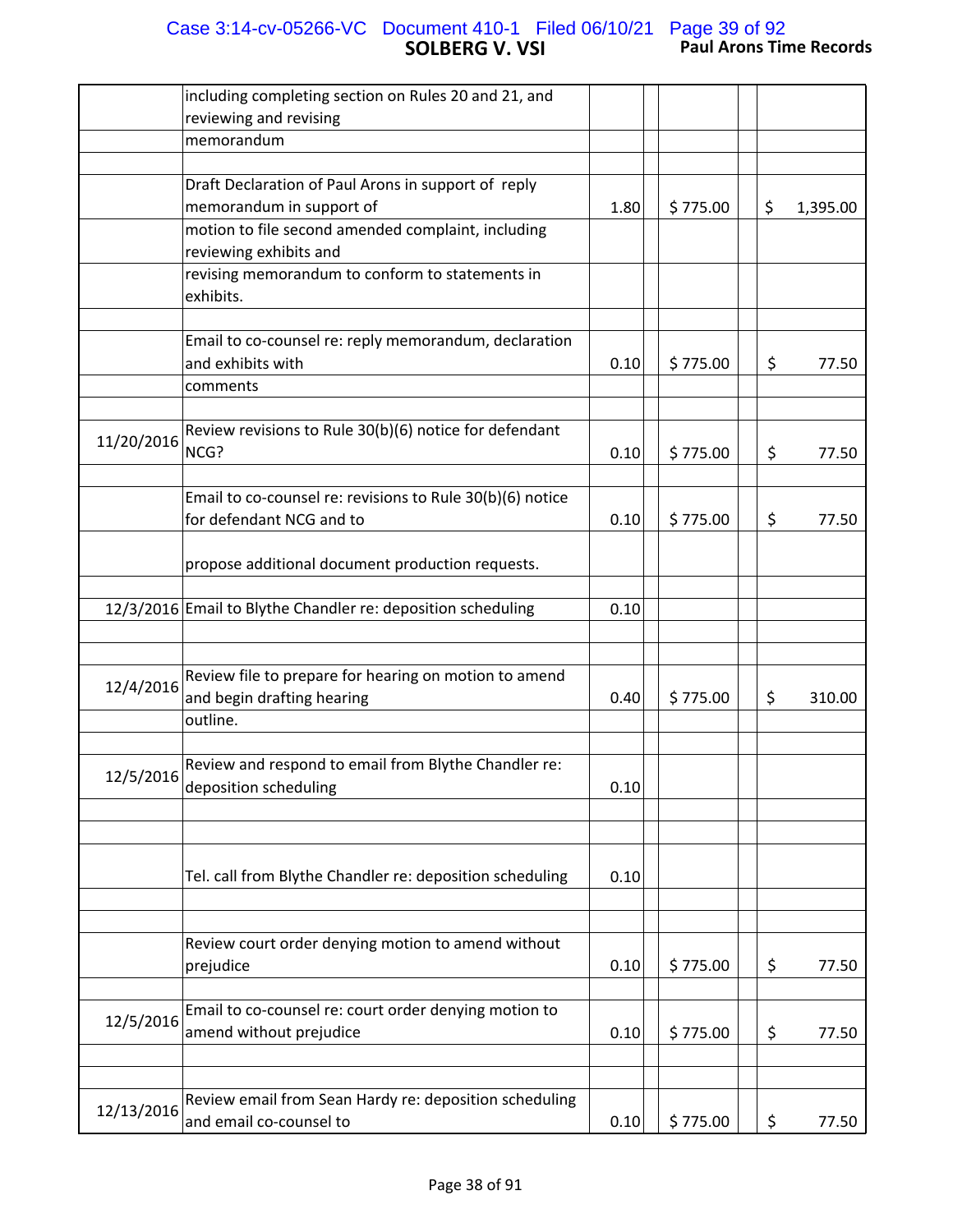| Date | Description | Hours | Rate | Amount |
|---|---|---|---|---|
| | including completing section on Rules 20 and 21, and reviewing and revising memorandum | | | |
| | Draft Declaration of Paul Arons in support of reply memorandum in support of motion to file second amended complaint, including reviewing exhibits and revising memorandum to conform to statements in exhibits. | 1.80 | $ 775.00 | $ 1,395.00 |
| | Email to co-counsel re: reply memorandum, declaration and exhibits with comments | 0.10 | $ 775.00 | $ 77.50 |
| 11/20/2016 | Review revisions to Rule 30(b)(6) notice for defendant NCG? | 0.10 | $ 775.00 | $ 77.50 |
| | Email to co-counsel re: revisions to Rule 30(b)(6) notice for defendant NCG and to propose additional document production requests. | 0.10 | $ 775.00 | $ 77.50 |
| 12/3/2016 | Email to Blythe Chandler re: deposition scheduling | 0.10 | | |
| 12/4/2016 | Review file to prepare for hearing on motion to amend and begin drafting hearing outline. | 0.40 | $ 775.00 | $ 310.00 |
| 12/5/2016 | Review and respond to email from Blythe Chandler re: deposition scheduling | 0.10 | | |
| | Tel. call from Blythe Chandler re: deposition scheduling | 0.10 | | |
| | Review court order denying motion to amend without prejudice | 0.10 | $ 775.00 | $ 77.50 |
| 12/5/2016 | Email to co-counsel re: court order denying motion to amend without prejudice | 0.10 | $ 775.00 | $ 77.50 |
| 12/13/2016 | Review email from Sean Hardy re: deposition scheduling and email co-counsel to | 0.10 | $ 775.00 | $ 77.50 |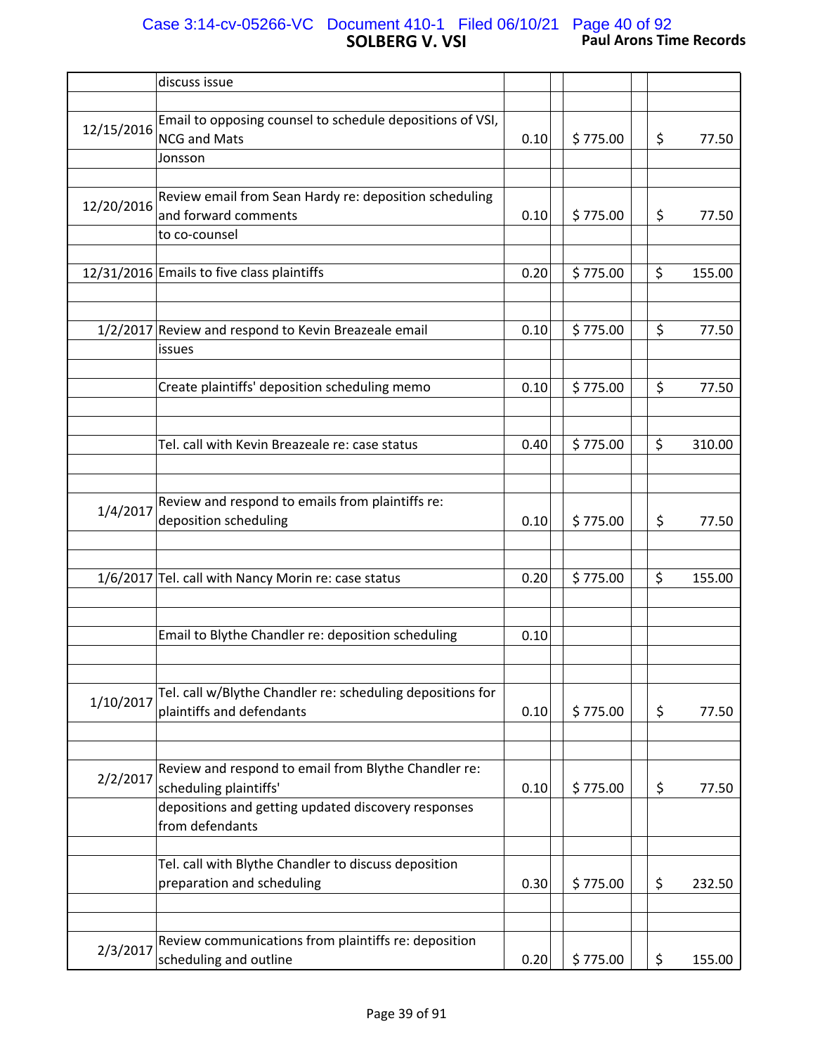| Date | Description | Hours | | Rate | | Amount |
|---|---|---|---|---|---|---|
| | discuss issue | | | | | |
| | | | | | | |
| 12/15/2016 | Email to opposing counsel to schedule depositions of VSI, NCG and Mats | 0.10 | | $ 775.00 | | $ 77.50 |
| | Jonsson | | | | | |
| | | | | | | |
| 12/20/2016 | Review email from Sean Hardy re: deposition scheduling and forward comments | 0.10 | | $ 775.00 | | $ 77.50 |
| | to co-counsel | | | | | |
| | | | | | | |
| 12/31/2016 | Emails to five class plaintiffs | 0.20 | | $ 775.00 | | $ 155.00 |
| | | | | | | |
| | | | | | | |
| 1/2/2017 | Review and respond to Kevin Breazeale email | 0.10 | | $ 775.00 | | $ 77.50 |
| | issues | | | | | |
| | | | | | | |
| | Create plaintiffs' deposition scheduling memo | 0.10 | | $ 775.00 | | $ 77.50 |
| | | | | | | |
| | | | | | | |
| | Tel. call with Kevin Breazeale re: case status | 0.40 | | $ 775.00 | | $ 310.00 |
| | | | | | | |
| | | | | | | |
| 1/4/2017 | Review and respond to emails from plaintiffs re: deposition scheduling | 0.10 | | $ 775.00 | | $ 77.50 |
| | | | | | | |
| | | | | | | |
| 1/6/2017 | Tel. call with Nancy Morin re: case status | 0.20 | | $ 775.00 | | $ 155.00 |
| | | | | | | |
| | | | | | | |
| | Email to Blythe Chandler re: deposition scheduling | 0.10 | | | | |
| | | | | | | |
| | | | | | | |
| 1/10/2017 | Tel. call w/Blythe Chandler re: scheduling depositions for plaintiffs and defendants | 0.10 | | $ 775.00 | | $ 77.50 |
| | | | | | | |
| | | | | | | |
| 2/2/2017 | Review and respond to email from Blythe Chandler re: scheduling plaintiffs' | 0.10 | | $ 775.00 | | $ 77.50 |
| | depositions and getting updated discovery responses from defendants | | | | | |
| | | | | | | |
| | Tel. call with Blythe Chandler to discuss deposition preparation and scheduling | 0.30 | | $ 775.00 | | $ 232.50 |
| | | | | | | |
| | | | | | | |
| 2/3/2017 | Review communications from plaintiffs re: deposition scheduling and outline | 0.20 | | $ 775.00 | | $ 155.00 |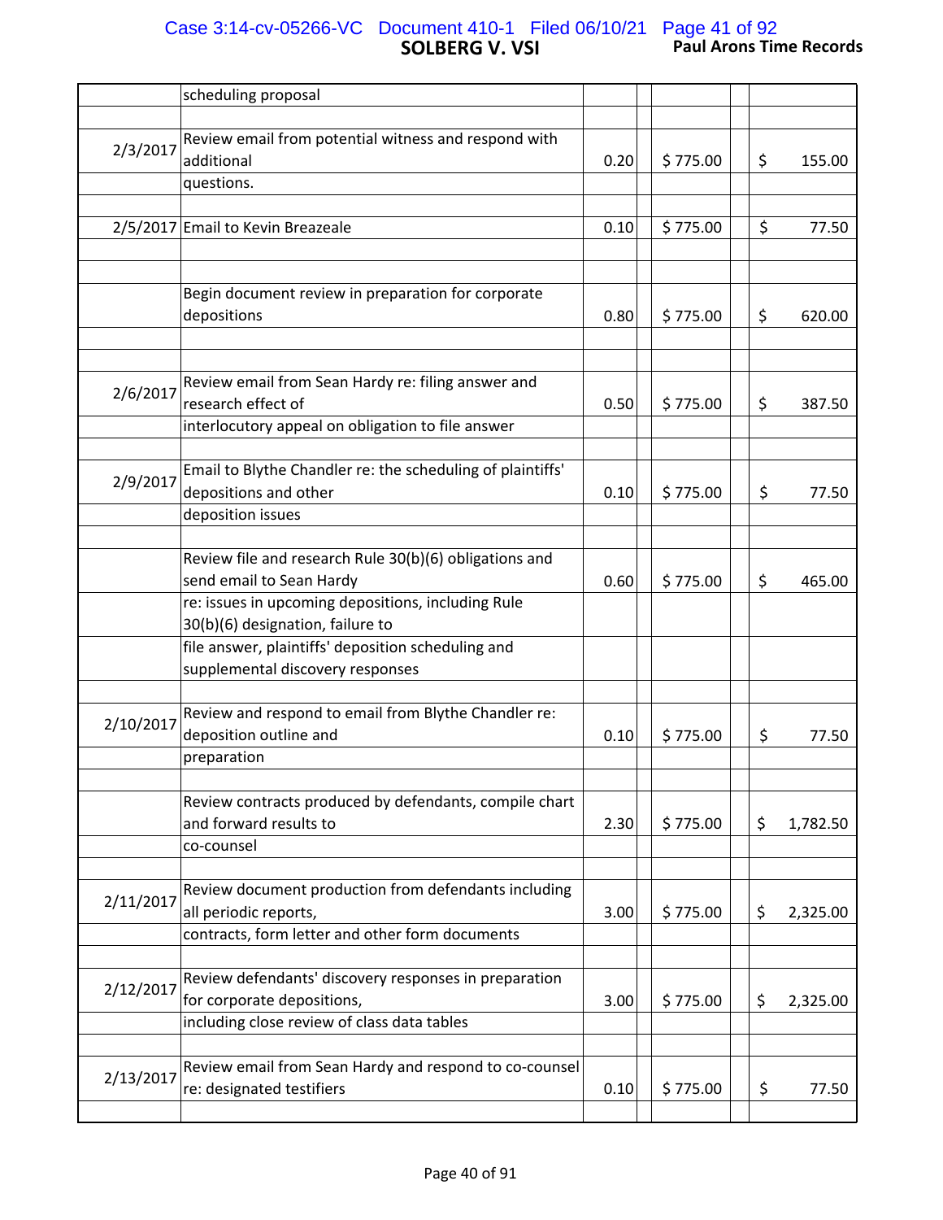| Date | Description | Hours | Rate | Amount |
|---|---|---|---|---|
| | scheduling proposal | | | |
| 2/3/2017 | Review email from potential witness and respond with additional questions. | 0.20 | $ 775.00 | $ 155.00 |
| 2/5/2017 | Email to Kevin Breazeale | 0.10 | $ 775.00 | $ 77.50 |
| | Begin document review in preparation for corporate depositions | 0.80 | $ 775.00 | $ 620.00 |
| 2/6/2017 | Review email from Sean Hardy re: filing answer and research effect of interlocutory appeal on obligation to file answer | 0.50 | $ 775.00 | $ 387.50 |
| 2/9/2017 | Email to Blythe Chandler re: the scheduling of plaintiffs' depositions and other deposition issues | 0.10 | $ 775.00 | $ 77.50 |
| | Review file and research Rule 30(b)(6) obligations and send email to Sean Hardy re: issues in upcoming depositions, including Rule 30(b)(6) designation, failure to file answer, plaintiffs' deposition scheduling and supplemental discovery responses | 0.60 | $ 775.00 | $ 465.00 |
| 2/10/2017 | Review and respond to email from Blythe Chandler re: deposition outline and preparation | 0.10 | $ 775.00 | $ 77.50 |
| | Review contracts produced by defendants, compile chart and forward results to co-counsel | 2.30 | $ 775.00 | $ 1,782.50 |
| 2/11/2017 | Review document production from defendants including all periodic reports, contracts, form letter and other form documents | 3.00 | $ 775.00 | $ 2,325.00 |
| 2/12/2017 | Review defendants' discovery responses in preparation for corporate depositions, including close review of class data tables | 3.00 | $ 775.00 | $ 2,325.00 |
| 2/13/2017 | Review email from Sean Hardy and respond to co-counsel re: designated testifiers | 0.10 | $ 775.00 | $ 77.50 |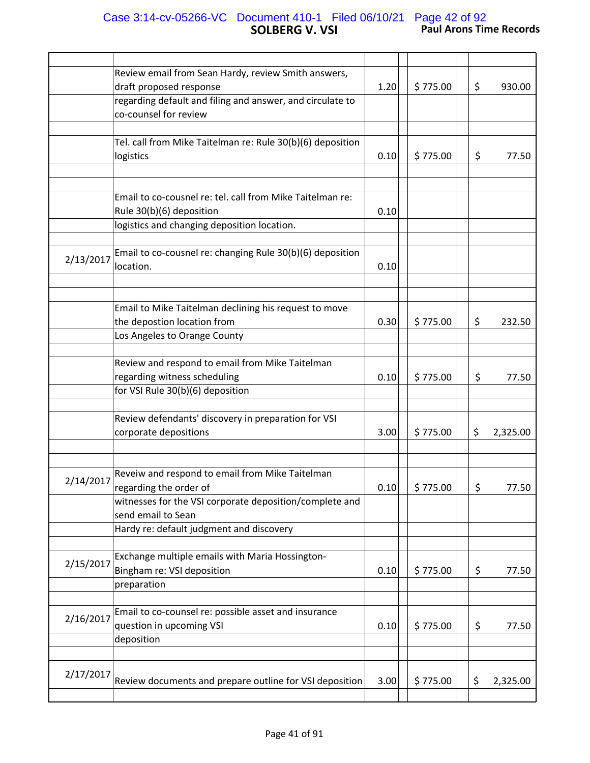## SOLBERG V. VSI

**Paul Arons Time Records**

| Date | Description | Hours | Rate | Amount |
|---|---|---|---|---|
| | Review email from Sean Hardy, review Smith answers, draft proposed response regarding default and filing and answer, and circulate to co-counsel for review | 1.20 | $ 775.00 | $ 930.00 |
| | Tel. call from Mike Taitelman re: Rule 30(b)(6) deposition logistics | 0.10 | $ 775.00 | $ 77.50 |
| | Email to co-cousnel re: tel. call from Mike Taitelman re: Rule 30(b)(6) deposition logistics and changing deposition location. | 0.10 | | |
| 2/13/2017 | Email to co-cousnel re: changing Rule 30(b)(6) deposition location. | 0.10 | | |
| | Email to Mike Taitelman declining his request to move the depostion location from Los Angeles to Orange County | 0.30 | $ 775.00 | $ 232.50 |
| | Review and respond to email from Mike Taitelman regarding witness scheduling for VSI Rule 30(b)(6) deposition | 0.10 | $ 775.00 | $ 77.50 |
| | Review defendants' discovery in preparation for VSI corporate depositions | 3.00 | $ 775.00 | $ 2,325.00 |
| 2/14/2017 | Reveiw and respond to email from Mike Taitelman regarding the order of witnesses for the VSI corporate deposition/complete and send email to Sean Hardy re: default judgment and discovery | 0.10 | $ 775.00 | $ 77.50 |
| 2/15/2017 | Exchange multiple emails with Maria Hossington-Bingham re: VSI deposition preparation | 0.10 | $ 775.00 | $ 77.50 |
| 2/16/2017 | Email to co-counsel re: possible asset and insurance question in upcoming VSI deposition | 0.10 | $ 775.00 | $ 77.50 |
| 2/17/2017 | Review documents and prepare outline for VSI deposition | 3.00 | $ 775.00 | $ 2,325.00 |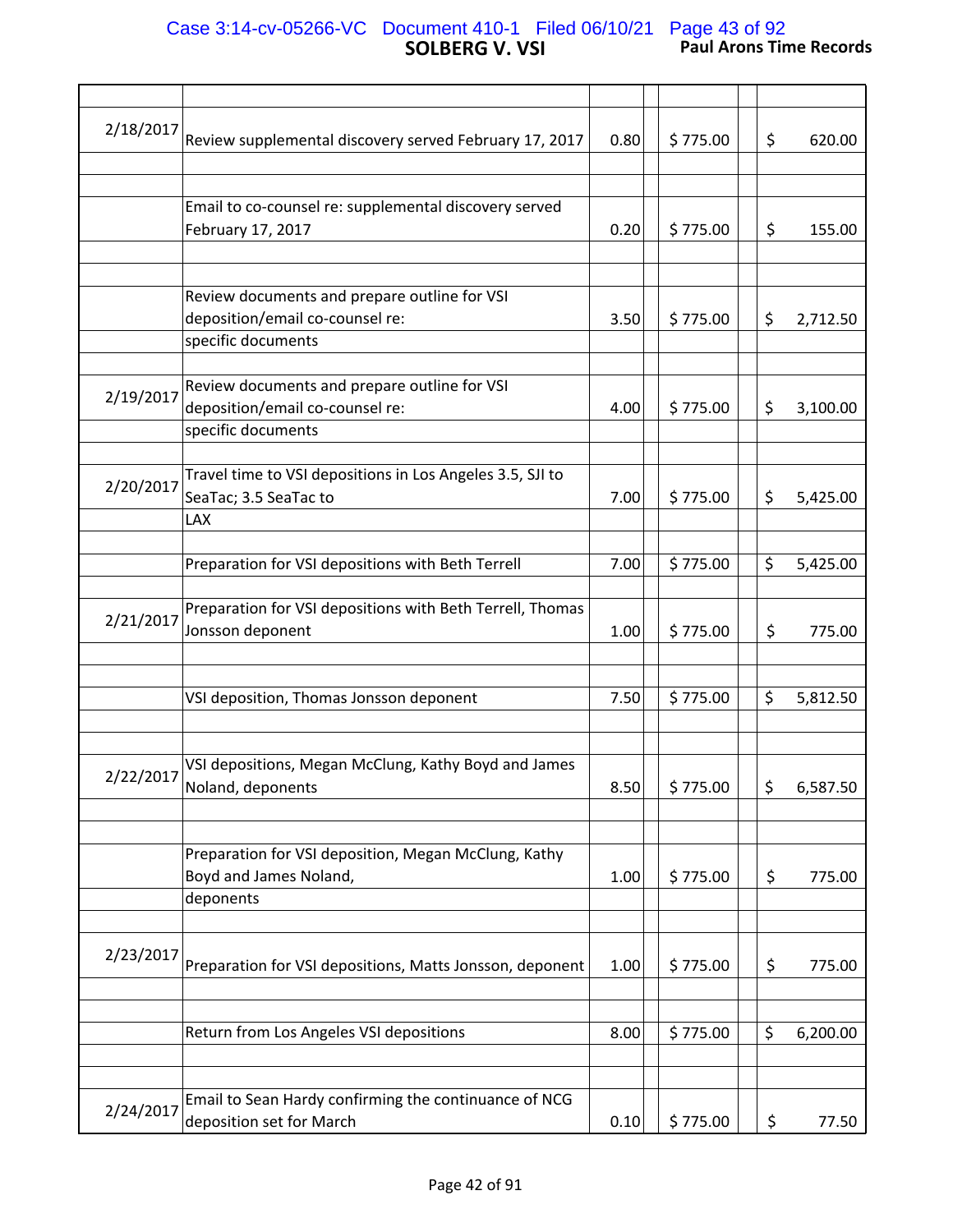# SOLBERG V. VSI

**Paul Arons Time Records**

| Date | Description | Hours | | Rate | | Amount |
|---|---|---|---|---|---|---|
| 2/18/2017 | Review supplemental discovery served February 17, 2017 | 0.80 | | $ 775.00 | | $ 620.00 |
| | Email to co-counsel re: supplemental discovery served February 17, 2017 | 0.20 | | $ 775.00 | | $ 155.00 |
| | Review documents and prepare outline for VSI deposition/email co-counsel re: specific documents | 3.50 | | $ 775.00 | | $ 2,712.50 |
| 2/19/2017 | Review documents and prepare outline for VSI deposition/email co-counsel re: specific documents | 4.00 | | $ 775.00 | | $ 3,100.00 |
| 2/20/2017 | Travel time to VSI depositions in Los Angeles 3.5, SJI to SeaTac; 3.5 SeaTac to LAX | 7.00 | | $ 775.00 | | $ 5,425.00 |
| | Preparation for VSI depositions with Beth Terrell | 7.00 | | $ 775.00 | | $ 5,425.00 |
| 2/21/2017 | Preparation for VSI depositions with Beth Terrell, Thomas Jonsson deponent | 1.00 | | $ 775.00 | | $ 775.00 |
| | VSI deposition, Thomas Jonsson deponent | 7.50 | | $ 775.00 | | $ 5,812.50 |
| 2/22/2017 | VSI depositions, Megan McClung, Kathy Boyd and James Noland, deponents | 8.50 | | $ 775.00 | | $ 6,587.50 |
| | Preparation for VSI deposition, Megan McClung, Kathy Boyd and James Noland, deponents | 1.00 | | $ 775.00 | | $ 775.00 |
| 2/23/2017 | Preparation for VSI depositions, Matts Jonsson, deponent | 1.00 | | $ 775.00 | | $ 775.00 |
| | Return from Los Angeles VSI depositions | 8.00 | | $ 775.00 | | $ 6,200.00 |
| 2/24/2017 | Email to Sean Hardy confirming the continuance of NCG deposition set for March | 0.10 | | $ 775.00 | | $ 77.50 |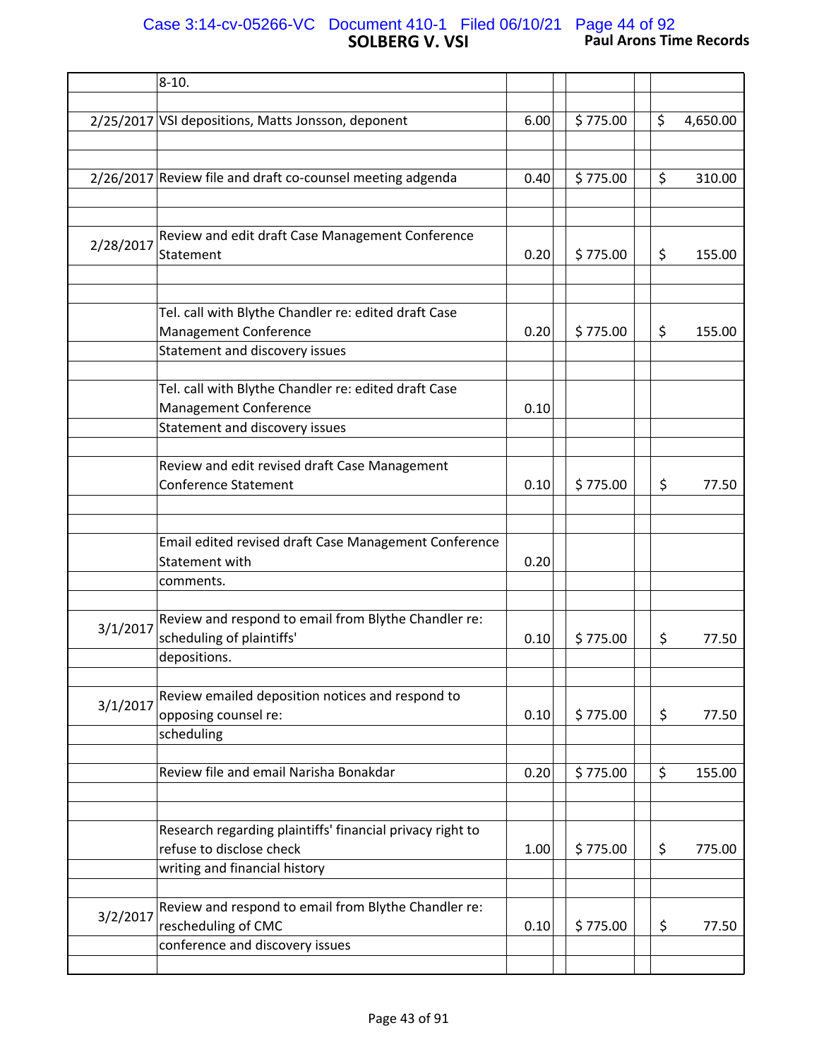| Date | Description | Hours | | Rate | | Amount |
|---|---|---|---|---|---|---|
| | 8-10. | | | | | |
| 2/25/2017 | VSI depositions, Matts Jonsson, deponent | 6.00 | | $ 775.00 | | $ 4,650.00 |
| 2/26/2017 | Review file and draft co-counsel meeting adgenda | 0.40 | | $ 775.00 | | $ 310.00 |
| 2/28/2017 | Review and edit draft Case Management Conference Statement | 0.20 | | $ 775.00 | | $ 155.00 |
| | Tel. call with Blythe Chandler re: edited draft Case Management Conference Statement and discovery issues | 0.20 | | $ 775.00 | | $ 155.00 |
| | Tel. call with Blythe Chandler re: edited draft Case Management Conference Statement and discovery issues | 0.10 | | | | |
| | Review and edit revised draft Case Management Conference Statement | 0.10 | | $ 775.00 | | $ 77.50 |
| | Email edited revised draft Case Management Conference Statement with comments. | 0.20 | | | | |
| 3/1/2017 | Review and respond to email from Blythe Chandler re: scheduling of plaintiffs' depositions. | 0.10 | | $ 775.00 | | $ 77.50 |
| 3/1/2017 | Review emailed deposition notices and respond to opposing counsel re: scheduling | 0.10 | | $ 775.00 | | $ 77.50 |
| | Review file and email Narisha Bonakdar | 0.20 | | $ 775.00 | | $ 155.00 |
| | Research regarding plaintiffs' financial privacy right to refuse to disclose check writing and financial history | 1.00 | | $ 775.00 | | $ 775.00 |
| 3/2/2017 | Review and respond to email from Blythe Chandler re: rescheduling of CMC conference and discovery issues | 0.10 | | $ 775.00 | | $ 77.50 |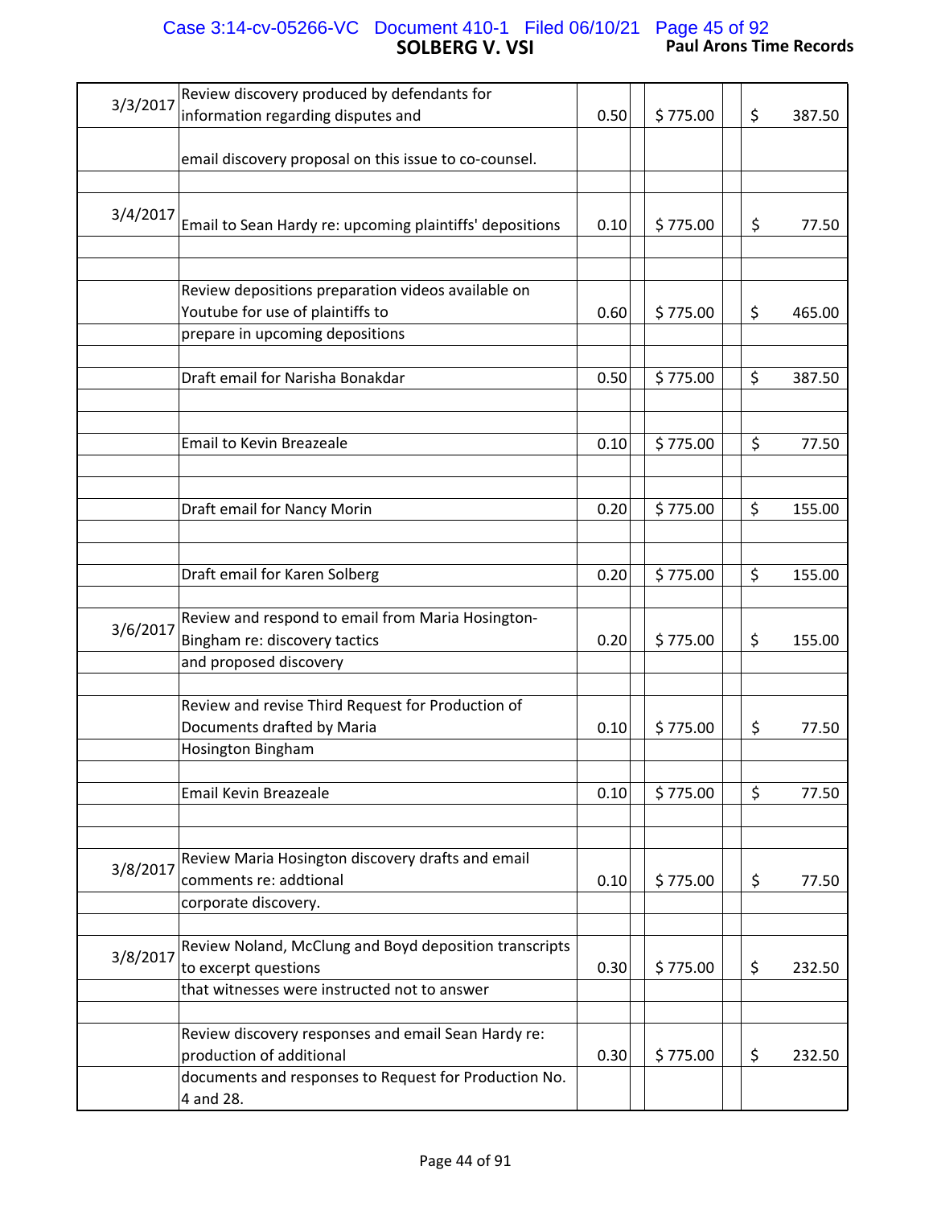## SOLBERG V. VSI

**Paul Arons Time Records**

| Date | Description | Hours | Rate | Amount |
|---|---|---|---|---|
| 3/3/2017 | Review discovery produced by defendants for information regarding disputes and email discovery proposal on this issue to co-counsel. | 0.50 | $ 775.00 | $ 387.50 |
| 3/4/2017 | Email to Sean Hardy re: upcoming plaintiffs' depositions | 0.10 | $ 775.00 | $ 77.50 |
| | Review depositions preparation videos available on Youtube for use of plaintiffs to prepare in upcoming depositions | 0.60 | $ 775.00 | $ 465.00 |
| | Draft email for Narisha Bonakdar | 0.50 | $ 775.00 | $ 387.50 |
| | Email to Kevin Breazeale | 0.10 | $ 775.00 | $ 77.50 |
| | Draft email for Nancy Morin | 0.20 | $ 775.00 | $ 155.00 |
| | Draft email for Karen Solberg | 0.20 | $ 775.00 | $ 155.00 |
| 3/6/2017 | Review and respond to email from Maria Hosington-Bingham re: discovery tactics and proposed discovery | 0.20 | $ 775.00 | $ 155.00 |
| | Review and revise Third Request for Production of Documents drafted by Maria Hosington Bingham | 0.10 | $ 775.00 | $ 77.50 |
| | Email Kevin Breazeale | 0.10 | $ 775.00 | $ 77.50 |
| 3/8/2017 | Review Maria Hosington discovery drafts and email comments re: addtional corporate discovery. | 0.10 | $ 775.00 | $ 77.50 |
| 3/8/2017 | Review Noland, McClung and Boyd deposition transcripts to excerpt questions that witnesses were instructed not to answer | 0.30 | $ 775.00 | $ 232.50 |
| | Review discovery responses and email Sean Hardy re: production of additional documents and responses to Request for Production No. 4 and 28. | 0.30 | $ 775.00 | $ 232.50 |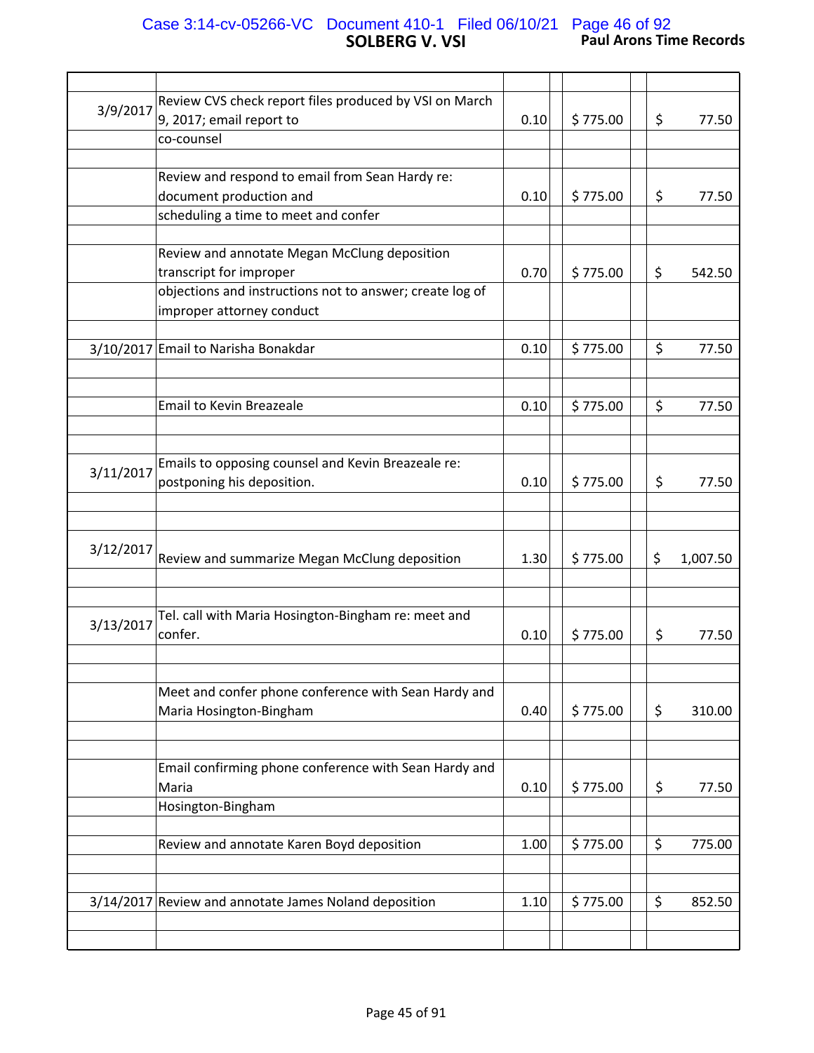| Date | Description | Hours | | Rate | | Amount |
|---|---|---|---|---|---|---|
| 3/9/2017 | Review CVS check report files produced by VSI on March 9, 2017; email report to co-counsel | 0.10 | | $ 775.00 | | $ 77.50 |
| | Review and respond to email from Sean Hardy re: document production and scheduling a time to meet and confer | 0.10 | | $ 775.00 | | $ 77.50 |
| | Review and annotate Megan McClung deposition transcript for improper objections and instructions not to answer; create log of improper attorney conduct | 0.70 | | $ 775.00 | | $ 542.50 |
| 3/10/2017 | Email to Narisha Bonakdar | 0.10 | | $ 775.00 | | $ 77.50 |
| | Email to Kevin Breazeale | 0.10 | | $ 775.00 | | $ 77.50 |
| 3/11/2017 | Emails to opposing counsel and Kevin Breazeale re: postponing his deposition. | 0.10 | | $ 775.00 | | $ 77.50 |
| 3/12/2017 | Review and summarize Megan McClung deposition | 1.30 | | $ 775.00 | | $ 1,007.50 |
| 3/13/2017 | Tel. call with Maria Hosington-Bingham re: meet and confer. | 0.10 | | $ 775.00 | | $ 77.50 |
| | Meet and confer phone conference with Sean Hardy and Maria Hosington-Bingham | 0.40 | | $ 775.00 | | $ 310.00 |
| | Email confirming phone conference with Sean Hardy and Maria Hosington-Bingham | 0.10 | | $ 775.00 | | $ 77.50 |
| | Review and annotate Karen Boyd deposition | 1.00 | | $ 775.00 | | $ 775.00 |
| 3/14/2017 | Review and annotate James Noland deposition | 1.10 | | $ 775.00 | | $ 852.50 |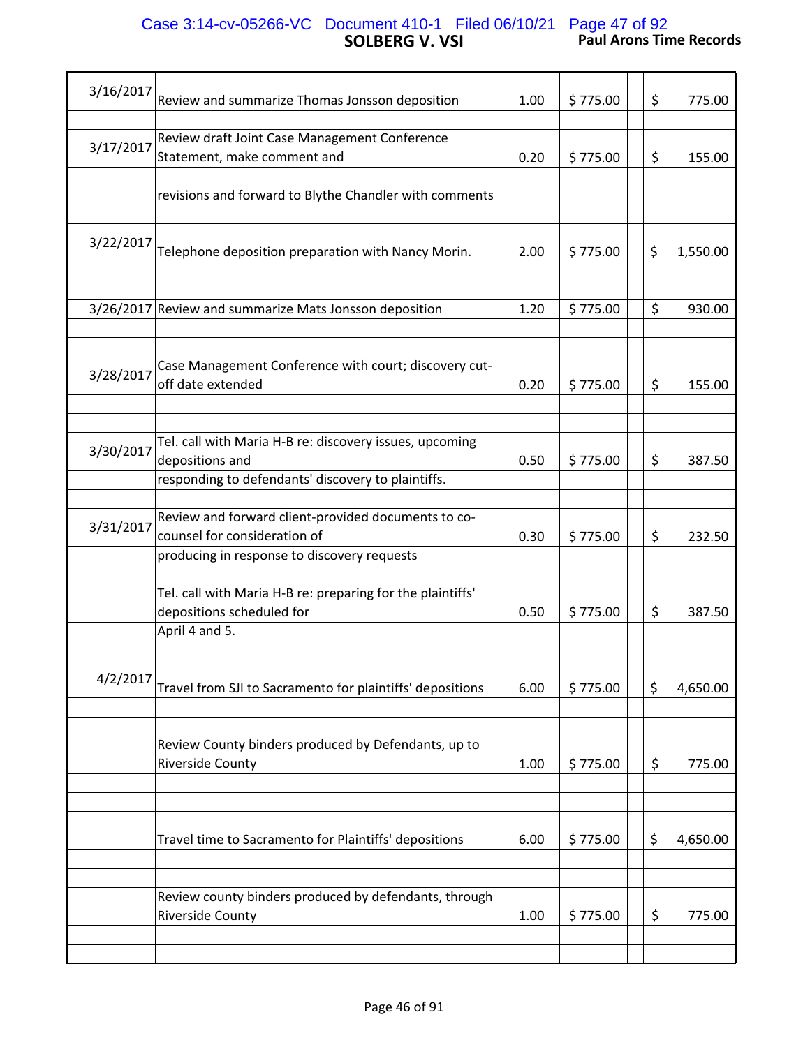| Date | Description | Hours | Rate | Amount |
|---|---|---|---|---|
| 3/16/2017 | Review and summarize Thomas Jonsson deposition | 1.00 | $ 775.00 | $ 775.00 |
| 3/17/2017 | Review draft Joint Case Management Conference Statement, make comment and revisions and forward to Blythe Chandler with comments | 0.20 | $ 775.00 | $ 155.00 |
| 3/22/2017 | Telephone deposition preparation with Nancy Morin. | 2.00 | $ 775.00 | $ 1,550.00 |
| 3/26/2017 | Review and summarize Mats Jonsson deposition | 1.20 | $ 775.00 | $ 930.00 |
| 3/28/2017 | Case Management Conference with court; discovery cut-off date extended | 0.20 | $ 775.00 | $ 155.00 |
| 3/30/2017 | Tel. call with Maria H-B re: discovery issues, upcoming depositions and responding to defendants' discovery to plaintiffs. | 0.50 | $ 775.00 | $ 387.50 |
| 3/31/2017 | Review and forward client-provided documents to co-counsel for consideration of producing in response to discovery requests | 0.30 | $ 775.00 | $ 232.50 |
| | Tel. call with Maria H-B re: preparing for the plaintiffs' depositions scheduled for April 4 and 5. | 0.50 | $ 775.00 | $ 387.50 |
| 4/2/2017 | Travel from SJI to Sacramento for plaintiffs' depositions | 6.00 | $ 775.00 | $ 4,650.00 |
| | Review County binders produced by Defendants, up to Riverside County | 1.00 | $ 775.00 | $ 775.00 |
| | Travel time to Sacramento for Plaintiffs' depositions | 6.00 | $ 775.00 | $ 4,650.00 |
| | Review county binders produced by defendants, through Riverside County | 1.00 | $ 775.00 | $ 775.00 |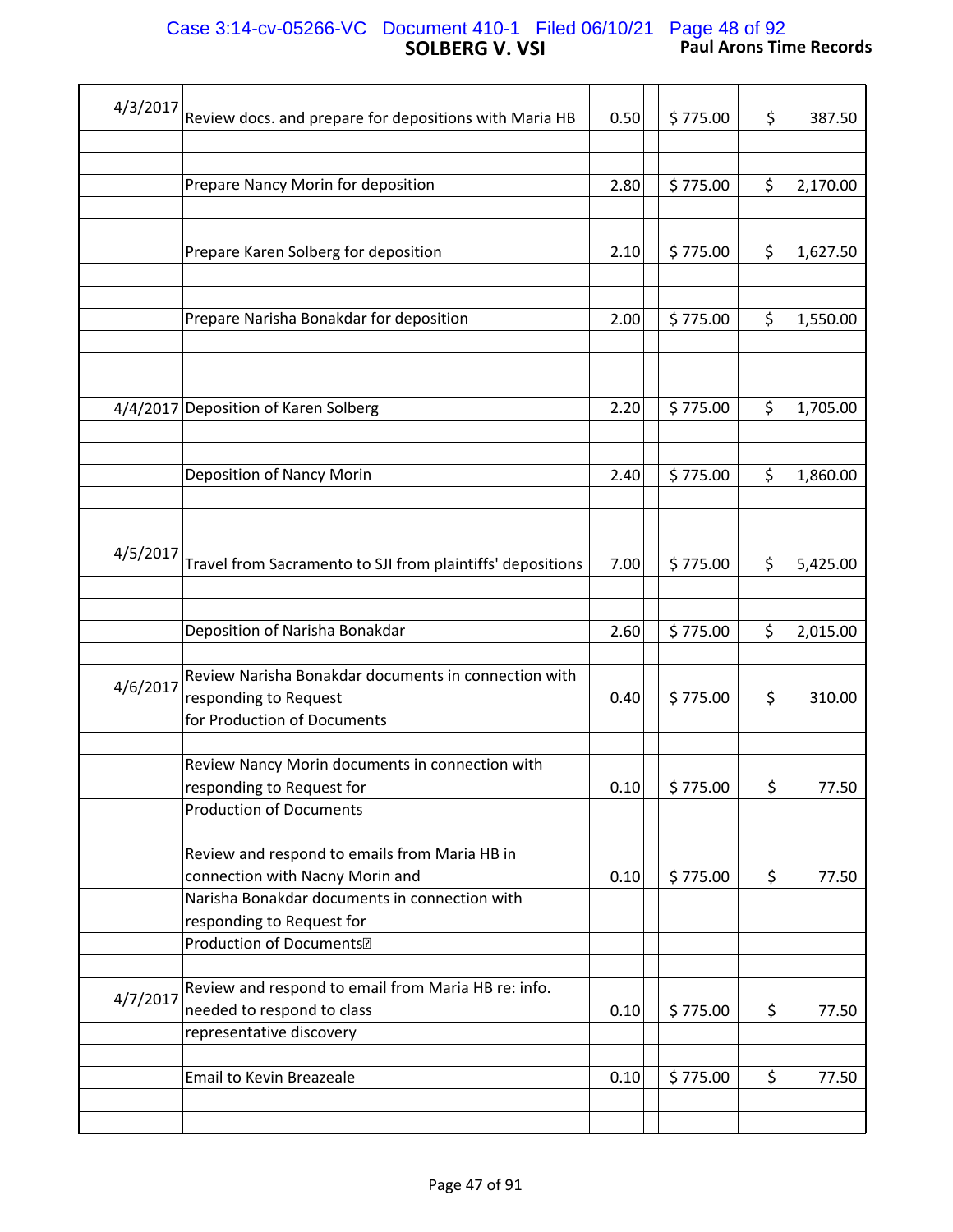# SOLBERG V. VSI

**Paul Arons Time Records**

| Date | Description | Hours | Rate | Amount |
|---|---|---|---|---|
| 4/3/2017 | Review docs. and prepare for depositions with Maria HB | 0.50 | $ 775.00 | $ 387.50 |
| | Prepare Nancy Morin for deposition | 2.80 | $ 775.00 | $ 2,170.00 |
| | Prepare Karen Solberg for deposition | 2.10 | $ 775.00 | $ 1,627.50 |
| | Prepare Narisha Bonakdar for deposition | 2.00 | $ 775.00 | $ 1,550.00 |
| 4/4/2017 | Deposition of Karen Solberg | 2.20 | $ 775.00 | $ 1,705.00 |
| | Deposition of Nancy Morin | 2.40 | $ 775.00 | $ 1,860.00 |
| 4/5/2017 | Travel from Sacramento to SJI from plaintiffs' depositions | 7.00 | $ 775.00 | $ 5,425.00 |
| | Deposition of Narisha Bonakdar | 2.60 | $ 775.00 | $ 2,015.00 |
| 4/6/2017 | Review Narisha Bonakdar documents in connection with responding to Request for Production of Documents | 0.40 | $ 775.00 | $ 310.00 |
| | Review Nancy Morin documents in connection with responding to Request for Production of Documents | 0.10 | $ 775.00 | $ 77.50 |
| | Review and respond to emails from Maria HB in connection with Nacny Morin and Narisha Bonakdar documents in connection with responding to Request for Production of Documents | 0.10 | $ 775.00 | $ 77.50 |
| 4/7/2017 | Review and respond to email from Maria HB re: info. needed to respond to class representative discovery | 0.10 | $ 775.00 | $ 77.50 |
| | Email to Kevin Breazeale | 0.10 | $ 775.00 | $ 77.50 |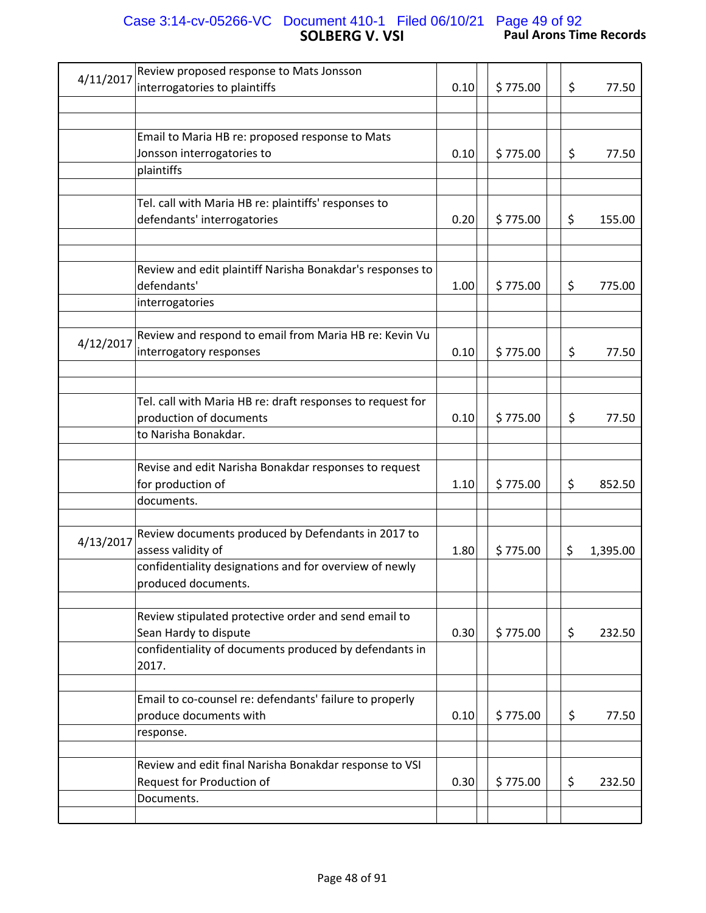| Date | Description | Hours | Rate | Amount |
|---|---|---|---|---|
| 4/11/2017 | Review proposed response to Mats Jonsson interrogatories to plaintiffs | 0.10 | $ 775.00 | $ 77.50 |
| | Email to Maria HB re: proposed response to Mats Jonsson interrogatories to plaintiffs | 0.10 | $ 775.00 | $ 77.50 |
| | Tel. call with Maria HB re: plaintiffs' responses to defendants' interrogatories | 0.20 | $ 775.00 | $ 155.00 |
| | Review and edit plaintiff Narisha Bonakdar's responses to defendants' interrogatories | 1.00 | $ 775.00 | $ 775.00 |
| 4/12/2017 | Review and respond to email from Maria HB re: Kevin Vu interrogatory responses | 0.10 | $ 775.00 | $ 77.50 |
| | Tel. call with Maria HB re: draft responses to request for production of documents to Narisha Bonakdar. | 0.10 | $ 775.00 | $ 77.50 |
| | Revise and edit Narisha Bonakdar responses to request for production of documents. | 1.10 | $ 775.00 | $ 852.50 |
| 4/13/2017 | Review documents produced by Defendants in 2017 to assess validity of confidentiality designations and for overview of newly produced documents. | 1.80 | $ 775.00 | $ 1,395.00 |
| | Review stipulated protective order and send email to Sean Hardy to dispute confidentiality of documents produced by defendants in 2017. | 0.30 | $ 775.00 | $ 232.50 |
| | Email to co-counsel re: defendants' failure to properly produce documents with response. | 0.10 | $ 775.00 | $ 77.50 |
| | Review and edit final Narisha Bonakdar response to VSI Request for Production of Documents. | 0.30 | $ 775.00 | $ 232.50 |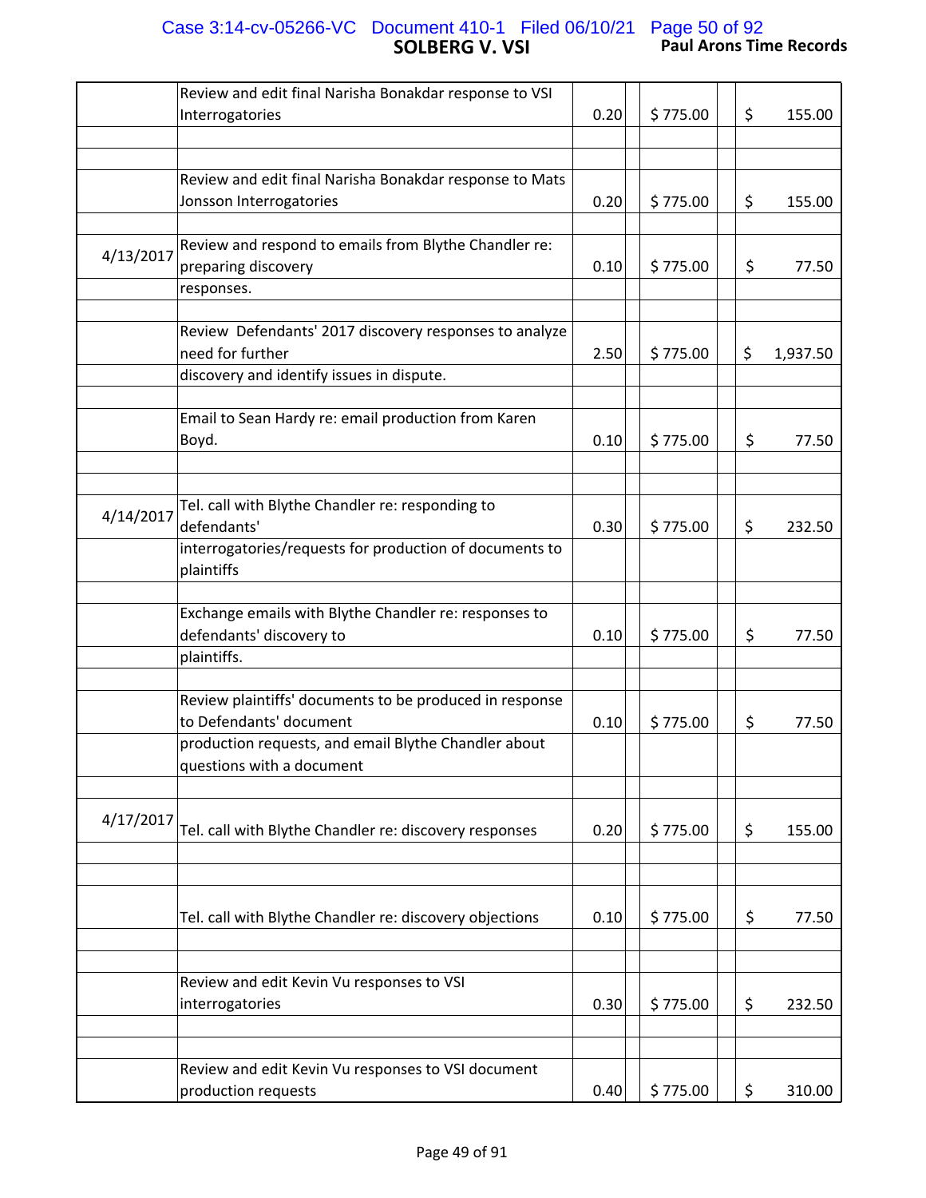| Date | Description | Hours | | Rate | | | Amount |
|---|---|---|---|---|---|---|---|
| | Review and edit final Narisha Bonakdar response to VSI Interrogatories | 0.20 | | $ 775.00 | | $ | 155.00 |
| | Review and edit final Narisha Bonakdar response to Mats Jonsson Interrogatories | 0.20 | | $ 775.00 | | $ | 155.00 |
| 4/13/2017 | Review and respond to emails from Blythe Chandler re: preparing discovery responses. | 0.10 | | $ 775.00 | | $ | 77.50 |
| | Review Defendants' 2017 discovery responses to analyze need for further discovery and identify issues in dispute. | 2.50 | | $ 775.00 | | $ | 1,937.50 |
| | Email to Sean Hardy re: email production from Karen Boyd. | 0.10 | | $ 775.00 | | $ | 77.50 |
| 4/14/2017 | Tel. call with Blythe Chandler re: responding to defendants' interrogatories/requests for production of documents to plaintiffs | 0.30 | | $ 775.00 | | $ | 232.50 |
| | Exchange emails with Blythe Chandler re: responses to defendants' discovery to plaintiffs. | 0.10 | | $ 775.00 | | $ | 77.50 |
| | Review plaintiffs' documents to be produced in response to Defendants' document production requests, and email Blythe Chandler about questions with a document | 0.10 | | $ 775.00 | | $ | 77.50 |
| 4/17/2017 | Tel. call with Blythe Chandler re: discovery responses | 0.20 | | $ 775.00 | | $ | 155.00 |
| | Tel. call with Blythe Chandler re: discovery objections | 0.10 | | $ 775.00 | | $ | 77.50 |
| | Review and edit Kevin Vu responses to VSI interrogatories | 0.30 | | $ 775.00 | | $ | 232.50 |
| | Review and edit Kevin Vu responses to VSI document production requests | 0.40 | | $ 775.00 | | $ | 310.00 |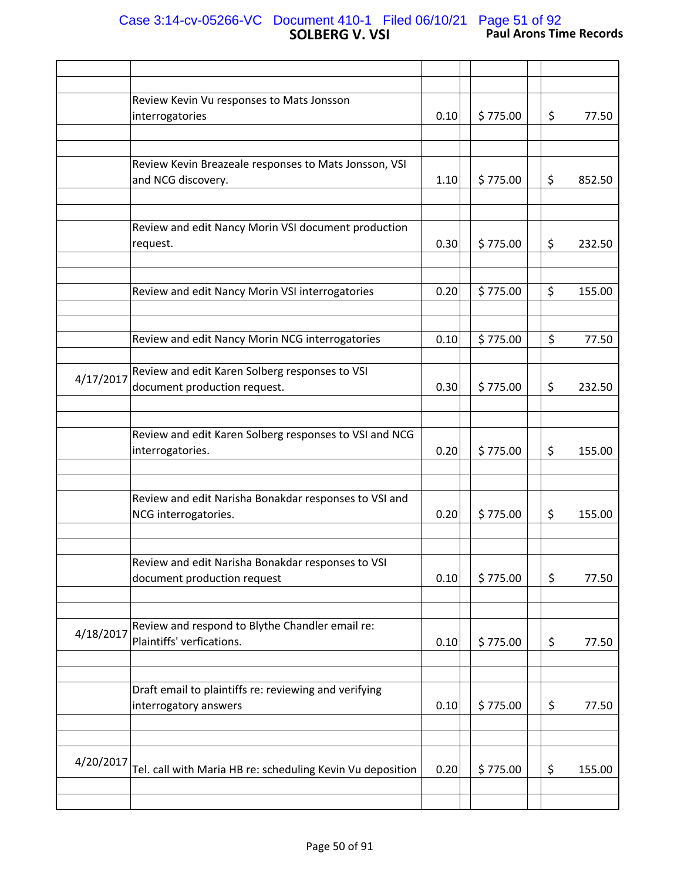| Date | Description | Hours | Rate | Amount |
|---|---|---|---|---|
| | Review Kevin Vu responses to Mats Jonsson interrogatories | 0.10 | $ 775.00 | $ 77.50 |
| | Review Kevin Breazeale responses to Mats Jonsson, VSI and NCG discovery. | 1.10 | $ 775.00 | $ 852.50 |
| | Review and edit Nancy Morin VSI document production request. | 0.30 | $ 775.00 | $ 232.50 |
| | Review and edit Nancy Morin VSI interrogatories | 0.20 | $ 775.00 | $ 155.00 |
| | Review and edit Nancy Morin NCG interrogatories | 0.10 | $ 775.00 | $ 77.50 |
| 4/17/2017 | Review and edit Karen Solberg responses to VSI document production request. | 0.30 | $ 775.00 | $ 232.50 |
| | Review and edit Karen Solberg responses to VSI and NCG interrogatories. | 0.20 | $ 775.00 | $ 155.00 |
| | Review and edit Narisha Bonakdar responses to VSI and NCG interrogatories. | 0.20 | $ 775.00 | $ 155.00 |
| | Review and edit Narisha Bonakdar responses to VSI document production request | 0.10 | $ 775.00 | $ 77.50 |
| 4/18/2017 | Review and respond to Blythe Chandler email re: Plaintiffs' verfications. | 0.10 | $ 775.00 | $ 77.50 |
| | Draft email to plaintiffs re: reviewing and verifying interrogatory answers | 0.10 | $ 775.00 | $ 77.50 |
| 4/20/2017 | Tel. call with Maria HB re: scheduling Kevin Vu deposition | 0.20 | $ 775.00 | $ 155.00 |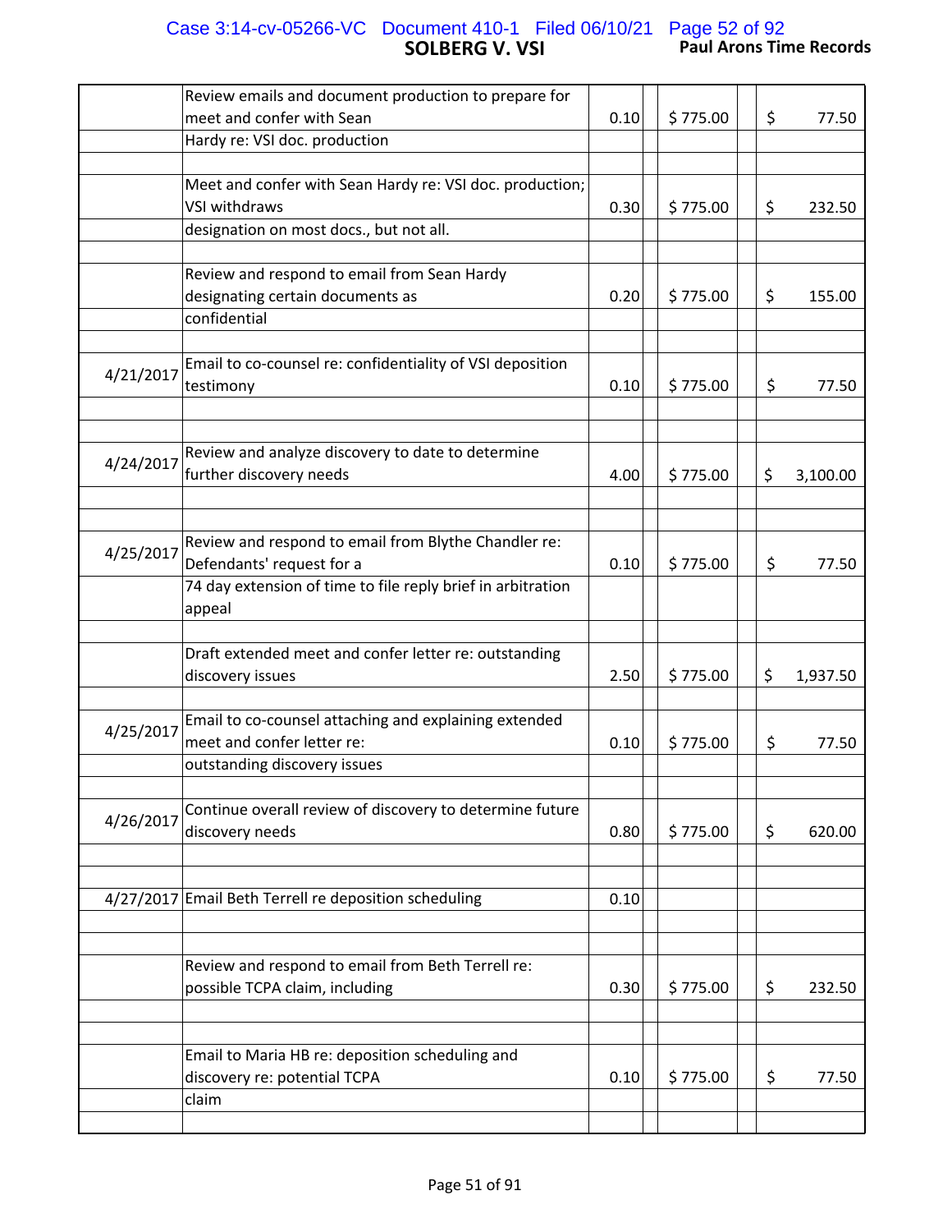| Date | Description | Hours | | Rate | | Amount |
|---|---|---|---|---|---|---|
| | Review emails and document production to prepare for meet and confer with Sean Hardy re: VSI doc. production | 0.10 | | $ 775.00 | | $ 77.50 |
| | Meet and confer with Sean Hardy re: VSI doc. production; VSI withdraws designation on most docs., but not all. | 0.30 | | $ 775.00 | | $ 232.50 |
| | Review and respond to email from Sean Hardy designating certain documents as confidential | 0.20 | | $ 775.00 | | $ 155.00 |
| 4/21/2017 | Email to co-counsel re: confidentiality of VSI deposition testimony | 0.10 | | $ 775.00 | | $ 77.50 |
| 4/24/2017 | Review and analyze discovery to date to determine further discovery needs | 4.00 | | $ 775.00 | | $ 3,100.00 |
| 4/25/2017 | Review and respond to email from Blythe Chandler re: Defendants' request for a 74 day extension of time to file reply brief in arbitration appeal | 0.10 | | $ 775.00 | | $ 77.50 |
| | Draft extended meet and confer letter re: outstanding discovery issues | 2.50 | | $ 775.00 | | $ 1,937.50 |
| 4/25/2017 | Email to co-counsel attaching and explaining extended meet and confer letter re: outstanding discovery issues | 0.10 | | $ 775.00 | | $ 77.50 |
| 4/26/2017 | Continue overall review of discovery to determine future discovery needs | 0.80 | | $ 775.00 | | $ 620.00 |
| 4/27/2017 | Email Beth Terrell re deposition scheduling | 0.10 | | | | |
| | Review and respond to email from Beth Terrell re: possible TCPA claim, including | 0.30 | | $ 775.00 | | $ 232.50 |
| | Email to Maria HB re: deposition scheduling and discovery re: potential TCPA claim | 0.10 | | $ 775.00 | | $ 77.50 |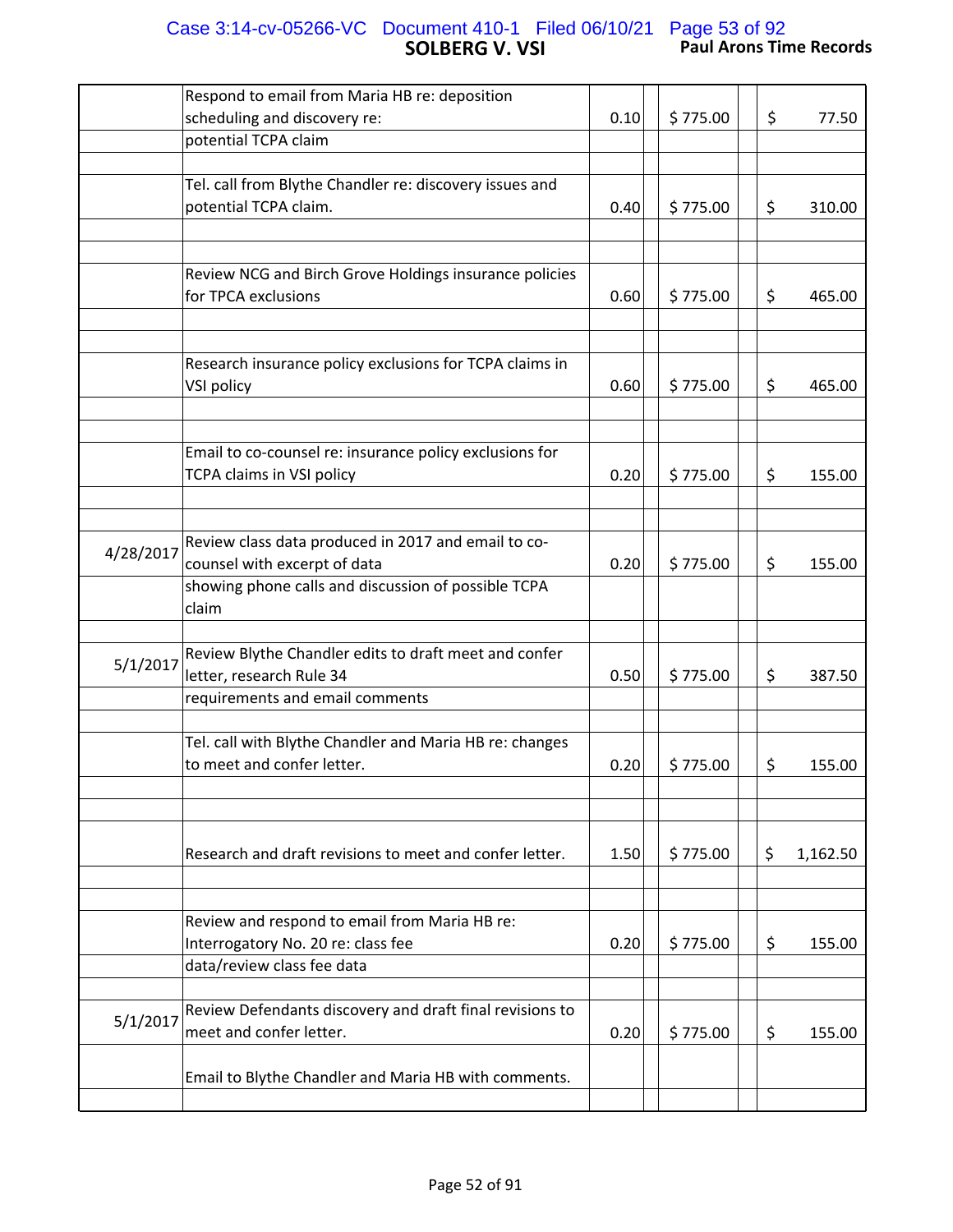| Date | Description | Hours | Rate | Amount |
|---|---|---|---|---|
| | Respond to email from Maria HB re: deposition scheduling and discovery re: potential TCPA claim | 0.10 | $ 775.00 | $ 77.50 |
| | Tel. call from Blythe Chandler re: discovery issues and potential TCPA claim. | 0.40 | $ 775.00 | $ 310.00 |
| | Review NCG and Birch Grove Holdings insurance policies for TPCA exclusions | 0.60 | $ 775.00 | $ 465.00 |
| | Research insurance policy exclusions for TCPA claims in VSI policy | 0.60 | $ 775.00 | $ 465.00 |
| | Email to co-counsel re: insurance policy exclusions for TCPA claims in VSI policy | 0.20 | $ 775.00 | $ 155.00 |
| 4/28/2017 | Review class data produced in 2017 and email to co-counsel with excerpt of data showing phone calls and discussion of possible TCPA claim | 0.20 | $ 775.00 | $ 155.00 |
| 5/1/2017 | Review Blythe Chandler edits to draft meet and confer letter, research Rule 34 requirements and email comments | 0.50 | $ 775.00 | $ 387.50 |
| | Tel. call with Blythe Chandler and Maria HB re: changes to meet and confer letter. | 0.20 | $ 775.00 | $ 155.00 |
| | Research and draft revisions to meet and confer letter. | 1.50 | $ 775.00 | $ 1,162.50 |
| | Review and respond to email from Maria HB re: Interrogatory No. 20 re: class fee data/review class fee data | 0.20 | $ 775.00 | $ 155.00 |
| 5/1/2017 | Review Defendants discovery and draft final revisions to meet and confer letter. | 0.20 | $ 775.00 | $ 155.00 |
| | Email to Blythe Chandler and Maria HB with comments. | | | |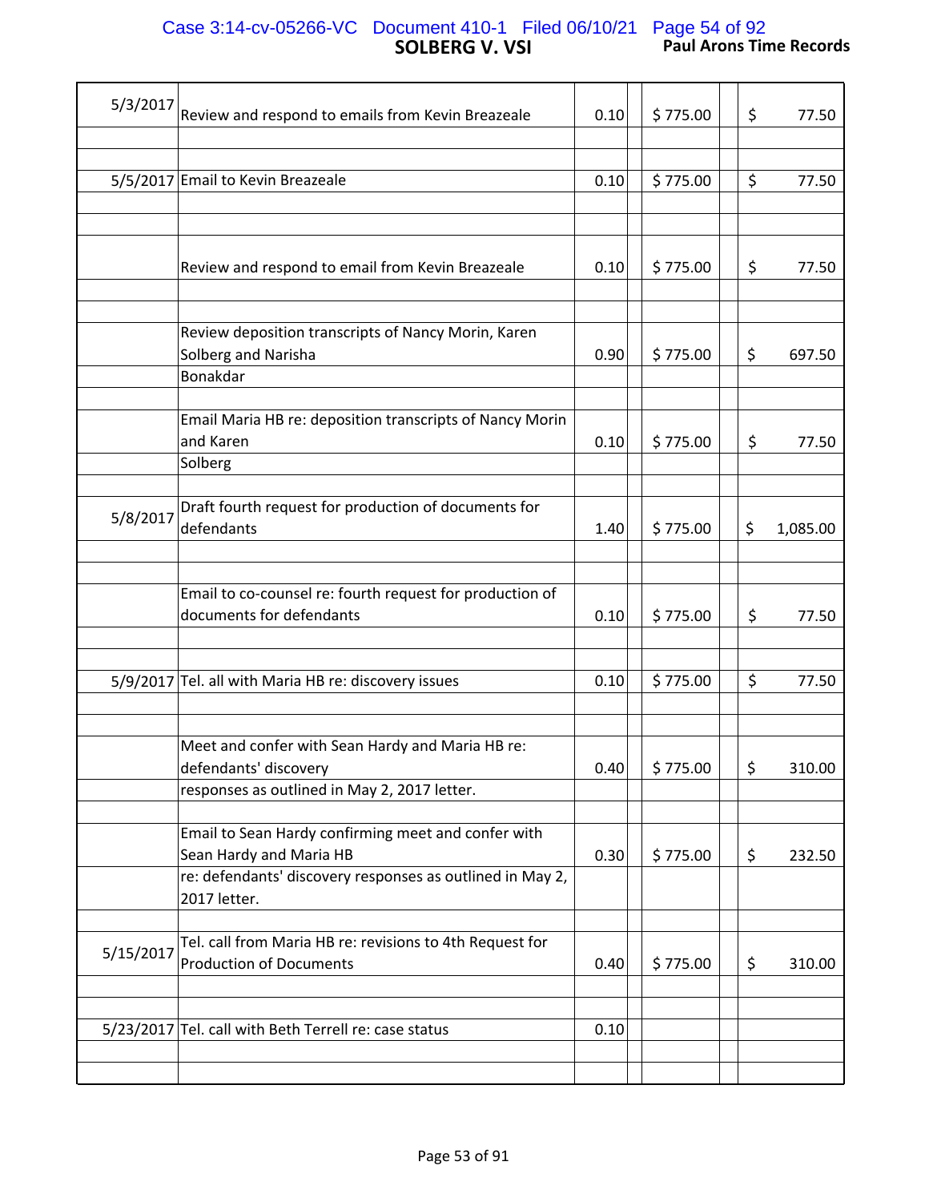| Date | Description | Hours | | Rate | | Amount |
|---|---|---|---|---|---|---|
| 5/3/2017 | Review and respond to emails from Kevin Breazeale | 0.10 | | $ 775.00 | | $ 77.50 |
| 5/5/2017 | Email to Kevin Breazeale | 0.10 | | $ 775.00 | | $ 77.50 |
| | Review and respond to email from Kevin Breazeale | 0.10 | | $ 775.00 | | $ 77.50 |
| | Review deposition transcripts of Nancy Morin, Karen Solberg and Narisha Bonakdar | 0.90 | | $ 775.00 | | $ 697.50 |
| | Email Maria HB re: deposition transcripts of Nancy Morin and Karen Solberg | 0.10 | | $ 775.00 | | $ 77.50 |
| 5/8/2017 | Draft fourth request for production of documents for defendants | 1.40 | | $ 775.00 | | $ 1,085.00 |
| | Email to co-counsel re: fourth request for production of documents for defendants | 0.10 | | $ 775.00 | | $ 77.50 |
| 5/9/2017 | Tel. all with Maria HB re: discovery issues | 0.10 | | $ 775.00 | | $ 77.50 |
| | Meet and confer with Sean Hardy and Maria HB re: defendants' discovery responses as outlined in May 2, 2017 letter. | 0.40 | | $ 775.00 | | $ 310.00 |
| | Email to Sean Hardy confirming meet and confer with Sean Hardy and Maria HB re: defendants' discovery responses as outlined in May 2, 2017 letter. | 0.30 | | $ 775.00 | | $ 232.50 |
| 5/15/2017 | Tel. call from Maria HB re: revisions to 4th Request for Production of Documents | 0.40 | | $ 775.00 | | $ 310.00 |
| 5/23/2017 | Tel. call with Beth Terrell re: case status | 0.10 | | | | |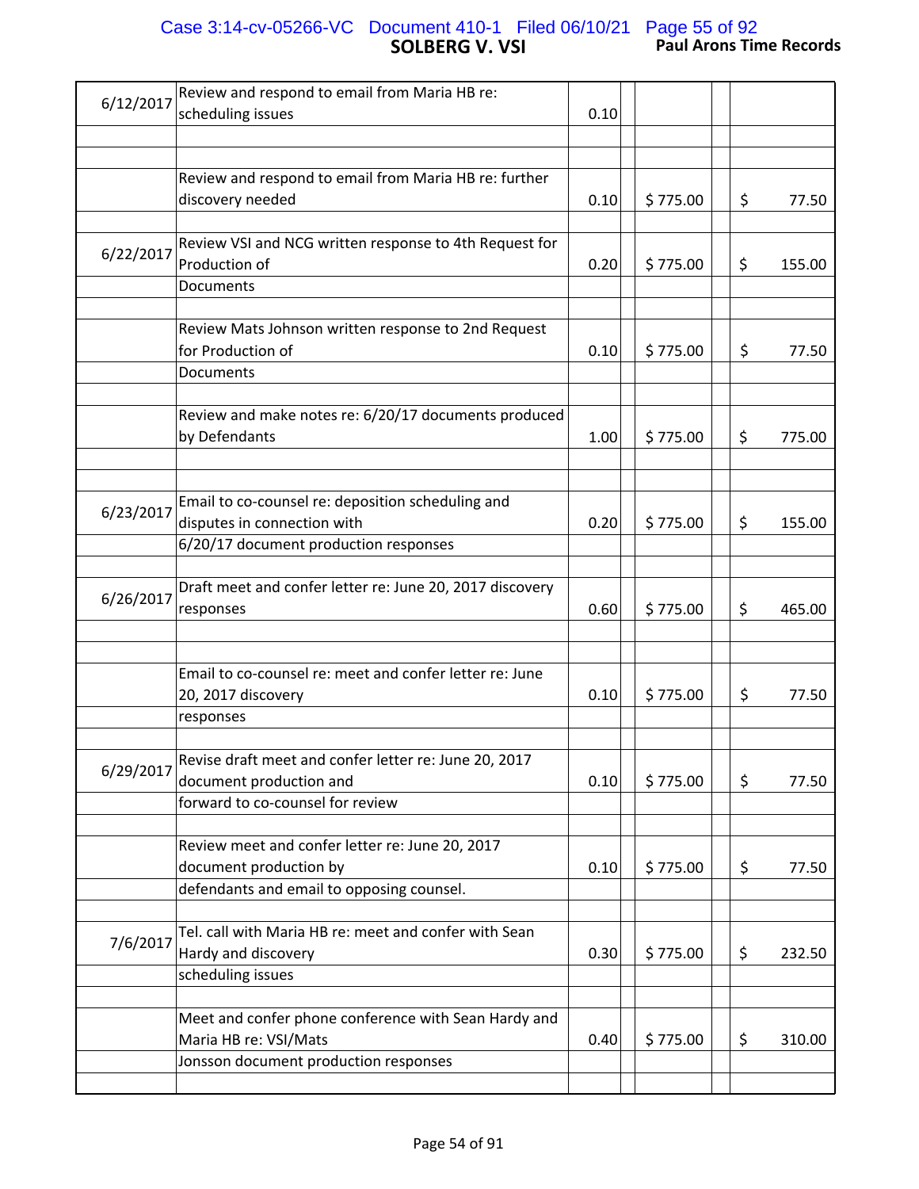| Date | Description | Hours | | Rate | | Amount |
|---|---|---|---|---|---|---|
| 6/12/2017 | Review and respond to email from Maria HB re: scheduling issues | 0.10 | | | | |
| | Review and respond to email from Maria HB re: further discovery needed | 0.10 | | $ 775.00 | | $ 77.50 |
| 6/22/2017 | Review VSI and NCG written response to 4th Request for Production of Documents | 0.20 | | $ 775.00 | | $ 155.00 |
| | Review Mats Johnson written response to 2nd Request for Production of Documents | 0.10 | | $ 775.00 | | $ 77.50 |
| | Review and make notes re: 6/20/17 documents produced by Defendants | 1.00 | | $ 775.00 | | $ 775.00 |
| 6/23/2017 | Email to co-counsel re: deposition scheduling and disputes in connection with 6/20/17 document production responses | 0.20 | | $ 775.00 | | $ 155.00 |
| 6/26/2017 | Draft meet and confer letter re: June 20, 2017 discovery responses | 0.60 | | $ 775.00 | | $ 465.00 |
| | Email to co-counsel re: meet and confer letter re: June 20, 2017 discovery responses | 0.10 | | $ 775.00 | | $ 77.50 |
| 6/29/2017 | Revise draft meet and confer letter re: June 20, 2017 document production and forward to co-counsel for review | 0.10 | | $ 775.00 | | $ 77.50 |
| | Review meet and confer letter re: June 20, 2017 document production by defendants and email to opposing counsel. | 0.10 | | $ 775.00 | | $ 77.50 |
| 7/6/2017 | Tel. call with Maria HB re: meet and confer with Sean Hardy and discovery scheduling issues | 0.30 | | $ 775.00 | | $ 232.50 |
| | Meet and confer phone conference with Sean Hardy and Maria HB re: VSI/Mats Jonsson document production responses | 0.40 | | $ 775.00 | | $ 310.00 |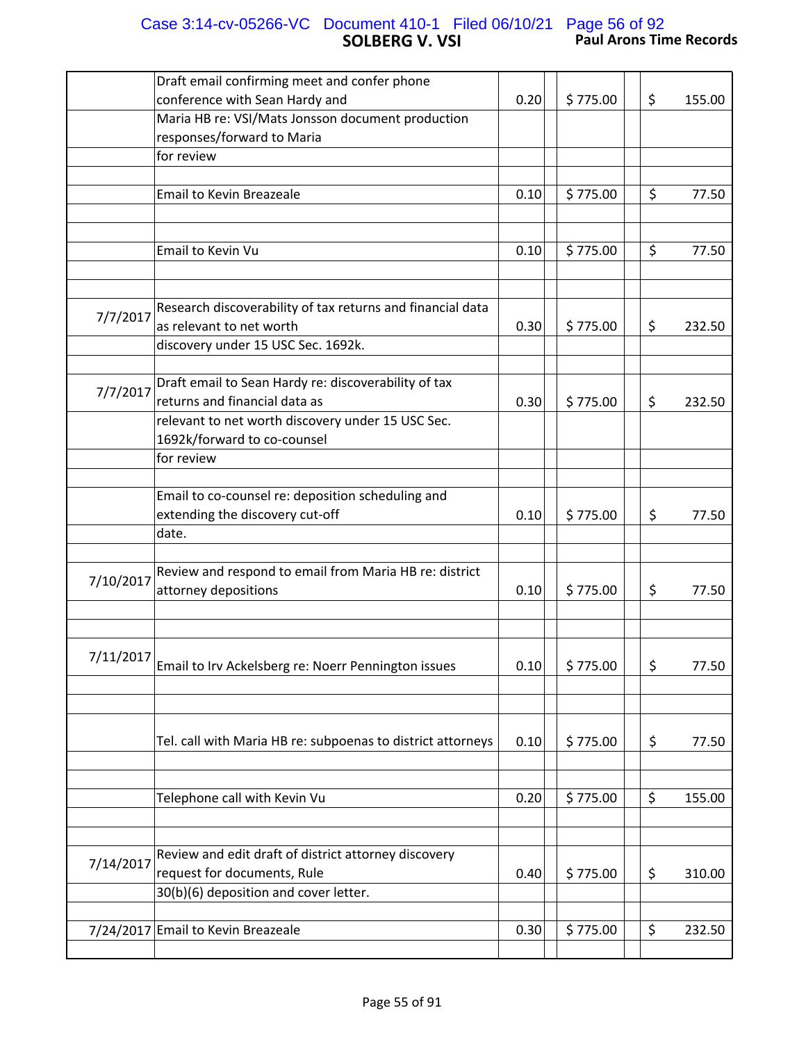| Date | Description | Hours | Rate | Amount |
|---|---|---|---|---|
| | Draft email confirming meet and confer phone conference with Sean Hardy and Maria HB re: VSI/Mats Jonsson document production responses/forward to Maria for review | 0.20 | $ 775.00 | $ 155.00 |
| | Email to Kevin Breazeale | 0.10 | $ 775.00 | $ 77.50 |
| | Email to Kevin Vu | 0.10 | $ 775.00 | $ 77.50 |
| 7/7/2017 | Research discoverability of tax returns and financial data as relevant to net worth discovery under 15 USC Sec. 1692k. | 0.30 | $ 775.00 | $ 232.50 |
| 7/7/2017 | Draft email to Sean Hardy re: discoverability of tax returns and financial data as relevant to net worth discovery under 15 USC Sec. 1692k/forward to co-counsel for review | 0.30 | $ 775.00 | $ 232.50 |
| | Email to co-counsel re: deposition scheduling and extending the discovery cut-off date. | 0.10 | $ 775.00 | $ 77.50 |
| 7/10/2017 | Review and respond to email from Maria HB re: district attorney depositions | 0.10 | $ 775.00 | $ 77.50 |
| 7/11/2017 | Email to Irv Ackelsberg re: Noerr Pennington issues | 0.10 | $ 775.00 | $ 77.50 |
| | Tel. call with Maria HB re: subpoenas to district attorneys | 0.10 | $ 775.00 | $ 77.50 |
| | Telephone call with Kevin Vu | 0.20 | $ 775.00 | $ 155.00 |
| 7/14/2017 | Review and edit draft of district attorney discovery request for documents, Rule 30(b)(6) deposition and cover letter. | 0.40 | $ 775.00 | $ 310.00 |
| 7/24/2017 | Email to Kevin Breazeale | 0.30 | $ 775.00 | $ 232.50 |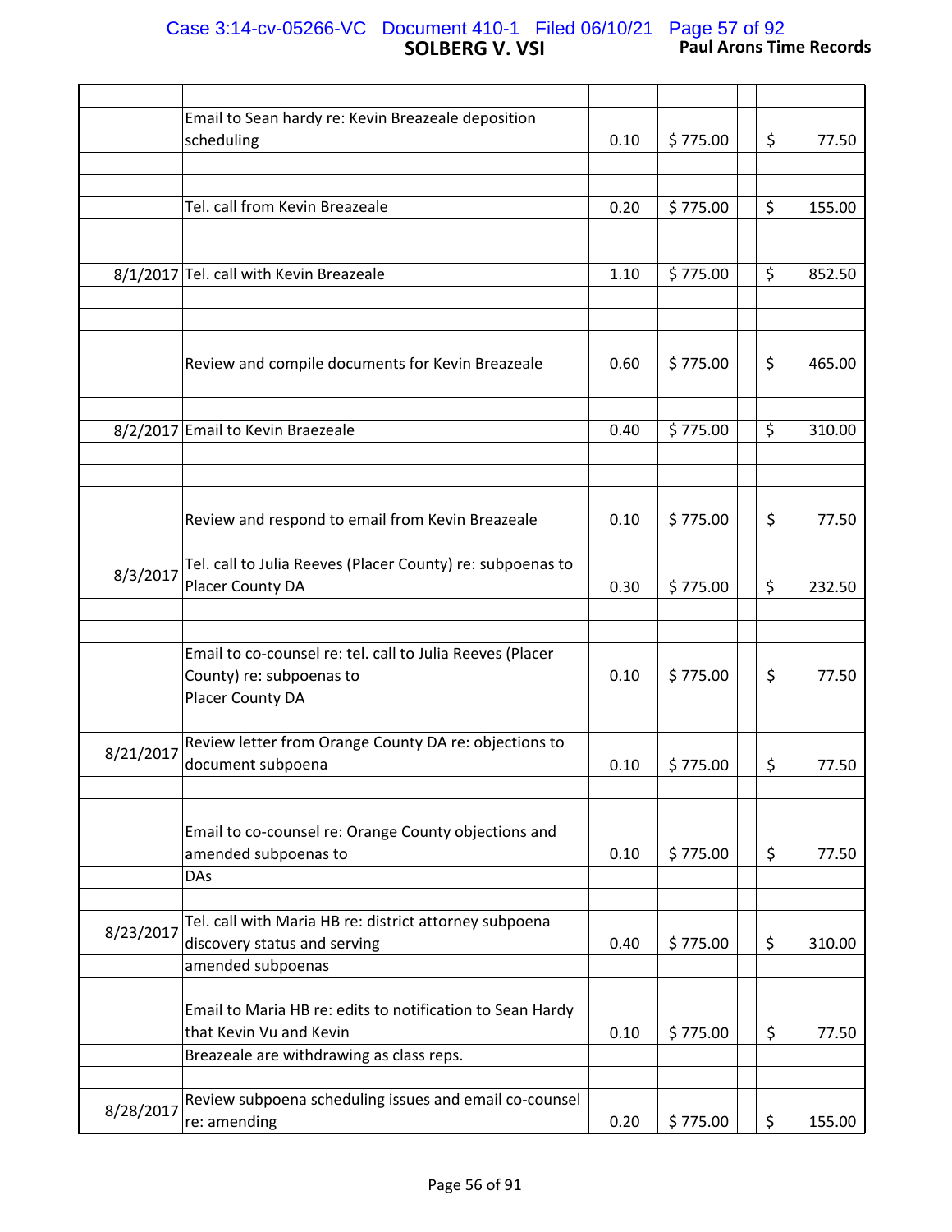| Date | Description | Hours | | Rate | | | Amount |
|---|---|---|---|---|---|---|---|
| | Email to Sean hardy re: Kevin Breazeale deposition scheduling | 0.10 | | $ 775.00 | | $ | 77.50 |
| | Tel. call from Kevin Breazeale | 0.20 | | $ 775.00 | | $ | 155.00 |
| 8/1/2017 | Tel. call with Kevin Breazeale | 1.10 | | $ 775.00 | | $ | 852.50 |
| | Review and compile documents for Kevin Breazeale | 0.60 | | $ 775.00 | | $ | 465.00 |
| 8/2/2017 | Email to Kevin Braezeale | 0.40 | | $ 775.00 | | $ | 310.00 |
| | Review and respond to email from Kevin Breazeale | 0.10 | | $ 775.00 | | $ | 77.50 |
| 8/3/2017 | Tel. call to Julia Reeves (Placer County) re: subpoenas to Placer County DA | 0.30 | | $ 775.00 | | $ | 232.50 |
| | Email to co-counsel re: tel. call to Julia Reeves (Placer County) re: subpoenas to Placer County DA | 0.10 | | $ 775.00 | | $ | 77.50 |
| 8/21/2017 | Review letter from Orange County DA re: objections to document subpoena | 0.10 | | $ 775.00 | | $ | 77.50 |
| | Email to co-counsel re: Orange County objections and amended subpoenas to DAs | 0.10 | | $ 775.00 | | $ | 77.50 |
| 8/23/2017 | Tel. call with Maria HB re: district attorney subpoena discovery status and serving amended subpoenas | 0.40 | | $ 775.00 | | $ | 310.00 |
| | Email to Maria HB re: edits to notification to Sean Hardy that Kevin Vu and Kevin Breazeale are withdrawing as class reps. | 0.10 | | $ 775.00 | | $ | 77.50 |
| 8/28/2017 | Review subpoena scheduling issues and email co-counsel re: amending | 0.20 | | $ 775.00 | | $ | 155.00 |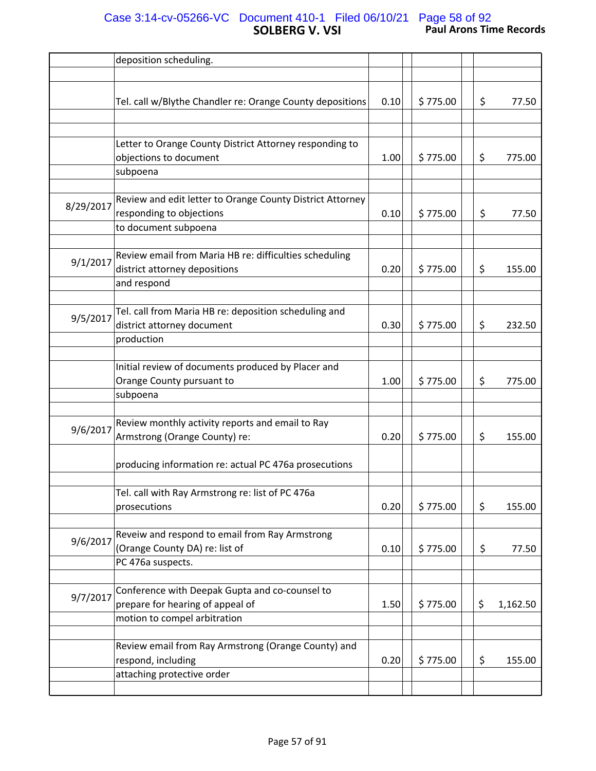| Date | Description | Hours | Rate | Amount |
|---|---|---|---|---|
| | deposition scheduling. | | | |
| | Tel. call w/Blythe Chandler re: Orange County depositions | 0.10 | $ 775.00 | $ 77.50 |
| | Letter to Orange County District Attorney responding to objections to document subpoena | 1.00 | $ 775.00 | $ 775.00 |
| 8/29/2017 | Review and edit letter to Orange County District Attorney responding to objections to document subpoena | 0.10 | $ 775.00 | $ 77.50 |
| 9/1/2017 | Review email from Maria HB re: difficulties scheduling district attorney depositions and respond | 0.20 | $ 775.00 | $ 155.00 |
| 9/5/2017 | Tel. call from Maria HB re: deposition scheduling and district attorney document production | 0.30 | $ 775.00 | $ 232.50 |
| | Initial review of documents produced by Placer and Orange County pursuant to subpoena | 1.00 | $ 775.00 | $ 775.00 |
| 9/6/2017 | Review monthly activity reports and email to Ray Armstrong (Orange County) re: producing information re: actual PC 476a prosecutions | 0.20 | $ 775.00 | $ 155.00 |
| | Tel. call with Ray Armstrong re: list of PC 476a prosecutions | 0.20 | $ 775.00 | $ 155.00 |
| 9/6/2017 | Reveiw and respond to email from Ray Armstrong (Orange County DA) re: list of PC 476a suspects. | 0.10 | $ 775.00 | $ 77.50 |
| 9/7/2017 | Conference with Deepak Gupta and co-counsel to prepare for hearing of appeal of motion to compel arbitration | 1.50 | $ 775.00 | $ 1,162.50 |
| | Review email from Ray Armstrong (Orange County) and respond, including attaching protective order | 0.20 | $ 775.00 | $ 155.00 |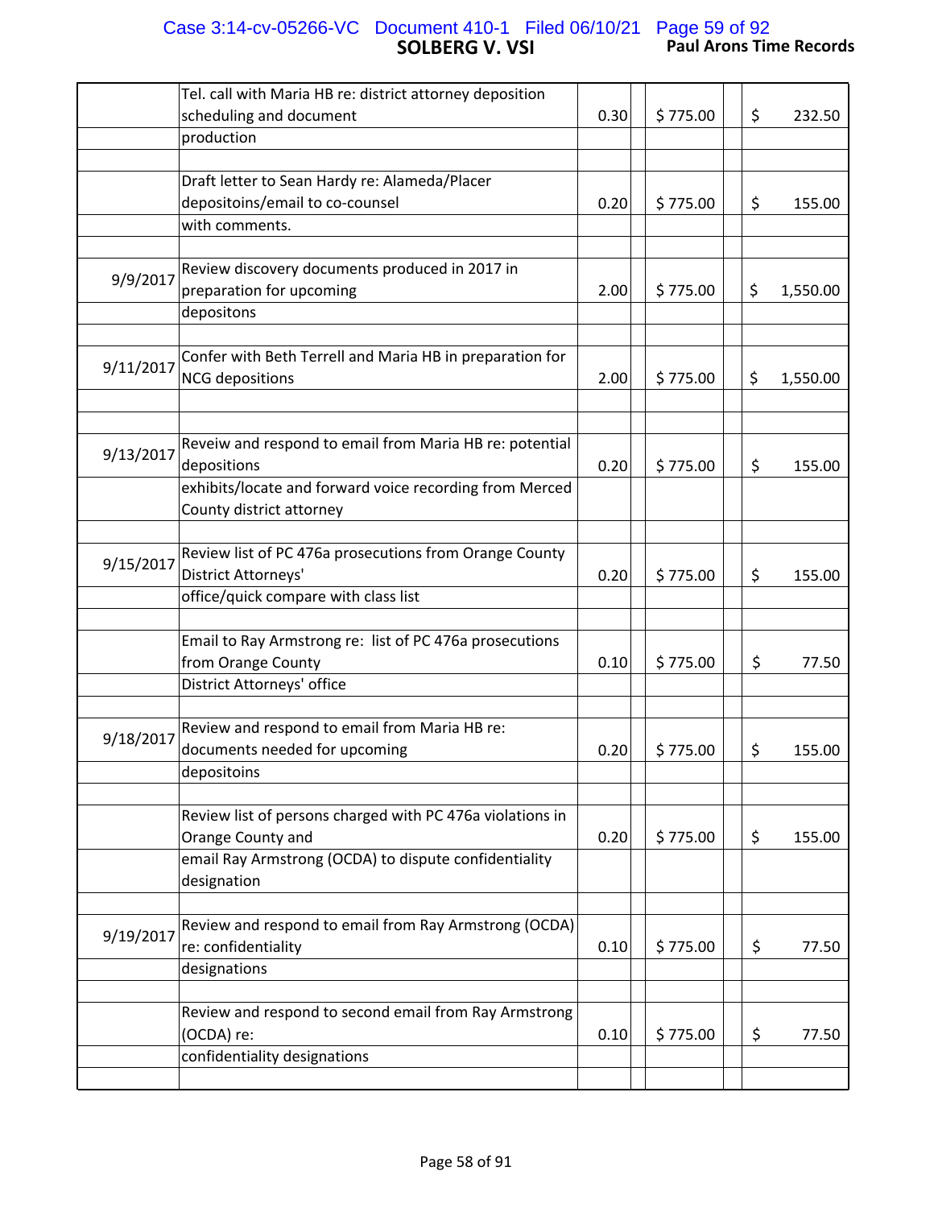| Date | Description | Hours | Rate | Amount |
|---|---|---|---|---|
| | Tel. call with Maria HB re: district attorney deposition scheduling and document production | 0.30 | $ 775.00 | $ 232.50 |
| | Draft letter to Sean Hardy re: Alameda/Placer depositoins/email to co-counsel with comments. | 0.20 | $ 775.00 | $ 155.00 |
| 9/9/2017 | Review discovery documents produced in 2017 in preparation for upcoming depositons | 2.00 | $ 775.00 | $ 1,550.00 |
| 9/11/2017 | Confer with Beth Terrell and Maria HB in preparation for NCG depositions | 2.00 | $ 775.00 | $ 1,550.00 |
| 9/13/2017 | Reveiw and respond to email from Maria HB re: potential depositions exhibits/locate and forward voice recording from Merced County district attorney | 0.20 | $ 775.00 | $ 155.00 |
| 9/15/2017 | Review list of PC 476a prosecutions from Orange County District Attorneys' office/quick compare with class list | 0.20 | $ 775.00 | $ 155.00 |
| | Email to Ray Armstrong re: list of PC 476a prosecutions from Orange County District Attorneys' office | 0.10 | $ 775.00 | $ 77.50 |
| 9/18/2017 | Review and respond to email from Maria HB re: documents needed for upcoming depositoins | 0.20 | $ 775.00 | $ 155.00 |
| | Review list of persons charged with PC 476a violations in Orange County and email Ray Armstrong (OCDA) to dispute confidentiality designation | 0.20 | $ 775.00 | $ 155.00 |
| 9/19/2017 | Review and respond to email from Ray Armstrong (OCDA) re: confidentiality designations | 0.10 | $ 775.00 | $ 77.50 |
| | Review and respond to second email from Ray Armstrong (OCDA) re: confidentiality designations | 0.10 | $ 775.00 | $ 77.50 |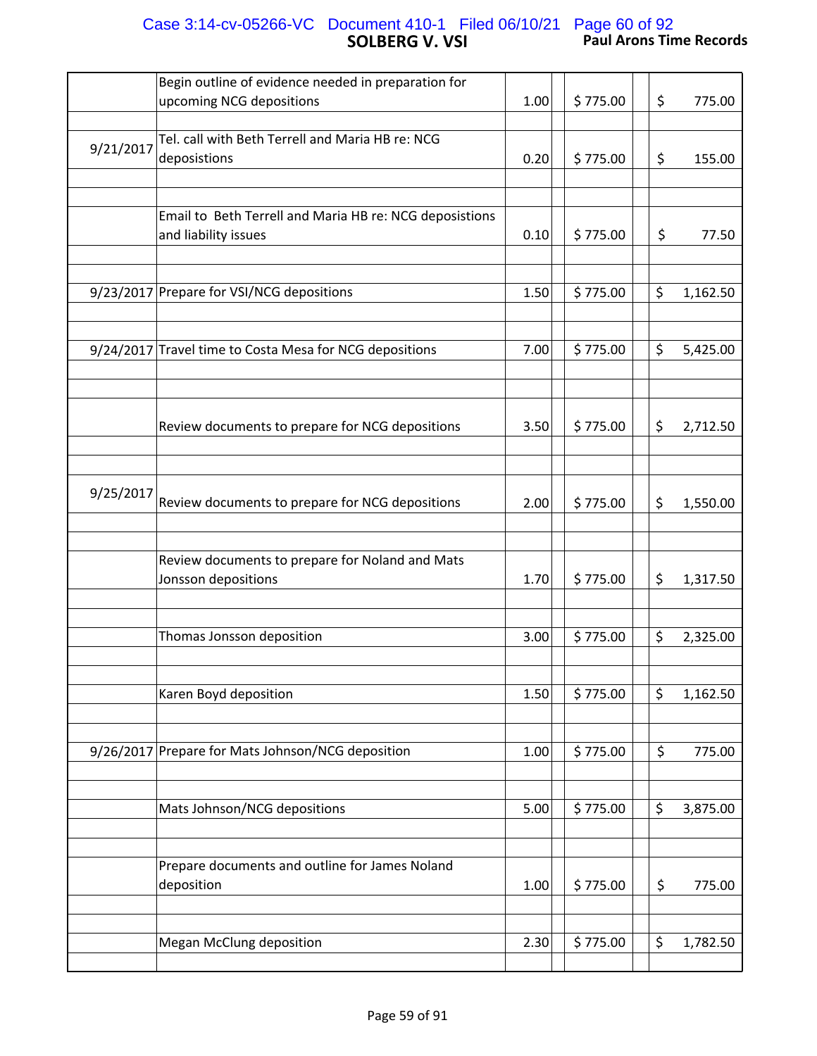| Date | Description | Hours | Rate | Amount |
|---|---|---|---|---|
| | Begin outline of evidence needed in preparation for upcoming NCG depositions | 1.00 | $ 775.00 | $ 775.00 |
| 9/21/2017 | Tel. call with Beth Terrell and Maria HB re: NCG deposistions | 0.20 | $ 775.00 | $ 155.00 |
| | Email to Beth Terrell and Maria HB re: NCG deposistions and liability issues | 0.10 | $ 775.00 | $ 77.50 |
| 9/23/2017 | Prepare for VSI/NCG depositions | 1.50 | $ 775.00 | $ 1,162.50 |
| 9/24/2017 | Travel time to Costa Mesa for NCG depositions | 7.00 | $ 775.00 | $ 5,425.00 |
| | Review documents to prepare for NCG depositions | 3.50 | $ 775.00 | $ 2,712.50 |
| 9/25/2017 | Review documents to prepare for NCG depositions | 2.00 | $ 775.00 | $ 1,550.00 |
| | Review documents to prepare for Noland and Mats Jonsson depositions | 1.70 | $ 775.00 | $ 1,317.50 |
| | Thomas Jonsson deposition | 3.00 | $ 775.00 | $ 2,325.00 |
| | Karen Boyd deposition | 1.50 | $ 775.00 | $ 1,162.50 |
| 9/26/2017 | Prepare for Mats Johnson/NCG deposition | 1.00 | $ 775.00 | $ 775.00 |
| | Mats Johnson/NCG depositions | 5.00 | $ 775.00 | $ 3,875.00 |
| | Prepare documents and outline for James Noland deposition | 1.00 | $ 775.00 | $ 775.00 |
| | Megan McClung deposition | 2.30 | $ 775.00 | $ 1,782.50 |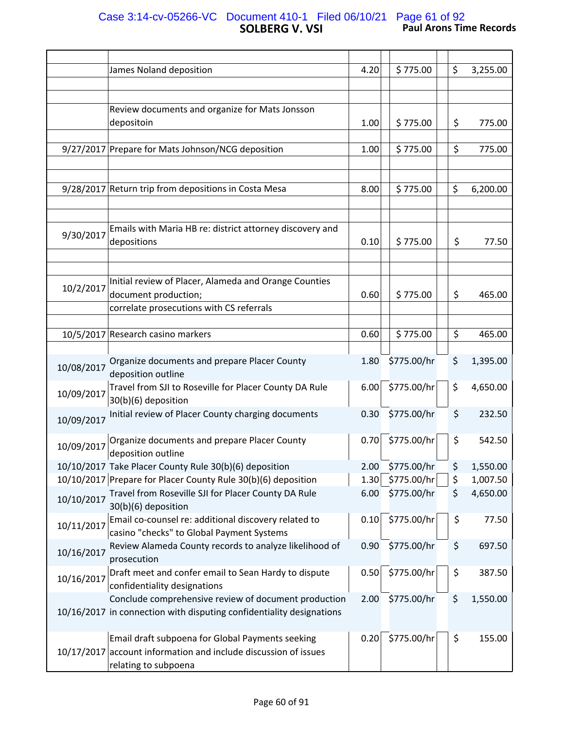| Date | Description | Hours | Rate | Amount |
|---|---|---|---|---|
| | | | | |
| | James Noland deposition | 4.20 | $ 775.00 | $ 3,255.00 |
| | | | | |
| | | | | |
| | Review documents and organize for Mats Jonsson depositoin | 1.00 | $ 775.00 | $ 775.00 |
| | | | | |
| 9/27/2017 | Prepare for Mats Johnson/NCG deposition | 1.00 | $ 775.00 | $ 775.00 |
| | | | | |
| | | | | |
| 9/28/2017 | Return trip from depositions in Costa Mesa | 8.00 | $ 775.00 | $ 6,200.00 |
| | | | | |
| | | | | |
| 9/30/2017 | Emails with Maria HB re: district attorney discovery and depositions | 0.10 | $ 775.00 | $ 77.50 |
| | | | | |
| | | | | |
| 10/2/2017 | Initial review of Placer, Alameda and Orange Counties document production; | 0.60 | $ 775.00 | $ 465.00 |
| | correlate prosecutions with CS referrals | | | |
| | | | | |
| 10/5/2017 | Research casino markers | 0.60 | $ 775.00 | $ 465.00 |
| | | | | |
| 10/08/2017 | Organize documents and prepare Placer County deposition outline | 1.80 | $775.00/hr | $ 1,395.00 |
| 10/09/2017 | Travel from SJI to Roseville for Placer County DA Rule 30(b)(6) deposition | 6.00 | $775.00/hr | $ 4,650.00 |
| 10/09/2017 | Initial review of Placer County charging documents | 0.30 | $775.00/hr | $ 232.50 |
| 10/09/2017 | Organize documents and prepare Placer County deposition outline | 0.70 | $775.00/hr | $ 542.50 |
| 10/10/2017 | Take Placer County Rule 30(b)(6) deposition | 2.00 | $775.00/hr | $ 1,550.00 |
| 10/10/2017 | Prepare for Placer County Rule 30(b)(6) deposition | 1.30 | $775.00/hr | $ 1,007.50 |
| 10/10/2017 | Travel from Roseville SJI for Placer County DA Rule 30(b)(6) deposition | 6.00 | $775.00/hr | $ 4,650.00 |
| 10/11/2017 | Email co-counsel re: additional discovery related to casino "checks" to Global Payment Systems | 0.10 | $775.00/hr | $ 77.50 |
| 10/16/2017 | Review Alameda County records to analyze likelihood of prosecution | 0.90 | $775.00/hr | $ 697.50 |
| 10/16/2017 | Draft meet and confer email to Sean Hardy to dispute confidentiality designations | 0.50 | $775.00/hr | $ 387.50 |
| 10/16/2017 | Conclude comprehensive review of document production in connection with disputing confidentiality designations | 2.00 | $775.00/hr | $ 1,550.00 |
| 10/17/2017 | Email draft subpoena for Global Payments seeking account information and include discussion of issues relating to subpoena | 0.20 | $775.00/hr | $ 155.00 |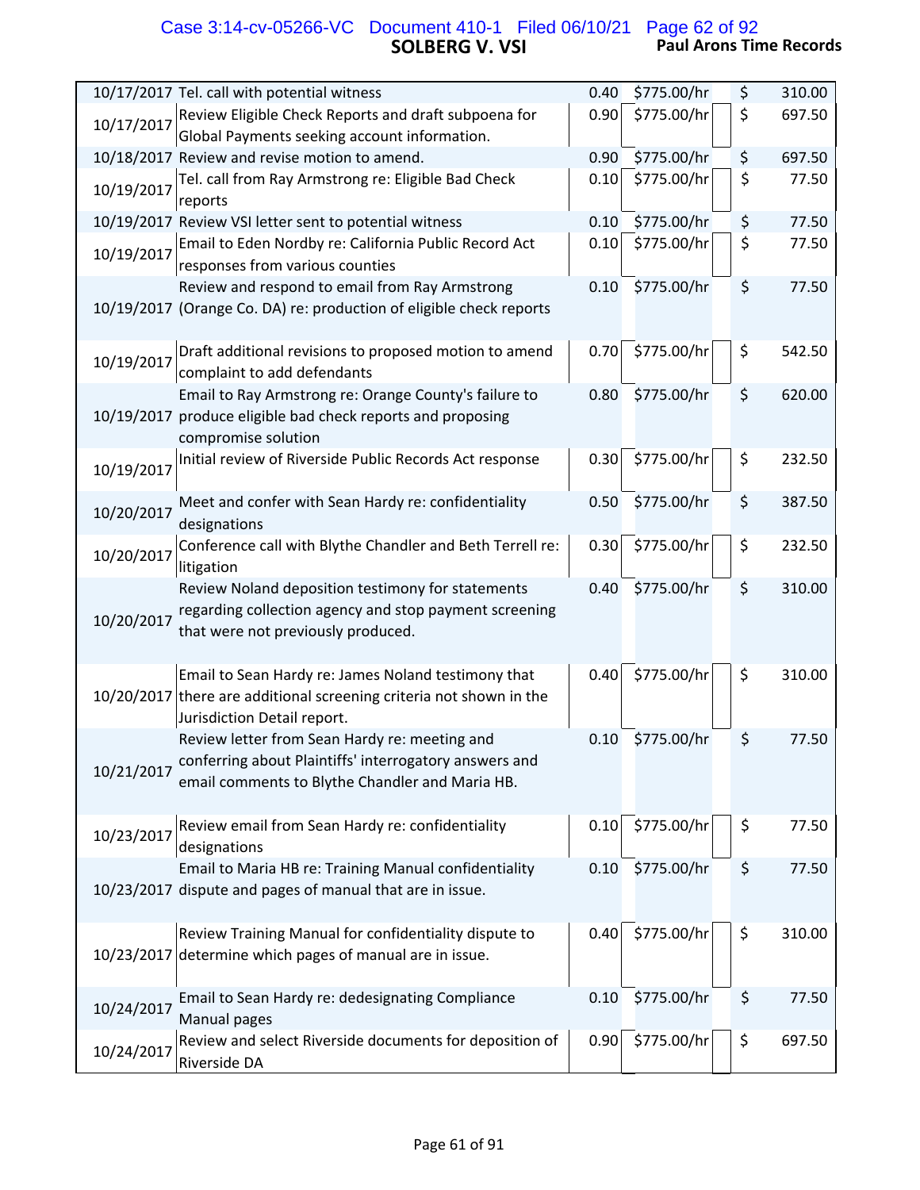**SOLBERG V. VSI**

**Paul Arons Time Records**

| Date | Description | Hours | Rate | | Amount |
|---|---|---|---|---|---|
| 10/17/2017 | Tel. call with potential witness | 0.40 | $775.00/hr | $ | 310.00 |
| 10/17/2017 | Review Eligible Check Reports and draft subpoena for Global Payments seeking account information. | 0.90 | $775.00/hr | $ | 697.50 |
| 10/18/2017 | Review and revise motion to amend. | 0.90 | $775.00/hr | $ | 697.50 |
| 10/19/2017 | Tel. call from Ray Armstrong re: Eligible Bad Check reports | 0.10 | $775.00/hr | $ | 77.50 |
| 10/19/2017 | Review VSI letter sent to potential witness | 0.10 | $775.00/hr | $ | 77.50 |
| 10/19/2017 | Email to Eden Nordby re: California Public Record Act responses from various counties | 0.10 | $775.00/hr | $ | 77.50 |
| 10/19/2017 | Review and respond to email from Ray Armstrong (Orange Co. DA) re: production of eligible check reports | 0.10 | $775.00/hr | $ | 77.50 |
| 10/19/2017 | Draft additional revisions to proposed motion to amend complaint to add defendants | 0.70 | $775.00/hr | $ | 542.50 |
| 10/19/2017 | Email to Ray Armstrong re: Orange County's failure to produce eligible bad check reports and proposing compromise solution | 0.80 | $775.00/hr | $ | 620.00 |
| 10/19/2017 | Initial review of Riverside Public Records Act response | 0.30 | $775.00/hr | $ | 232.50 |
| 10/20/2017 | Meet and confer with Sean Hardy re: confidentiality designations | 0.50 | $775.00/hr | $ | 387.50 |
| 10/20/2017 | Conference call with Blythe Chandler and Beth Terrell re: litigation | 0.30 | $775.00/hr | $ | 232.50 |
| 10/20/2017 | Review Noland deposition testimony for statements regarding collection agency and stop payment screening that were not previously produced. | 0.40 | $775.00/hr | $ | 310.00 |
| 10/20/2017 | Email to Sean Hardy re: James Noland testimony that there are additional screening criteria not shown in the Jurisdiction Detail report. | 0.40 | $775.00/hr | $ | 310.00 |
| 10/21/2017 | Review letter from Sean Hardy re: meeting and conferring about Plaintiffs' interrogatory answers and email comments to Blythe Chandler and Maria HB. | 0.10 | $775.00/hr | $ | 77.50 |
| 10/23/2017 | Review email from Sean Hardy re: confidentiality designations | 0.10 | $775.00/hr | $ | 77.50 |
| 10/23/2017 | Email to Maria HB re: Training Manual confidentiality dispute and pages of manual that are in issue. | 0.10 | $775.00/hr | $ | 77.50 |
| 10/23/2017 | Review Training Manual for confidentiality dispute to determine which pages of manual are in issue. | 0.40 | $775.00/hr | $ | 310.00 |
| 10/24/2017 | Email to Sean Hardy re: dedesignating Compliance Manual pages | 0.10 | $775.00/hr | $ | 77.50 |
| 10/24/2017 | Review and select Riverside documents for deposition of Riverside DA | 0.90 | $775.00/hr | $ | 697.50 |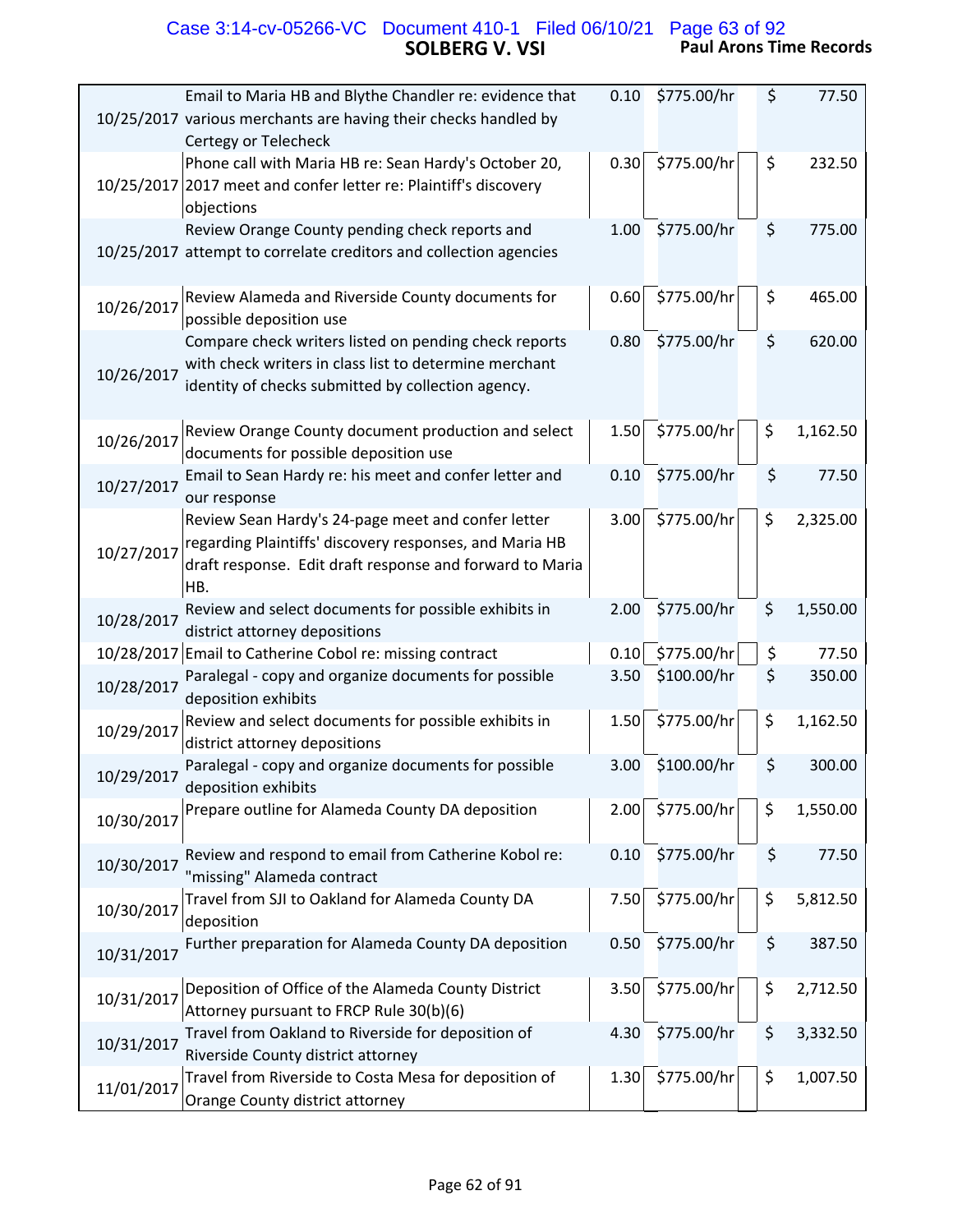| Date | Description | Hours | Rate | Amount |
| --- | --- | --- | --- | --- |
| 10/25/2017 | Email to Maria HB and Blythe Chandler re: evidence that various merchants are having their checks handled by Certegy or Telecheck | 0.10 | $775.00/hr | $ 77.50 |
| 10/25/2017 | Phone call with Maria HB re: Sean Hardy's October 20, 2017 meet and confer letter re: Plaintiff's discovery objections | 0.30 | $775.00/hr | $ 232.50 |
| 10/25/2017 | Review Orange County pending check reports and attempt to correlate creditors and collection agencies | 1.00 | $775.00/hr | $ 775.00 |
| 10/26/2017 | Review Alameda and Riverside County documents for possible deposition use | 0.60 | $775.00/hr | $ 465.00 |
| 10/26/2017 | Compare check writers listed on pending check reports with check writers in class list to determine merchant identity of checks submitted by collection agency. | 0.80 | $775.00/hr | $ 620.00 |
| 10/26/2017 | Review Orange County document production and select documents for possible deposition use | 1.50 | $775.00/hr | $ 1,162.50 |
| 10/27/2017 | Email to Sean Hardy re: his meet and confer letter and our response | 0.10 | $775.00/hr | $ 77.50 |
| 10/27/2017 | Review Sean Hardy's 24-page meet and confer letter regarding Plaintiffs' discovery responses, and Maria HB draft response. Edit draft response and forward to Maria HB. | 3.00 | $775.00/hr | $ 2,325.00 |
| 10/28/2017 | Review and select documents for possible exhibits in district attorney depositions | 2.00 | $775.00/hr | $ 1,550.00 |
| 10/28/2017 | Email to Catherine Cobol re: missing contract | 0.10 | $775.00/hr | $ 77.50 |
| 10/28/2017 | Paralegal - copy and organize documents for possible deposition exhibits | 3.50 | $100.00/hr | $ 350.00 |
| 10/29/2017 | Review and select documents for possible exhibits in district attorney depositions | 1.50 | $775.00/hr | $ 1,162.50 |
| 10/29/2017 | Paralegal - copy and organize documents for possible deposition exhibits | 3.00 | $100.00/hr | $ 300.00 |
| 10/30/2017 | Prepare outline for Alameda County DA deposition | 2.00 | $775.00/hr | $ 1,550.00 |
| 10/30/2017 | Review and respond to email from Catherine Kobol re: "missing" Alameda contract | 0.10 | $775.00/hr | $ 77.50 |
| 10/30/2017 | Travel from SJI to Oakland for Alameda County DA deposition | 7.50 | $775.00/hr | $ 5,812.50 |
| 10/31/2017 | Further preparation for Alameda County DA deposition | 0.50 | $775.00/hr | $ 387.50 |
| 10/31/2017 | Deposition of Office of the Alameda County District Attorney pursuant to FRCP Rule 30(b)(6) | 3.50 | $775.00/hr | $ 2,712.50 |
| 10/31/2017 | Travel from Oakland to Riverside for deposition of Riverside County district attorney | 4.30 | $775.00/hr | $ 3,332.50 |
| 11/01/2017 | Travel from Riverside to Costa Mesa for deposition of Orange County district attorney | 1.30 | $775.00/hr | $ 1,007.50 |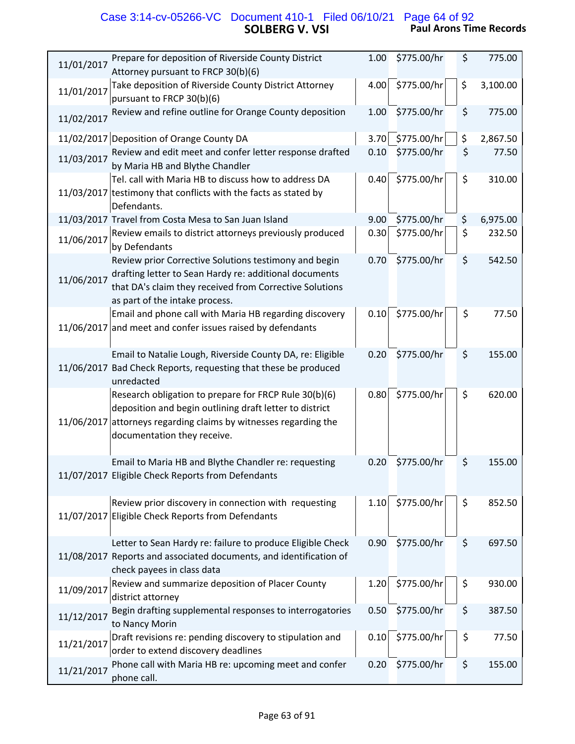| Date | Description | Hours | Rate | | Amount |
|---|---|---|---|---|---|
| 11/01/2017 | Prepare for deposition of Riverside County District Attorney pursuant to FRCP 30(b)(6) | 1.00 | $775.00/hr | $ | 775.00 |
| 11/01/2017 | Take deposition of Riverside County District Attorney pursuant to FRCP 30(b)(6) | 4.00 | $775.00/hr | $ | 3,100.00 |
| 11/02/2017 | Review and refine outline for Orange County deposition | 1.00 | $775.00/hr | $ | 775.00 |
| 11/02/2017 | Deposition of Orange County DA | 3.70 | $775.00/hr | $ | 2,867.50 |
| 11/03/2017 | Review and edit meet and confer letter response drafted by Maria HB and Blythe Chandler | 0.10 | $775.00/hr | $ | 77.50 |
| 11/03/2017 | Tel. call with Maria HB to discuss how to address DA testimony that conflicts with the facts as stated by Defendants. | 0.40 | $775.00/hr | $ | 310.00 |
| 11/03/2017 | Travel from Costa Mesa to San Juan Island | 9.00 | $775.00/hr | $ | 6,975.00 |
| 11/06/2017 | Review emails to district attorneys previously produced by Defendants | 0.30 | $775.00/hr | $ | 232.50 |
| 11/06/2017 | Review prior Corrective Solutions testimony and begin drafting letter to Sean Hardy re: additional documents that DA's claim they received from Corrective Solutions as part of the intake process. | 0.70 | $775.00/hr | $ | 542.50 |
| 11/06/2017 | Email and phone call with Maria HB regarding discovery and meet and confer issues raised by defendants | 0.10 | $775.00/hr | $ | 77.50 |
| 11/06/2017 | Email to Natalie Lough, Riverside County DA, re: Eligible Bad Check Reports, requesting that these be produced unredacted | 0.20 | $775.00/hr | $ | 155.00 |
| 11/06/2017 | Research obligation to prepare for FRCP Rule 30(b)(6) deposition and begin outlining draft letter to district attorneys regarding claims by witnesses regarding the documentation they receive. | 0.80 | $775.00/hr | $ | 620.00 |
| 11/07/2017 | Email to Maria HB and Blythe Chandler re: requesting Eligible Check Reports from Defendants | 0.20 | $775.00/hr | $ | 155.00 |
| 11/07/2017 | Review prior discovery in connection with requesting Eligible Check Reports from Defendants | 1.10 | $775.00/hr | $ | 852.50 |
| 11/08/2017 | Letter to Sean Hardy re: failure to produce Eligible Check Reports and associated documents, and identification of check payees in class data | 0.90 | $775.00/hr | $ | 697.50 |
| 11/09/2017 | Review and summarize deposition of Placer County district attorney | 1.20 | $775.00/hr | $ | 930.00 |
| 11/12/2017 | Begin drafting supplemental responses to interrogatories to Nancy Morin | 0.50 | $775.00/hr | $ | 387.50 |
| 11/21/2017 | Draft revisions re: pending discovery to stipulation and order to extend discovery deadlines | 0.10 | $775.00/hr | $ | 77.50 |
| 11/21/2017 | Phone call with Maria HB re: upcoming meet and confer phone call. | 0.20 | $775.00/hr | $ | 155.00 |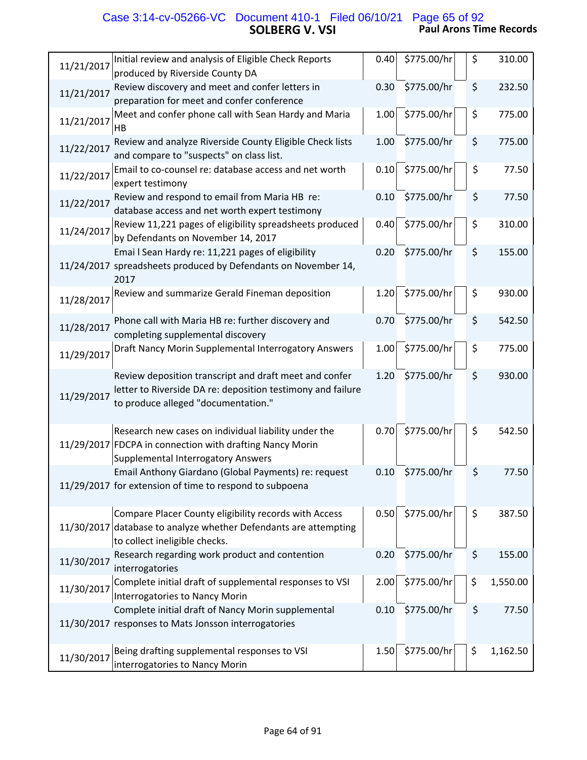| Date | Description | Hours | Rate | | | Amount |
|---|---|---|---|---|---|---|
| 11/21/2017 | Initial review and analysis of Eligible Check Reports produced by Riverside County DA | 0.40 | $775.00/hr | | $ | 310.00 |
| 11/21/2017 | Review discovery and meet and confer letters in preparation for meet and confer conference | 0.30 | $775.00/hr | | $ | 232.50 |
| 11/21/2017 | Meet and confer phone call with Sean Hardy and Maria HB | 1.00 | $775.00/hr | | $ | 775.00 |
| 11/22/2017 | Review and analyze Riverside County Eligible Check lists and compare to "suspects" on class list. | 1.00 | $775.00/hr | | $ | 775.00 |
| 11/22/2017 | Email to co-counsel re: database access and net worth expert testimony | 0.10 | $775.00/hr | | $ | 77.50 |
| 11/22/2017 | Review and respond to email from Maria HB re: database access and net worth expert testimony | 0.10 | $775.00/hr | | $ | 77.50 |
| 11/24/2017 | Review 11,221 pages of eligibility spreadsheets produced by Defendants on November 14, 2017 | 0.40 | $775.00/hr | | $ | 310.00 |
| 11/24/2017 | Emai l Sean Hardy re: 11,221 pages of eligibility spreadsheets produced by Defendants on November 14, 2017 | 0.20 | $775.00/hr | | $ | 155.00 |
| 11/28/2017 | Review and summarize Gerald Fineman deposition | 1.20 | $775.00/hr | | $ | 930.00 |
| 11/28/2017 | Phone call with Maria HB re: further discovery and completing supplemental discovery | 0.70 | $775.00/hr | | $ | 542.50 |
| 11/29/2017 | Draft Nancy Morin Supplemental Interrogatory Answers | 1.00 | $775.00/hr | | $ | 775.00 |
| 11/29/2017 | Review deposition transcript and draft meet and confer letter to Riverside DA re: deposition testimony and failure to produce alleged "documentation." | 1.20 | $775.00/hr | | $ | 930.00 |
| 11/29/2017 | Research new cases on individual liability under the FDCPA in connection with drafting Nancy Morin Supplemental Interrogatory Answers | 0.70 | $775.00/hr | | $ | 542.50 |
| 11/29/2017 | Email Anthony Giardano (Global Payments) re: request for extension of time to respond to subpoena | 0.10 | $775.00/hr | | $ | 77.50 |
| 11/30/2017 | Compare Placer County eligibility records with Access database to analyze whether Defendants are attempting to collect ineligible checks. | 0.50 | $775.00/hr | | $ | 387.50 |
| 11/30/2017 | Research regarding work product and contention interrogatories | 0.20 | $775.00/hr | | $ | 155.00 |
| 11/30/2017 | Complete initial draft of supplemental responses to VSI Interrogatories to Nancy Morin | 2.00 | $775.00/hr | | $ | 1,550.00 |
| 11/30/2017 | Complete initial draft of Nancy Morin supplemental responses to Mats Jonsson interrogatories | 0.10 | $775.00/hr | | $ | 77.50 |
| 11/30/2017 | Being drafting supplemental responses to VSI interrogatories to Nancy Morin | 1.50 | $775.00/hr | | $ | 1,162.50 |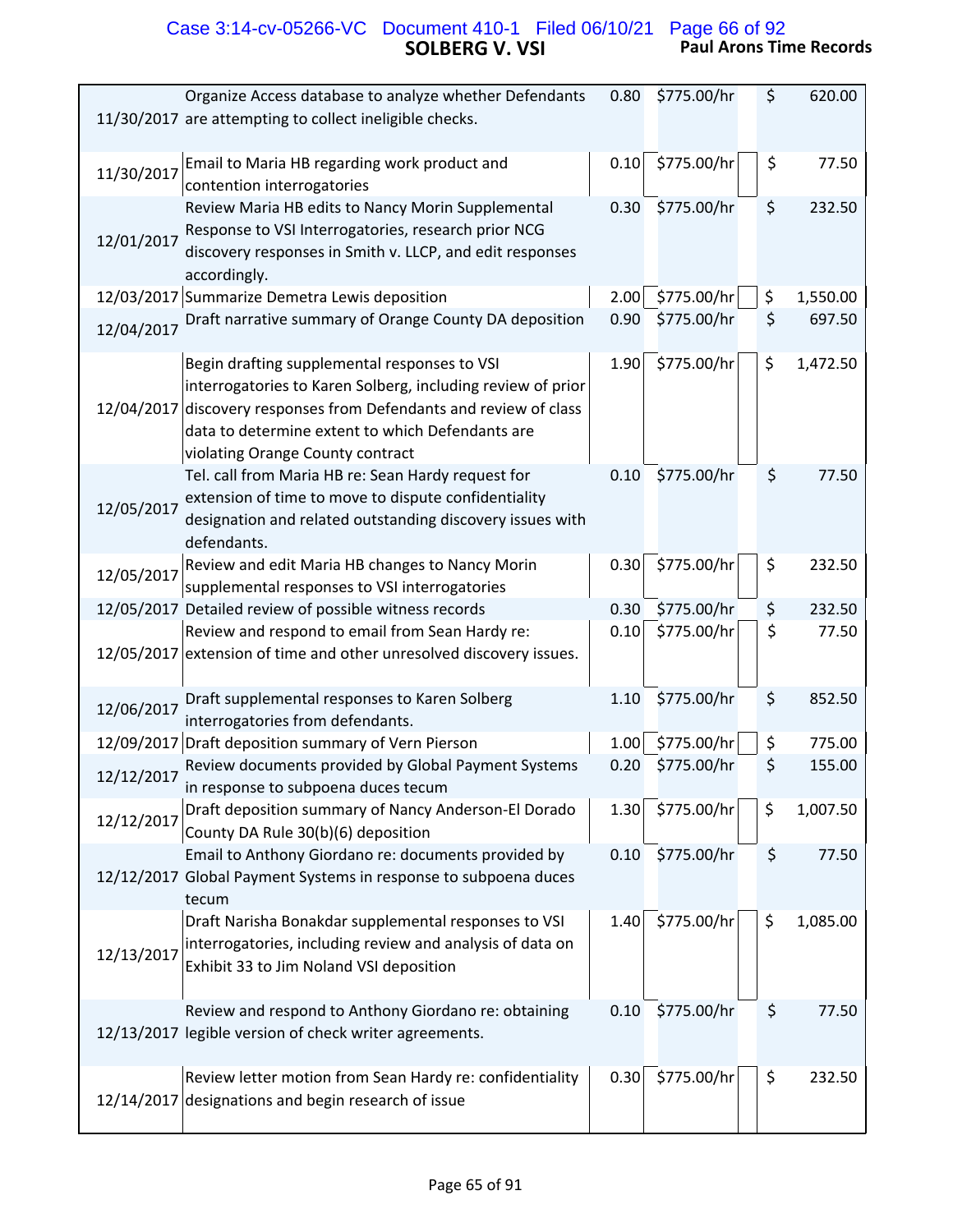# SOLBERG V. VSI

**Paul Arons Time Records**

| Date | Description | Hours | Rate | | Amount |
|---|---|---|---|---|---|
| 11/30/2017 | Organize Access database to analyze whether Defendants are attempting to collect ineligible checks. | 0.80 | $775.00/hr | | $ 620.00 |
| 11/30/2017 | Email to Maria HB regarding work product and contention interrogatories | 0.10 | $775.00/hr | | $ 77.50 |
| 12/01/2017 | Review Maria HB edits to Nancy Morin Supplemental Response to VSI Interrogatories, research prior NCG discovery responses in Smith v. LLCP, and edit responses accordingly. | 0.30 | $775.00/hr | | $ 232.50 |
| 12/03/2017 | Summarize Demetra Lewis deposition | 2.00 | $775.00/hr | | $ 1,550.00 |
| 12/04/2017 | Draft narrative summary of Orange County DA deposition | 0.90 | $775.00/hr | | $ 697.50 |
| 12/04/2017 | Begin drafting supplemental responses to VSI interrogatories to Karen Solberg, including review of prior discovery responses from Defendants and review of class data to determine extent to which Defendants are violating Orange County contract | 1.90 | $775.00/hr | | $ 1,472.50 |
| 12/05/2017 | Tel. call from Maria HB re: Sean Hardy request for extension of time to move to dispute confidentiality designation and related outstanding discovery issues with defendants. | 0.10 | $775.00/hr | | $ 77.50 |
| 12/05/2017 | Review and edit Maria HB changes to Nancy Morin supplemental responses to VSI interrogatories | 0.30 | $775.00/hr | | $ 232.50 |
| 12/05/2017 | Detailed review of possible witness records | 0.30 | $775.00/hr | | $ 232.50 |
| 12/05/2017 | Review and respond to email from Sean Hardy re: extension of time and other unresolved discovery issues. | 0.10 | $775.00/hr | | $ 77.50 |
| 12/06/2017 | Draft supplemental responses to Karen Solberg interrogatories from defendants. | 1.10 | $775.00/hr | | $ 852.50 |
| 12/09/2017 | Draft deposition summary of Vern Pierson | 1.00 | $775.00/hr | | $ 775.00 |
| 12/12/2017 | Review documents provided by Global Payment Systems in response to subpoena duces tecum | 0.20 | $775.00/hr | | $ 155.00 |
| 12/12/2017 | Draft deposition summary of Nancy Anderson-El Dorado County DA Rule 30(b)(6) deposition | 1.30 | $775.00/hr | | $ 1,007.50 |
| 12/12/2017 | Email to Anthony Giordano re: documents provided by Global Payment Systems in response to subpoena duces tecum | 0.10 | $775.00/hr | | $ 77.50 |
| 12/13/2017 | Draft Narisha Bonakdar supplemental responses to VSI interrogatories, including review and analysis of data on Exhibit 33 to Jim Noland VSI deposition | 1.40 | $775.00/hr | | $ 1,085.00 |
| 12/13/2017 | Review and respond to Anthony Giordano re: obtaining legible version of check writer agreements. | 0.10 | $775.00/hr | | $ 77.50 |
| 12/14/2017 | Review letter motion from Sean Hardy re: confidentiality designations and begin research of issue | 0.30 | $775.00/hr | | $ 232.50 |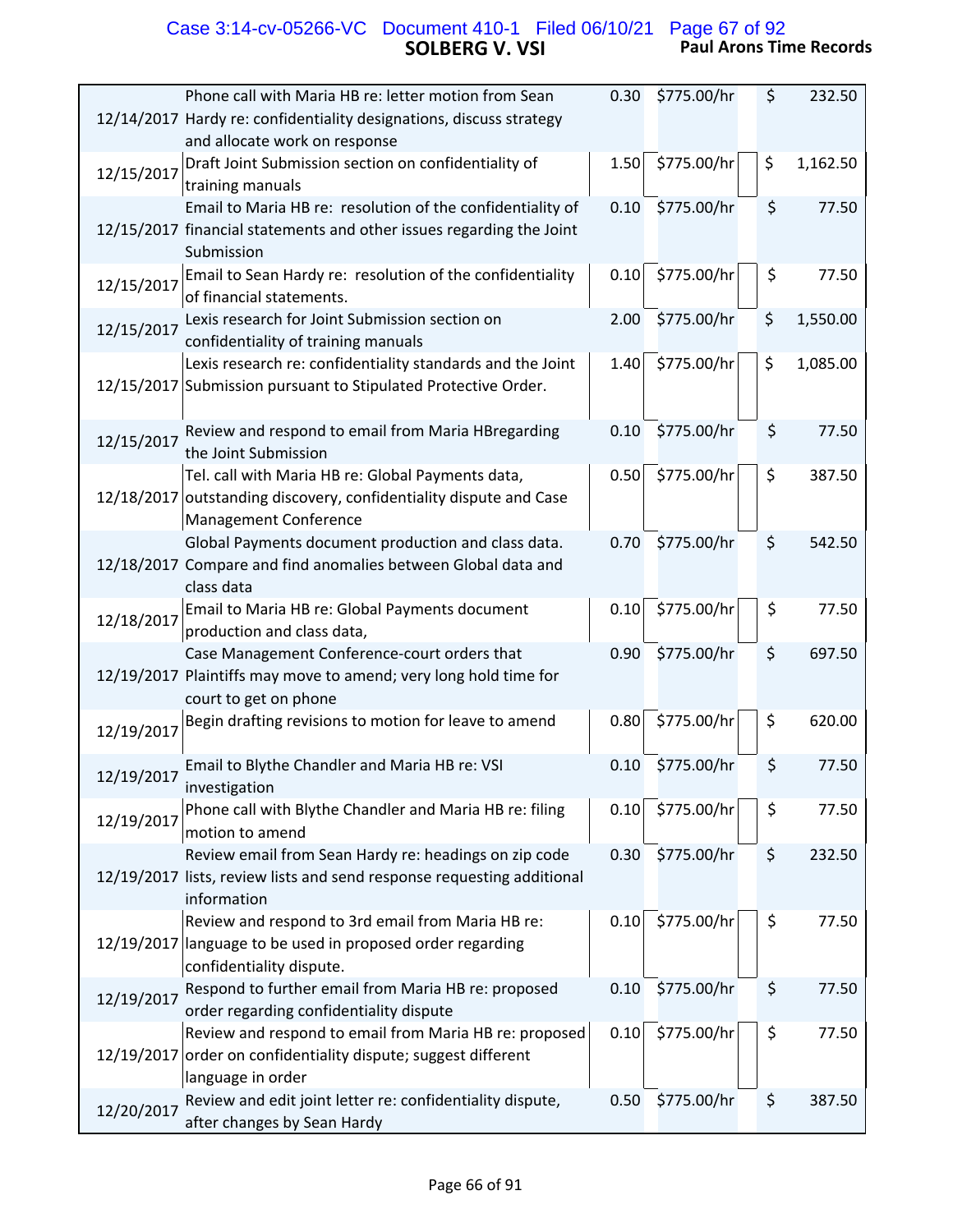| Date | Description | Hours | Rate | | Amount |
|---|---|---|---|---|---|
| 12/14/2017 | Phone call with Maria HB re: letter motion from Sean Hardy re: confidentiality designations, discuss strategy and allocate work on response | 0.30 | $775.00/hr | $ | 232.50 |
| 12/15/2017 | Draft Joint Submission section on confidentiality of training manuals | 1.50 | $775.00/hr | $ | 1,162.50 |
| 12/15/2017 | Email to Maria HB re: resolution of the confidentiality of financial statements and other issues regarding the Joint Submission | 0.10 | $775.00/hr | $ | 77.50 |
| 12/15/2017 | Email to Sean Hardy re: resolution of the confidentiality of financial statements. | 0.10 | $775.00/hr | $ | 77.50 |
| 12/15/2017 | Lexis research for Joint Submission section on confidentiality of training manuals | 2.00 | $775.00/hr | $ | 1,550.00 |
| 12/15/2017 | Lexis research re: confidentiality standards and the Joint Submission pursuant to Stipulated Protective Order. | 1.40 | $775.00/hr | $ | 1,085.00 |
| 12/15/2017 | Review and respond to email from Maria HBregarding the Joint Submission | 0.10 | $775.00/hr | $ | 77.50 |
| 12/18/2017 | Tel. call with Maria HB re: Global Payments data, outstanding discovery, confidentiality dispute and Case Management Conference | 0.50 | $775.00/hr | $ | 387.50 |
| 12/18/2017 | Global Payments document production and class data. Compare and find anomalies between Global data and class data | 0.70 | $775.00/hr | $ | 542.50 |
| 12/18/2017 | Email to Maria HB re: Global Payments document production and class data, | 0.10 | $775.00/hr | $ | 77.50 |
| 12/19/2017 | Case Management Conference-court orders that Plaintiffs may move to amend; very long hold time for court to get on phone | 0.90 | $775.00/hr | $ | 697.50 |
| 12/19/2017 | Begin drafting revisions to motion for leave to amend | 0.80 | $775.00/hr | $ | 620.00 |
| 12/19/2017 | Email to Blythe Chandler and Maria HB re: VSI investigation | 0.10 | $775.00/hr | $ | 77.50 |
| 12/19/2017 | Phone call with Blythe Chandler and Maria HB re: filing motion to amend | 0.10 | $775.00/hr | $ | 77.50 |
| 12/19/2017 | Review email from Sean Hardy re: headings on zip code lists, review lists and send response requesting additional information | 0.30 | $775.00/hr | $ | 232.50 |
| 12/19/2017 | Review and respond to 3rd email from Maria HB re: language to be used in proposed order regarding confidentiality dispute. | 0.10 | $775.00/hr | $ | 77.50 |
| 12/19/2017 | Respond to further email from Maria HB re: proposed order regarding confidentiality dispute | 0.10 | $775.00/hr | $ | 77.50 |
| 12/19/2017 | Review and respond to email from Maria HB re: proposed order on confidentiality dispute; suggest different language in order | 0.10 | $775.00/hr | $ | 77.50 |
| 12/20/2017 | Review and edit joint letter re: confidentiality dispute, after changes by Sean Hardy | 0.50 | $775.00/hr | $ | 387.50 |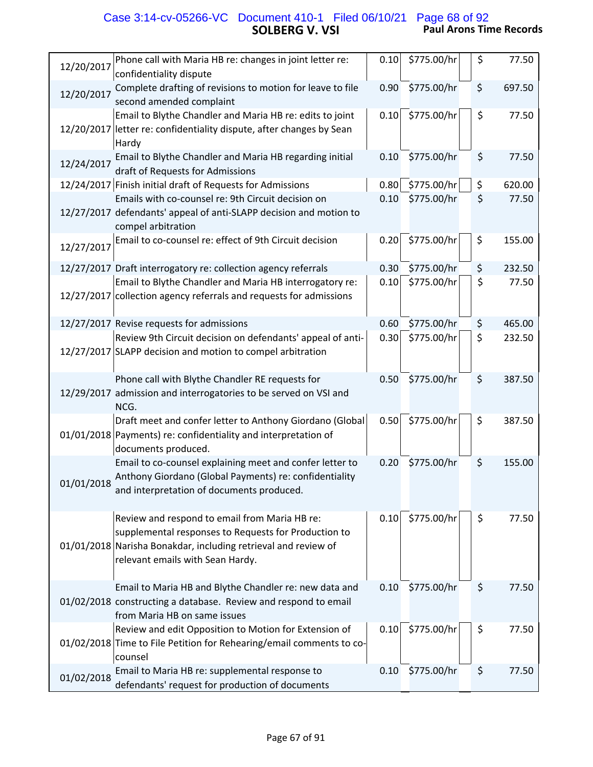| Date | Description | Hours | Rate | | Amount |
|---|---|---|---|---|---|
| 12/20/2017 | Phone call with Maria HB re: changes in joint letter re: confidentiality dispute | 0.10 | $775.00/hr | | $ 77.50 |
| 12/20/2017 | Complete drafting of revisions to motion for leave to file second amended complaint | 0.90 | $775.00/hr | | $ 697.50 |
| 12/20/2017 | Email to Blythe Chandler and Maria HB re: edits to joint letter re: confidentiality dispute, after changes by Sean Hardy | 0.10 | $775.00/hr | | $ 77.50 |
| 12/24/2017 | Email to Blythe Chandler and Maria HB regarding initial draft of Requests for Admissions | 0.10 | $775.00/hr | | $ 77.50 |
| 12/24/2017 | Finish initial draft of Requests for Admissions | 0.80 | $775.00/hr | | $ 620.00 |
| 12/27/2017 | Emails with co-counsel re: 9th Circuit decision on defendants' appeal of anti-SLAPP decision and motion to compel arbitration | 0.10 | $775.00/hr | | $ 77.50 |
| 12/27/2017 | Email to co-counsel re: effect of 9th Circuit decision | 0.20 | $775.00/hr | | $ 155.00 |
| 12/27/2017 | Draft interrogatory re: collection agency referrals | 0.30 | $775.00/hr | | $ 232.50 |
| 12/27/2017 | Email to Blythe Chandler and Maria HB interrogatory re: collection agency referrals and requests for admissions | 0.10 | $775.00/hr | | $ 77.50 |
| 12/27/2017 | Revise requests for admissions | 0.60 | $775.00/hr | | $ 465.00 |
| 12/27/2017 | Review 9th Circuit decision on defendants' appeal of anti-SLAPP decision and motion to compel arbitration | 0.30 | $775.00/hr | | $ 232.50 |
| 12/29/2017 | Phone call with Blythe Chandler RE requests for admission and interrogatories to be served on VSI and NCG. | 0.50 | $775.00/hr | | $ 387.50 |
| 01/01/2018 | Draft meet and confer letter to Anthony Giordano (Global Payments) re: confidentiality and interpretation of documents produced. | 0.50 | $775.00/hr | | $ 387.50 |
| 01/01/2018 | Email to co-counsel explaining meet and confer letter to Anthony Giordano (Global Payments) re: confidentiality and interpretation of documents produced. | 0.20 | $775.00/hr | | $ 155.00 |
| 01/01/2018 | Review and respond to email from Maria HB re: supplemental responses to Requests for Production to Narisha Bonakdar, including retrieval and review of relevant emails with Sean Hardy. | 0.10 | $775.00/hr | | $ 77.50 |
| 01/02/2018 | Email to Maria HB and Blythe Chandler re: new data and constructing a database. Review and respond to email from Maria HB on same issues | 0.10 | $775.00/hr | | $ 77.50 |
| 01/02/2018 | Review and edit Opposition to Motion for Extension of Time to File Petition for Rehearing/email comments to co-counsel | 0.10 | $775.00/hr | | $ 77.50 |
| 01/02/2018 | Email to Maria HB re: supplemental response to defendants' request for production of documents | 0.10 | $775.00/hr | | $ 77.50 |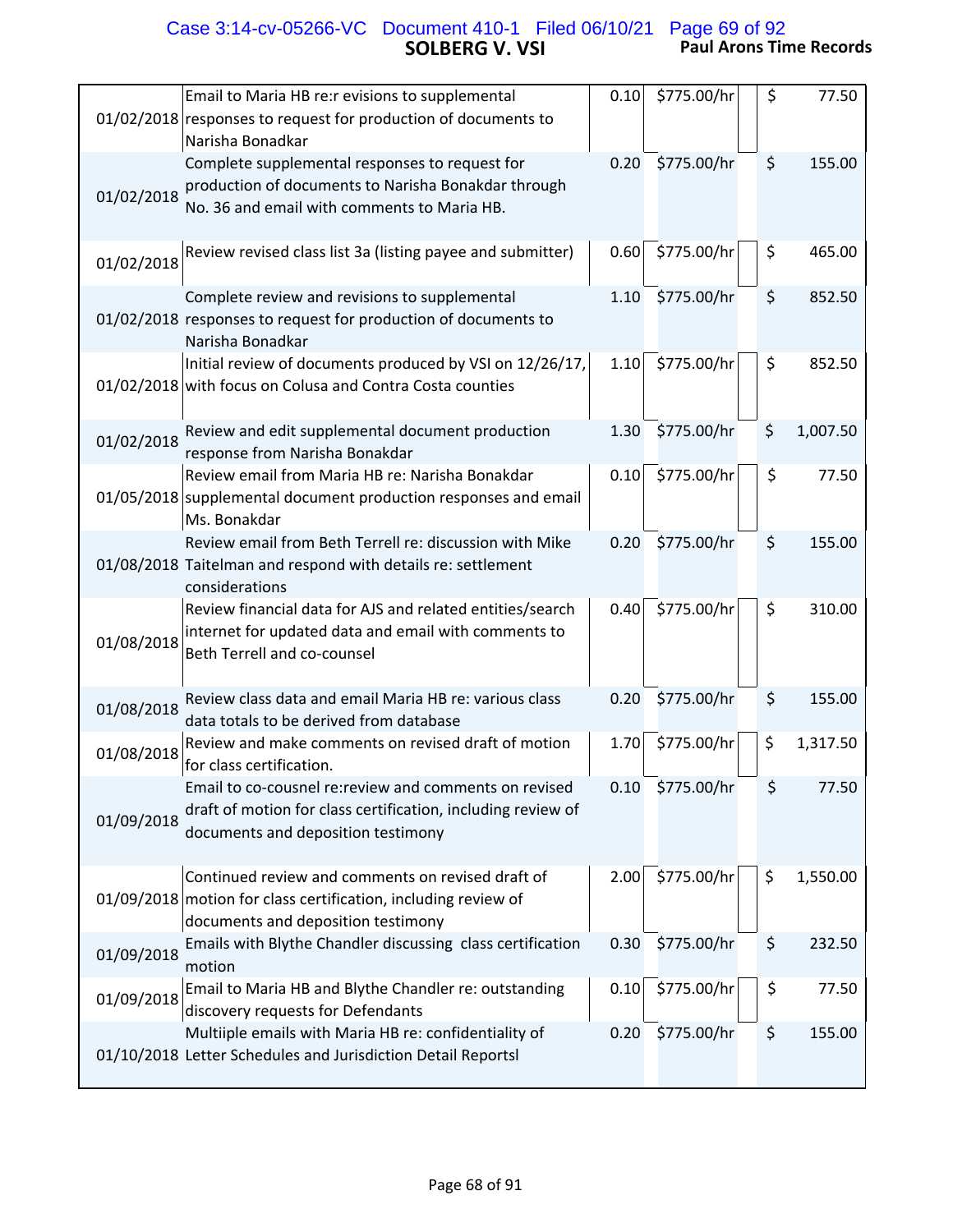| Date | Description | Hours | Rate | | Amount |
|---|---|---|---|---|---|
| 01/02/2018 | Email to Maria HB re:r evisions to supplemental responses to request for production of documents to Narisha Bonadkar | 0.10 | $775.00/hr | | $ 77.50 |
| 01/02/2018 | Complete supplemental responses to request for production of documents to Narisha Bonakdar through No. 36 and email with comments to Maria HB. | 0.20 | $775.00/hr | | $ 155.00 |
| 01/02/2018 | Review revised class list 3a (listing payee and submitter) | 0.60 | $775.00/hr | | $ 465.00 |
| 01/02/2018 | Complete review and revisions to supplemental responses to request for production of documents to Narisha Bonadkar | 1.10 | $775.00/hr | | $ 852.50 |
| 01/02/2018 | Initial review of documents produced by VSI on 12/26/17, with focus on Colusa and Contra Costa counties | 1.10 | $775.00/hr | | $ 852.50 |
| 01/02/2018 | Review and edit supplemental document production response from Narisha Bonakdar | 1.30 | $775.00/hr | | $ 1,007.50 |
| 01/05/2018 | Review email from Maria HB re: Narisha Bonakdar supplemental document production responses and email Ms. Bonakdar | 0.10 | $775.00/hr | | $ 77.50 |
| 01/08/2018 | Review email from Beth Terrell re: discussion with Mike Taitelman and respond with details re: settlement considerations | 0.20 | $775.00/hr | | $ 155.00 |
| 01/08/2018 | Review financial data for AJS and related entities/search internet for updated data and email with comments to Beth Terrell and co-counsel | 0.40 | $775.00/hr | | $ 310.00 |
| 01/08/2018 | Review class data and email Maria HB re: various class data totals to be derived from database | 0.20 | $775.00/hr | | $ 155.00 |
| 01/08/2018 | Review and make comments on revised draft of motion for class certification. | 1.70 | $775.00/hr | | $ 1,317.50 |
| 01/09/2018 | Email to co-cousnel re:review and comments on revised draft of motion for class certification, including review of documents and deposition testimony | 0.10 | $775.00/hr | | $ 77.50 |
| 01/09/2018 | Continued review and comments on revised draft of motion for class certification, including review of documents and deposition testimony | 2.00 | $775.00/hr | | $ 1,550.00 |
| 01/09/2018 | Emails with Blythe Chandler discussing class certification motion | 0.30 | $775.00/hr | | $ 232.50 |
| 01/09/2018 | Email to Maria HB and Blythe Chandler re: outstanding discovery requests for Defendants | 0.10 | $775.00/hr | | $ 77.50 |
| 01/10/2018 | Multiiple emails with Maria HB re: confidentiality of Letter Schedules and Jurisdiction Detail Reportsl | 0.20 | $775.00/hr | | $ 155.00 |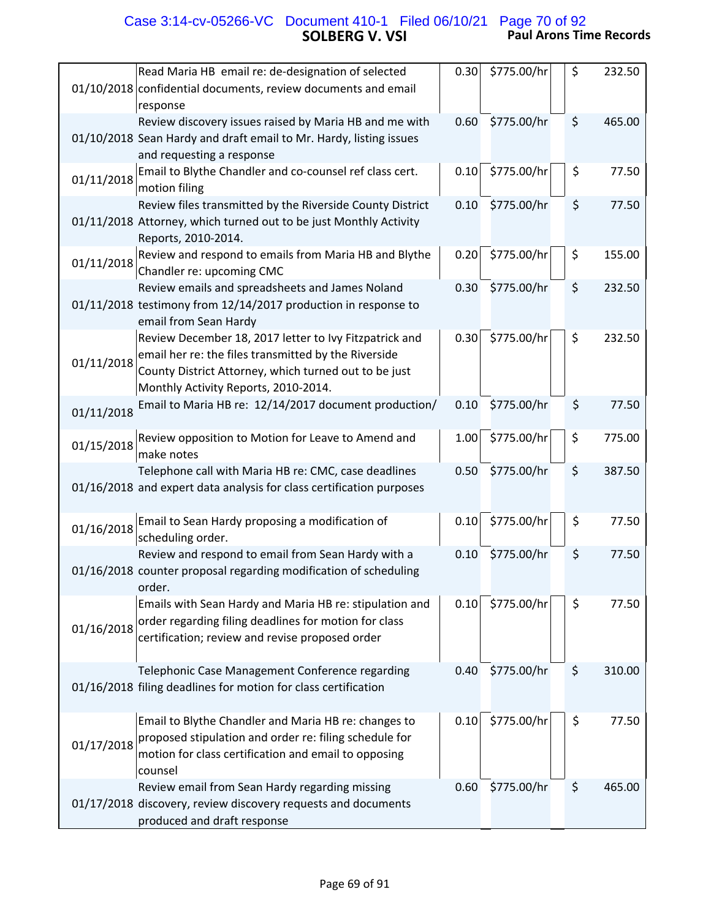| Date | Description | Hours | Rate | | Amount |
|---|---|---|---|---|---|
| 01/10/2018 | Read Maria HB email re: de-designation of selected confidential documents, review documents and email response | 0.30 | $775.00/hr | | $ 232.50 |
| 01/10/2018 | Review discovery issues raised by Maria HB and me with Sean Hardy and draft email to Mr. Hardy, listing issues and requesting a response | 0.60 | $775.00/hr | | $ 465.00 |
| 01/11/2018 | Email to Blythe Chandler and co-counsel ref class cert. motion filing | 0.10 | $775.00/hr | | $ 77.50 |
| 01/11/2018 | Review files transmitted by the Riverside County District Attorney, which turned out to be just Monthly Activity Reports, 2010-2014. | 0.10 | $775.00/hr | | $ 77.50 |
| 01/11/2018 | Review and respond to emails from Maria HB and Blythe Chandler re: upcoming CMC | 0.20 | $775.00/hr | | $ 155.00 |
| 01/11/2018 | Review emails and spreadsheets and James Noland testimony from 12/14/2017 production in response to email from Sean Hardy | 0.30 | $775.00/hr | | $ 232.50 |
| 01/11/2018 | Review December 18, 2017 letter to Ivy Fitzpatrick and email her re: the files transmitted by the Riverside County District Attorney, which turned out to be just Monthly Activity Reports, 2010-2014. | 0.30 | $775.00/hr | | $ 232.50 |
| 01/11/2018 | Email to Maria HB re: 12/14/2017 document production/ | 0.10 | $775.00/hr | | $ 77.50 |
| 01/15/2018 | Review opposition to Motion for Leave to Amend and make notes | 1.00 | $775.00/hr | | $ 775.00 |
| 01/16/2018 | Telephone call with Maria HB re: CMC, case deadlines and expert data analysis for class certification purposes | 0.50 | $775.00/hr | | $ 387.50 |
| 01/16/2018 | Email to Sean Hardy proposing a modification of scheduling order. | 0.10 | $775.00/hr | | $ 77.50 |
| 01/16/2018 | Review and respond to email from Sean Hardy with a counter proposal regarding modification of scheduling order. | 0.10 | $775.00/hr | | $ 77.50 |
| 01/16/2018 | Emails with Sean Hardy and Maria HB re: stipulation and order regarding filing deadlines for motion for class certification; review and revise proposed order | 0.10 | $775.00/hr | | $ 77.50 |
| 01/16/2018 | Telephonic Case Management Conference regarding filing deadlines for motion for class certification | 0.40 | $775.00/hr | | $ 310.00 |
| 01/17/2018 | Email to Blythe Chandler and Maria HB re: changes to proposed stipulation and order re: filing schedule for motion for class certification and email to opposing counsel | 0.10 | $775.00/hr | | $ 77.50 |
| 01/17/2018 | Review email from Sean Hardy regarding missing discovery, review discovery requests and documents produced and draft response | 0.60 | $775.00/hr | | $ 465.00 |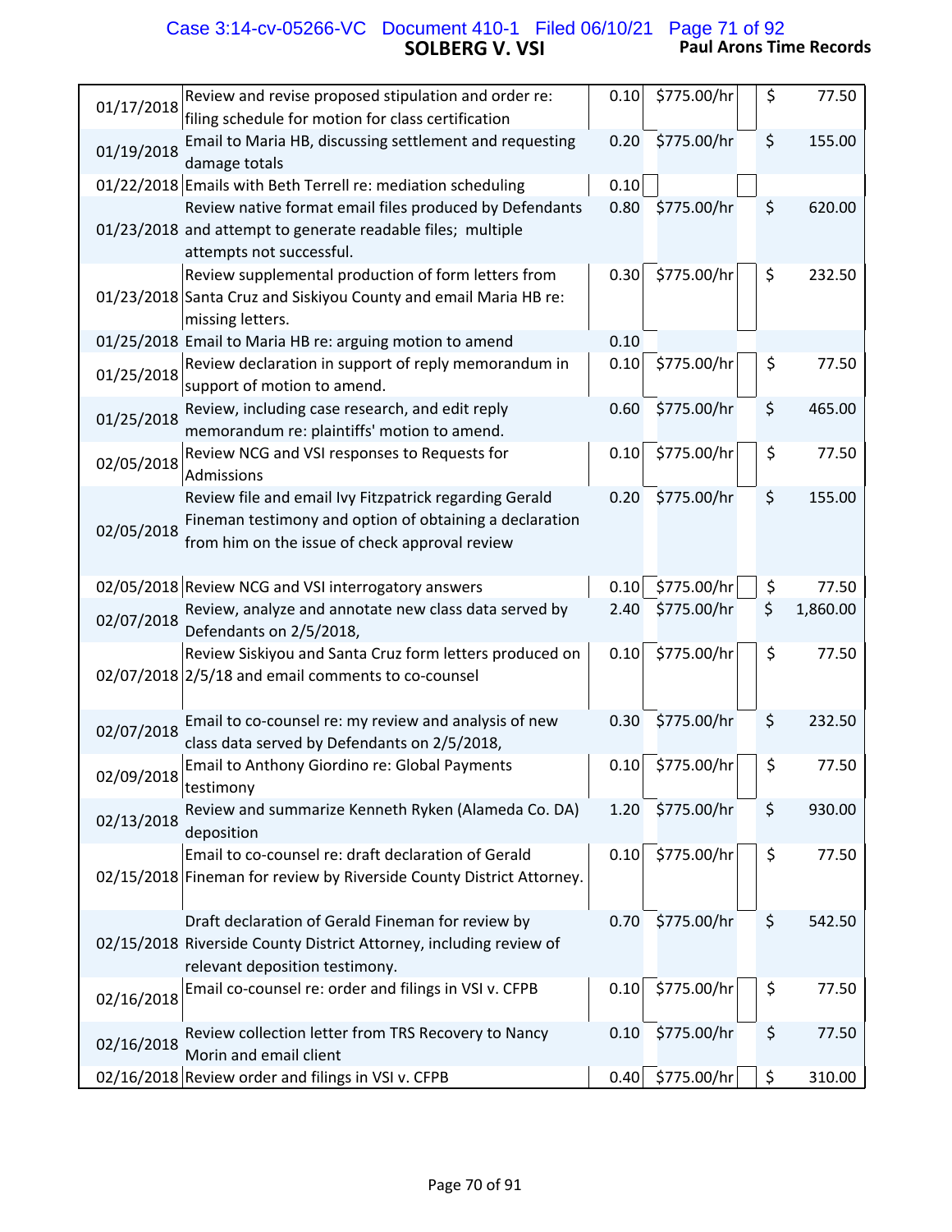| Date | Description | Hours | Rate | | Amount |
|---|---|---|---|---|---|
| 01/17/2018 | Review and revise proposed stipulation and order re: filing schedule for motion for class certification | 0.10 | $775.00/hr | | $ 77.50 |
| 01/19/2018 | Email to Maria HB, discussing settlement and requesting damage totals | 0.20 | $775.00/hr | | $ 155.00 |
| 01/22/2018 | Emails with Beth Terrell re: mediation scheduling | 0.10 | | | |
| 01/23/2018 | Review native format email files produced by Defendants and attempt to generate readable files; multiple attempts not successful. | 0.80 | $775.00/hr | | $ 620.00 |
| 01/23/2018 | Review supplemental production of form letters from Santa Cruz and Siskiyou County and email Maria HB re: missing letters. | 0.30 | $775.00/hr | | $ 232.50 |
| 01/25/2018 | Email to Maria HB re: arguing motion to amend | 0.10 | | | |
| 01/25/2018 | Review declaration in support of reply memorandum in support of motion to amend. | 0.10 | $775.00/hr | | $ 77.50 |
| 01/25/2018 | Review, including case research, and edit reply memorandum re: plaintiffs' motion to amend. | 0.60 | $775.00/hr | | $ 465.00 |
| 02/05/2018 | Review NCG and VSI responses to Requests for Admissions | 0.10 | $775.00/hr | | $ 77.50 |
| 02/05/2018 | Review file and email Ivy Fitzpatrick regarding Gerald Fineman testimony and option of obtaining a declaration from him on the issue of check approval review | 0.20 | $775.00/hr | | $ 155.00 |
| 02/05/2018 | Review NCG and VSI interrogatory answers | 0.10 | $775.00/hr | | $ 77.50 |
| 02/07/2018 | Review, analyze and annotate new class data served by Defendants on 2/5/2018, | 2.40 | $775.00/hr | | $ 1,860.00 |
| 02/07/2018 | Review Siskiyou and Santa Cruz form letters produced on 2/5/18 and email comments to co-counsel | 0.10 | $775.00/hr | | $ 77.50 |
| 02/07/2018 | Email to co-counsel re: my review and analysis of new class data served by Defendants on 2/5/2018, | 0.30 | $775.00/hr | | $ 232.50 |
| 02/09/2018 | Email to Anthony Giordino re: Global Payments testimony | 0.10 | $775.00/hr | | $ 77.50 |
| 02/13/2018 | Review and summarize Kenneth Ryken (Alameda Co. DA) deposition | 1.20 | $775.00/hr | | $ 930.00 |
| 02/15/2018 | Email to co-counsel re: draft declaration of Gerald Fineman for review by Riverside County District Attorney. | 0.10 | $775.00/hr | | $ 77.50 |
| 02/15/2018 | Draft declaration of Gerald Fineman for review by Riverside County District Attorney, including review of relevant deposition testimony. | 0.70 | $775.00/hr | | $ 542.50 |
| 02/16/2018 | Email co-counsel re: order and filings in VSI v. CFPB | 0.10 | $775.00/hr | | $ 77.50 |
| 02/16/2018 | Review collection letter from TRS Recovery to Nancy Morin and email client | 0.10 | $775.00/hr | | $ 77.50 |
| 02/16/2018 | Review order and filings in VSI v. CFPB | 0.40 | $775.00/hr | | $ 310.00 |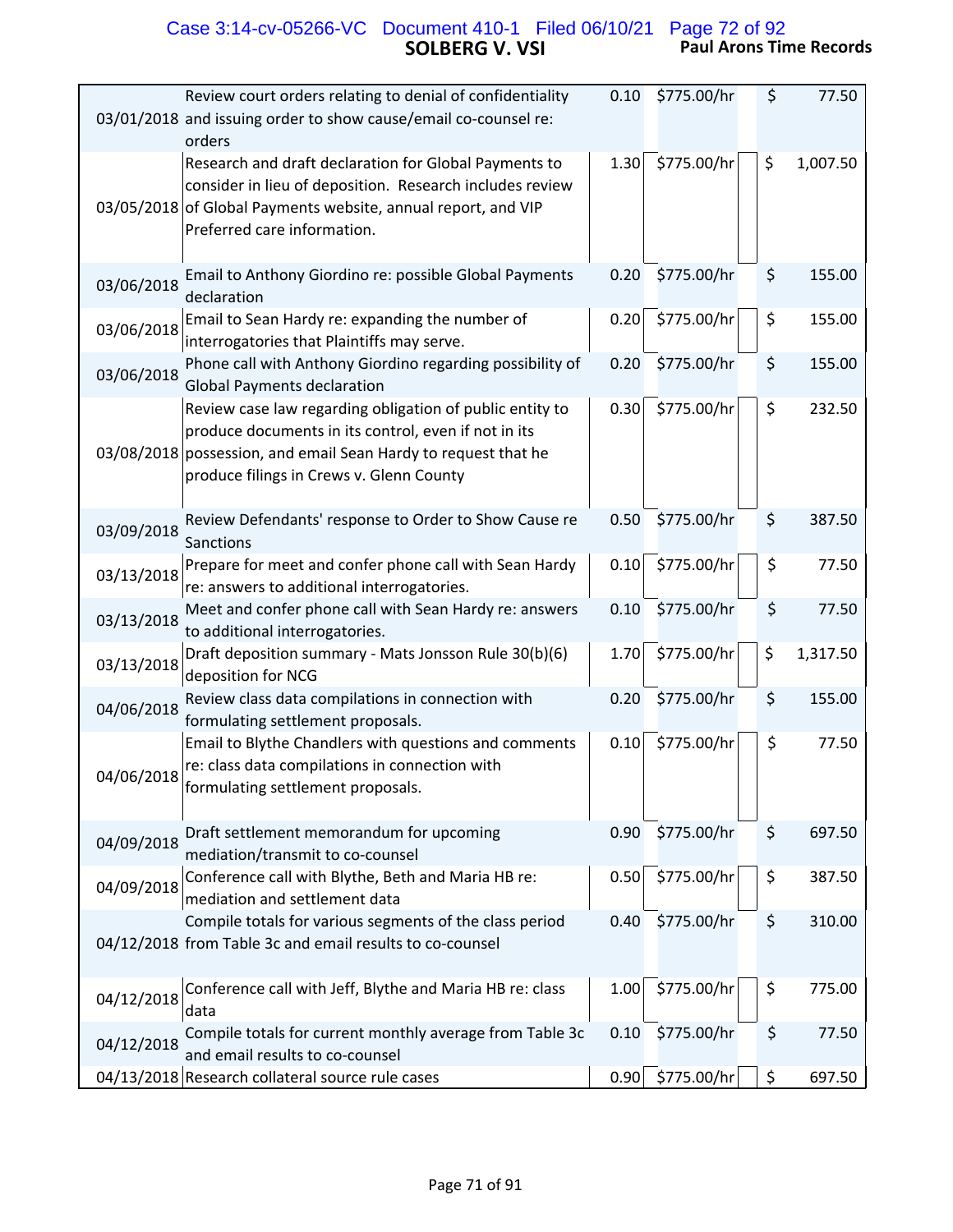| Date | Description | Hours | Rate | | Amount |
|---|---|---|---|---|---|
| 03/01/2018 | Review court orders relating to denial of confidentiality and issuing order to show cause/email co-counsel re: orders | 0.10 | $775.00/hr | $ | 77.50 |
| 03/05/2018 | Research and draft declaration for Global Payments to consider in lieu of deposition. Research includes review of Global Payments website, annual report, and VIP Preferred care information. | 1.30 | $775.00/hr | $ | 1,007.50 |
| 03/06/2018 | Email to Anthony Giordino re: possible Global Payments declaration | 0.20 | $775.00/hr | $ | 155.00 |
| 03/06/2018 | Email to Sean Hardy re: expanding the number of interrogatories that Plaintiffs may serve. | 0.20 | $775.00/hr | $ | 155.00 |
| 03/06/2018 | Phone call with Anthony Giordino regarding possibility of Global Payments declaration | 0.20 | $775.00/hr | $ | 155.00 |
| 03/08/2018 | Review case law regarding obligation of public entity to produce documents in its control, even if not in its possession, and email Sean Hardy to request that he produce filings in Crews v. Glenn County | 0.30 | $775.00/hr | $ | 232.50 |
| 03/09/2018 | Review Defendants' response to Order to Show Cause re Sanctions | 0.50 | $775.00/hr | $ | 387.50 |
| 03/13/2018 | Prepare for meet and confer phone call with Sean Hardy re: answers to additional interrogatories. | 0.10 | $775.00/hr | $ | 77.50 |
| 03/13/2018 | Meet and confer phone call with Sean Hardy re: answers to additional interrogatories. | 0.10 | $775.00/hr | $ | 77.50 |
| 03/13/2018 | Draft deposition summary - Mats Jonsson Rule 30(b)(6) deposition for NCG | 1.70 | $775.00/hr | $ | 1,317.50 |
| 04/06/2018 | Review class data compilations in connection with formulating settlement proposals. | 0.20 | $775.00/hr | $ | 155.00 |
| 04/06/2018 | Email to Blythe Chandlers with questions and comments re: class data compilations in connection with formulating settlement proposals. | 0.10 | $775.00/hr | $ | 77.50 |
| 04/09/2018 | Draft settlement memorandum for upcoming mediation/transmit to co-counsel | 0.90 | $775.00/hr | $ | 697.50 |
| 04/09/2018 | Conference call with Blythe, Beth and Maria HB re: mediation and settlement data | 0.50 | $775.00/hr | $ | 387.50 |
| 04/12/2018 | Compile totals for various segments of the class period from Table 3c and email results to co-counsel | 0.40 | $775.00/hr | $ | 310.00 |
| 04/12/2018 | Conference call with Jeff, Blythe and Maria HB re: class data | 1.00 | $775.00/hr | $ | 775.00 |
| 04/12/2018 | Compile totals for current monthly average from Table 3c and email results to co-counsel | 0.10 | $775.00/hr | $ | 77.50 |
| 04/13/2018 | Research collateral source rule cases | 0.90 | $775.00/hr | $ | 697.50 |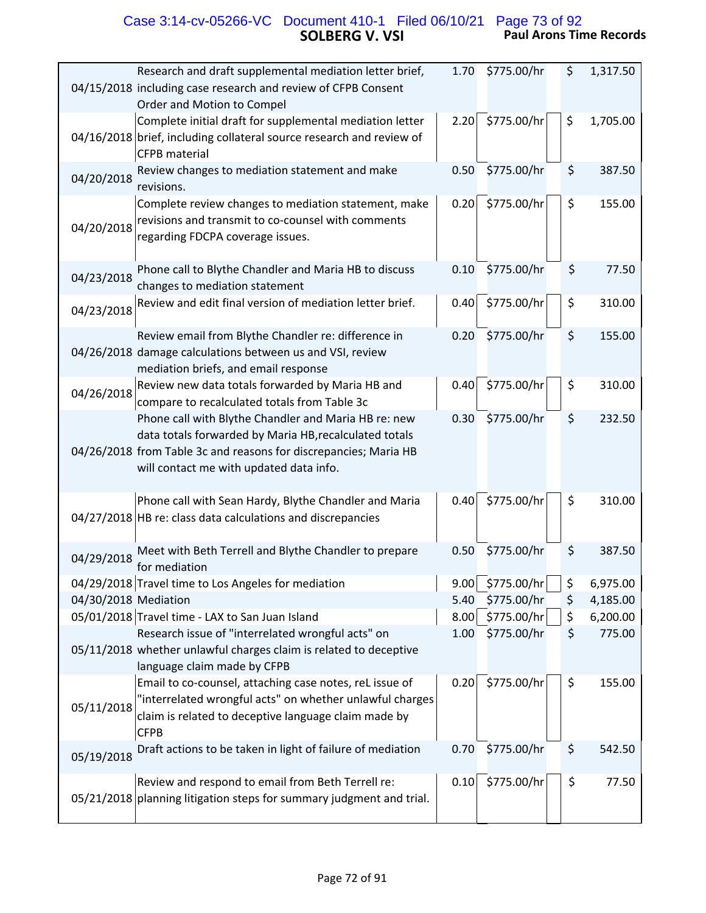| Date | Description | Hours | Rate | Amount |
|---|---|---|---|---|
| 04/15/2018 | Research and draft supplemental mediation letter brief, including case research and review of CFPB Consent Order and Motion to Compel | 1.70 | $775.00/hr | $ 1,317.50 |
| 04/16/2018 | Complete initial draft for supplemental mediation letter brief, including collateral source research and review of CFPB material | 2.20 | $775.00/hr | $ 1,705.00 |
| 04/20/2018 | Review changes to mediation statement and make revisions. | 0.50 | $775.00/hr | $ 387.50 |
| 04/20/2018 | Complete review changes to mediation statement, make revisions and transmit to co-counsel with comments regarding FDCPA coverage issues. | 0.20 | $775.00/hr | $ 155.00 |
| 04/23/2018 | Phone call to Blythe Chandler and Maria HB to discuss changes to mediation statement | 0.10 | $775.00/hr | $ 77.50 |
| 04/23/2018 | Review and edit final version of mediation letter brief. | 0.40 | $775.00/hr | $ 310.00 |
| 04/26/2018 | Review email from Blythe Chandler re: difference in damage calculations between us and VSI, review mediation briefs, and email response | 0.20 | $775.00/hr | $ 155.00 |
| 04/26/2018 | Review new data totals forwarded by Maria HB and compare to recalculated totals from Table 3c | 0.40 | $775.00/hr | $ 310.00 |
| 04/26/2018 | Phone call with Blythe Chandler and Maria HB re: new data totals forwarded by Maria HB,recalculated totals from Table 3c and reasons for discrepancies; Maria HB will contact me with updated data info. | 0.30 | $775.00/hr | $ 232.50 |
| 04/27/2018 | Phone call with Sean Hardy, Blythe Chandler and Maria HB re: class data calculations and discrepancies | 0.40 | $775.00/hr | $ 310.00 |
| 04/29/2018 | Meet with Beth Terrell and Blythe Chandler to prepare for mediation | 0.50 | $775.00/hr | $ 387.50 |
| 04/29/2018 | Travel time to Los Angeles for mediation | 9.00 | $775.00/hr | $ 6,975.00 |
| 04/30/2018 | Mediation | 5.40 | $775.00/hr | $ 4,185.00 |
| 05/01/2018 | Travel time - LAX to San Juan Island | 8.00 | $775.00/hr | $ 6,200.00 |
| 05/11/2018 | Research issue of "interrelated wrongful acts" on whether unlawful charges claim is related to deceptive language claim made by CFPB | 1.00 | $775.00/hr | $ 775.00 |
| 05/11/2018 | Email to co-counsel, attaching case notes, reL issue of "interrelated wrongful acts" on whether unlawful charges claim is related to deceptive language claim made by CFPB | 0.20 | $775.00/hr | $ 155.00 |
| 05/19/2018 | Draft actions to be taken in light of failure of mediation | 0.70 | $775.00/hr | $ 542.50 |
| 05/21/2018 | Review and respond to email from Beth Terrell re: planning litigation steps for summary judgment and trial. | 0.10 | $775.00/hr | $ 77.50 |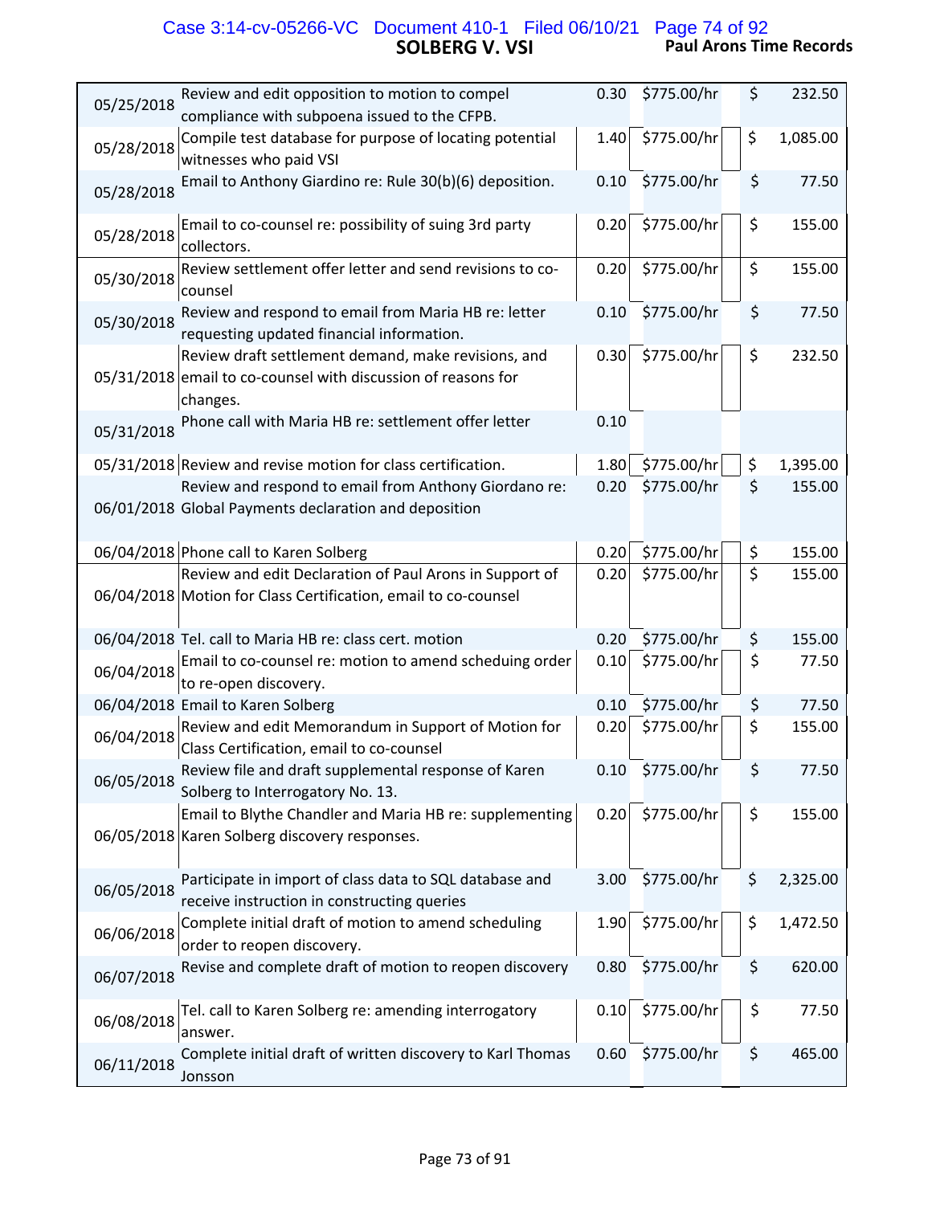| Date | Description | Hours | Rate | Amount |
|---|---|---|---|---|
| 05/25/2018 | Review and edit opposition to motion to compel compliance with subpoena issued to the CFPB. | 0.30 | $775.00/hr | $ 232.50 |
| 05/28/2018 | Compile test database for purpose of locating potential witnesses who paid VSI | 1.40 | $775.00/hr | $ 1,085.00 |
| 05/28/2018 | Email to Anthony Giardino re: Rule 30(b)(6) deposition. | 0.10 | $775.00/hr | $ 77.50 |
| 05/28/2018 | Email to co-counsel re: possibility of suing 3rd party collectors. | 0.20 | $775.00/hr | $ 155.00 |
| 05/30/2018 | Review settlement offer letter and send revisions to co-counsel | 0.20 | $775.00/hr | $ 155.00 |
| 05/30/2018 | Review and respond to email from Maria HB re: letter requesting updated financial information. | 0.10 | $775.00/hr | $ 77.50 |
| 05/31/2018 | Review draft settlement demand, make revisions, and email to co-counsel with discussion of reasons for changes. | 0.30 | $775.00/hr | $ 232.50 |
| 05/31/2018 | Phone call with Maria HB re: settlement offer letter | 0.10 | | |
| 05/31/2018 | Review and revise motion for class certification. | 1.80 | $775.00/hr | $ 1,395.00 |
| 06/01/2018 | Review and respond to email from Anthony Giordano re: Global Payments declaration and deposition | 0.20 | $775.00/hr | $ 155.00 |
| 06/04/2018 | Phone call to Karen Solberg | 0.20 | $775.00/hr | $ 155.00 |
| 06/04/2018 | Review and edit Declaration of Paul Arons in Support of Motion for Class Certification, email to co-counsel | 0.20 | $775.00/hr | $ 155.00 |
| 06/04/2018 | Tel. call to Maria HB re: class cert. motion | 0.20 | $775.00/hr | $ 155.00 |
| 06/04/2018 | Email to co-counsel re: motion to amend scheduing order to re-open discovery. | 0.10 | $775.00/hr | $ 77.50 |
| 06/04/2018 | Email to Karen Solberg | 0.10 | $775.00/hr | $ 77.50 |
| 06/04/2018 | Review and edit Memorandum in Support of Motion for Class Certification, email to co-counsel | 0.20 | $775.00/hr | $ 155.00 |
| 06/05/2018 | Review file and draft supplemental response of Karen Solberg to Interrogatory No. 13. | 0.10 | $775.00/hr | $ 77.50 |
| 06/05/2018 | Email to Blythe Chandler and Maria HB re: supplementing Karen Solberg discovery responses. | 0.20 | $775.00/hr | $ 155.00 |
| 06/05/2018 | Participate in import of class data to SQL database and receive instruction in constructing queries | 3.00 | $775.00/hr | $ 2,325.00 |
| 06/06/2018 | Complete initial draft of motion to amend scheduling order to reopen discovery. | 1.90 | $775.00/hr | $ 1,472.50 |
| 06/07/2018 | Revise and complete draft of motion to reopen discovery | 0.80 | $775.00/hr | $ 620.00 |
| 06/08/2018 | Tel. call to Karen Solberg re: amending interrogatory answer. | 0.10 | $775.00/hr | $ 77.50 |
| 06/11/2018 | Complete initial draft of written discovery to Karl Thomas Jonsson | 0.60 | $775.00/hr | $ 465.00 |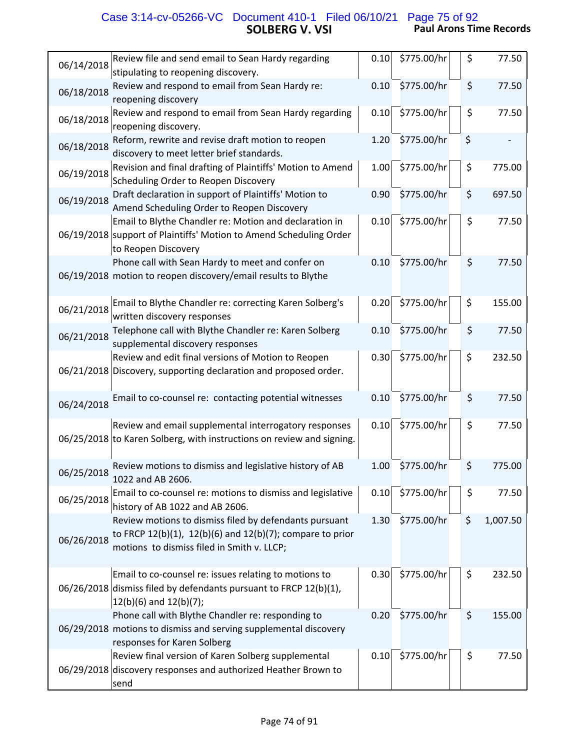| Date | Description | Hours | Rate | | Amount |
|---|---|---|---|---|---|
| 06/14/2018 | Review file and send email to Sean Hardy regarding stipulating to reopening discovery. | 0.10 | $775.00/hr | | $ 77.50 |
| 06/18/2018 | Review and respond to email from Sean Hardy re: reopening discovery | 0.10 | $775.00/hr | | $ 77.50 |
| 06/18/2018 | Review and respond to email from Sean Hardy regarding reopening discovery. | 0.10 | $775.00/hr | | $ 77.50 |
| 06/18/2018 | Reform, rewrite and revise draft motion to reopen discovery to meet letter brief standards. | 1.20 | $775.00/hr | | $ - |
| 06/19/2018 | Revision and final drafting of Plaintiffs' Motion to Amend Scheduling Order to Reopen Discovery | 1.00 | $775.00/hr | | $ 775.00 |
| 06/19/2018 | Draft declaration in support of Plaintiffs' Motion to Amend Scheduling Order to Reopen Discovery | 0.90 | $775.00/hr | | $ 697.50 |
| 06/19/2018 | Email to Blythe Chandler re: Motion and declaration in support of Plaintiffs' Motion to Amend Scheduling Order to Reopen Discovery | 0.10 | $775.00/hr | | $ 77.50 |
| 06/19/2018 | Phone call with Sean Hardy to meet and confer on motion to reopen discovery/email results to Blythe | 0.10 | $775.00/hr | | $ 77.50 |
| 06/21/2018 | Email to Blythe Chandler re: correcting Karen Solberg's written discovery responses | 0.20 | $775.00/hr | | $ 155.00 |
| 06/21/2018 | Telephone call with Blythe Chandler re: Karen Solberg supplemental discovery responses | 0.10 | $775.00/hr | | $ 77.50 |
| 06/21/2018 | Review and edit final versions of Motion to Reopen Discovery, supporting declaration and proposed order. | 0.30 | $775.00/hr | | $ 232.50 |
| 06/24/2018 | Email to co-counsel re: contacting potential witnesses | 0.10 | $775.00/hr | | $ 77.50 |
| 06/25/2018 | Review and email supplemental interrogatory responses to Karen Solberg, with instructions on review and signing. | 0.10 | $775.00/hr | | $ 77.50 |
| 06/25/2018 | Review motions to dismiss and legislative history of AB 1022 and AB 2606. | 1.00 | $775.00/hr | | $ 775.00 |
| 06/25/2018 | Email to co-counsel re: motions to dismiss and legislative history of AB 1022 and AB 2606. | 0.10 | $775.00/hr | | $ 77.50 |
| 06/26/2018 | Review motions to dismiss filed by defendants pursuant to FRCP 12(b)(1), 12(b)(6) and 12(b)(7); compare to prior motions to dismiss filed in Smith v. LLCP; | 1.30 | $775.00/hr | | $ 1,007.50 |
| 06/26/2018 | Email to co-counsel re: issues relating to motions to dismiss filed by defendants pursuant to FRCP 12(b)(1), 12(b)(6) and 12(b)(7); | 0.30 | $775.00/hr | | $ 232.50 |
| 06/29/2018 | Phone call with Blythe Chandler re: responding to motions to dismiss and serving supplemental discovery responses for Karen Solberg | 0.20 | $775.00/hr | | $ 155.00 |
| 06/29/2018 | Review final version of Karen Solberg supplemental discovery responses and authorized Heather Brown to send | 0.10 | $775.00/hr | | $ 77.50 |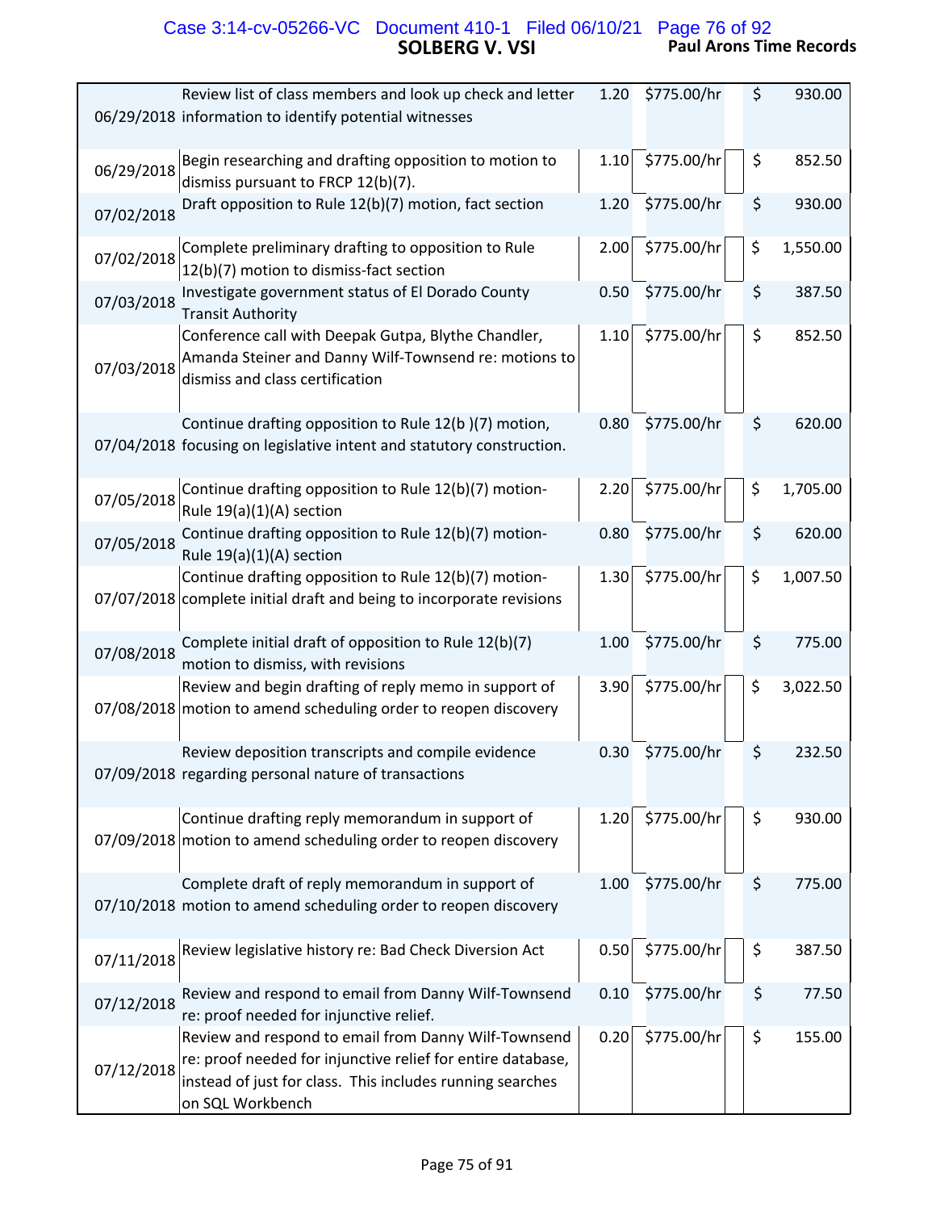| Date | Description | Hours | Rate | | Amount |
|---|---|---|---|---|---|
| 06/29/2018 | Review list of class members and look up check and letter information to identify potential witnesses | 1.20 | $775.00/hr | $ | 930.00 |
| 06/29/2018 | Begin researching and drafting opposition to motion to dismiss pursuant to FRCP 12(b)(7). | 1.10 | $775.00/hr | $ | 852.50 |
| 07/02/2018 | Draft opposition to Rule 12(b)(7) motion, fact section | 1.20 | $775.00/hr | $ | 930.00 |
| 07/02/2018 | Complete preliminary drafting to opposition to Rule 12(b)(7) motion to dismiss-fact section | 2.00 | $775.00/hr | $ | 1,550.00 |
| 07/03/2018 | Investigate government status of El Dorado County Transit Authority | 0.50 | $775.00/hr | $ | 387.50 |
| 07/03/2018 | Conference call with Deepak Gutpa, Blythe Chandler, Amanda Steiner and Danny Wilf-Townsend re: motions to dismiss and class certification | 1.10 | $775.00/hr | $ | 852.50 |
| 07/04/2018 | Continue drafting opposition to Rule 12(b )(7) motion, focusing on legislative intent and statutory construction. | 0.80 | $775.00/hr | $ | 620.00 |
| 07/05/2018 | Continue drafting opposition to Rule 12(b)(7) motion-Rule 19(a)(1)(A) section | 2.20 | $775.00/hr | $ | 1,705.00 |
| 07/05/2018 | Continue drafting opposition to Rule 12(b)(7) motion-Rule 19(a)(1)(A) section | 0.80 | $775.00/hr | $ | 620.00 |
| 07/07/2018 | Continue drafting opposition to Rule 12(b)(7) motion-complete initial draft and being to incorporate revisions | 1.30 | $775.00/hr | $ | 1,007.50 |
| 07/08/2018 | Complete initial draft of opposition to Rule 12(b)(7) motion to dismiss, with revisions | 1.00 | $775.00/hr | $ | 775.00 |
| 07/08/2018 | Review and begin drafting of reply memo in support of motion to amend scheduling order to reopen discovery | 3.90 | $775.00/hr | $ | 3,022.50 |
| 07/09/2018 | Review deposition transcripts and compile evidence regarding personal nature of transactions | 0.30 | $775.00/hr | $ | 232.50 |
| 07/09/2018 | Continue drafting reply memorandum in support of motion to amend scheduling order to reopen discovery | 1.20 | $775.00/hr | $ | 930.00 |
| 07/10/2018 | Complete draft of reply memorandum in support of motion to amend scheduling order to reopen discovery | 1.00 | $775.00/hr | $ | 775.00 |
| 07/11/2018 | Review legislative history re: Bad Check Diversion Act | 0.50 | $775.00/hr | $ | 387.50 |
| 07/12/2018 | Review and respond to email from Danny Wilf-Townsend re: proof needed for injunctive relief. | 0.10 | $775.00/hr | $ | 77.50 |
| 07/12/2018 | Review and respond to email from Danny Wilf-Townsend re: proof needed for injunctive relief for entire database, instead of just for class. This includes running searches on SQL Workbench | 0.20 | $775.00/hr | $ | 155.00 |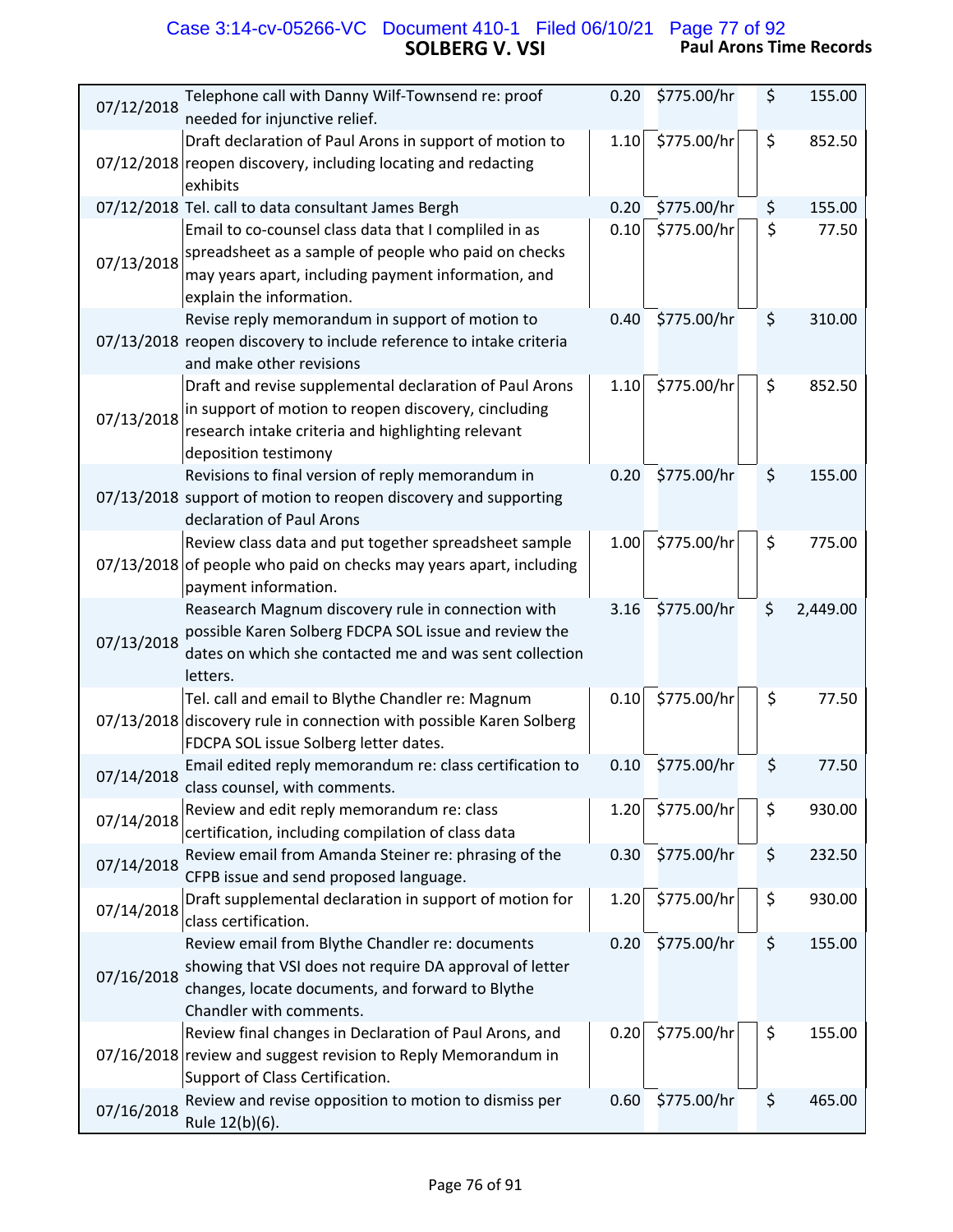| Date | Description | Hours | Rate | Amount |
|---|---|---|---|---|
| 07/12/2018 | Telephone call with Danny Wilf-Townsend re: proof needed for injunctive relief. | 0.20 | $775.00/hr | $ 155.00 |
| 07/12/2018 | Draft declaration of Paul Arons in support of motion to reopen discovery, including locating and redacting exhibits | 1.10 | $775.00/hr | $ 852.50 |
| 07/12/2018 | Tel. call to data consultant James Bergh | 0.20 | $775.00/hr | $ 155.00 |
| 07/13/2018 | Email to co-counsel class data that I compliled in as spreadsheet as a sample of people who paid on checks may years apart, including payment information, and explain the information. | 0.10 | $775.00/hr | $ 77.50 |
| 07/13/2018 | Revise reply memorandum in support of motion to reopen discovery to include reference to intake criteria and make other revisions | 0.40 | $775.00/hr | $ 310.00 |
| 07/13/2018 | Draft and revise supplemental declaration of Paul Arons in support of motion to reopen discovery, cincluding research intake criteria and highlighting relevant deposition testimony | 1.10 | $775.00/hr | $ 852.50 |
| 07/13/2018 | Revisions to final version of reply memorandum in support of motion to reopen discovery and supporting declaration of Paul Arons | 0.20 | $775.00/hr | $ 155.00 |
| 07/13/2018 | Review class data and put together spreadsheet sample of people who paid on checks may years apart, including payment information. | 1.00 | $775.00/hr | $ 775.00 |
| 07/13/2018 | Reasearch Magnum discovery rule in connection with possible Karen Solberg FDCPA SOL issue and review the dates on which she contacted me and was sent collection letters. | 3.16 | $775.00/hr | $ 2,449.00 |
| 07/13/2018 | Tel. call and email to Blythe Chandler re: Magnum discovery rule in connection with possible Karen Solberg FDCPA SOL issue Solberg letter dates. | 0.10 | $775.00/hr | $ 77.50 |
| 07/14/2018 | Email edited reply memorandum re: class certification to class counsel, with comments. | 0.10 | $775.00/hr | $ 77.50 |
| 07/14/2018 | Review and edit reply memorandum re: class certification, including compilation of class data | 1.20 | $775.00/hr | $ 930.00 |
| 07/14/2018 | Review email from Amanda Steiner re: phrasing of the CFPB issue and send proposed language. | 0.30 | $775.00/hr | $ 232.50 |
| 07/14/2018 | Draft supplemental declaration in support of motion for class certification. | 1.20 | $775.00/hr | $ 930.00 |
| 07/16/2018 | Review email from Blythe Chandler re: documents showing that VSI does not require DA approval of letter changes, locate documents, and forward to Blythe Chandler with comments. | 0.20 | $775.00/hr | $ 155.00 |
| 07/16/2018 | Review final changes in Declaration of Paul Arons, and review and suggest revision to Reply Memorandum in Support of Class Certification. | 0.20 | $775.00/hr | $ 155.00 |
| 07/16/2018 | Review and revise opposition to motion to dismiss per Rule 12(b)(6). | 0.60 | $775.00/hr | $ 465.00 |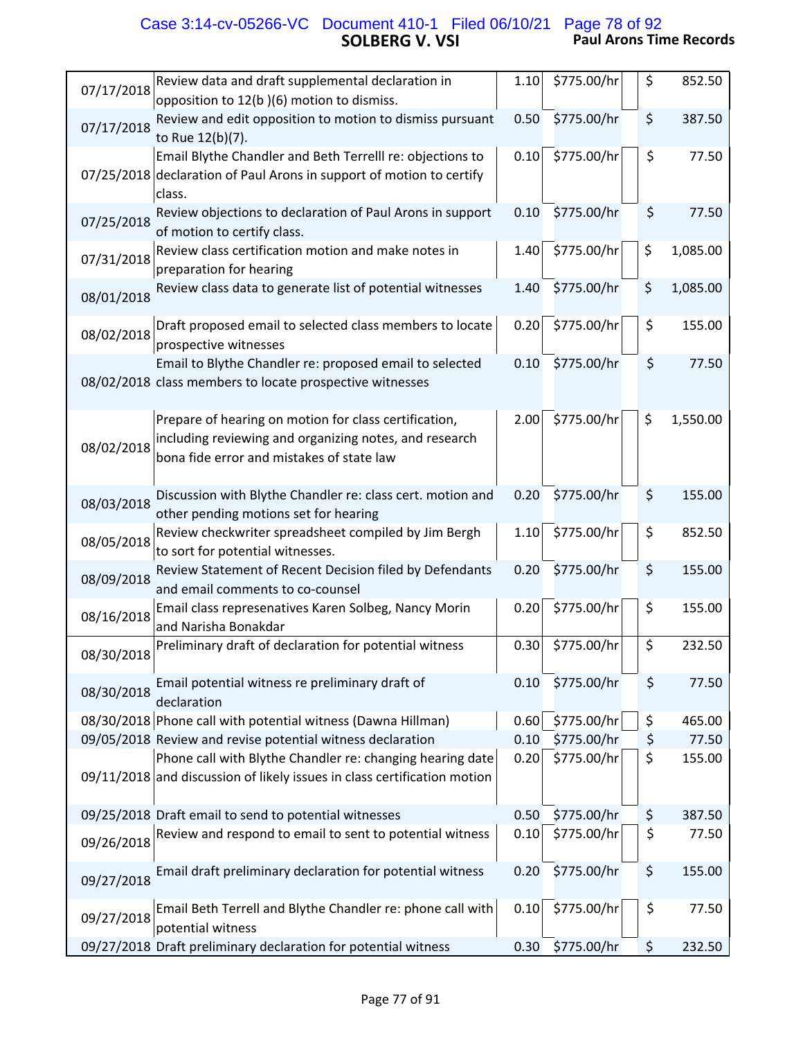# SOLBERG V. VSI

**Paul Arons Time Records**

| Date | Description | Hours | Rate | | Amount |
|---|---|---|---|---|---|
| 07/17/2018 | Review data and draft supplemental declaration in opposition to 12(b )(6) motion to dismiss. | 1.10 | $775.00/hr | | $ 852.50 |
| 07/17/2018 | Review and edit opposition to motion to dismiss pursuant to Rue 12(b)(7). | 0.50 | $775.00/hr | | $ 387.50 |
| 07/25/2018 | Email Blythe Chandler and Beth Terrelll re: objections to declaration of Paul Arons in support of motion to certify class. | 0.10 | $775.00/hr | | $ 77.50 |
| 07/25/2018 | Review objections to declaration of Paul Arons in support of motion to certify class. | 0.10 | $775.00/hr | | $ 77.50 |
| 07/31/2018 | Review class certification motion and make notes in preparation for hearing | 1.40 | $775.00/hr | | $ 1,085.00 |
| 08/01/2018 | Review class data to generate list of potential witnesses | 1.40 | $775.00/hr | | $ 1,085.00 |
| 08/02/2018 | Draft proposed email to selected class members to locate prospective witnesses | 0.20 | $775.00/hr | | $ 155.00 |
| 08/02/2018 | Email to Blythe Chandler re: proposed email to selected class members to locate prospective witnesses | 0.10 | $775.00/hr | | $ 77.50 |
| 08/02/2018 | Prepare of hearing on motion for class certification, including reviewing and organizing notes, and research bona fide error and mistakes of state law | 2.00 | $775.00/hr | | $ 1,550.00 |
| 08/03/2018 | Discussion with Blythe Chandler re: class cert. motion and other pending motions set for hearing | 0.20 | $775.00/hr | | $ 155.00 |
| 08/05/2018 | Review checkwriter spreadsheet compiled by Jim Bergh to sort for potential witnesses. | 1.10 | $775.00/hr | | $ 852.50 |
| 08/09/2018 | Review Statement of Recent Decision filed by Defendants and email comments to co-counsel | 0.20 | $775.00/hr | | $ 155.00 |
| 08/16/2018 | Email class represenatives Karen Solbeg, Nancy Morin and Narisha Bonakdar | 0.20 | $775.00/hr | | $ 155.00 |
| 08/30/2018 | Preliminary draft of declaration for potential witness | 0.30 | $775.00/hr | | $ 232.50 |
| 08/30/2018 | Email potential witness re preliminary draft of declaration | 0.10 | $775.00/hr | | $ 77.50 |
| 08/30/2018 | Phone call with potential witness (Dawna Hillman) | 0.60 | $775.00/hr | | $ 465.00 |
| 09/05/2018 | Review and revise potential witness declaration | 0.10 | $775.00/hr | | $ 77.50 |
| 09/11/2018 | Phone call with Blythe Chandler re: changing hearing date and discussion of likely issues in class certification motion | 0.20 | $775.00/hr | | $ 155.00 |
| 09/25/2018 | Draft email to send to potential witnesses | 0.50 | $775.00/hr | | $ 387.50 |
| 09/26/2018 | Review and respond to email to sent to potential witness | 0.10 | $775.00/hr | | $ 77.50 |
| 09/27/2018 | Email draft preliminary declaration for potential witness | 0.20 | $775.00/hr | | $ 155.00 |
| 09/27/2018 | Email Beth Terrell and Blythe Chandler re: phone call with potential witness | 0.10 | $775.00/hr | | $ 77.50 |
| 09/27/2018 | Draft preliminary declaration for potential witness | 0.30 | $775.00/hr | | $ 232.50 |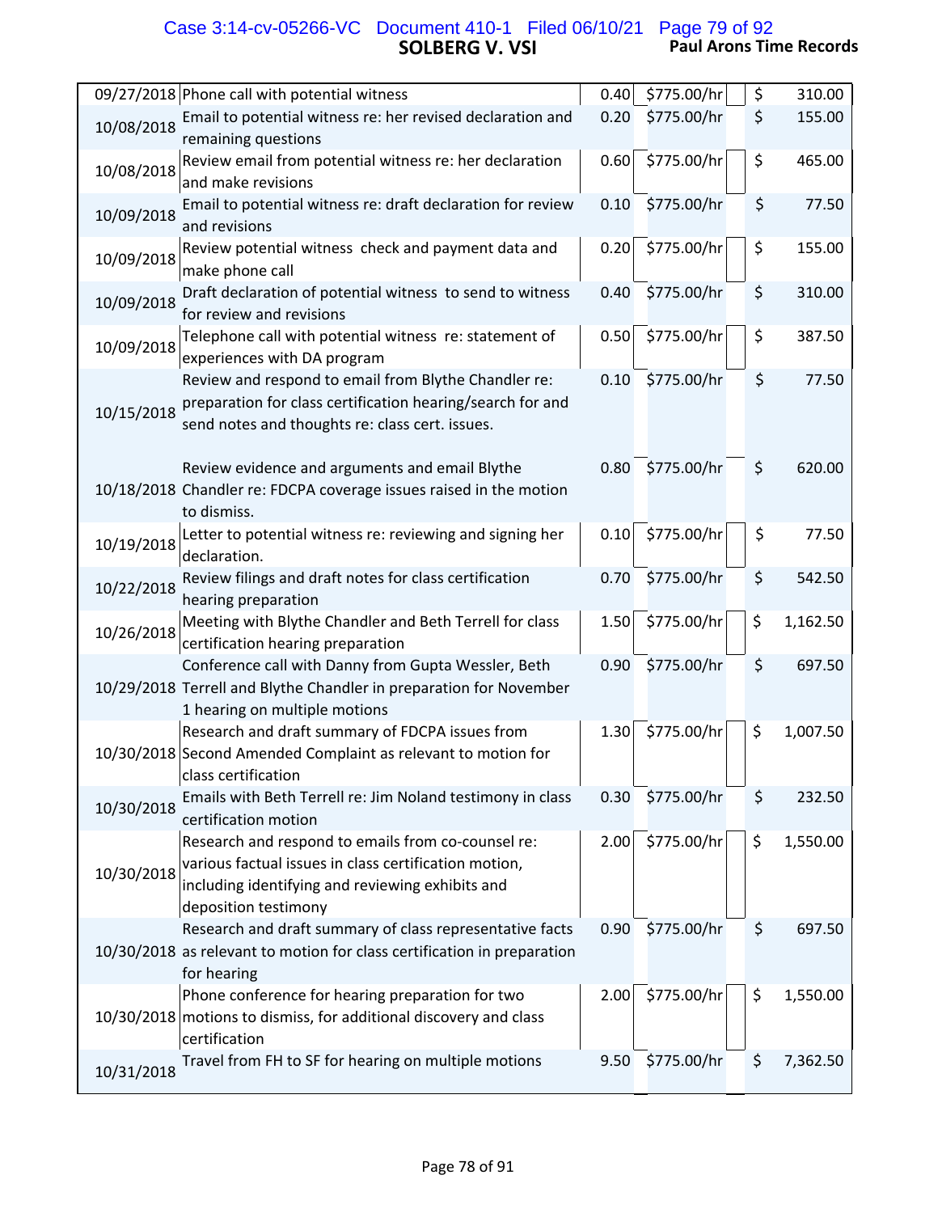# SOLBERG V. VSI

**Paul Arons Time Records**

| Date | Description | Hours | Rate | | Amount |
|---|---|---|---|---|---|
| 09/27/2018 | Phone call with potential witness | 0.40 | $775.00/hr | $ | 310.00 |
| 10/08/2018 | Email to potential witness re: her revised declaration and remaining questions | 0.20 | $775.00/hr | $ | 155.00 |
| 10/08/2018 | Review email from potential witness re: her declaration and make revisions | 0.60 | $775.00/hr | $ | 465.00 |
| 10/09/2018 | Email to potential witness re: draft declaration for review and revisions | 0.10 | $775.00/hr | $ | 77.50 |
| 10/09/2018 | Review potential witness check and payment data and make phone call | 0.20 | $775.00/hr | $ | 155.00 |
| 10/09/2018 | Draft declaration of potential witness to send to witness for review and revisions | 0.40 | $775.00/hr | $ | 310.00 |
| 10/09/2018 | Telephone call with potential witness re: statement of experiences with DA program | 0.50 | $775.00/hr | $ | 387.50 |
| 10/15/2018 | Review and respond to email from Blythe Chandler re: preparation for class certification hearing/search for and send notes and thoughts re: class cert. issues. | 0.10 | $775.00/hr | $ | 77.50 |
| 10/18/2018 | Review evidence and arguments and email Blythe Chandler re: FDCPA coverage issues raised in the motion to dismiss. | 0.80 | $775.00/hr | $ | 620.00 |
| 10/19/2018 | Letter to potential witness re: reviewing and signing her declaration. | 0.10 | $775.00/hr | $ | 77.50 |
| 10/22/2018 | Review filings and draft notes for class certification hearing preparation | 0.70 | $775.00/hr | $ | 542.50 |
| 10/26/2018 | Meeting with Blythe Chandler and Beth Terrell for class certification hearing preparation | 1.50 | $775.00/hr | $ | 1,162.50 |
| 10/29/2018 | Conference call with Danny from Gupta Wessler, Beth Terrell and Blythe Chandler in preparation for November 1 hearing on multiple motions | 0.90 | $775.00/hr | $ | 697.50 |
| 10/30/2018 | Research and draft summary of FDCPA issues from Second Amended Complaint as relevant to motion for class certification | 1.30 | $775.00/hr | $ | 1,007.50 |
| 10/30/2018 | Emails with Beth Terrell re: Jim Noland testimony in class certification motion | 0.30 | $775.00/hr | $ | 232.50 |
| 10/30/2018 | Research and respond to emails from co-counsel re: various factual issues in class certification motion, including identifying and reviewing exhibits and deposition testimony | 2.00 | $775.00/hr | $ | 1,550.00 |
| 10/30/2018 | Research and draft summary of class representative facts as relevant to motion for class certification in preparation for hearing | 0.90 | $775.00/hr | $ | 697.50 |
| 10/30/2018 | Phone conference for hearing preparation for two motions to dismiss, for additional discovery and class certification | 2.00 | $775.00/hr | $ | 1,550.00 |
| 10/31/2018 | Travel from FH to SF for hearing on multiple motions | 9.50 | $775.00/hr | $ | 7,362.50 |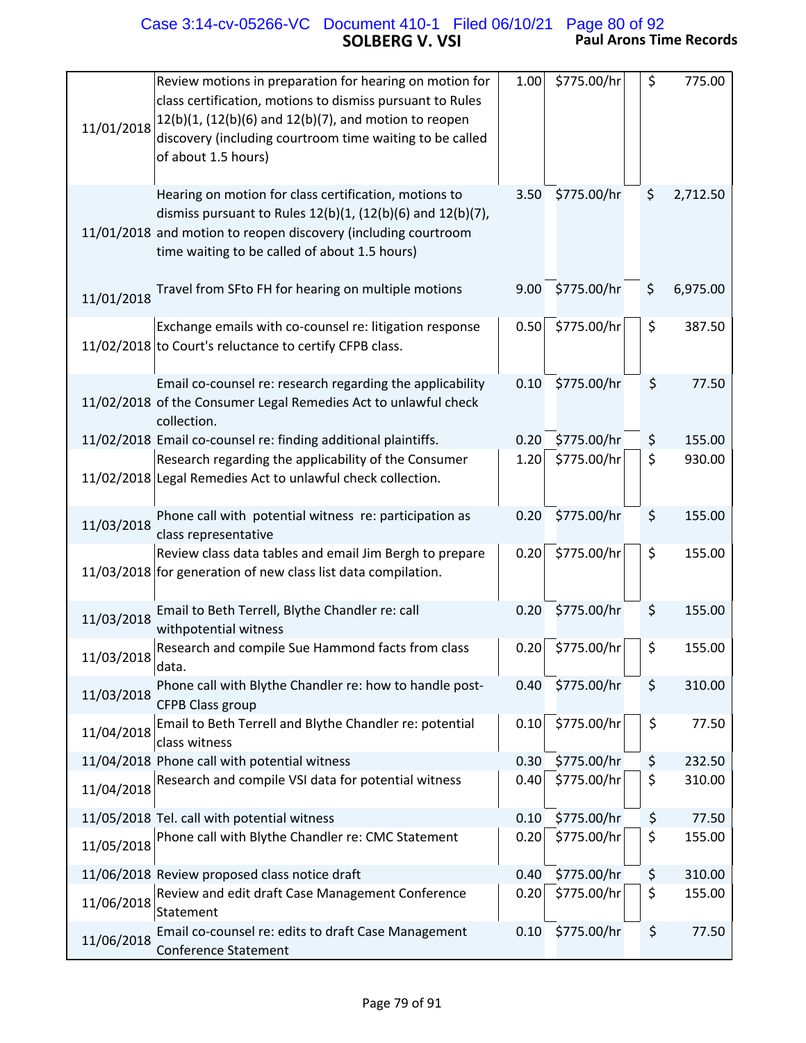| Date | Description | Hours | Rate | Amount |
|---|---|---|---|---|
| 11/01/2018 | Review motions in preparation for hearing on motion for class certification, motions to dismiss pursuant to Rules 12(b)(1, (12(b)(6) and 12(b)(7), and motion to reopen discovery (including courtroom time waiting to be called of about 1.5 hours) | 1.00 | $775.00/hr | $ 775.00 |
| 11/01/2018 | Hearing on motion for class certification, motions to dismiss pursuant to Rules 12(b)(1, (12(b)(6) and 12(b)(7), and motion to reopen discovery (including courtroom time waiting to be called of about 1.5 hours) | 3.50 | $775.00/hr | $ 2,712.50 |
| 11/01/2018 | Travel from SFto FH for hearing on multiple motions | 9.00 | $775.00/hr | $ 6,975.00 |
| 11/02/2018 | Exchange emails with co-counsel re: litigation response to Court's reluctance to certify CFPB class. | 0.50 | $775.00/hr | $ 387.50 |
| 11/02/2018 | Email co-counsel re: research regarding the applicability of the Consumer Legal Remedies Act to unlawful check collection. | 0.10 | $775.00/hr | $ 77.50 |
| 11/02/2018 | Email co-counsel re: finding additional plaintiffs. | 0.20 | $775.00/hr | $ 155.00 |
| 11/02/2018 | Research regarding the applicability of the Consumer Legal Remedies Act to unlawful check collection. | 1.20 | $775.00/hr | $ 930.00 |
| 11/03/2018 | Phone call with potential witness re: participation as class representative | 0.20 | $775.00/hr | $ 155.00 |
| 11/03/2018 | Review class data tables and email Jim Bergh to prepare for generation of new class list data compilation. | 0.20 | $775.00/hr | $ 155.00 |
| 11/03/2018 | Email to Beth Terrell, Blythe Chandler re: call withpotential witness | 0.20 | $775.00/hr | $ 155.00 |
| 11/03/2018 | Research and compile Sue Hammond facts from class data. | 0.20 | $775.00/hr | $ 155.00 |
| 11/03/2018 | Phone call with Blythe Chandler re: how to handle post-CFPB Class group | 0.40 | $775.00/hr | $ 310.00 |
| 11/04/2018 | Email to Beth Terrell and Blythe Chandler re: potential class witness | 0.10 | $775.00/hr | $ 77.50 |
| 11/04/2018 | Phone call with potential witness | 0.30 | $775.00/hr | $ 232.50 |
| 11/04/2018 | Research and compile VSI data for potential witness | 0.40 | $775.00/hr | $ 310.00 |
| 11/05/2018 | Tel. call with potential witness | 0.10 | $775.00/hr | $ 77.50 |
| 11/05/2018 | Phone call with Blythe Chandler re: CMC Statement | 0.20 | $775.00/hr | $ 155.00 |
| 11/06/2018 | Review proposed class notice draft | 0.40 | $775.00/hr | $ 310.00 |
| 11/06/2018 | Review and edit draft Case Management Conference Statement | 0.20 | $775.00/hr | $ 155.00 |
| 11/06/2018 | Email co-counsel re: edits to draft Case Management Conference Statement | 0.10 | $775.00/hr | $ 77.50 |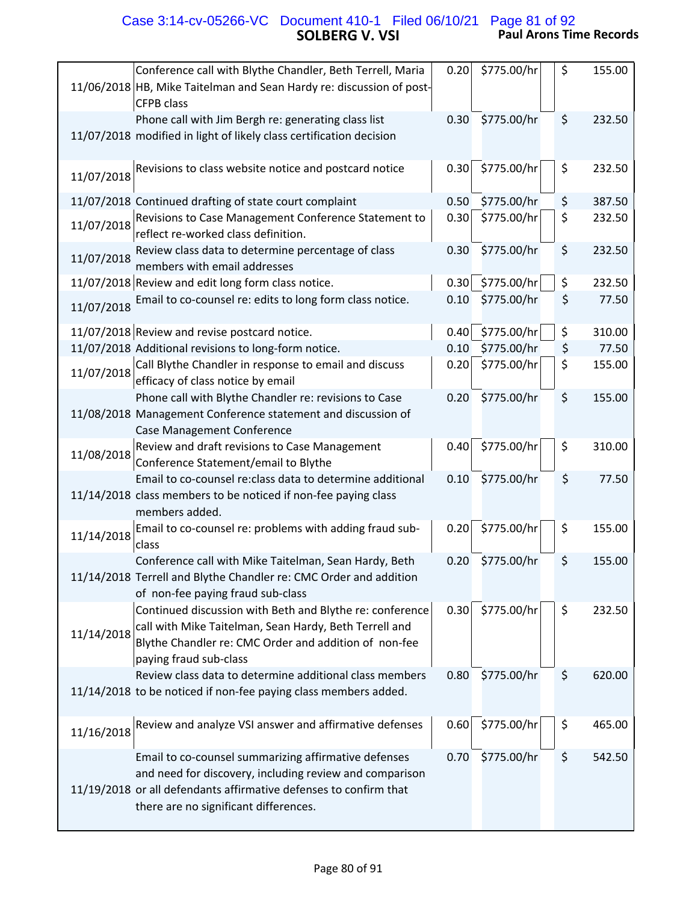| Date | Description | Hours | Rate | | Amount |
|---|---|---|---|---|---|
| 11/06/2018 | Conference call with Blythe Chandler, Beth Terrell, Maria HB, Mike Taitelman and Sean Hardy re: discussion of post-CFPB class | 0.20 | $775.00/hr | | $ 155.00 |
| 11/07/2018 | Phone call with Jim Bergh re: generating class list modified in light of likely class certification decision | 0.30 | $775.00/hr | | $ 232.50 |
| 11/07/2018 | Revisions to class website notice and postcard notice | 0.30 | $775.00/hr | | $ 232.50 |
| 11/07/2018 | Continued drafting of state court complaint | 0.50 | $775.00/hr | | $ 387.50 |
| 11/07/2018 | Revisions to Case Management Conference Statement to reflect re-worked class definition. | 0.30 | $775.00/hr | | $ 232.50 |
| 11/07/2018 | Review class data to determine percentage of class members with email addresses | 0.30 | $775.00/hr | | $ 232.50 |
| 11/07/2018 | Review and edit long form class notice. | 0.30 | $775.00/hr | | $ 232.50 |
| 11/07/2018 | Email to co-counsel re: edits to long form class notice. | 0.10 | $775.00/hr | | $ 77.50 |
| 11/07/2018 | Review and revise postcard notice. | 0.40 | $775.00/hr | | $ 310.00 |
| 11/07/2018 | Additional revisions to long-form notice. | 0.10 | $775.00/hr | | $ 77.50 |
| 11/07/2018 | Call Blythe Chandler in response to email and discuss efficacy of class notice by email | 0.20 | $775.00/hr | | $ 155.00 |
| 11/08/2018 | Phone call with Blythe Chandler re: revisions to Case Management Conference statement and discussion of Case Management Conference | 0.20 | $775.00/hr | | $ 155.00 |
| 11/08/2018 | Review and draft revisions to Case Management Conference Statement/email to Blythe | 0.40 | $775.00/hr | | $ 310.00 |
| 11/14/2018 | Email to co-counsel re:class data to determine additional class members to be noticed if non-fee paying class members added. | 0.10 | $775.00/hr | | $ 77.50 |
| 11/14/2018 | Email to co-counsel re: problems with adding fraud sub-class | 0.20 | $775.00/hr | | $ 155.00 |
| 11/14/2018 | Conference call with Mike Taitelman, Sean Hardy, Beth Terrell and Blythe Chandler re: CMC Order and addition of non-fee paying fraud sub-class | 0.20 | $775.00/hr | | $ 155.00 |
| 11/14/2018 | Continued discussion with Beth and Blythe re: conference call with Mike Taitelman, Sean Hardy, Beth Terrell and Blythe Chandler re: CMC Order and addition of non-fee paying fraud sub-class | 0.30 | $775.00/hr | | $ 232.50 |
| 11/14/2018 | Review class data to determine additional class members to be noticed if non-fee paying class members added. | 0.80 | $775.00/hr | | $ 620.00 |
| 11/16/2018 | Review and analyze VSI answer and affirmative defenses | 0.60 | $775.00/hr | | $ 465.00 |
| 11/19/2018 | Email to co-counsel summarizing affirmative defenses and need for discovery, including review and comparison or all defendants affirmative defenses to confirm that there are no significant differences. | 0.70 | $775.00/hr | | $ 542.50 |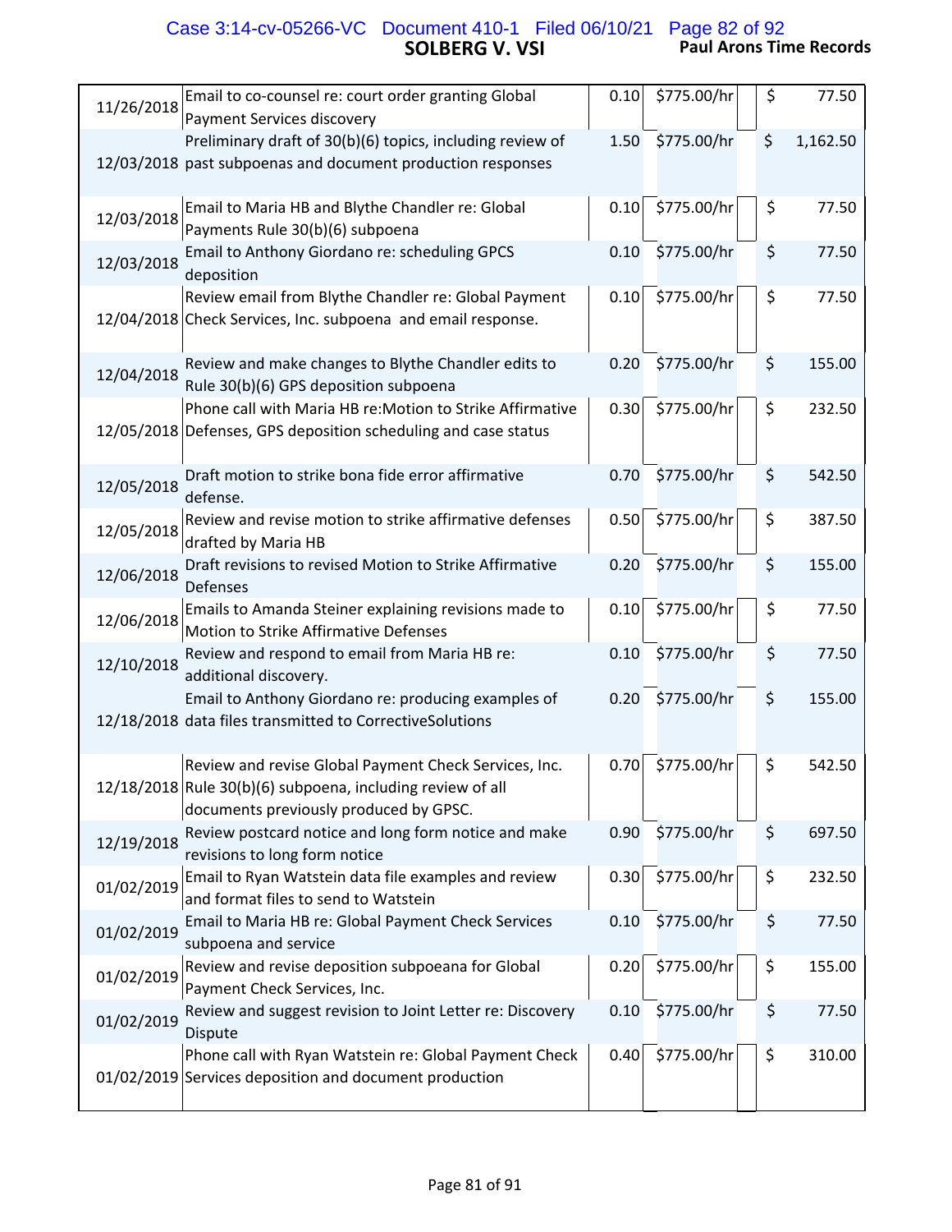| Date | Description | Hours | Rate | Amount |
|---|---|---|---|---|
| 11/26/2018 | Email to co-counsel re: court order granting Global Payment Services discovery | 0.10 | $775.00/hr | $ 77.50 |
| 12/03/2018 | Preliminary draft of 30(b)(6) topics, including review of past subpoenas and document production responses | 1.50 | $775.00/hr | $ 1,162.50 |
| 12/03/2018 | Email to Maria HB and Blythe Chandler re: Global Payments Rule 30(b)(6) subpoena | 0.10 | $775.00/hr | $ 77.50 |
| 12/03/2018 | Email to Anthony Giordano re: scheduling GPCS deposition | 0.10 | $775.00/hr | $ 77.50 |
| 12/04/2018 | Review email from Blythe Chandler re: Global Payment Check Services, Inc. subpoena and email response. | 0.10 | $775.00/hr | $ 77.50 |
| 12/04/2018 | Review and make changes to Blythe Chandler edits to Rule 30(b)(6) GPS deposition subpoena | 0.20 | $775.00/hr | $ 155.00 |
| 12/05/2018 | Phone call with Maria HB re:Motion to Strike Affirmative Defenses, GPS deposition scheduling and case status | 0.30 | $775.00/hr | $ 232.50 |
| 12/05/2018 | Draft motion to strike bona fide error affirmative defense. | 0.70 | $775.00/hr | $ 542.50 |
| 12/05/2018 | Review and revise motion to strike affirmative defenses drafted by Maria HB | 0.50 | $775.00/hr | $ 387.50 |
| 12/06/2018 | Draft revisions to revised Motion to Strike Affirmative Defenses | 0.20 | $775.00/hr | $ 155.00 |
| 12/06/2018 | Emails to Amanda Steiner explaining revisions made to Motion to Strike Affirmative Defenses | 0.10 | $775.00/hr | $ 77.50 |
| 12/10/2018 | Review and respond to email from Maria HB re: additional discovery. | 0.10 | $775.00/hr | $ 77.50 |
| 12/18/2018 | Email to Anthony Giordano re: producing examples of data files transmitted to CorrectiveSolutions | 0.20 | $775.00/hr | $ 155.00 |
| 12/18/2018 | Review and revise Global Payment Check Services, Inc. Rule 30(b)(6) subpoena, including review of all documents previously produced by GPSC. | 0.70 | $775.00/hr | $ 542.50 |
| 12/19/2018 | Review postcard notice and long form notice and make revisions to long form notice | 0.90 | $775.00/hr | $ 697.50 |
| 01/02/2019 | Email to Ryan Watstein data file examples and review and format files to send to Watstein | 0.30 | $775.00/hr | $ 232.50 |
| 01/02/2019 | Email to Maria HB re: Global Payment Check Services subpoena and service | 0.10 | $775.00/hr | $ 77.50 |
| 01/02/2019 | Review and revise deposition subpoeana for Global Payment Check Services, Inc. | 0.20 | $775.00/hr | $ 155.00 |
| 01/02/2019 | Review and suggest revision to Joint Letter re: Discovery Dispute | 0.10 | $775.00/hr | $ 77.50 |
| 01/02/2019 | Phone call with Ryan Watstein re: Global Payment Check Services deposition and document production | 0.40 | $775.00/hr | $ 310.00 |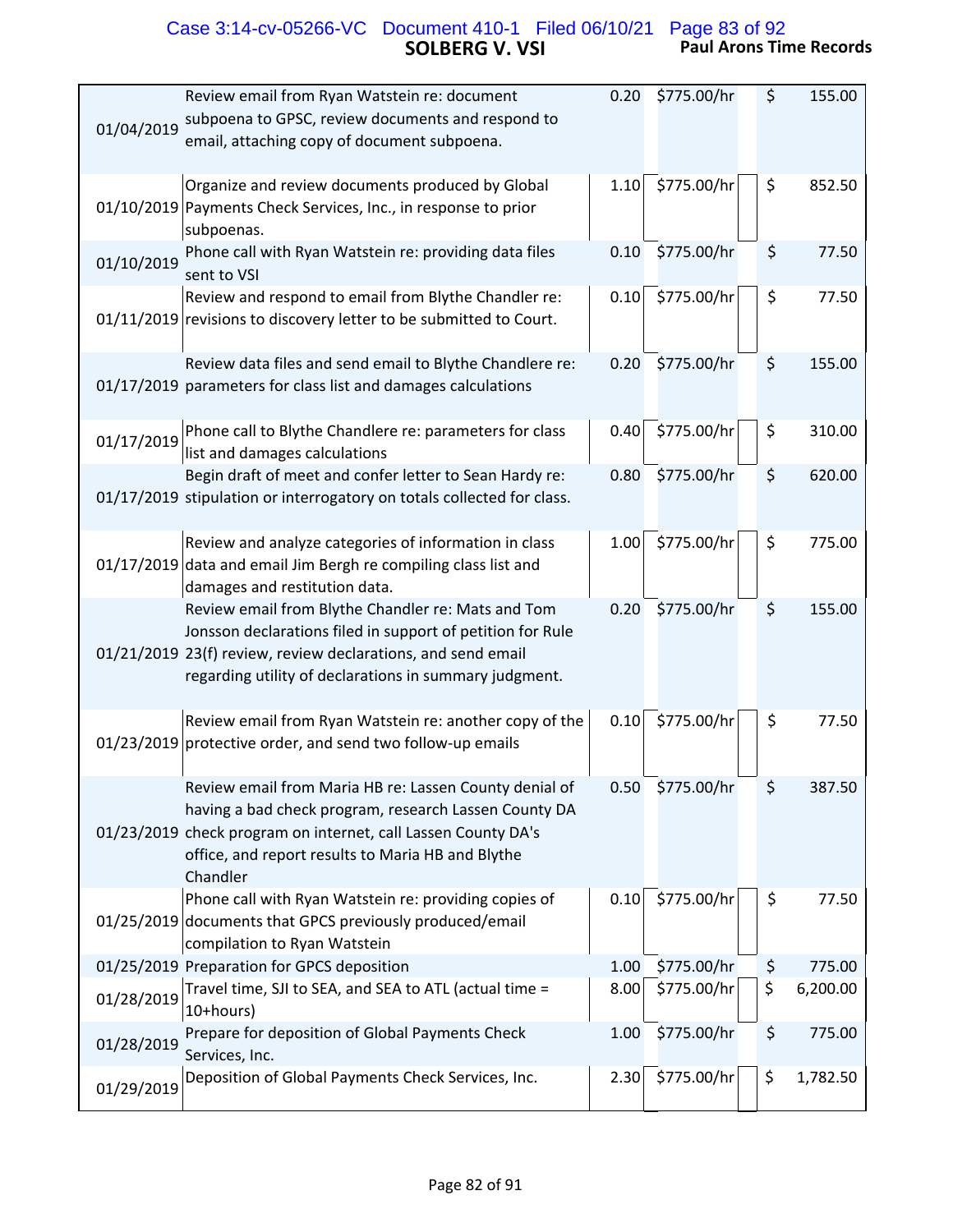| Date | Description | Hours | Rate | Amount |
|---|---|---|---|---|
| 01/04/2019 | Review email from Ryan Watstein re: document subpoena to GPSC, review documents and respond to email, attaching copy of document subpoena. | 0.20 | $775.00/hr | $ 155.00 |
| 01/10/2019 | Organize and review documents produced by Global Payments Check Services, Inc., in response to prior subpoenas. | 1.10 | $775.00/hr | $ 852.50 |
| 01/10/2019 | Phone call with Ryan Watstein re: providing data files sent to VSI | 0.10 | $775.00/hr | $ 77.50 |
| 01/11/2019 | Review and respond to email from Blythe Chandler re: revisions to discovery letter to be submitted to Court. | 0.10 | $775.00/hr | $ 77.50 |
| 01/17/2019 | Review data files and send email to Blythe Chandlere re: parameters for class list and damages calculations | 0.20 | $775.00/hr | $ 155.00 |
| 01/17/2019 | Phone call to Blythe Chandlere re: parameters for class list and damages calculations | 0.40 | $775.00/hr | $ 310.00 |
| 01/17/2019 | Begin draft of meet and confer letter to Sean Hardy re: stipulation or interrogatory on totals collected for class. | 0.80 | $775.00/hr | $ 620.00 |
| 01/17/2019 | Review and analyze categories of information in class data and email Jim Bergh re compiling class list and damages and restitution data. | 1.00 | $775.00/hr | $ 775.00 |
| 01/21/2019 | Review email from Blythe Chandler re: Mats and Tom Jonsson declarations filed in support of petition for Rule 23(f) review, review declarations, and send email regarding utility of declarations in summary judgment. | 0.20 | $775.00/hr | $ 155.00 |
| 01/23/2019 | Review email from Ryan Watstein re: another copy of the protective order, and send two follow-up emails | 0.10 | $775.00/hr | $ 77.50 |
| 01/23/2019 | Review email from Maria HB re: Lassen County denial of having a bad check program, research Lassen County DA check program on internet, call Lassen County DA's office, and report results to Maria HB and Blythe Chandler | 0.50 | $775.00/hr | $ 387.50 |
| 01/25/2019 | Phone call with Ryan Watstein re: providing copies of documents that GPCS previously produced/email compilation to Ryan Watstein | 0.10 | $775.00/hr | $ 77.50 |
| 01/25/2019 | Preparation for GPCS deposition | 1.00 | $775.00/hr | $ 775.00 |
| 01/28/2019 | Travel time, SJI to SEA, and SEA to ATL (actual time = 10+hours) | 8.00 | $775.00/hr | $ 6,200.00 |
| 01/28/2019 | Prepare for deposition of Global Payments Check Services, Inc. | 1.00 | $775.00/hr | $ 775.00 |
| 01/29/2019 | Deposition of Global Payments Check Services, Inc. | 2.30 | $775.00/hr | $ 1,782.50 |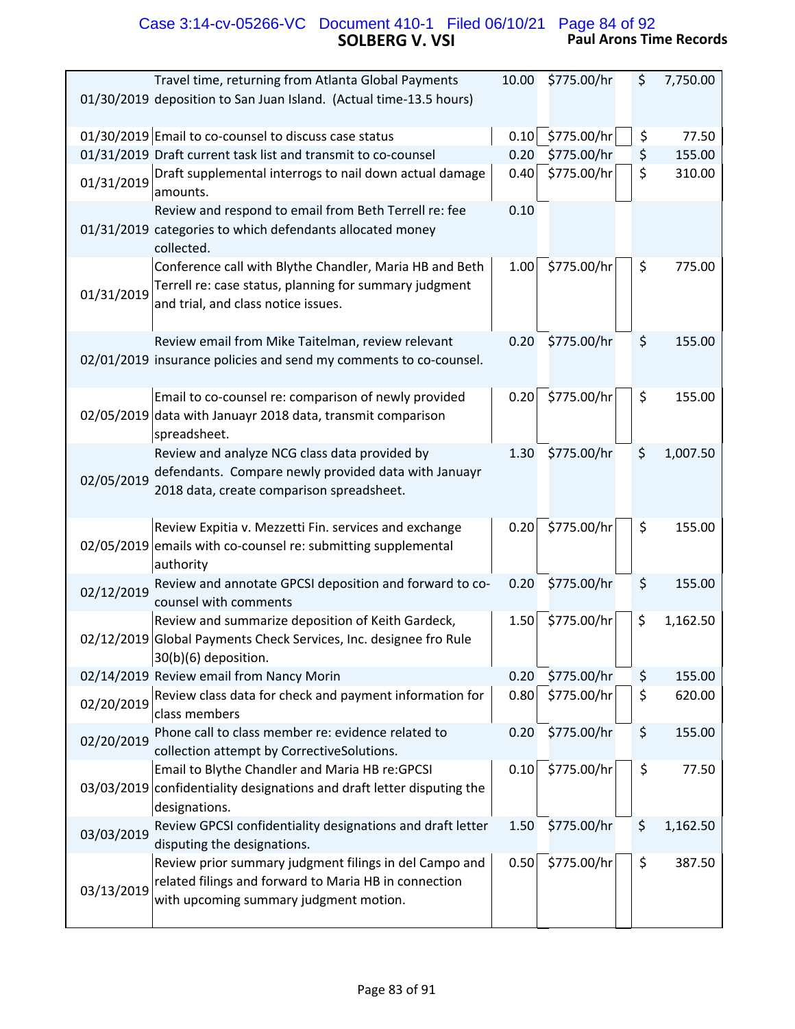# SOLBERG V. VSI

**Paul Arons Time Records**

| Date | Description | Hours | Rate | Amount |
|---|---|---|---|---|
| 01/30/2019 | Travel time, returning from Atlanta Global Payments deposition to San Juan Island. (Actual time-13.5 hours) | 10.00 | $775.00/hr | $ 7,750.00 |
| 01/30/2019 | Email to co-counsel to discuss case status | 0.10 | $775.00/hr | $ 77.50 |
| 01/31/2019 | Draft current task list and transmit to co-counsel | 0.20 | $775.00/hr | $ 155.00 |
| 01/31/2019 | Draft supplemental interrogs to nail down actual damage amounts. | 0.40 | $775.00/hr | $ 310.00 |
| 01/31/2019 | Review and respond to email from Beth Terrell re: fee categories to which defendants allocated money collected. | 0.10 | | |
| 01/31/2019 | Conference call with Blythe Chandler, Maria HB and Beth Terrell re: case status, planning for summary judgment and trial, and class notice issues. | 1.00 | $775.00/hr | $ 775.00 |
| 02/01/2019 | Review email from Mike Taitelman, review relevant insurance policies and send my comments to co-counsel. | 0.20 | $775.00/hr | $ 155.00 |
| 02/05/2019 | Email to co-counsel re: comparison of newly provided data with Januayr 2018 data, transmit comparison spreadsheet. | 0.20 | $775.00/hr | $ 155.00 |
| 02/05/2019 | Review and analyze NCG class data provided by defendants. Compare newly provided data with Januayr 2018 data, create comparison spreadsheet. | 1.30 | $775.00/hr | $ 1,007.50 |
| 02/05/2019 | Review Expitia v. Mezzetti Fin. services and exchange emails with co-counsel re: submitting supplemental authority | 0.20 | $775.00/hr | $ 155.00 |
| 02/12/2019 | Review and annotate GPCSI deposition and forward to co-counsel with comments | 0.20 | $775.00/hr | $ 155.00 |
| 02/12/2019 | Review and summarize deposition of Keith Gardeck, Global Payments Check Services, Inc. designee fro Rule 30(b)(6) deposition. | 1.50 | $775.00/hr | $ 1,162.50 |
| 02/14/2019 | Review email from Nancy Morin | 0.20 | $775.00/hr | $ 155.00 |
| 02/20/2019 | Review class data for check and payment information for class members | 0.80 | $775.00/hr | $ 620.00 |
| 02/20/2019 | Phone call to class member re: evidence related to collection attempt by CorrectiveSolutions. | 0.20 | $775.00/hr | $ 155.00 |
| 03/03/2019 | Email to Blythe Chandler and Maria HB re:GPCSI confidentiality designations and draft letter disputing the designations. | 0.10 | $775.00/hr | $ 77.50 |
| 03/03/2019 | Review GPCSI confidentiality designations and draft letter disputing the designations. | 1.50 | $775.00/hr | $ 1,162.50 |
| 03/13/2019 | Review prior summary judgment filings in del Campo and related filings and forward to Maria HB in connection with upcoming summary judgment motion. | 0.50 | $775.00/hr | $ 387.50 |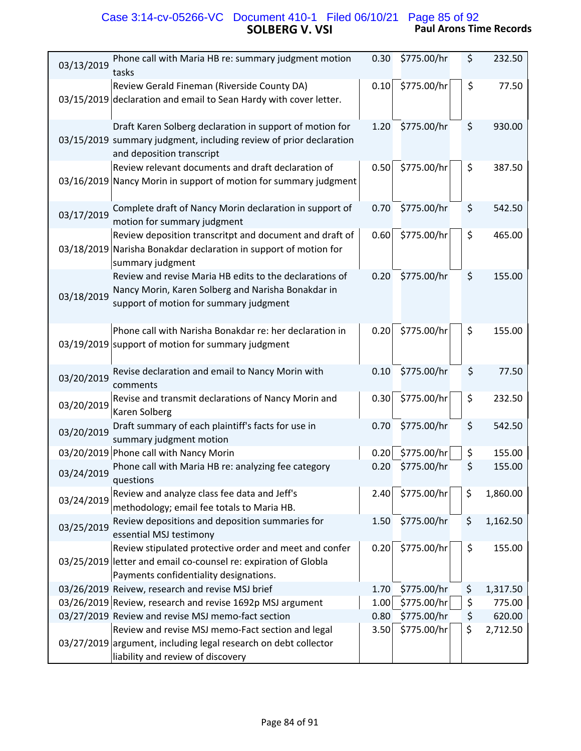## SOLBERG V. VSI

**Paul Arons Time Records**

| Date | Description | Hours | Rate | Amount |
|---|---|---|---|---|
| 03/13/2019 | Phone call with Maria HB re: summary judgment motion tasks | 0.30 | $775.00/hr | $ 232.50 |
| 03/15/2019 | Review Gerald Fineman (Riverside County DA) declaration and email to Sean Hardy with cover letter. | 0.10 | $775.00/hr | $ 77.50 |
| 03/15/2019 | Draft Karen Solberg declaration in support of motion for summary judgment, including review of prior declaration and deposition transcript | 1.20 | $775.00/hr | $ 930.00 |
| 03/16/2019 | Review relevant documents and draft declaration of Nancy Morin in support of motion for summary judgment | 0.50 | $775.00/hr | $ 387.50 |
| 03/17/2019 | Complete draft of Nancy Morin declaration in support of motion for summary judgment | 0.70 | $775.00/hr | $ 542.50 |
| 03/18/2019 | Review deposition transcritpt and document and draft of Narisha Bonakdar declaration in support of motion for summary judgment | 0.60 | $775.00/hr | $ 465.00 |
| 03/18/2019 | Review and revise Maria HB edits to the declarations of Nancy Morin, Karen Solberg and Narisha Bonakdar in support of motion for summary judgment | 0.20 | $775.00/hr | $ 155.00 |
| 03/19/2019 | Phone call with Narisha Bonakdar re: her declaration in support of motion for summary judgment | 0.20 | $775.00/hr | $ 155.00 |
| 03/20/2019 | Revise declaration and email to Nancy Morin with comments | 0.10 | $775.00/hr | $ 77.50 |
| 03/20/2019 | Revise and transmit declarations of Nancy Morin and Karen Solberg | 0.30 | $775.00/hr | $ 232.50 |
| 03/20/2019 | Draft summary of each plaintiff's facts for use in summary judgment motion | 0.70 | $775.00/hr | $ 542.50 |
| 03/20/2019 | Phone call with Nancy Morin | 0.20 | $775.00/hr | $ 155.00 |
| 03/24/2019 | Phone call with Maria HB re: analyzing fee category questions | 0.20 | $775.00/hr | $ 155.00 |
| 03/24/2019 | Review and analyze class fee data and Jeff's methodology; email fee totals to Maria HB. | 2.40 | $775.00/hr | $ 1,860.00 |
| 03/25/2019 | Review depositions and deposition summaries for essential MSJ testimony | 1.50 | $775.00/hr | $ 1,162.50 |
| 03/25/2019 | Review stipulated protective order and meet and confer letter and email co-counsel re: expiration of Globla Payments confidentiality designations. | 0.20 | $775.00/hr | $ 155.00 |
| 03/26/2019 | Reivew, research and revise MSJ brief | 1.70 | $775.00/hr | $ 1,317.50 |
| 03/26/2019 | Review, research and revise 1692p MSJ argument | 1.00 | $775.00/hr | $ 775.00 |
| 03/27/2019 | Review and revise MSJ memo-fact section | 0.80 | $775.00/hr | $ 620.00 |
| 03/27/2019 | Review and revise MSJ memo-Fact section and legal argument, including legal research on debt collector liability and review of discovery | 3.50 | $775.00/hr | $ 2,712.50 |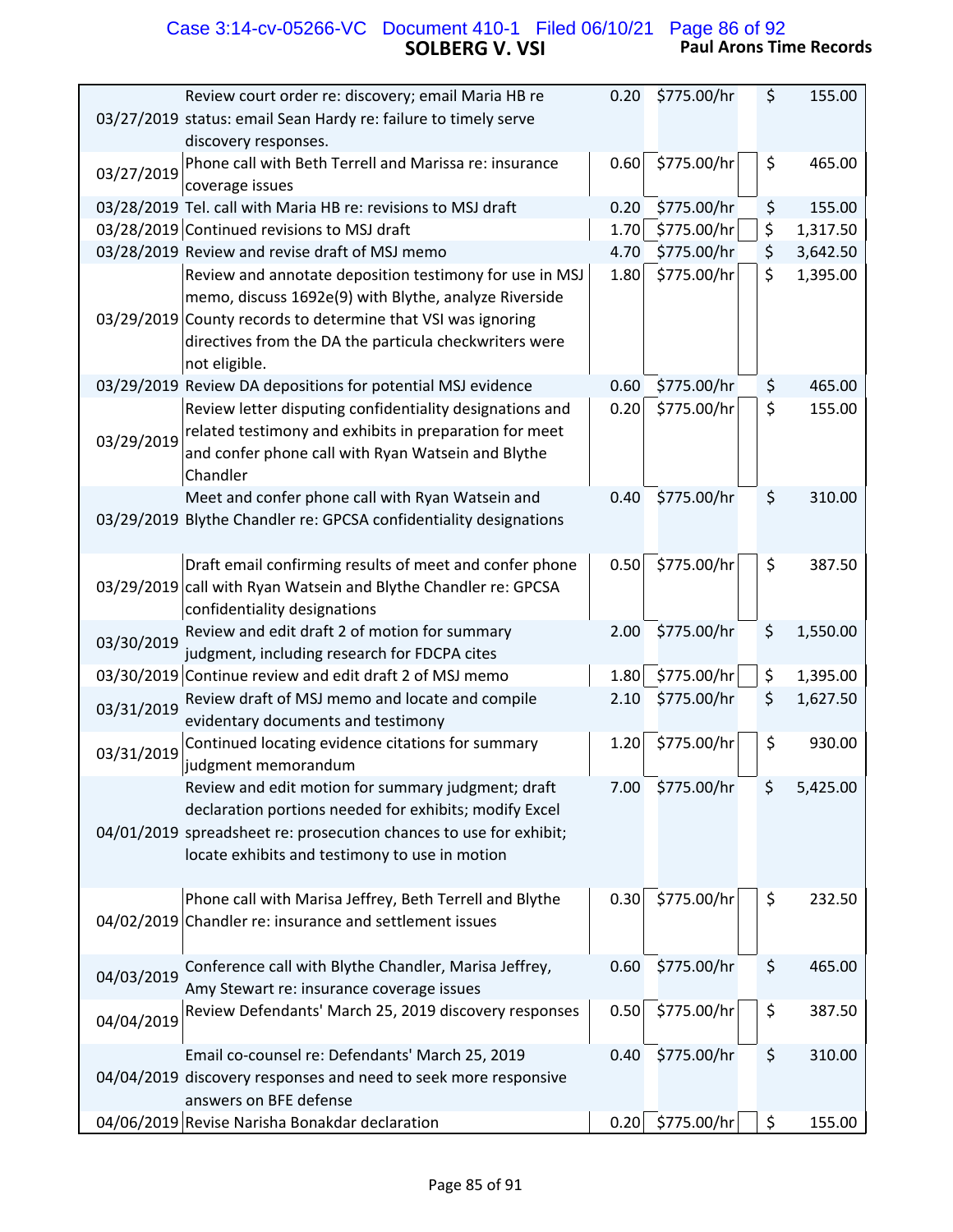| Date | Description | Hours | Rate | Amount |
|---|---|---|---|---|
| 03/27/2019 | Review court order re: discovery; email Maria HB re status: email Sean Hardy re: failure to timely serve discovery responses. | 0.20 | $775.00/hr | $ 155.00 |
| 03/27/2019 | Phone call with Beth Terrell and Marissa re: insurance coverage issues | 0.60 | $775.00/hr | $ 465.00 |
| 03/28/2019 | Tel. call with Maria HB re: revisions to MSJ draft | 0.20 | $775.00/hr | $ 155.00 |
| 03/28/2019 | Continued revisions to MSJ draft | 1.70 | $775.00/hr | $ 1,317.50 |
| 03/28/2019 | Review and revise draft of MSJ memo | 4.70 | $775.00/hr | $ 3,642.50 |
| 03/29/2019 | Review and annotate deposition testimony for use in MSJ memo, discuss 1692e(9) with Blythe, analyze Riverside County records to determine that VSI was ignoring directives from the DA the particula checkwriters were not eligible. | 1.80 | $775.00/hr | $ 1,395.00 |
| 03/29/2019 | Review DA depositions for potential MSJ evidence | 0.60 | $775.00/hr | $ 465.00 |
| 03/29/2019 | Review letter disputing confidentiality designations and related testimony and exhibits in preparation for meet and confer phone call with Ryan Watsein and Blythe Chandler | 0.20 | $775.00/hr | $ 155.00 |
| 03/29/2019 | Meet and confer phone call with Ryan Watsein and Blythe Chandler re: GPCSA confidentiality designations | 0.40 | $775.00/hr | $ 310.00 |
| 03/29/2019 | Draft email confirming results of meet and confer phone call with Ryan Watsein and Blythe Chandler re: GPCSA confidentiality designations | 0.50 | $775.00/hr | $ 387.50 |
| 03/30/2019 | Review and edit draft 2 of motion for summary judgment, including research for FDCPA cites | 2.00 | $775.00/hr | $ 1,550.00 |
| 03/30/2019 | Continue review and edit draft 2 of MSJ memo | 1.80 | $775.00/hr | $ 1,395.00 |
| 03/31/2019 | Review draft of MSJ memo and locate and compile evidentary documents and testimony | 2.10 | $775.00/hr | $ 1,627.50 |
| 03/31/2019 | Continued locating evidence citations for summary judgment memorandum | 1.20 | $775.00/hr | $ 930.00 |
| 04/01/2019 | Review and edit motion for summary judgment; draft declaration portions needed for exhibits; modify Excel spreadsheet re: prosecution chances to use for exhibit; locate exhibits and testimony to use in motion | 7.00 | $775.00/hr | $ 5,425.00 |
| 04/02/2019 | Phone call with Marisa Jeffrey, Beth Terrell and Blythe Chandler re: insurance and settlement issues | 0.30 | $775.00/hr | $ 232.50 |
| 04/03/2019 | Conference call with Blythe Chandler, Marisa Jeffrey, Amy Stewart re: insurance coverage issues | 0.60 | $775.00/hr | $ 465.00 |
| 04/04/2019 | Review Defendants' March 25, 2019 discovery responses | 0.50 | $775.00/hr | $ 387.50 |
| 04/04/2019 | Email co-counsel re: Defendants' March 25, 2019 discovery responses and need to seek more responsive answers on BFE defense | 0.40 | $775.00/hr | $ 310.00 |
| 04/06/2019 | Revise Narisha Bonakdar declaration | 0.20 | $775.00/hr | $ 155.00 |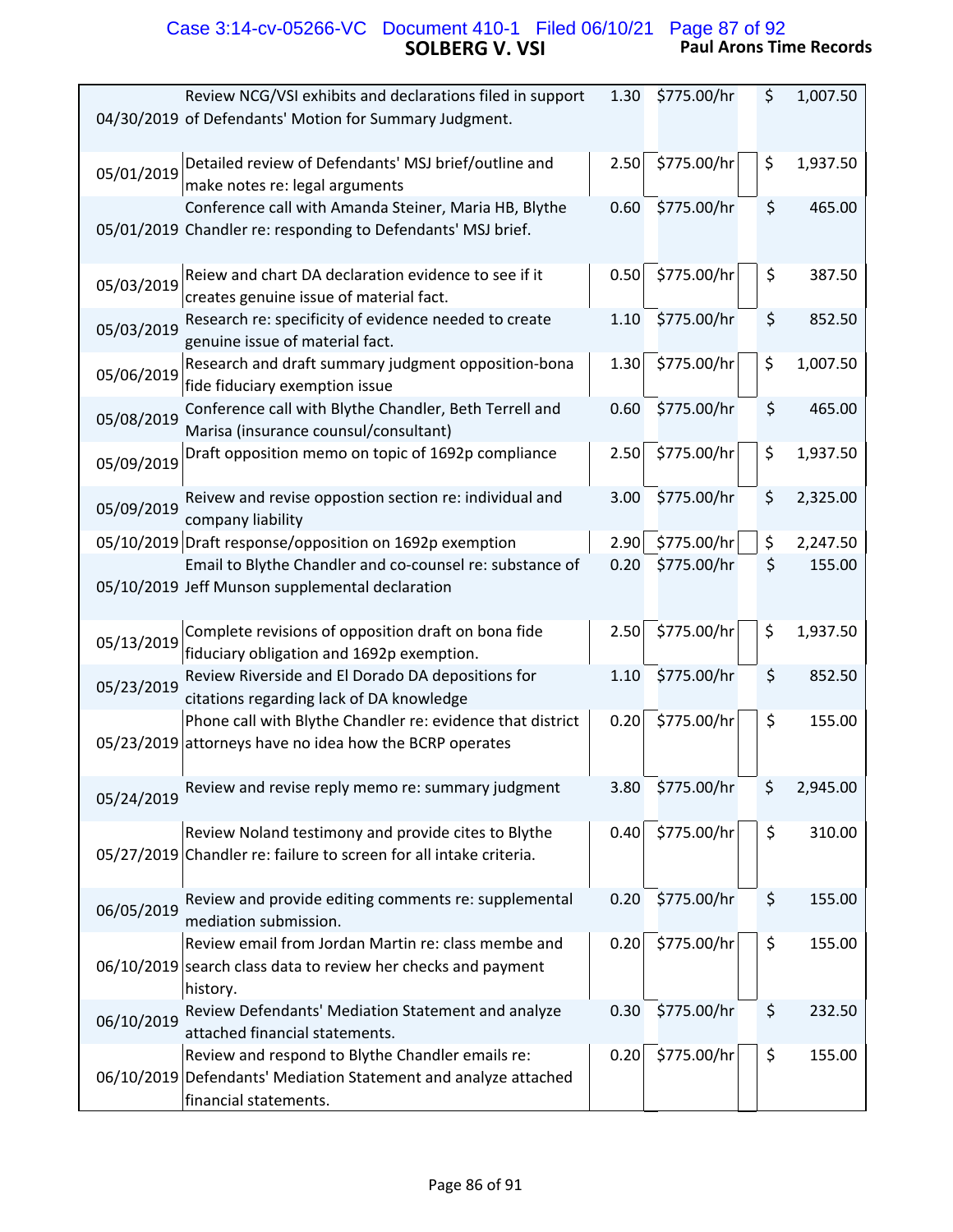| Date | Description | Hours | Rate | | Amount |
|---|---|---|---|---|---|
| 04/30/2019 | Review NCG/VSI exhibits and declarations filed in support of Defendants' Motion for Summary Judgment. | 1.30 | $775.00/hr | | $ 1,007.50 |
| 05/01/2019 | Detailed review of Defendants' MSJ brief/outline and make notes re: legal arguments | 2.50 | $775.00/hr | | $ 1,937.50 |
| 05/01/2019 | Conference call with Amanda Steiner, Maria HB, Blythe Chandler re: responding to Defendants' MSJ brief. | 0.60 | $775.00/hr | | $ 465.00 |
| 05/03/2019 | Reiew and chart DA declaration evidence to see if it creates genuine issue of material fact. | 0.50 | $775.00/hr | | $ 387.50 |
| 05/03/2019 | Research re: specificity of evidence needed to create genuine issue of material fact. | 1.10 | $775.00/hr | | $ 852.50 |
| 05/06/2019 | Research and draft summary judgment opposition-bona fide fiduciary exemption issue | 1.30 | $775.00/hr | | $ 1,007.50 |
| 05/08/2019 | Conference call with Blythe Chandler, Beth Terrell and Marisa (insurance counsul/consultant) | 0.60 | $775.00/hr | | $ 465.00 |
| 05/09/2019 | Draft opposition memo on topic of 1692p compliance | 2.50 | $775.00/hr | | $ 1,937.50 |
| 05/09/2019 | Reivew and revise oppostion section re: individual and company liability | 3.00 | $775.00/hr | | $ 2,325.00 |
| 05/10/2019 | Draft response/opposition on 1692p exemption | 2.90 | $775.00/hr | | $ 2,247.50 |
| 05/10/2019 | Email to Blythe Chandler and co-counsel re: substance of Jeff Munson supplemental declaration | 0.20 | $775.00/hr | | $ 155.00 |
| 05/13/2019 | Complete revisions of opposition draft on bona fide fiduciary obligation and 1692p exemption. | 2.50 | $775.00/hr | | $ 1,937.50 |
| 05/23/2019 | Review Riverside and El Dorado DA depositions for citations regarding lack of DA knowledge | 1.10 | $775.00/hr | | $ 852.50 |
| 05/23/2019 | Phone call with Blythe Chandler re: evidence that district attorneys have no idea how the BCRP operates | 0.20 | $775.00/hr | | $ 155.00 |
| 05/24/2019 | Review and revise reply memo re: summary judgment | 3.80 | $775.00/hr | | $ 2,945.00 |
| 05/27/2019 | Review Noland testimony and provide cites to Blythe Chandler re: failure to screen for all intake criteria. | 0.40 | $775.00/hr | | $ 310.00 |
| 06/05/2019 | Review and provide editing comments re: supplemental mediation submission. | 0.20 | $775.00/hr | | $ 155.00 |
| 06/10/2019 | Review email from Jordan Martin re: class membe and search class data to review her checks and payment history. | 0.20 | $775.00/hr | | $ 155.00 |
| 06/10/2019 | Review Defendants' Mediation Statement and analyze attached financial statements. | 0.30 | $775.00/hr | | $ 232.50 |
| 06/10/2019 | Review and respond to Blythe Chandler emails re: Defendants' Mediation Statement and analyze attached financial statements. | 0.20 | $775.00/hr | | $ 155.00 |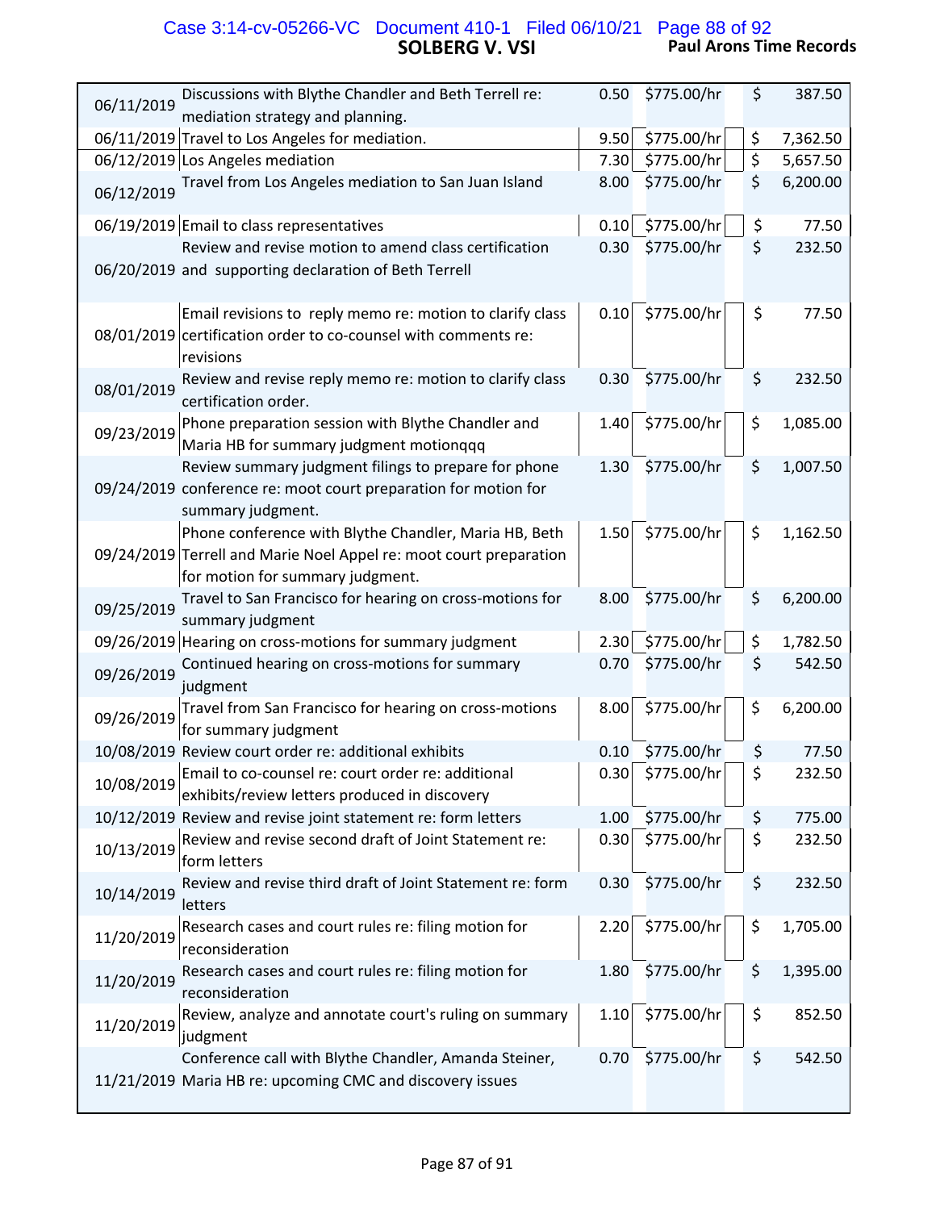| Date | Description | Hours | Rate | | Amount |
|---|---|---|---|---|---|
| 06/11/2019 | Discussions with Blythe Chandler and Beth Terrell re: mediation strategy and planning. | 0.50 | $775.00/hr | $ | 387.50 |
| 06/11/2019 | Travel to Los Angeles for mediation. | 9.50 | $775.00/hr | $ | 7,362.50 |
| 06/12/2019 | Los Angeles mediation | 7.30 | $775.00/hr | $ | 5,657.50 |
| 06/12/2019 | Travel from Los Angeles mediation to San Juan Island | 8.00 | $775.00/hr | $ | 6,200.00 |
| 06/19/2019 | Email to class representatives | 0.10 | $775.00/hr | $ | 77.50 |
| 06/20/2019 | Review and revise motion to amend class certification and supporting declaration of Beth Terrell | 0.30 | $775.00/hr | $ | 232.50 |
| 08/01/2019 | Email revisions to reply memo re: motion to clarify class certification order to co-counsel with comments re: revisions | 0.10 | $775.00/hr | $ | 77.50 |
| 08/01/2019 | Review and revise reply memo re: motion to clarify class certification order. | 0.30 | $775.00/hr | $ | 232.50 |
| 09/23/2019 | Phone preparation session with Blythe Chandler and Maria HB for summary judgment motionqqq | 1.40 | $775.00/hr | $ | 1,085.00 |
| 09/24/2019 | Review summary judgment filings to prepare for phone conference re: moot court preparation for motion for summary judgment. | 1.30 | $775.00/hr | $ | 1,007.50 |
| 09/24/2019 | Phone conference with Blythe Chandler, Maria HB, Beth Terrell and Marie Noel Appel re: moot court preparation for motion for summary judgment. | 1.50 | $775.00/hr | $ | 1,162.50 |
| 09/25/2019 | Travel to San Francisco for hearing on cross-motions for summary judgment | 8.00 | $775.00/hr | $ | 6,200.00 |
| 09/26/2019 | Hearing on cross-motions for summary judgment | 2.30 | $775.00/hr | $ | 1,782.50 |
| 09/26/2019 | Continued hearing on cross-motions for summary judgment | 0.70 | $775.00/hr | $ | 542.50 |
| 09/26/2019 | Travel from San Francisco for hearing on cross-motions for summary judgment | 8.00 | $775.00/hr | $ | 6,200.00 |
| 10/08/2019 | Review court order re: additional exhibits | 0.10 | $775.00/hr | $ | 77.50 |
| 10/08/2019 | Email to co-counsel re: court order re: additional exhibits/review letters produced in discovery | 0.30 | $775.00/hr | $ | 232.50 |
| 10/12/2019 | Review and revise joint statement re: form letters | 1.00 | $775.00/hr | $ | 775.00 |
| 10/13/2019 | Review and revise second draft of Joint Statement re: form letters | 0.30 | $775.00/hr | $ | 232.50 |
| 10/14/2019 | Review and revise third draft of Joint Statement re: form letters | 0.30 | $775.00/hr | $ | 232.50 |
| 11/20/2019 | Research cases and court rules re: filing motion for reconsideration | 2.20 | $775.00/hr | $ | 1,705.00 |
| 11/20/2019 | Research cases and court rules re: filing motion for reconsideration | 1.80 | $775.00/hr | $ | 1,395.00 |
| 11/20/2019 | Review, analyze and annotate court's ruling on summary judgment | 1.10 | $775.00/hr | $ | 852.50 |
| 11/21/2019 | Conference call with Blythe Chandler, Amanda Steiner, Maria HB re: upcoming CMC and discovery issues | 0.70 | $775.00/hr | $ | 542.50 |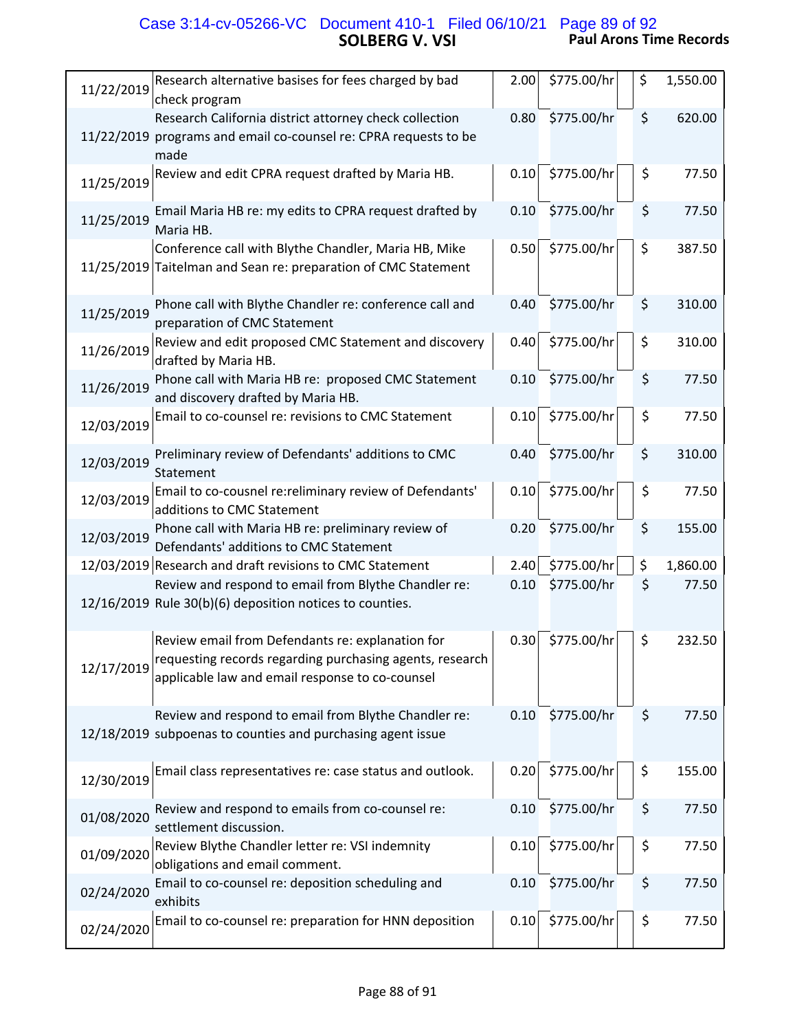| Date | Description | Hours | Rate | | Amount |
|---|---|---|---|---|---|
| 11/22/2019 | Research alternative basises for fees charged by bad check program | 2.00 | $775.00/hr | $ | 1,550.00 |
| 11/22/2019 | Research California district attorney check collection programs and email co-counsel re: CPRA requests to be made | 0.80 | $775.00/hr | $ | 620.00 |
| 11/25/2019 | Review and edit CPRA request drafted by Maria HB. | 0.10 | $775.00/hr | $ | 77.50 |
| 11/25/2019 | Email Maria HB re: my edits to CPRA request drafted by Maria HB. | 0.10 | $775.00/hr | $ | 77.50 |
| 11/25/2019 | Conference call with Blythe Chandler, Maria HB, Mike Taitelman and Sean re: preparation of CMC Statement | 0.50 | $775.00/hr | $ | 387.50 |
| 11/25/2019 | Phone call with Blythe Chandler re: conference call and preparation of CMC Statement | 0.40 | $775.00/hr | $ | 310.00 |
| 11/26/2019 | Review and edit proposed CMC Statement and discovery drafted by Maria HB. | 0.40 | $775.00/hr | $ | 310.00 |
| 11/26/2019 | Phone call with Maria HB re: proposed CMC Statement and discovery drafted by Maria HB. | 0.10 | $775.00/hr | $ | 77.50 |
| 12/03/2019 | Email to co-counsel re: revisions to CMC Statement | 0.10 | $775.00/hr | $ | 77.50 |
| 12/03/2019 | Preliminary review of Defendants' additions to CMC Statement | 0.40 | $775.00/hr | $ | 310.00 |
| 12/03/2019 | Email to co-cousnel re:reliminary review of Defendants' additions to CMC Statement | 0.10 | $775.00/hr | $ | 77.50 |
| 12/03/2019 | Phone call with Maria HB re: preliminary review of Defendants' additions to CMC Statement | 0.20 | $775.00/hr | $ | 155.00 |
| 12/03/2019 | Research and draft revisions to CMC Statement | 2.40 | $775.00/hr | $ | 1,860.00 |
| 12/16/2019 | Review and respond to email from Blythe Chandler re: Rule 30(b)(6) deposition notices to counties. | 0.10 | $775.00/hr | $ | 77.50 |
| 12/17/2019 | Review email from Defendants re: explanation for requesting records regarding purchasing agents, research applicable law and email response to co-counsel | 0.30 | $775.00/hr | $ | 232.50 |
| 12/18/2019 | Review and respond to email from Blythe Chandler re: subpoenas to counties and purchasing agent issue | 0.10 | $775.00/hr | $ | 77.50 |
| 12/30/2019 | Email class representatives re: case status and outlook. | 0.20 | $775.00/hr | $ | 155.00 |
| 01/08/2020 | Review and respond to emails from co-counsel re: settlement discussion. | 0.10 | $775.00/hr | $ | 77.50 |
| 01/09/2020 | Review Blythe Chandler letter re: VSI indemnity obligations and email comment. | 0.10 | $775.00/hr | $ | 77.50 |
| 02/24/2020 | Email to co-counsel re: deposition scheduling and exhibits | 0.10 | $775.00/hr | $ | 77.50 |
| 02/24/2020 | Email to co-counsel re: preparation for HNN deposition | 0.10 | $775.00/hr | $ | 77.50 |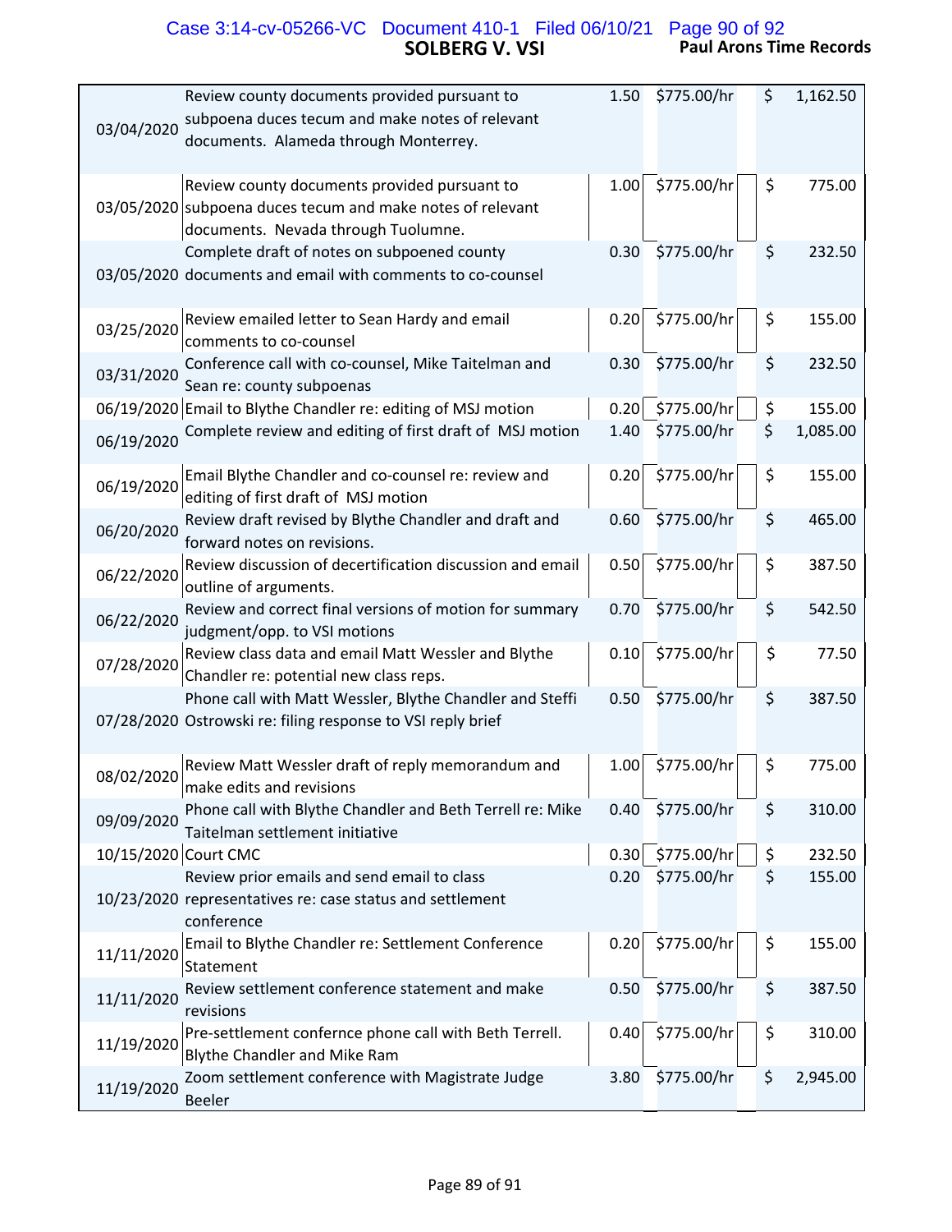# SOLBERG V. VSI

**Paul Arons Time Records**

| Date | Description | Hours | Rate | | Amount |
|---|---|---|---|---|---|
| 03/04/2020 | Review county documents provided pursuant to subpoena duces tecum and make notes of relevant documents. Alameda through Monterrey. | 1.50 | $775.00/hr | $ | 1,162.50 |
| 03/05/2020 | Review county documents provided pursuant to subpoena duces tecum and make notes of relevant documents. Nevada through Tuolumne. | 1.00 | $775.00/hr | $ | 775.00 |
| 03/05/2020 | Complete draft of notes on subpoened county documents and email with comments to co-counsel | 0.30 | $775.00/hr | $ | 232.50 |
| 03/25/2020 | Review emailed letter to Sean Hardy and email comments to co-counsel | 0.20 | $775.00/hr | $ | 155.00 |
| 03/31/2020 | Conference call with co-counsel, Mike Taitelman and Sean re: county subpoenas | 0.30 | $775.00/hr | $ | 232.50 |
| 06/19/2020 | Email to Blythe Chandler re: editing of MSJ motion | 0.20 | $775.00/hr | $ | 155.00 |
| 06/19/2020 | Complete review and editing of first draft of MSJ motion | 1.40 | $775.00/hr | $ | 1,085.00 |
| 06/19/2020 | Email Blythe Chandler and co-counsel re: review and editing of first draft of MSJ motion | 0.20 | $775.00/hr | $ | 155.00 |
| 06/20/2020 | Review draft revised by Blythe Chandler and draft and forward notes on revisions. | 0.60 | $775.00/hr | $ | 465.00 |
| 06/22/2020 | Review discussion of decertification discussion and email outline of arguments. | 0.50 | $775.00/hr | $ | 387.50 |
| 06/22/2020 | Review and correct final versions of motion for summary judgment/opp. to VSI motions | 0.70 | $775.00/hr | $ | 542.50 |
| 07/28/2020 | Review class data and email Matt Wessler and Blythe Chandler re: potential new class reps. | 0.10 | $775.00/hr | $ | 77.50 |
| 07/28/2020 | Phone call with Matt Wessler, Blythe Chandler and Steffi Ostrowski re: filing response to VSI reply brief | 0.50 | $775.00/hr | $ | 387.50 |
| 08/02/2020 | Review Matt Wessler draft of reply memorandum and make edits and revisions | 1.00 | $775.00/hr | $ | 775.00 |
| 09/09/2020 | Phone call with Blythe Chandler and Beth Terrell re: Mike Taitelman settlement initiative | 0.40 | $775.00/hr | $ | 310.00 |
| 10/15/2020 | Court CMC | 0.30 | $775.00/hr | $ | 232.50 |
| 10/23/2020 | Review prior emails and send email to class representatives re: case status and settlement conference | 0.20 | $775.00/hr | $ | 155.00 |
| 11/11/2020 | Email to Blythe Chandler re: Settlement Conference Statement | 0.20 | $775.00/hr | $ | 155.00 |
| 11/11/2020 | Review settlement conference statement and make revisions | 0.50 | $775.00/hr | $ | 387.50 |
| 11/19/2020 | Pre-settlement confernce phone call with Beth Terrell. Blythe Chandler and Mike Ram | 0.40 | $775.00/hr | $ | 310.00 |
| 11/19/2020 | Zoom settlement conference with Magistrate Judge Beeler | 3.80 | $775.00/hr | $ | 2,945.00 |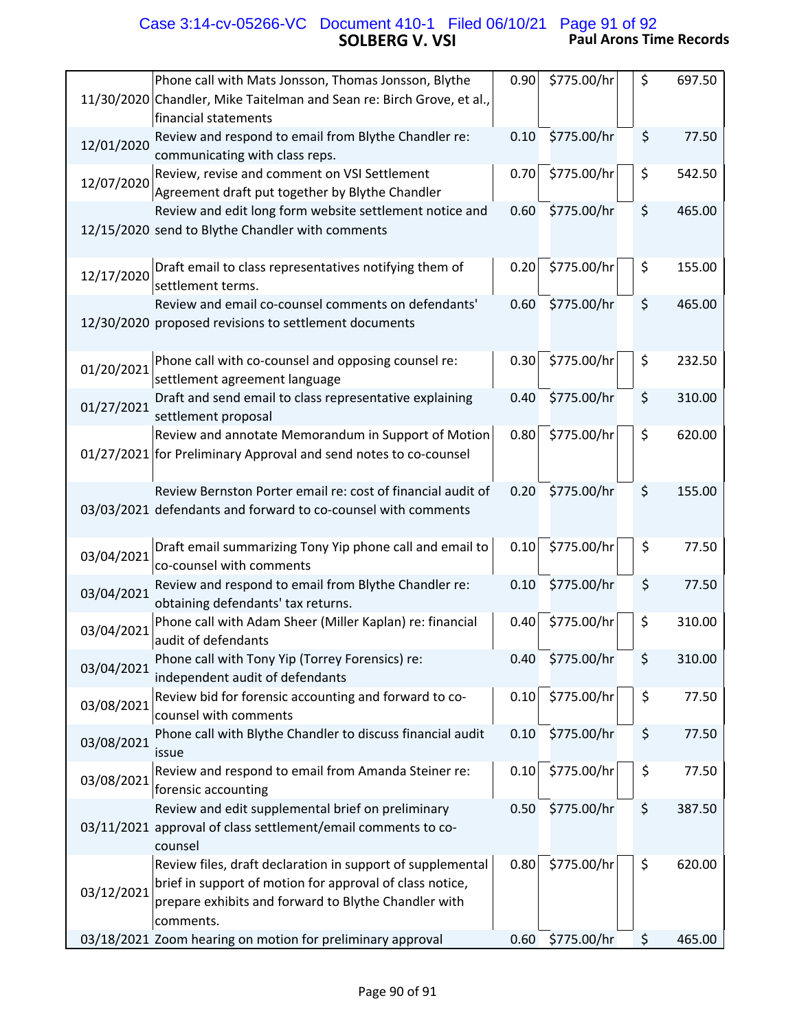# SOLBERG V. VSI

**Paul Arons Time Records**

| Date | Description | Hours | Rate | | Amount |
|---|---|---|---|---|---|
| 11/30/2020 | Phone call with Mats Jonsson, Thomas Jonsson, Blythe Chandler, Mike Taitelman and Sean re: Birch Grove, et al., financial statements | 0.90 | $775.00/hr | | $ 697.50 |
| 12/01/2020 | Review and respond to email from Blythe Chandler re: communicating with class reps. | 0.10 | $775.00/hr | | $ 77.50 |
| 12/07/2020 | Review, revise and comment on VSI Settlement Agreement draft put together by Blythe Chandler | 0.70 | $775.00/hr | | $ 542.50 |
| 12/15/2020 | Review and edit long form website settlement notice and send to Blythe Chandler with comments | 0.60 | $775.00/hr | | $ 465.00 |
| 12/17/2020 | Draft email to class representatives notifying them of settlement terms. | 0.20 | $775.00/hr | | $ 155.00 |
| 12/30/2020 | Review and email co-counsel comments on defendants' proposed revisions to settlement documents | 0.60 | $775.00/hr | | $ 465.00 |
| 01/20/2021 | Phone call with co-counsel and opposing counsel re: settlement agreement language | 0.30 | $775.00/hr | | $ 232.50 |
| 01/27/2021 | Draft and send email to class representative explaining settlement proposal | 0.40 | $775.00/hr | | $ 310.00 |
| 01/27/2021 | Review and annotate Memorandum in Support of Motion for Preliminary Approval and send notes to co-counsel | 0.80 | $775.00/hr | | $ 620.00 |
| 03/03/2021 | Review Bernston Porter email re: cost of financial audit of defendants and forward to co-counsel with comments | 0.20 | $775.00/hr | | $ 155.00 |
| 03/04/2021 | Draft email summarizing Tony Yip phone call and email to co-counsel with comments | 0.10 | $775.00/hr | | $ 77.50 |
| 03/04/2021 | Review and respond to email from Blythe Chandler re: obtaining defendants' tax returns. | 0.10 | $775.00/hr | | $ 77.50 |
| 03/04/2021 | Phone call with Adam Sheer (Miller Kaplan) re: financial audit of defendants | 0.40 | $775.00/hr | | $ 310.00 |
| 03/04/2021 | Phone call with Tony Yip (Torrey Forensics) re: independent audit of defendants | 0.40 | $775.00/hr | | $ 310.00 |
| 03/08/2021 | Review bid for forensic accounting and forward to co-counsel with comments | 0.10 | $775.00/hr | | $ 77.50 |
| 03/08/2021 | Phone call with Blythe Chandler to discuss financial audit issue | 0.10 | $775.00/hr | | $ 77.50 |
| 03/08/2021 | Review and respond to email from Amanda Steiner re: forensic accounting | 0.10 | $775.00/hr | | $ 77.50 |
| 03/11/2021 | Review and edit supplemental brief on preliminary approval of class settlement/email comments to co-counsel | 0.50 | $775.00/hr | | $ 387.50 |
| 03/12/2021 | Review files, draft declaration in support of supplemental brief in support of motion for approval of class notice, prepare exhibits and forward to Blythe Chandler with comments. | 0.80 | $775.00/hr | | $ 620.00 |
| 03/18/2021 | Zoom hearing on motion for preliminary approval | 0.60 | $775.00/hr | | $ 465.00 |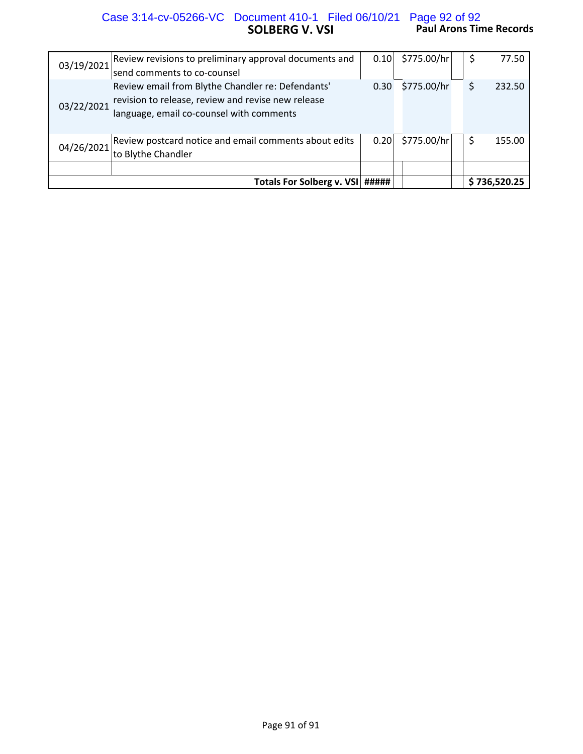| | | | | | | |
|---|---|---|---|---|---|---|
| 03/19/2021 | Review revisions to preliminary approval documents and send comments to co-counsel | 0.10 | | $775.00/hr | | $ 77.50 |
| 03/22/2021 | Review email from Blythe Chandler re: Defendants' revision to release, review and revise new release language, email co-counsel with comments | 0.30 | | $775.00/hr | | $ 232.50 |
| 04/26/2021 | Review postcard notice and email comments about edits to Blythe Chandler | 0.20 | | $775.00/hr | | $ 155.00 |
| | | | | | | |
| | **Totals For Solberg v. VSI** | **#####** | | | | **$ 736,520.25** |